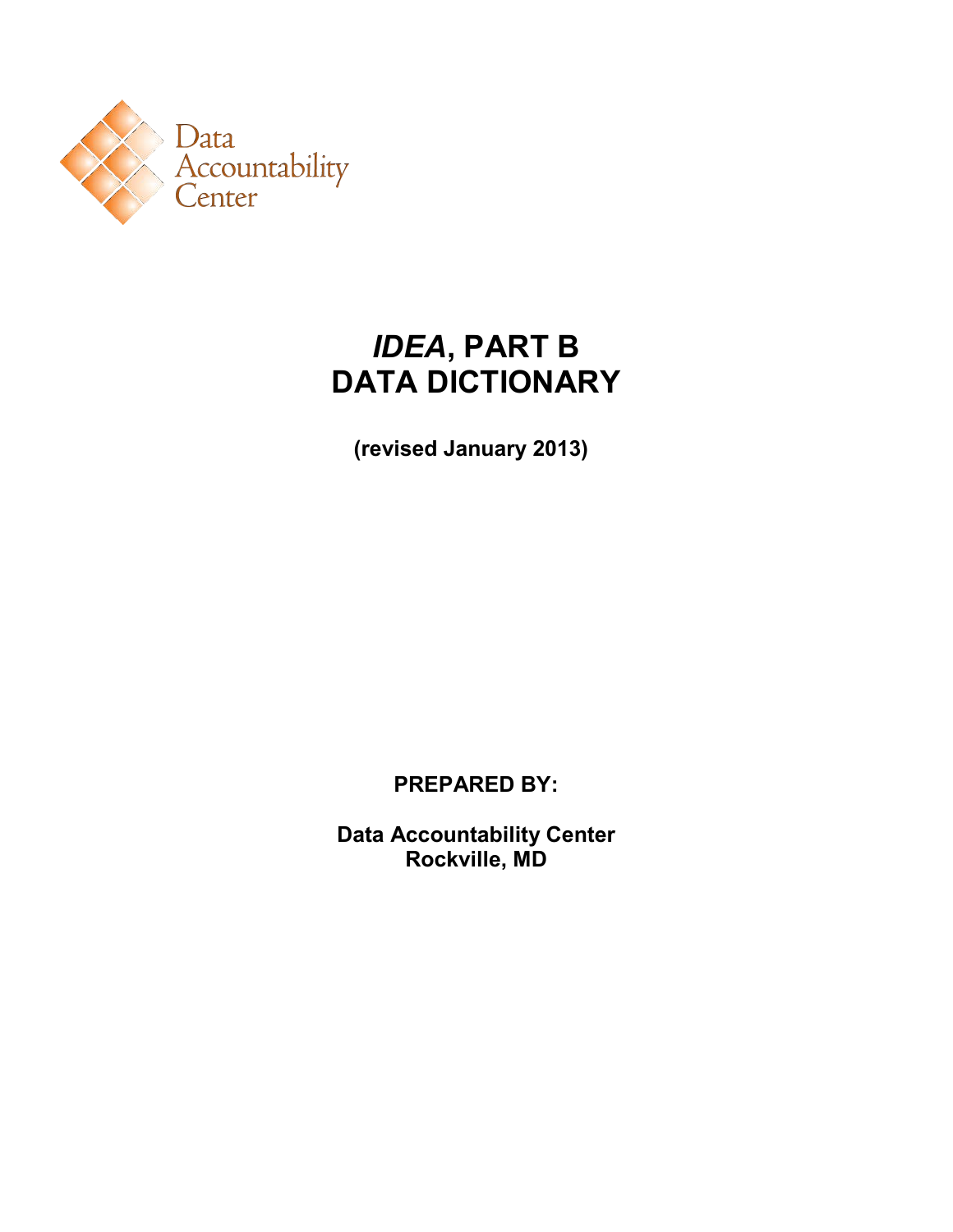Data Accountability Center

# *IDEA*, PART B DATA DICTIONARY

**(revised January 2013)**

**PREPARED BY:**

**Data Accountability Center**
**Rockville, MD**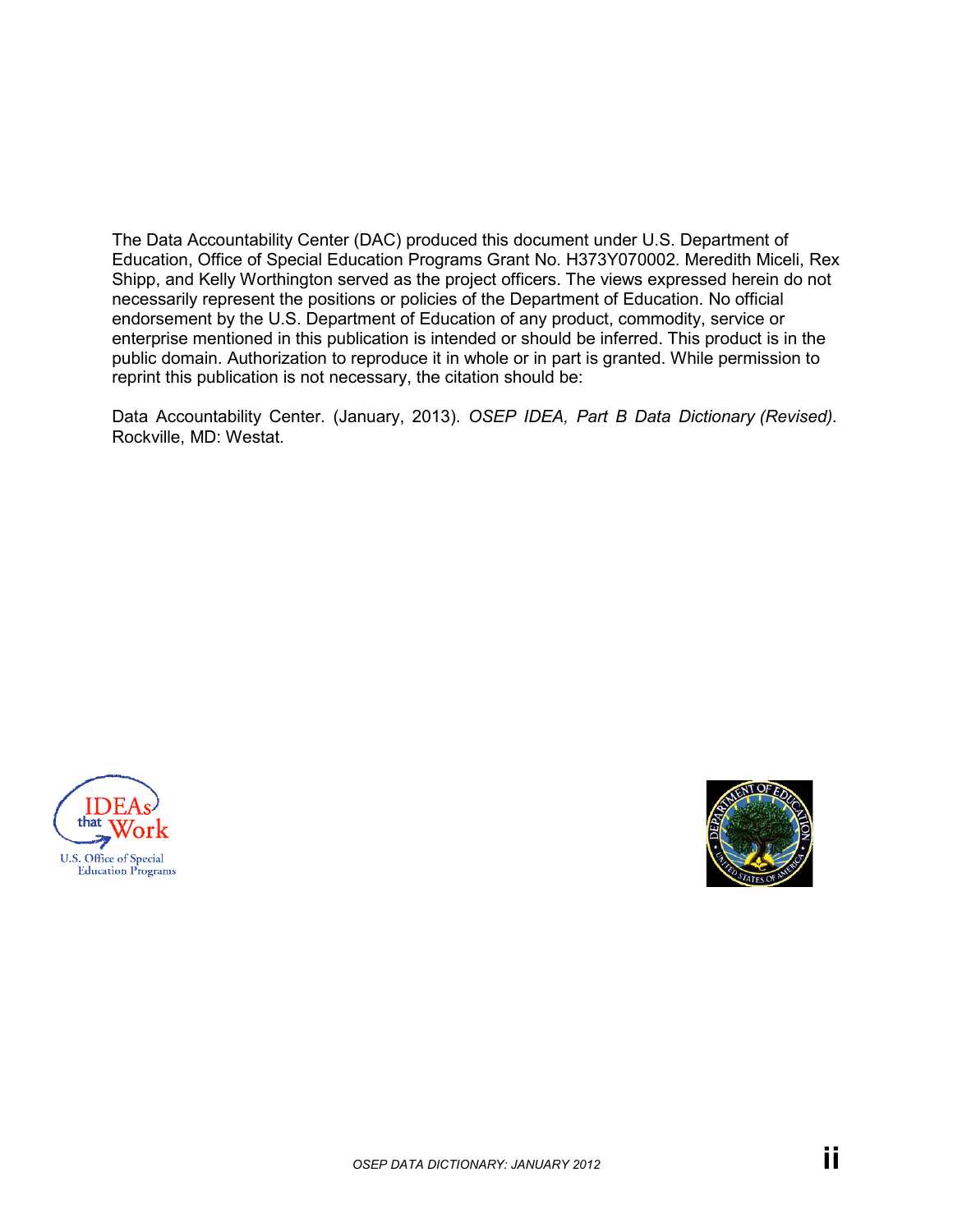The Data Accountability Center (DAC) produced this document under U.S. Department of Education, Office of Special Education Programs Grant No. H373Y070002. Meredith Miceli, Rex Shipp, and Kelly Worthington served as the project officers. The views expressed herein do not necessarily represent the positions or policies of the Department of Education. No official endorsement by the U.S. Department of Education of any product, commodity, service or enterprise mentioned in this publication is intended or should be inferred. This product is in the public domain. Authorization to reproduce it in whole or in part is granted. While permission to reprint this publication is not necessary, the citation should be:

Data Accountability Center. (January, 2013). *OSEP IDEA, Part B Data Dictionary (Revised).* Rockville, MD: Westat.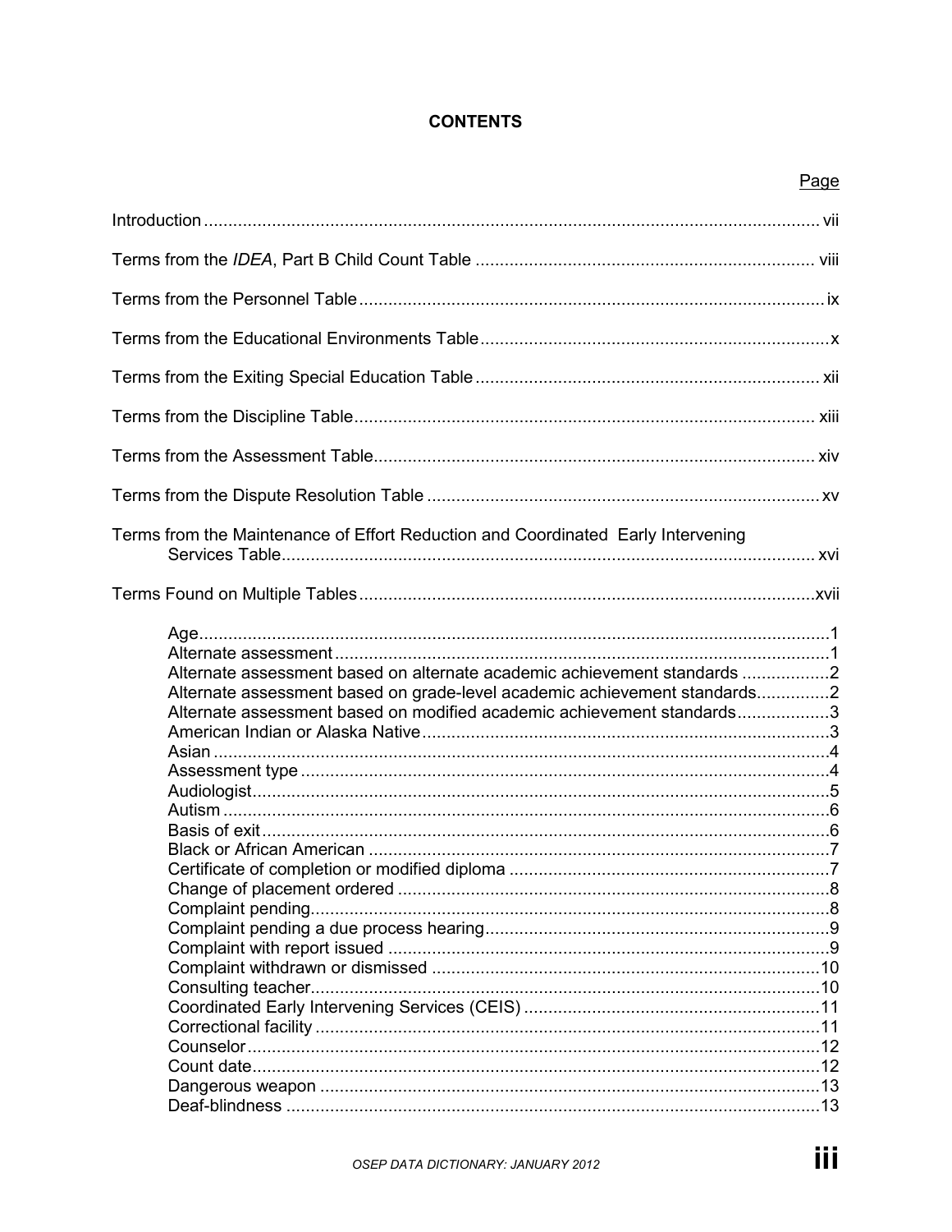# CONTENTS

| | Page |
|---|---|
| Introduction | vii |
| Terms from the *IDEA*, Part B Child Count Table | viii |
| Terms from the Personnel Table | ix |
| Terms from the Educational Environments Table | x |
| Terms from the Exiting Special Education Table | xii |
| Terms from the Discipline Table | xiii |
| Terms from the Assessment Table | xiv |
| Terms from the Dispute Resolution Table | xv |
| Terms from the Maintenance of Effort Reduction and Coordinated Early Intervening Services Table | xvi |
| Terms Found on Multiple Tables | xvii |
| Age | 1 |
| Alternate assessment | 1 |
| Alternate assessment based on alternate academic achievement standards | 2 |
| Alternate assessment based on grade-level academic achievement standards | 2 |
| Alternate assessment based on modified academic achievement standards | 3 |
| American Indian or Alaska Native | 3 |
| Asian | 4 |
| Assessment type | 4 |
| Audiologist | 5 |
| Autism | 6 |
| Basis of exit | 6 |
| Black or African American | 7 |
| Certificate of completion or modified diploma | 7 |
| Change of placement ordered | 8 |
| Complaint pending | 8 |
| Complaint pending a due process hearing | 9 |
| Complaint with report issued | 9 |
| Complaint withdrawn or dismissed | 10 |
| Consulting teacher | 10 |
| Coordinated Early Intervening Services (CEIS) | 11 |
| Correctional facility | 11 |
| Counselor | 12 |
| Count date | 12 |
| Dangerous weapon | 13 |
| Deaf-blindness | 13 |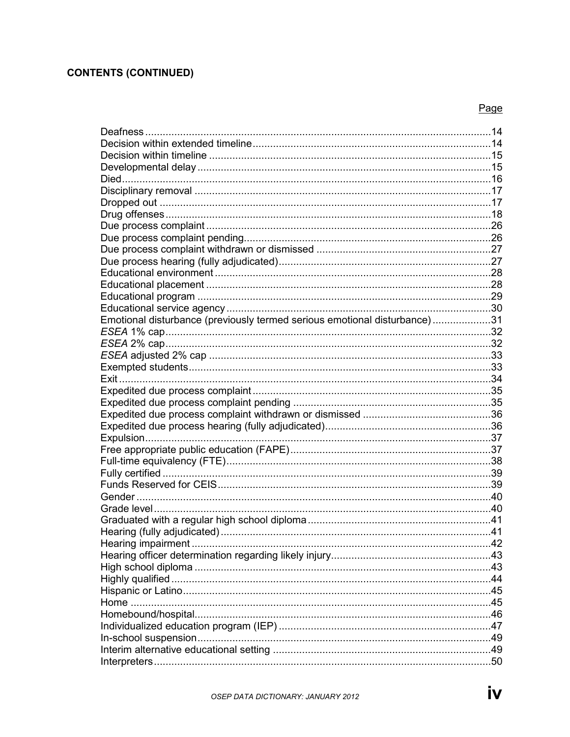**CONTENTS (CONTINUED)**

| | Page |
|---|---|
| Deafness | 14 |
| Decision within extended timeline | 14 |
| Decision within timeline | 15 |
| Developmental delay | 15 |
| Died | 16 |
| Disciplinary removal | 17 |
| Dropped out | 17 |
| Drug offenses | 18 |
| Due process complaint | 26 |
| Due process complaint pending | 26 |
| Due process complaint withdrawn or dismissed | 27 |
| Due process hearing (fully adjudicated) | 27 |
| Educational environment | 28 |
| Educational placement | 28 |
| Educational program | 29 |
| Educational service agency | 30 |
| Emotional disturbance (previously termed serious emotional disturbance) | 31 |
| *ESEA* 1% cap | 32 |
| *ESEA* 2% cap | 32 |
| *ESEA* adjusted 2% cap | 33 |
| Exempted students | 33 |
| Exit | 34 |
| Expedited due process complaint | 35 |
| Expedited due process complaint pending | 35 |
| Expedited due process complaint withdrawn or dismissed | 36 |
| Expedited due process hearing (fully adjudicated) | 36 |
| Expulsion | 37 |
| Free appropriate public education (FAPE) | 37 |
| Full-time equivalency (FTE) | 38 |
| Fully certified | 39 |
| Funds Reserved for CEIS | 39 |
| Gender | 40 |
| Grade level | 40 |
| Graduated with a regular high school diploma | 41 |
| Hearing (fully adjudicated) | 41 |
| Hearing impairment | 42 |
| Hearing officer determination regarding likely injury | 43 |
| High school diploma | 43 |
| Highly qualified | 44 |
| Hispanic or Latino | 45 |
| Home | 45 |
| Homebound/hospital | 46 |
| Individualized education program (IEP) | 47 |
| In-school suspension | 49 |
| Interim alternative educational setting | 49 |
| Interpreters | 50 |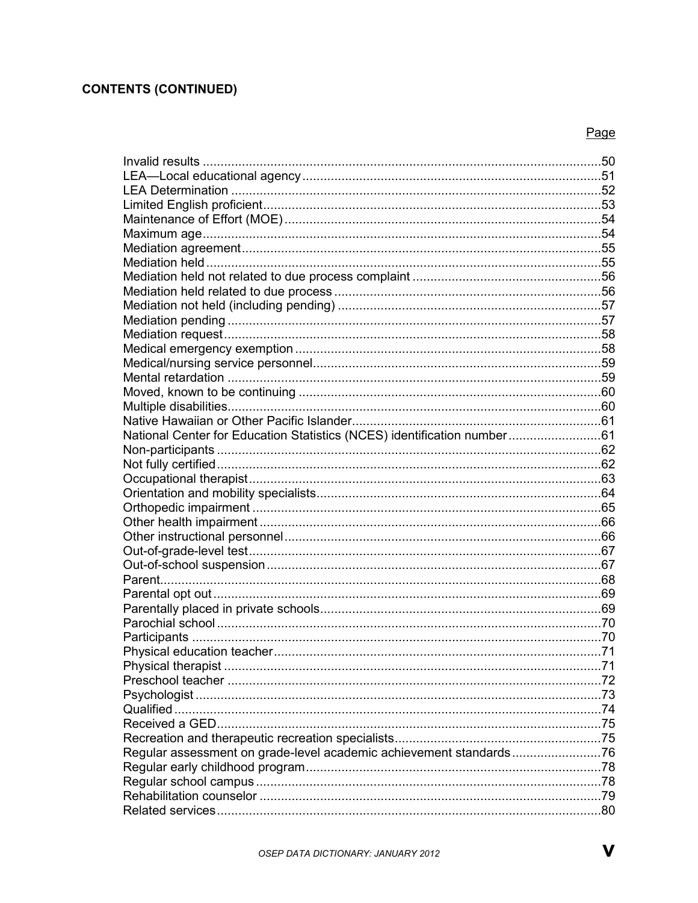**CONTENTS (CONTINUED)**

| | Page |
|---|---|
| Invalid results | 50 |
| LEA—Local educational agency | 51 |
| LEA Determination | 52 |
| Limited English proficient | 53 |
| Maintenance of Effort (MOE) | 54 |
| Maximum age | 54 |
| Mediation agreement | 55 |
| Mediation held | 55 |
| Mediation held not related to due process complaint | 56 |
| Mediation held related to due process | 56 |
| Mediation not held (including pending) | 57 |
| Mediation pending | 57 |
| Mediation request | 58 |
| Medical emergency exemption | 58 |
| Medical/nursing service personnel | 59 |
| Mental retardation | 59 |
| Moved, known to be continuing | 60 |
| Multiple disabilities | 60 |
| Native Hawaiian or Other Pacific Islander | 61 |
| National Center for Education Statistics (NCES) identification number | 61 |
| Non-participants | 62 |
| Not fully certified | 62 |
| Occupational therapist | 63 |
| Orientation and mobility specialists | 64 |
| Orthopedic impairment | 65 |
| Other health impairment | 66 |
| Other instructional personnel | 66 |
| Out-of-grade-level test | 67 |
| Out-of-school suspension | 67 |
| Parent | 68 |
| Parental opt out | 69 |
| Parentally placed in private schools | 69 |
| Parochial school | 70 |
| Participants | 70 |
| Physical education teacher | 71 |
| Physical therapist | 71 |
| Preschool teacher | 72 |
| Psychologist | 73 |
| Qualified | 74 |
| Received a GED | 75 |
| Recreation and therapeutic recreation specialists | 75 |
| Regular assessment on grade-level academic achievement standards | 76 |
| Regular early childhood program | 78 |
| Regular school campus | 78 |
| Rehabilitation counselor | 79 |
| Related services | 80 |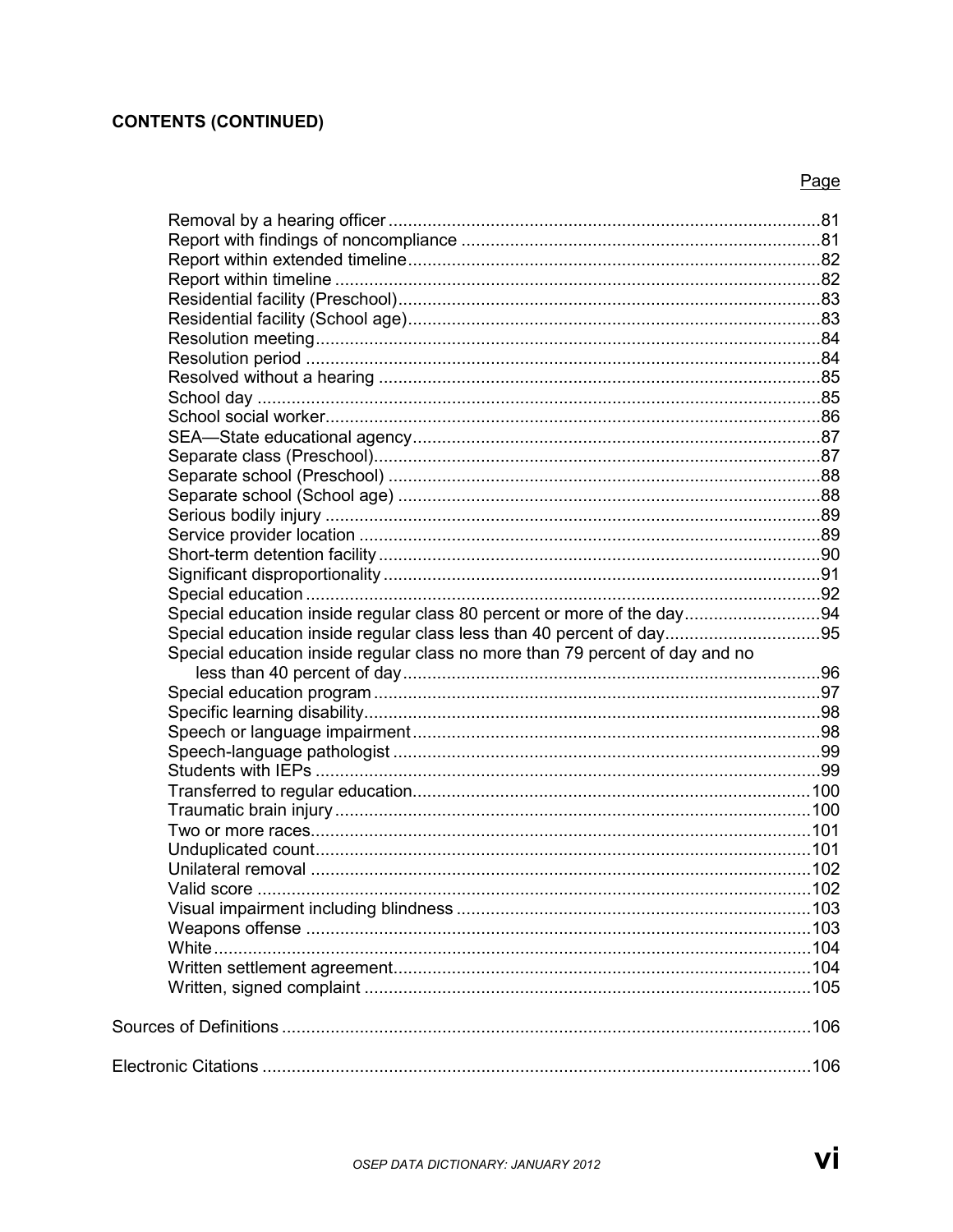**CONTENTS (CONTINUED)**

| | Page |
|---|---|
| Removal by a hearing officer | 81 |
| Report with findings of noncompliance | 81 |
| Report within extended timeline | 82 |
| Report within timeline | 82 |
| Residential facility (Preschool) | 83 |
| Residential facility (School age) | 83 |
| Resolution meeting | 84 |
| Resolution period | 84 |
| Resolved without a hearing | 85 |
| School day | 85 |
| School social worker | 86 |
| SEA—State educational agency | 87 |
| Separate class (Preschool) | 87 |
| Separate school (Preschool) | 88 |
| Separate school (School age) | 88 |
| Serious bodily injury | 89 |
| Service provider location | 89 |
| Short-term detention facility | 90 |
| Significant disproportionality | 91 |
| Special education | 92 |
| Special education inside regular class 80 percent or more of the day | 94 |
| Special education inside regular class less than 40 percent of day | 95 |
| Special education inside regular class no more than 79 percent of day and no less than 40 percent of day | 96 |
| Special education program | 97 |
| Specific learning disability | 98 |
| Speech or language impairment | 98 |
| Speech-language pathologist | 99 |
| Students with IEPs | 99 |
| Transferred to regular education | 100 |
| Traumatic brain injury | 100 |
| Two or more races | 101 |
| Unduplicated count | 101 |
| Unilateral removal | 102 |
| Valid score | 102 |
| Visual impairment including blindness | 103 |
| Weapons offense | 103 |
| White | 104 |
| Written settlement agreement | 104 |
| Written, signed complaint | 105 |
| Sources of Definitions | 106 |
| Electronic Citations | 106 |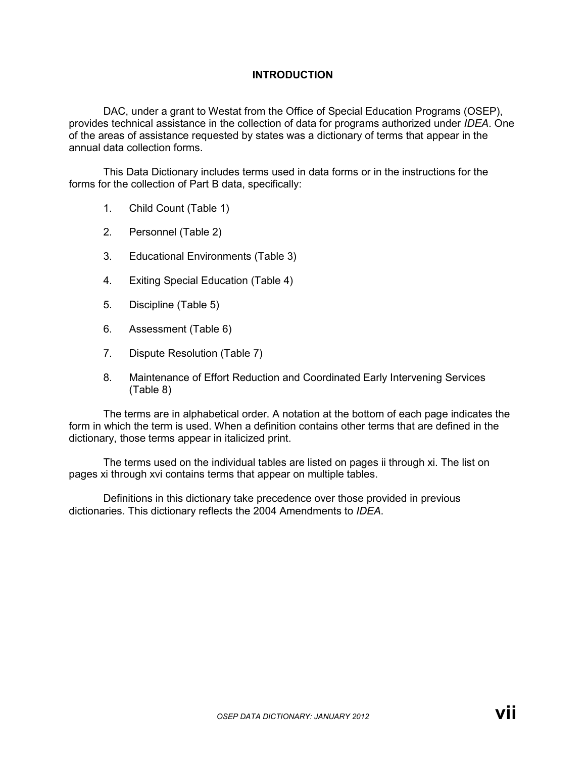# INTRODUCTION

DAC, under a grant to Westat from the Office of Special Education Programs (OSEP), provides technical assistance in the collection of data for programs authorized under *IDEA*. One of the areas of assistance requested by states was a dictionary of terms that appear in the annual data collection forms.

This Data Dictionary includes terms used in data forms or in the instructions for the forms for the collection of Part B data, specifically:

1. Child Count (Table 1)
2. Personnel (Table 2)
3. Educational Environments (Table 3)
4. Exiting Special Education (Table 4)
5. Discipline (Table 5)
6. Assessment (Table 6)
7. Dispute Resolution (Table 7)
8. Maintenance of Effort Reduction and Coordinated Early Intervening Services (Table 8)

The terms are in alphabetical order. A notation at the bottom of each page indicates the form in which the term is used. When a definition contains other terms that are defined in the dictionary, those terms appear in italicized print.

The terms used on the individual tables are listed on pages ii through xi. The list on pages xi through xvi contains terms that appear on multiple tables.

Definitions in this dictionary take precedence over those provided in previous dictionaries. This dictionary reflects the 2004 Amendments to *IDEA*.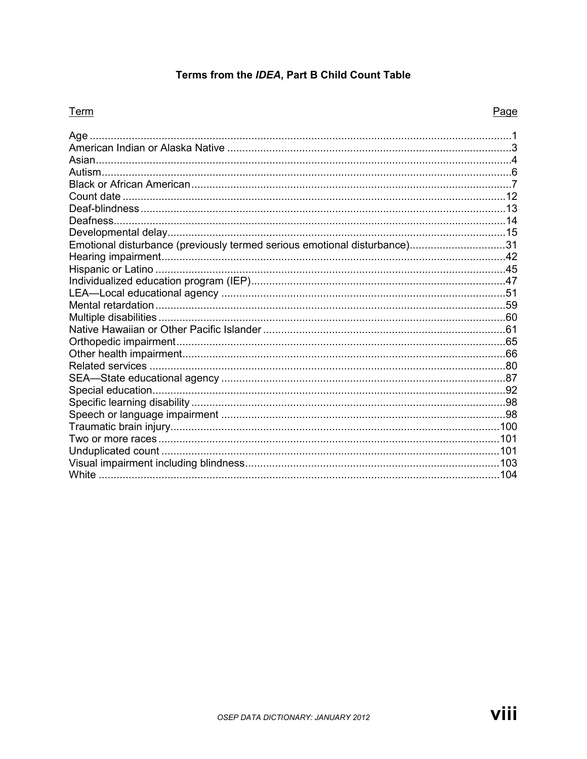# Terms from the *IDEA*, Part B Child Count Table

| Term | Page |
| --- | --- |
| Age | 1 |
| American Indian or Alaska Native | 3 |
| Asian | 4 |
| Autism | 6 |
| Black or African American | 7 |
| Count date | 12 |
| Deaf-blindness | 13 |
| Deafness | 14 |
| Developmental delay | 15 |
| Emotional disturbance (previously termed serious emotional disturbance) | 31 |
| Hearing impairment | 42 |
| Hispanic or Latino | 45 |
| Individualized education program (IEP) | 47 |
| LEA—Local educational agency | 51 |
| Mental retardation | 59 |
| Multiple disabilities | 60 |
| Native Hawaiian or Other Pacific Islander | 61 |
| Orthopedic impairment | 65 |
| Other health impairment | 66 |
| Related services | 80 |
| SEA—State educational agency | 87 |
| Special education | 92 |
| Specific learning disability | 98 |
| Speech or language impairment | 98 |
| Traumatic brain injury | 100 |
| Two or more races | 101 |
| Unduplicated count | 101 |
| Visual impairment including blindness | 103 |
| White | 104 |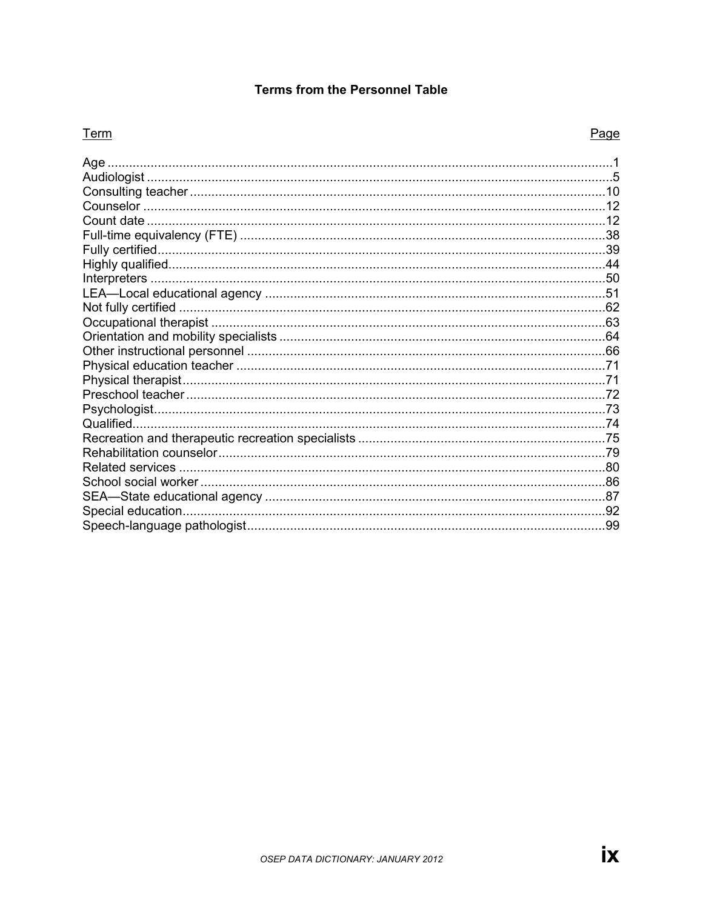## Terms from the Personnel Table

| Term | Page |
|---|---|
| Age | 1 |
| Audiologist | 5 |
| Consulting teacher | 10 |
| Counselor | 12 |
| Count date | 12 |
| Full-time equivalency (FTE) | 38 |
| Fully certified | 39 |
| Highly qualified | 44 |
| Interpreters | 50 |
| LEA—Local educational agency | 51 |
| Not fully certified | 62 |
| Occupational therapist | 63 |
| Orientation and mobility specialists | 64 |
| Other instructional personnel | 66 |
| Physical education teacher | 71 |
| Physical therapist | 71 |
| Preschool teacher | 72 |
| Psychologist | 73 |
| Qualified | 74 |
| Recreation and therapeutic recreation specialists | 75 |
| Rehabilitation counselor | 79 |
| Related services | 80 |
| School social worker | 86 |
| SEA—State educational agency | 87 |
| Special education | 92 |
| Speech-language pathologist | 99 |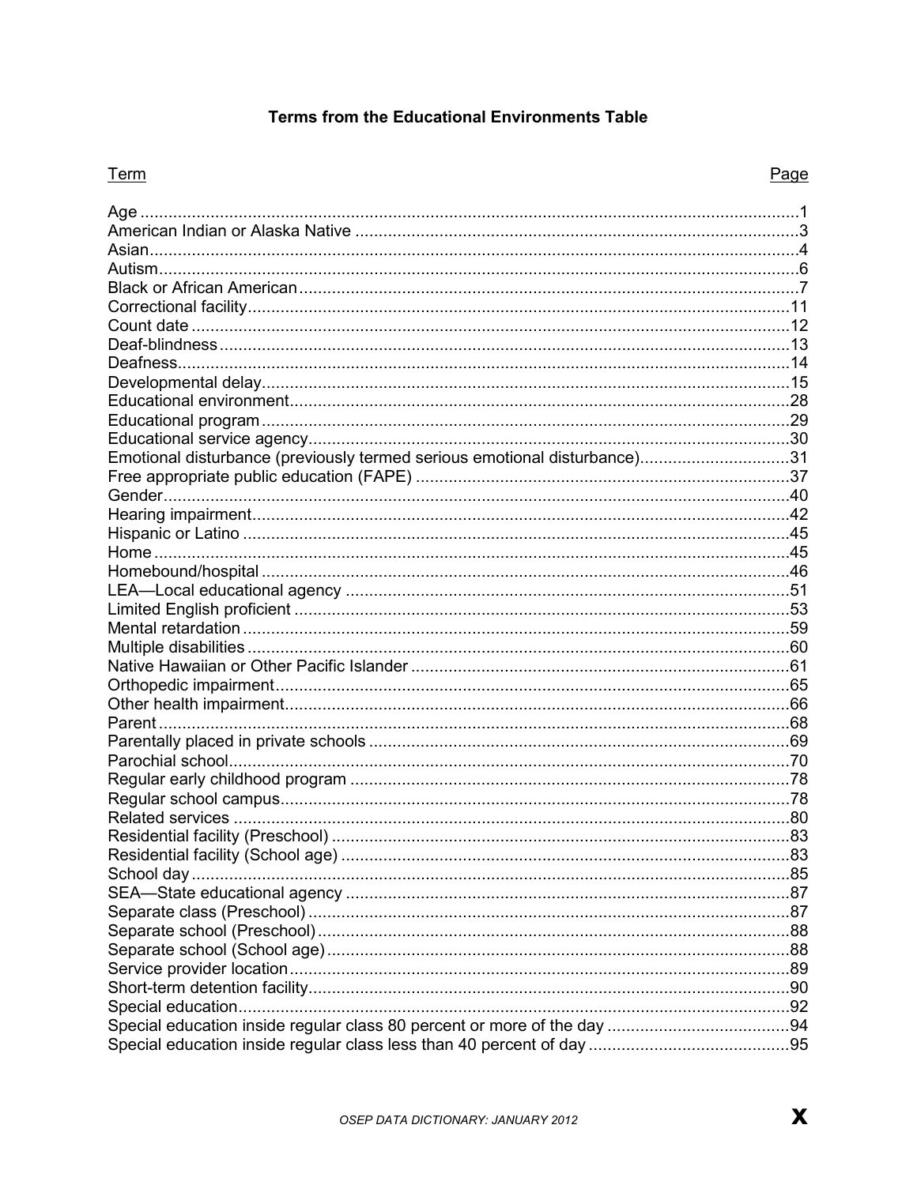## Terms from the Educational Environments Table

| Term | Page |
| --- | --- |
| Age | 1 |
| American Indian or Alaska Native | 3 |
| Asian | 4 |
| Autism | 6 |
| Black or African American | 7 |
| Correctional facility | 11 |
| Count date | 12 |
| Deaf-blindness | 13 |
| Deafness | 14 |
| Developmental delay | 15 |
| Educational environment | 28 |
| Educational program | 29 |
| Educational service agency | 30 |
| Emotional disturbance (previously termed serious emotional disturbance) | 31 |
| Free appropriate public education (FAPE) | 37 |
| Gender | 40 |
| Hearing impairment | 42 |
| Hispanic or Latino | 45 |
| Home | 45 |
| Homebound/hospital | 46 |
| LEA—Local educational agency | 51 |
| Limited English proficient | 53 |
| Mental retardation | 59 |
| Multiple disabilities | 60 |
| Native Hawaiian or Other Pacific Islander | 61 |
| Orthopedic impairment | 65 |
| Other health impairment | 66 |
| Parent | 68 |
| Parentally placed in private schools | 69 |
| Parochial school | 70 |
| Regular early childhood program | 78 |
| Regular school campus | 78 |
| Related services | 80 |
| Residential facility (Preschool) | 83 |
| Residential facility (School age) | 83 |
| School day | 85 |
| SEA—State educational agency | 87 |
| Separate class (Preschool) | 87 |
| Separate school (Preschool) | 88 |
| Separate school (School age) | 88 |
| Service provider location | 89 |
| Short-term detention facility | 90 |
| Special education | 92 |
| Special education inside regular class 80 percent or more of the day | 94 |
| Special education inside regular class less than 40 percent of day | 95 |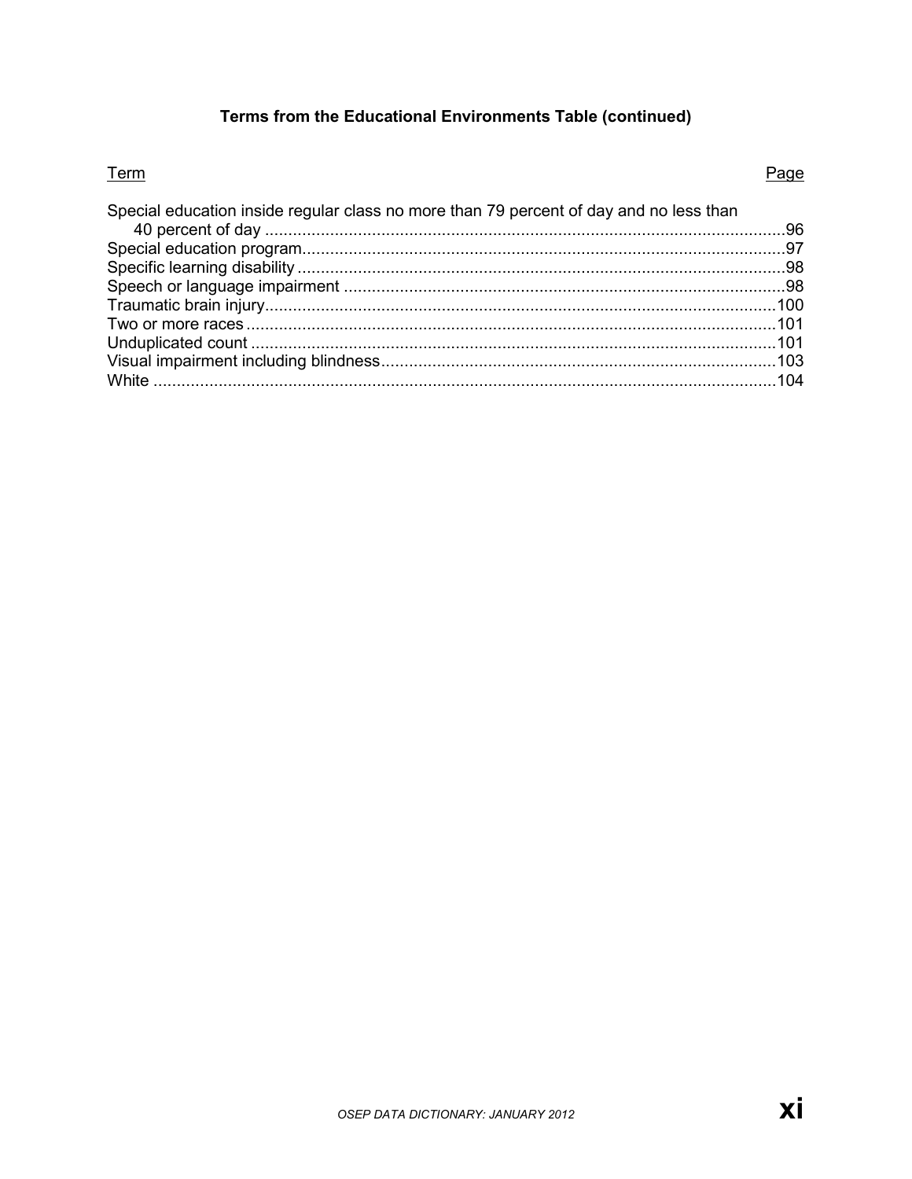### Terms from the Educational Environments Table (continued)

| Term | Page |
| --- | --- |
| Special education inside regular class no more than 79 percent of day and no less than 40 percent of day | 96 |
| Special education program | 97 |
| Specific learning disability | 98 |
| Speech or language impairment | 98 |
| Traumatic brain injury | 100 |
| Two or more races | 101 |
| Unduplicated count | 101 |
| Visual impairment including blindness | 103 |
| White | 104 |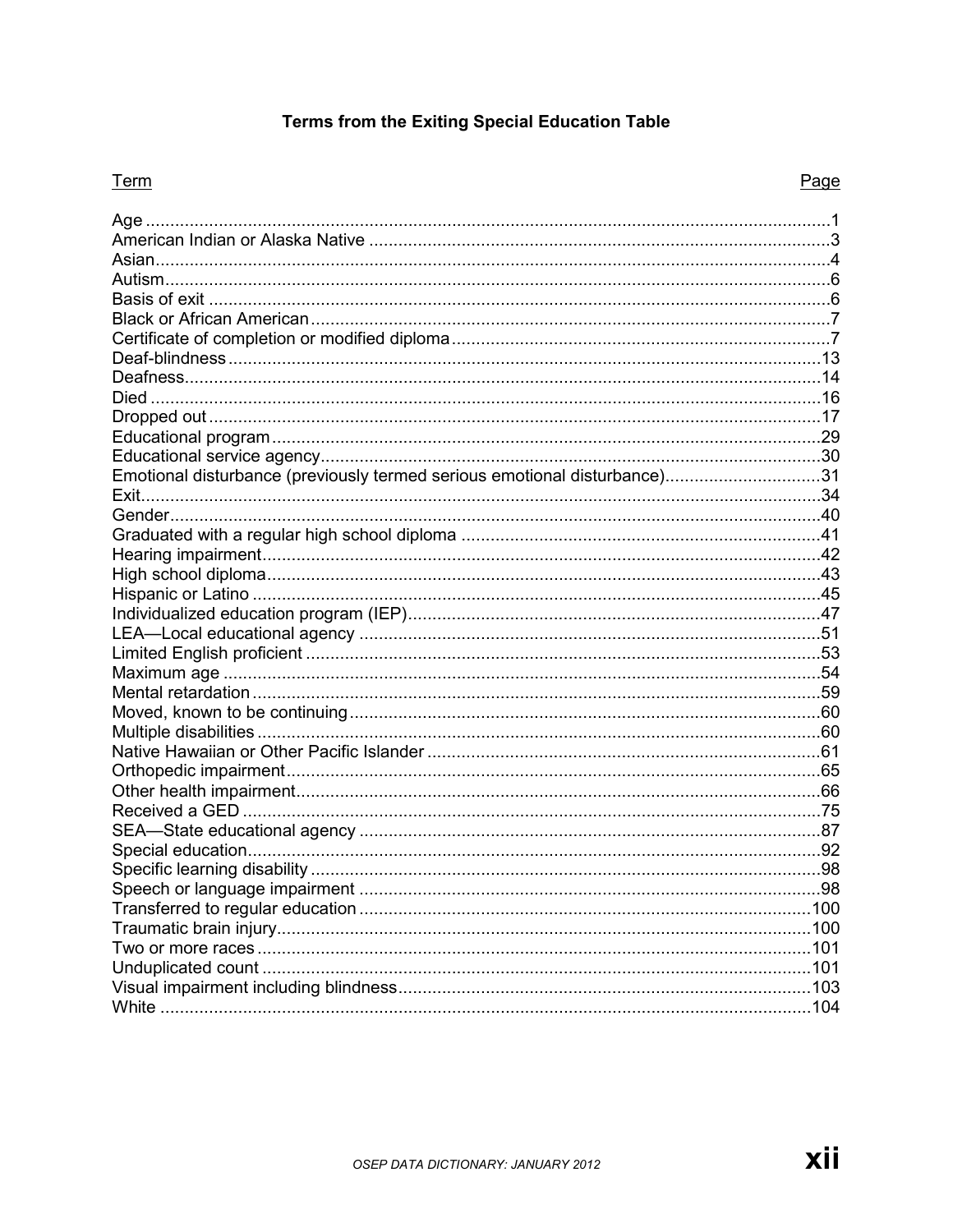## Terms from the Exiting Special Education Table

| Term | Page |
|---|---|
| Age | 1 |
| American Indian or Alaska Native | 3 |
| Asian | 4 |
| Autism | 6 |
| Basis of exit | 6 |
| Black or African American | 7 |
| Certificate of completion or modified diploma | 7 |
| Deaf-blindness | 13 |
| Deafness | 14 |
| Died | 16 |
| Dropped out | 17 |
| Educational program | 29 |
| Educational service agency | 30 |
| Emotional disturbance (previously termed serious emotional disturbance) | 31 |
| Exit | 34 |
| Gender | 40 |
| Graduated with a regular high school diploma | 41 |
| Hearing impairment | 42 |
| High school diploma | 43 |
| Hispanic or Latino | 45 |
| Individualized education program (IEP) | 47 |
| LEA—Local educational agency | 51 |
| Limited English proficient | 53 |
| Maximum age | 54 |
| Mental retardation | 59 |
| Moved, known to be continuing | 60 |
| Multiple disabilities | 60 |
| Native Hawaiian or Other Pacific Islander | 61 |
| Orthopedic impairment | 65 |
| Other health impairment | 66 |
| Received a GED | 75 |
| SEA—State educational agency | 87 |
| Special education | 92 |
| Specific learning disability | 98 |
| Speech or language impairment | 98 |
| Transferred to regular education | 100 |
| Traumatic brain injury | 100 |
| Two or more races | 101 |
| Unduplicated count | 101 |
| Visual impairment including blindness | 103 |
| White | 104 |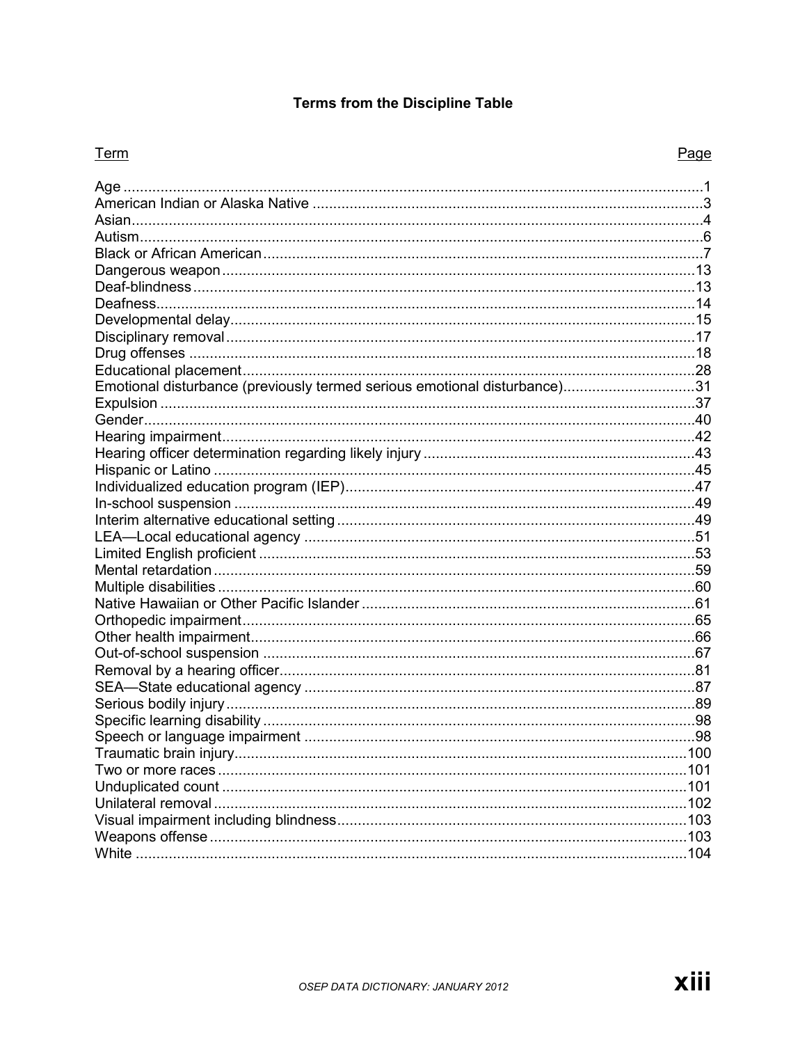## Terms from the Discipline Table

| Term | Page |
|---|---|
| Age | 1 |
| American Indian or Alaska Native | 3 |
| Asian | 4 |
| Autism | 6 |
| Black or African American | 7 |
| Dangerous weapon | 13 |
| Deaf-blindness | 13 |
| Deafness | 14 |
| Developmental delay | 15 |
| Disciplinary removal | 17 |
| Drug offenses | 18 |
| Educational placement | 28 |
| Emotional disturbance (previously termed serious emotional disturbance) | 31 |
| Expulsion | 37 |
| Gender | 40 |
| Hearing impairment | 42 |
| Hearing officer determination regarding likely injury | 43 |
| Hispanic or Latino | 45 |
| Individualized education program (IEP) | 47 |
| In-school suspension | 49 |
| Interim alternative educational setting | 49 |
| LEA—Local educational agency | 51 |
| Limited English proficient | 53 |
| Mental retardation | 59 |
| Multiple disabilities | 60 |
| Native Hawaiian or Other Pacific Islander | 61 |
| Orthopedic impairment | 65 |
| Other health impairment | 66 |
| Out-of-school suspension | 67 |
| Removal by a hearing officer | 81 |
| SEA—State educational agency | 87 |
| Serious bodily injury | 89 |
| Specific learning disability | 98 |
| Speech or language impairment | 98 |
| Traumatic brain injury | 100 |
| Two or more races | 101 |
| Unduplicated count | 101 |
| Unilateral removal | 102 |
| Visual impairment including blindness | 103 |
| Weapons offense | 103 |
| White | 104 |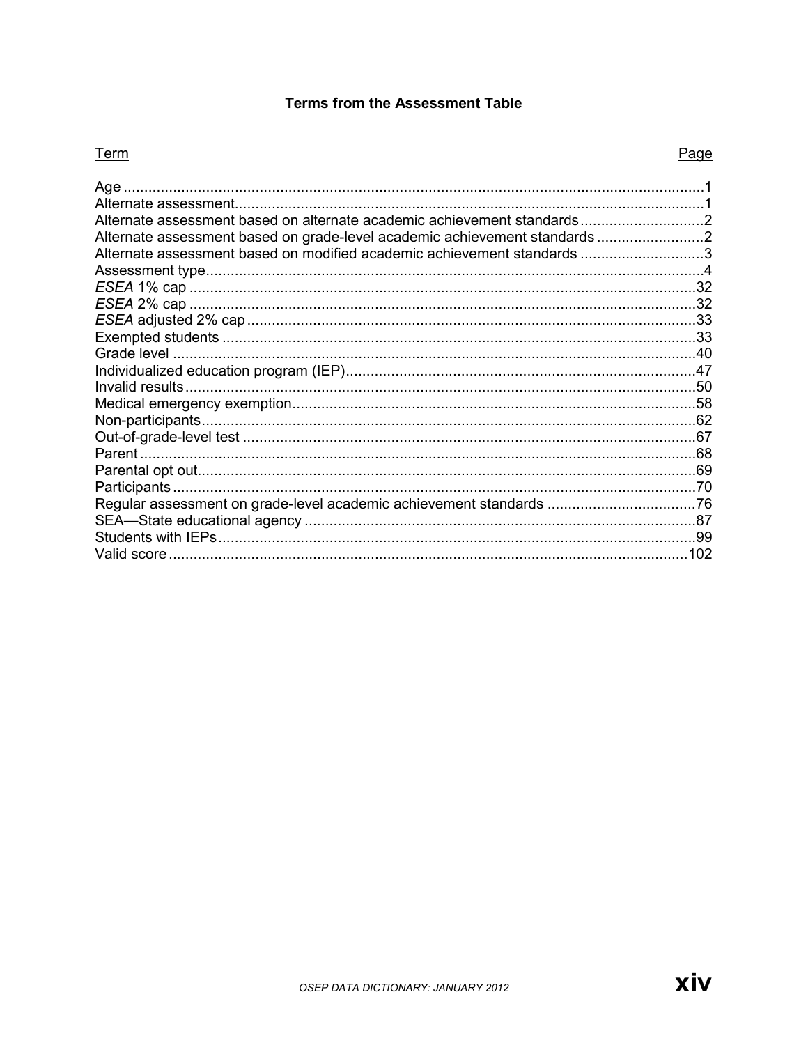# Terms from the Assessment Table

| Term | Page |
|---|---|
| Age | 1 |
| Alternate assessment | 1 |
| Alternate assessment based on alternate academic achievement standards | 2 |
| Alternate assessment based on grade-level academic achievement standards | 2 |
| Alternate assessment based on modified academic achievement standards | 3 |
| Assessment type | 4 |
| *ESEA* 1% cap | 32 |
| *ESEA* 2% cap | 32 |
| *ESEA* adjusted 2% cap | 33 |
| Exempted students | 33 |
| Grade level | 40 |
| Individualized education program (IEP) | 47 |
| Invalid results | 50 |
| Medical emergency exemption | 58 |
| Non-participants | 62 |
| Out-of-grade-level test | 67 |
| Parent | 68 |
| Parental opt out | 69 |
| Participants | 70 |
| Regular assessment on grade-level academic achievement standards | 76 |
| SEA—State educational agency | 87 |
| Students with IEPs | 99 |
| Valid score | 102 |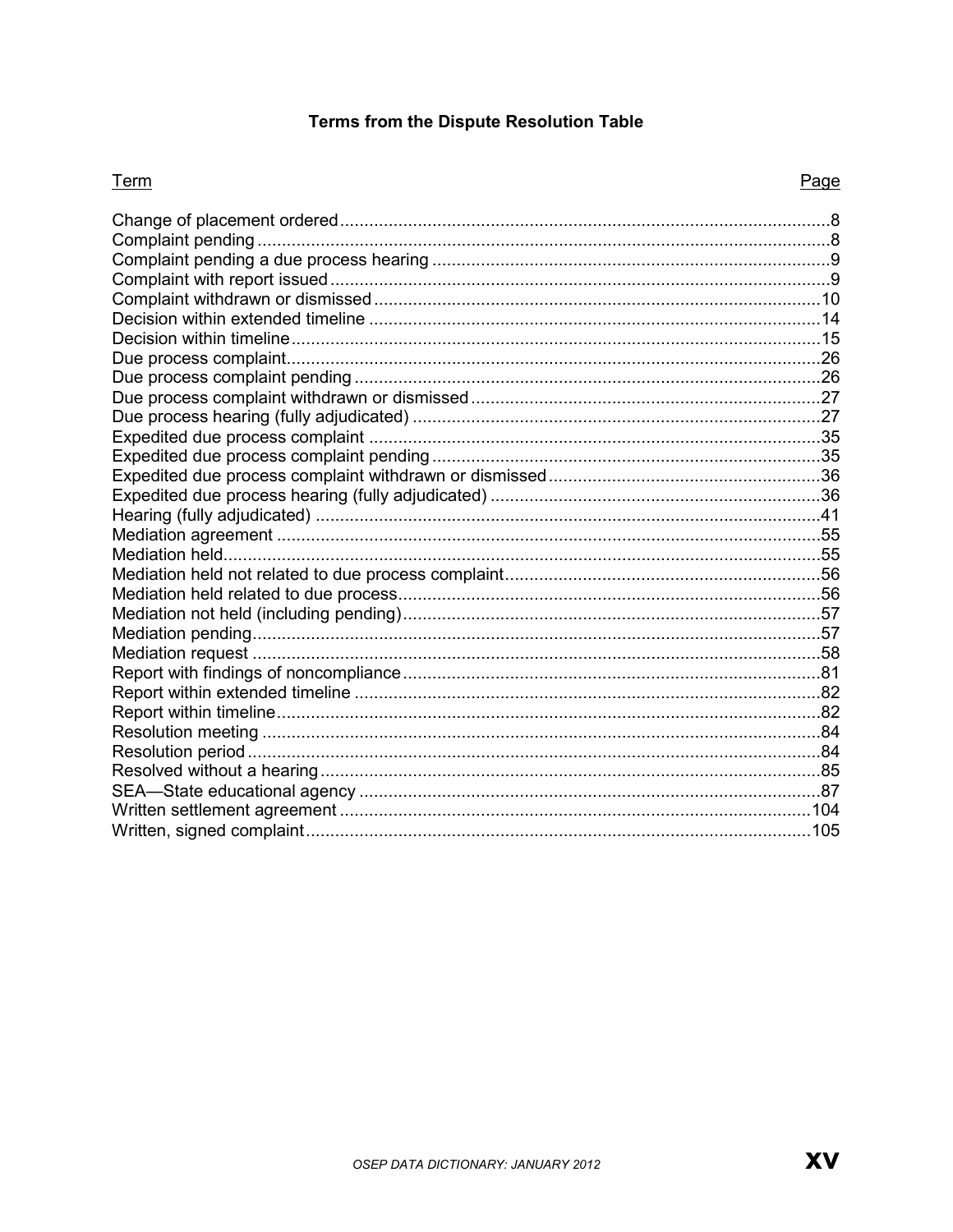## Terms from the Dispute Resolution Table

| Term | Page |
| --- | --- |
| Change of placement ordered | 8 |
| Complaint pending | 8 |
| Complaint pending a due process hearing | 9 |
| Complaint with report issued | 9 |
| Complaint withdrawn or dismissed | 10 |
| Decision within extended timeline | 14 |
| Decision within timeline | 15 |
| Due process complaint | 26 |
| Due process complaint pending | 26 |
| Due process complaint withdrawn or dismissed | 27 |
| Due process hearing (fully adjudicated) | 27 |
| Expedited due process complaint | 35 |
| Expedited due process complaint pending | 35 |
| Expedited due process complaint withdrawn or dismissed | 36 |
| Expedited due process hearing (fully adjudicated) | 36 |
| Hearing (fully adjudicated) | 41 |
| Mediation agreement | 55 |
| Mediation held | 55 |
| Mediation held not related to due process complaint | 56 |
| Mediation held related to due process | 56 |
| Mediation not held (including pending) | 57 |
| Mediation pending | 57 |
| Mediation request | 58 |
| Report with findings of noncompliance | 81 |
| Report within extended timeline | 82 |
| Report within timeline | 82 |
| Resolution meeting | 84 |
| Resolution period | 84 |
| Resolved without a hearing | 85 |
| SEA—State educational agency | 87 |
| Written settlement agreement | 104 |
| Written, signed complaint | 105 |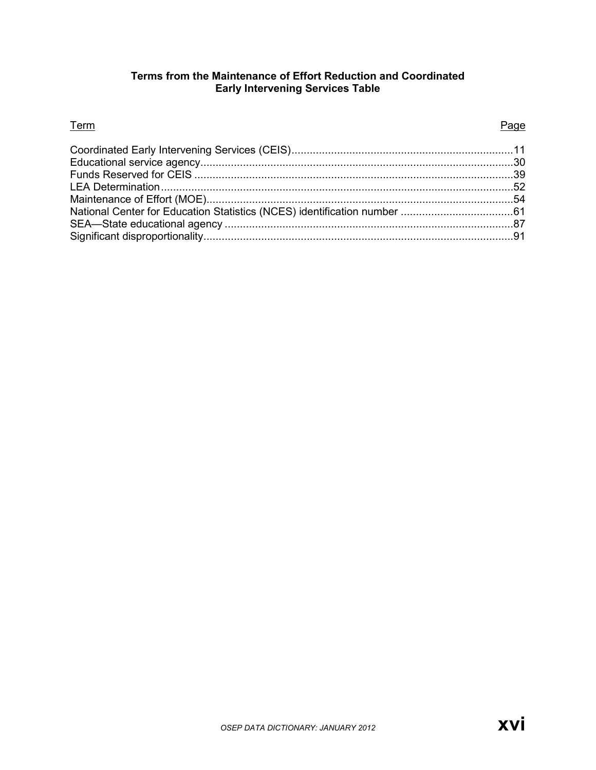**Terms from the Maintenance of Effort Reduction and Coordinated Early Intervening Services Table**

| Term | Page |
| --- | --- |
| Coordinated Early Intervening Services (CEIS) | 11 |
| Educational service agency | 30 |
| Funds Reserved for CEIS | 39 |
| LEA Determination | 52 |
| Maintenance of Effort (MOE) | 54 |
| National Center for Education Statistics (NCES) identification number | 61 |
| SEA—State educational agency | 87 |
| Significant disproportionality | 91 |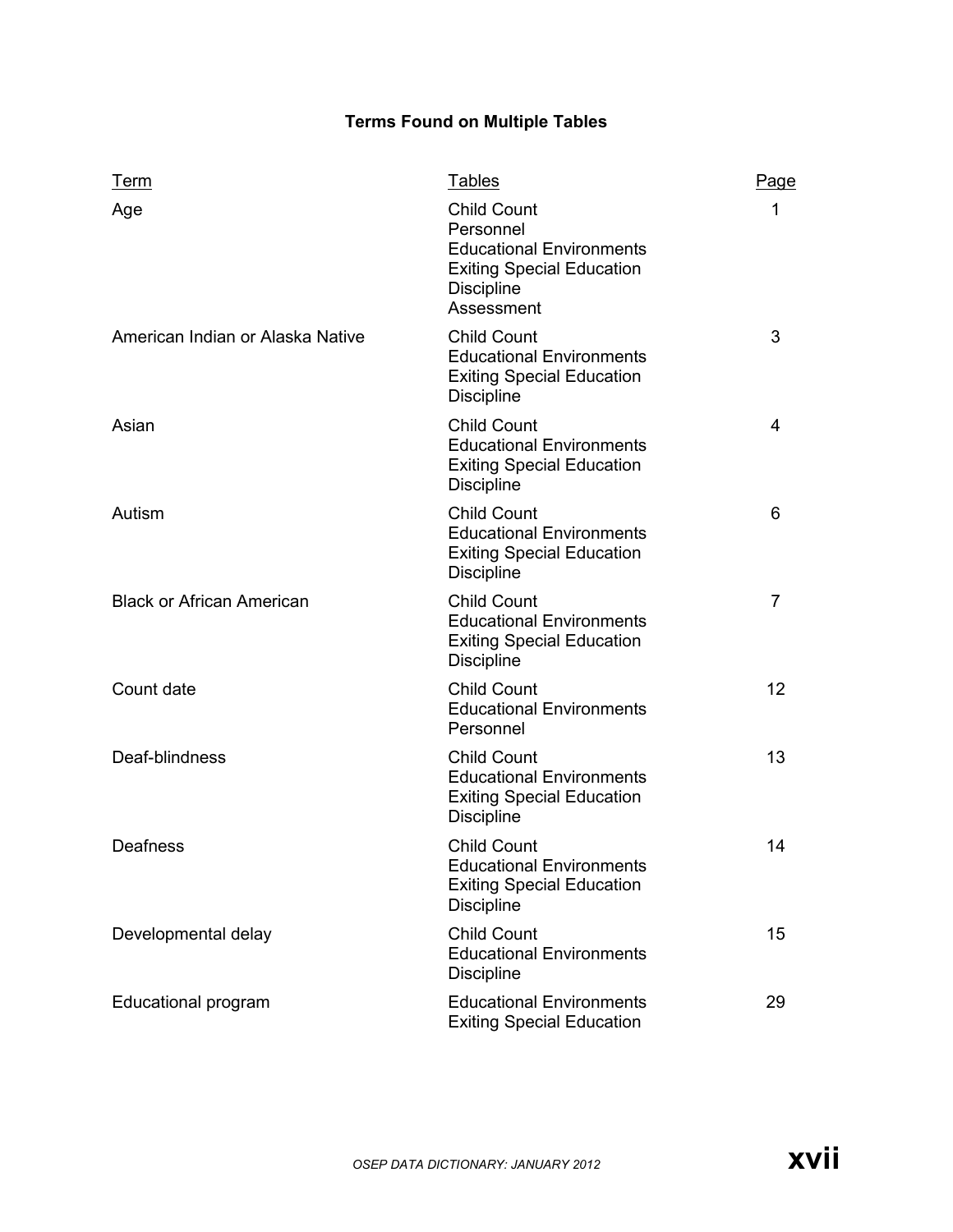## Terms Found on Multiple Tables

| Term | Tables | Page |
|---|---|---|
| Age | Child Count<br>Personnel<br>Educational Environments<br>Exiting Special Education<br>Discipline<br>Assessment | 1 |
| American Indian or Alaska Native | Child Count<br>Educational Environments<br>Exiting Special Education<br>Discipline | 3 |
| Asian | Child Count<br>Educational Environments<br>Exiting Special Education<br>Discipline | 4 |
| Autism | Child Count<br>Educational Environments<br>Exiting Special Education<br>Discipline | 6 |
| Black or African American | Child Count<br>Educational Environments<br>Exiting Special Education<br>Discipline | 7 |
| Count date | Child Count<br>Educational Environments<br>Personnel | 12 |
| Deaf-blindness | Child Count<br>Educational Environments<br>Exiting Special Education<br>Discipline | 13 |
| Deafness | Child Count<br>Educational Environments<br>Exiting Special Education<br>Discipline | 14 |
| Developmental delay | Child Count<br>Educational Environments<br>Discipline | 15 |
| Educational program | Educational Environments<br>Exiting Special Education | 29 |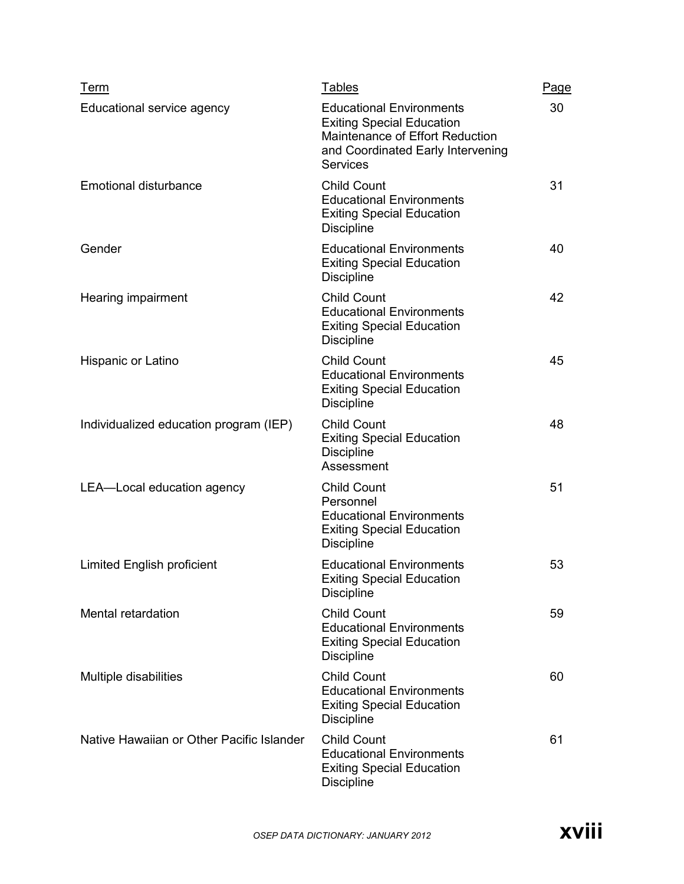| Term | Tables | Page |
|---|---|---|
| Educational service agency | Educational Environments<br>Exiting Special Education<br>Maintenance of Effort Reduction and Coordinated Early Intervening Services | 30 |
| Emotional disturbance | Child Count<br>Educational Environments<br>Exiting Special Education<br>Discipline | 31 |
| Gender | Educational Environments<br>Exiting Special Education<br>Discipline | 40 |
| Hearing impairment | Child Count<br>Educational Environments<br>Exiting Special Education<br>Discipline | 42 |
| Hispanic or Latino | Child Count<br>Educational Environments<br>Exiting Special Education<br>Discipline | 45 |
| Individualized education program (IEP) | Child Count<br>Exiting Special Education<br>Discipline<br>Assessment | 48 |
| LEA—Local education agency | Child Count<br>Personnel<br>Educational Environments<br>Exiting Special Education<br>Discipline | 51 |
| Limited English proficient | Educational Environments<br>Exiting Special Education<br>Discipline | 53 |
| Mental retardation | Child Count<br>Educational Environments<br>Exiting Special Education<br>Discipline | 59 |
| Multiple disabilities | Child Count<br>Educational Environments<br>Exiting Special Education<br>Discipline | 60 |
| Native Hawaiian or Other Pacific Islander | Child Count<br>Educational Environments<br>Exiting Special Education<br>Discipline | 61 |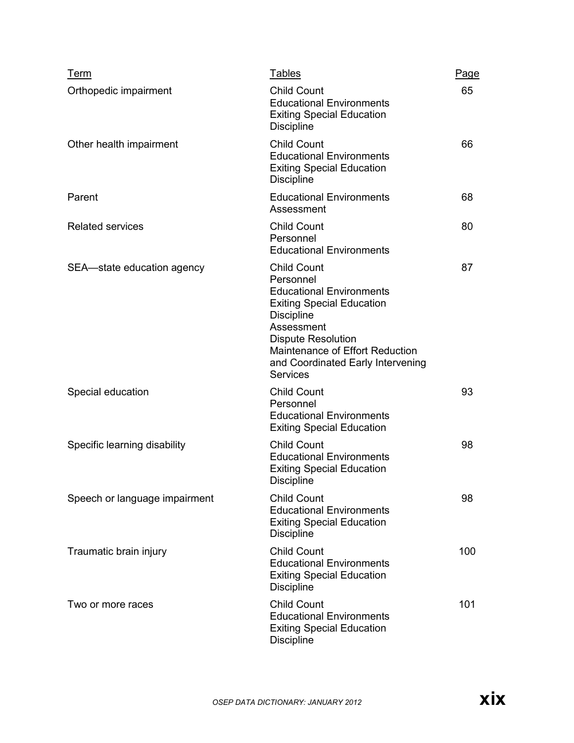| Term | Tables | Page |
|---|---|---|
| Orthopedic impairment | Child Count<br>Educational Environments<br>Exiting Special Education<br>Discipline | 65 |
| Other health impairment | Child Count<br>Educational Environments<br>Exiting Special Education<br>Discipline | 66 |
| Parent | Educational Environments<br>Assessment | 68 |
| Related services | Child Count<br>Personnel<br>Educational Environments | 80 |
| SEA—state education agency | Child Count<br>Personnel<br>Educational Environments<br>Exiting Special Education<br>Discipline<br>Assessment<br>Dispute Resolution<br>Maintenance of Effort Reduction and Coordinated Early Intervening Services | 87 |
| Special education | Child Count<br>Personnel<br>Educational Environments<br>Exiting Special Education | 93 |
| Specific learning disability | Child Count<br>Educational Environments<br>Exiting Special Education<br>Discipline | 98 |
| Speech or language impairment | Child Count<br>Educational Environments<br>Exiting Special Education<br>Discipline | 98 |
| Traumatic brain injury | Child Count<br>Educational Environments<br>Exiting Special Education<br>Discipline | 100 |
| Two or more races | Child Count<br>Educational Environments<br>Exiting Special Education<br>Discipline | 101 |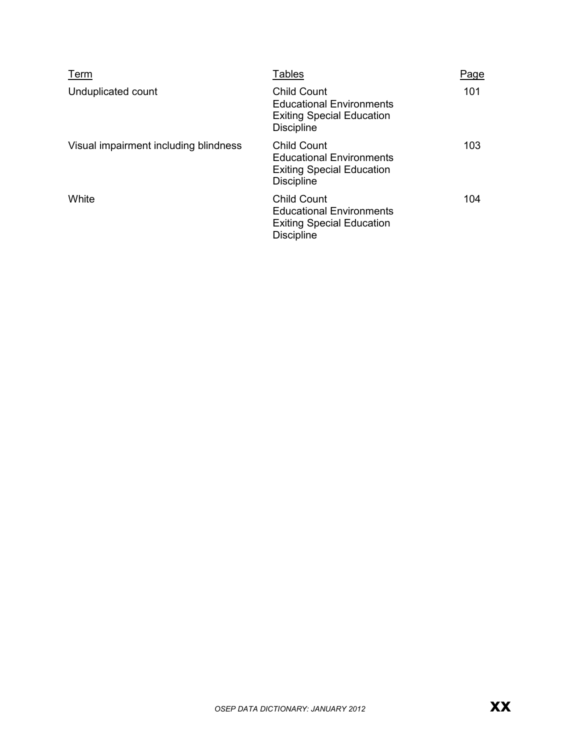| Term | Tables | Page |
| --- | --- | --- |
| Unduplicated count | Child Count<br>Educational Environments<br>Exiting Special Education<br>Discipline | 101 |
| Visual impairment including blindness | Child Count<br>Educational Environments<br>Exiting Special Education<br>Discipline | 103 |
| White | Child Count<br>Educational Environments<br>Exiting Special Education<br>Discipline | 104 |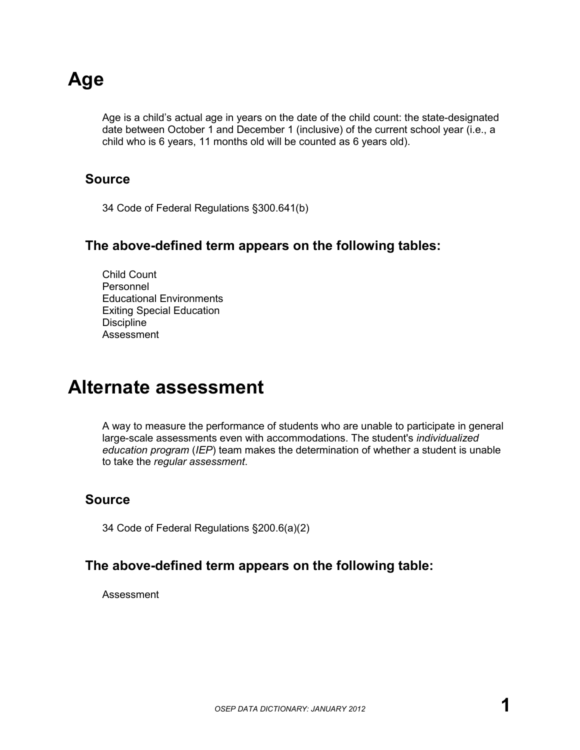# Age

Age is a child's actual age in years on the date of the child count: the state-designated date between October 1 and December 1 (inclusive) of the current school year (i.e., a child who is 6 years, 11 months old will be counted as 6 years old).

## Source

34 Code of Federal Regulations §300.641(b)

## The above-defined term appears on the following tables:

Child Count
Personnel
Educational Environments
Exiting Special Education
Discipline
Assessment

# Alternate assessment

A way to measure the performance of students who are unable to participate in general large-scale assessments even with accommodations. The student's *individualized education program* (*IEP*) team makes the determination of whether a student is unable to take the *regular assessment*.

## Source

34 Code of Federal Regulations §200.6(a)(2)

## The above-defined term appears on the following table:

Assessment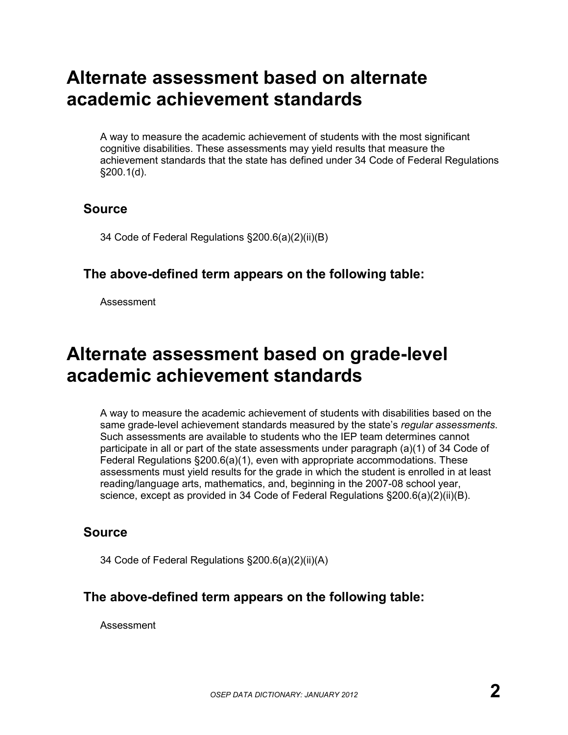# Alternate assessment based on alternate academic achievement standards

A way to measure the academic achievement of students with the most significant cognitive disabilities. These assessments may yield results that measure the achievement standards that the state has defined under 34 Code of Federal Regulations §200.1(d).

## Source

34 Code of Federal Regulations §200.6(a)(2)(ii)(B)

## The above-defined term appears on the following table:

Assessment

# Alternate assessment based on grade-level academic achievement standards

A way to measure the academic achievement of students with disabilities based on the same grade-level achievement standards measured by the state's *regular assessments*. Such assessments are available to students who the IEP team determines cannot participate in all or part of the state assessments under paragraph (a)(1) of 34 Code of Federal Regulations §200.6(a)(1), even with appropriate accommodations. These assessments must yield results for the grade in which the student is enrolled in at least reading/language arts, mathematics, and, beginning in the 2007-08 school year, science, except as provided in 34 Code of Federal Regulations §200.6(a)(2)(ii)(B).

## Source

34 Code of Federal Regulations §200.6(a)(2)(ii)(A)

## The above-defined term appears on the following table:

Assessment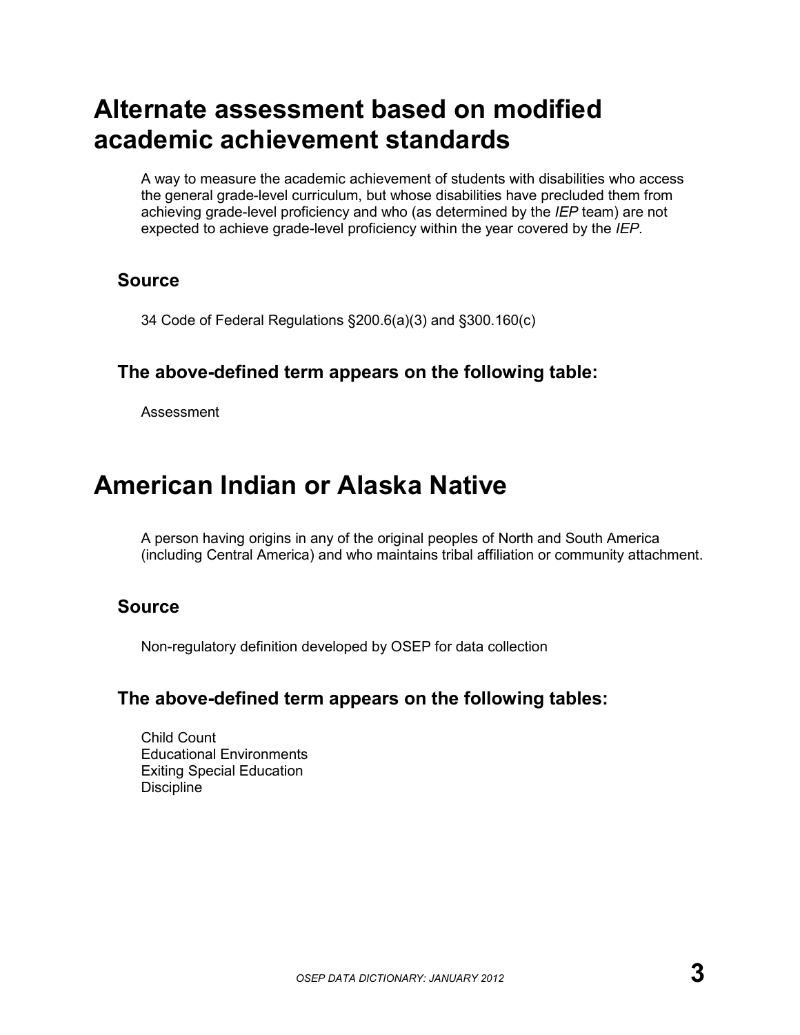# Alternate assessment based on modified academic achievement standards

A way to measure the academic achievement of students with disabilities who access the general grade-level curriculum, but whose disabilities have precluded them from achieving grade-level proficiency and who (as determined by the *IEP* team) are not expected to achieve grade-level proficiency within the year covered by the *IEP*.

## Source

34 Code of Federal Regulations §200.6(a)(3) and §300.160(c)

## The above-defined term appears on the following table:

Assessment

# American Indian or Alaska Native

A person having origins in any of the original peoples of North and South America (including Central America) and who maintains tribal affiliation or community attachment.

## Source

Non-regulatory definition developed by OSEP for data collection

## The above-defined term appears on the following tables:

Child Count
Educational Environments
Exiting Special Education
Discipline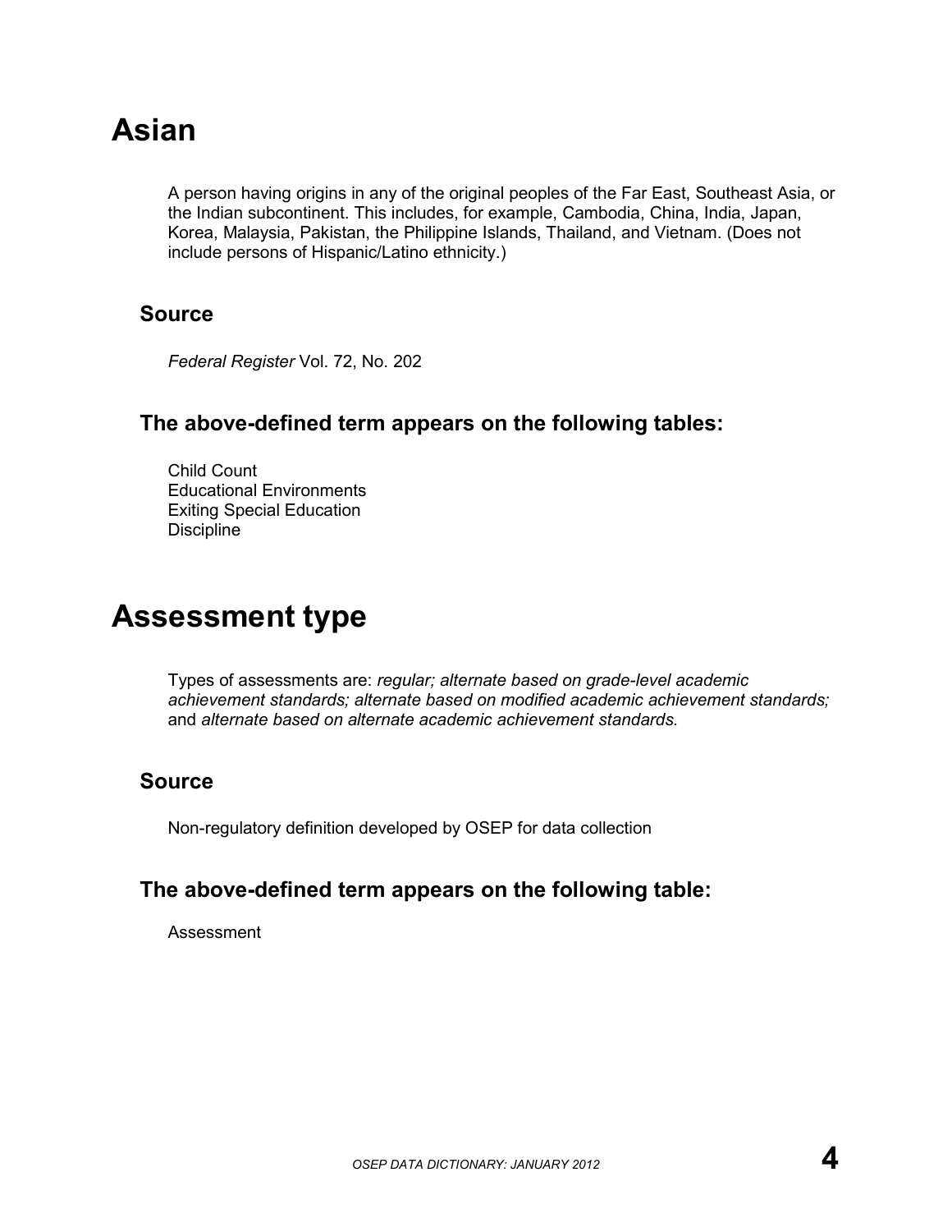# Asian

A person having origins in any of the original peoples of the Far East, Southeast Asia, or the Indian subcontinent. This includes, for example, Cambodia, China, India, Japan, Korea, Malaysia, Pakistan, the Philippine Islands, Thailand, and Vietnam. (Does not include persons of Hispanic/Latino ethnicity.)

## Source

*Federal Register* Vol. 72, No. 202

## The above-defined term appears on the following tables:

Child Count
Educational Environments
Exiting Special Education
Discipline

# Assessment type

Types of assessments are: *regular; alternate based on grade-level academic achievement standards; alternate based on modified academic achievement standards;* and *alternate based on alternate academic achievement standards.*

## Source

Non-regulatory definition developed by OSEP for data collection

## The above-defined term appears on the following table:

Assessment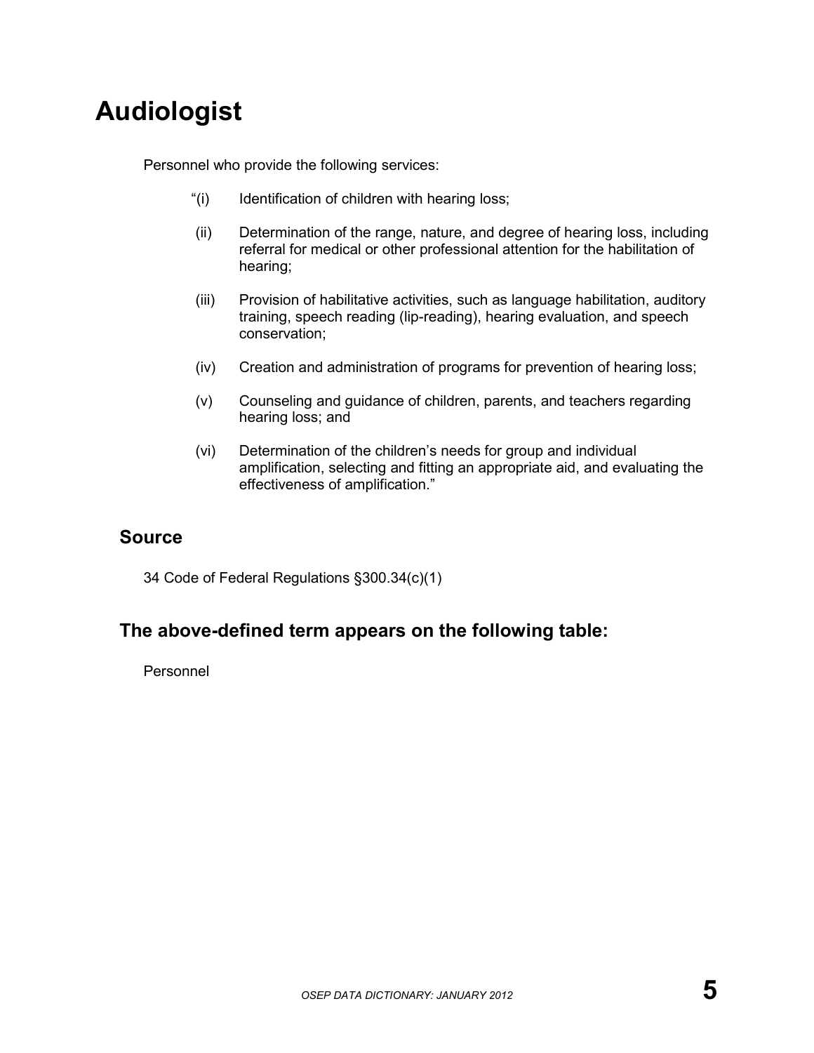# Audiologist

Personnel who provide the following services:

“(i) Identification of children with hearing loss;

(ii) Determination of the range, nature, and degree of hearing loss, including referral for medical or other professional attention for the habilitation of hearing;

(iii) Provision of habilitative activities, such as language habilitation, auditory training, speech reading (lip-reading), hearing evaluation, and speech conservation;

(iv) Creation and administration of programs for prevention of hearing loss;

(v) Counseling and guidance of children, parents, and teachers regarding hearing loss; and

(vi) Determination of the children’s needs for group and individual amplification, selecting and fitting an appropriate aid, and evaluating the effectiveness of amplification.”

## Source

34 Code of Federal Regulations §300.34(c)(1)

## The above-defined term appears on the following table:

Personnel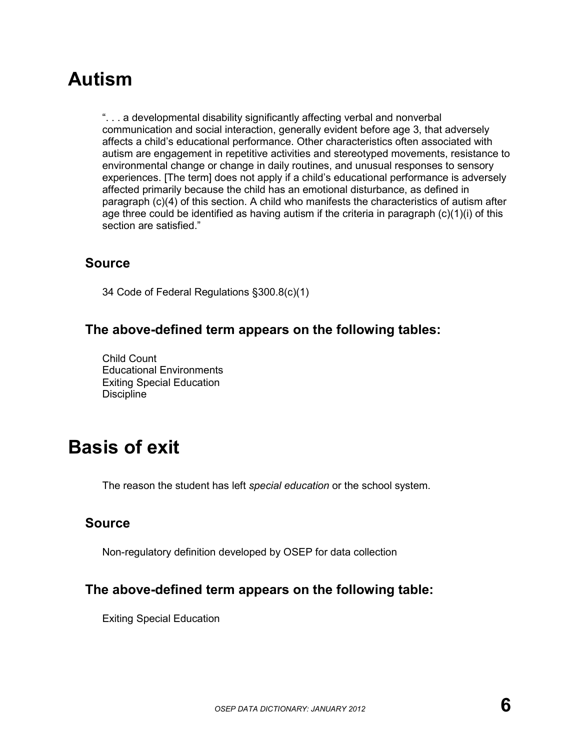# Autism

". . . a developmental disability significantly affecting verbal and nonverbal communication and social interaction, generally evident before age 3, that adversely affects a child's educational performance. Other characteristics often associated with autism are engagement in repetitive activities and stereotyped movements, resistance to environmental change or change in daily routines, and unusual responses to sensory experiences. [The term] does not apply if a child's educational performance is adversely affected primarily because the child has an emotional disturbance, as defined in paragraph (c)(4) of this section. A child who manifests the characteristics of autism after age three could be identified as having autism if the criteria in paragraph (c)(1)(i) of this section are satisfied."

## Source

34 Code of Federal Regulations §300.8(c)(1)

## The above-defined term appears on the following tables:

Child Count
Educational Environments
Exiting Special Education
Discipline

# Basis of exit

The reason the student has left *special education* or the school system.

## Source

Non-regulatory definition developed by OSEP for data collection

## The above-defined term appears on the following table:

Exiting Special Education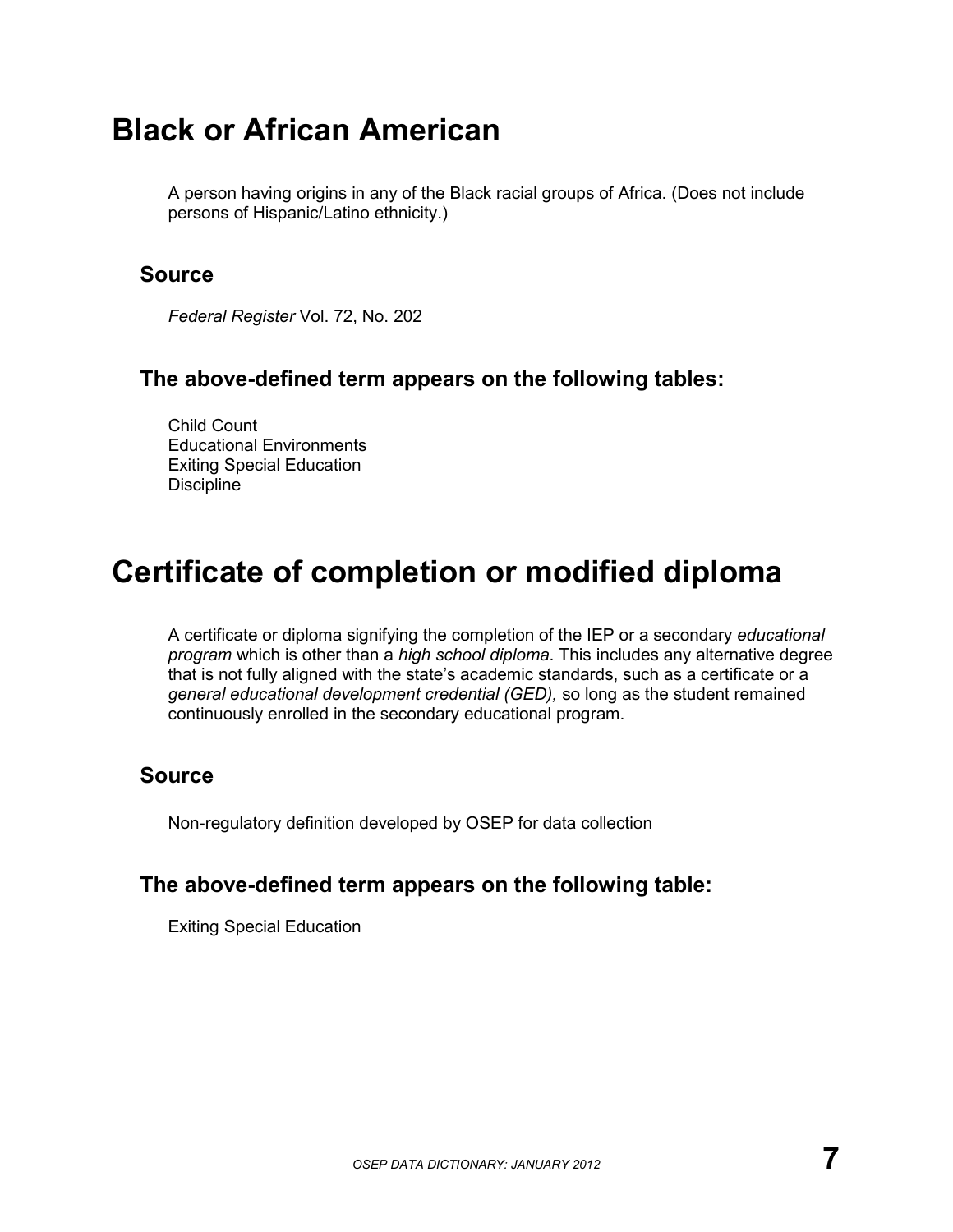# Black or African American

A person having origins in any of the Black racial groups of Africa. (Does not include persons of Hispanic/Latino ethnicity.)

## Source

*Federal Register* Vol. 72, No. 202

## The above-defined term appears on the following tables:

Child Count
Educational Environments
Exiting Special Education
Discipline

# Certificate of completion or modified diploma

A certificate or diploma signifying the completion of the IEP or a secondary *educational program* which is other than a *high school diploma*. This includes any alternative degree that is not fully aligned with the state's academic standards, such as a certificate or a *general educational development credential (GED),* so long as the student remained continuously enrolled in the secondary educational program.

## Source

Non-regulatory definition developed by OSEP for data collection

## The above-defined term appears on the following table:

Exiting Special Education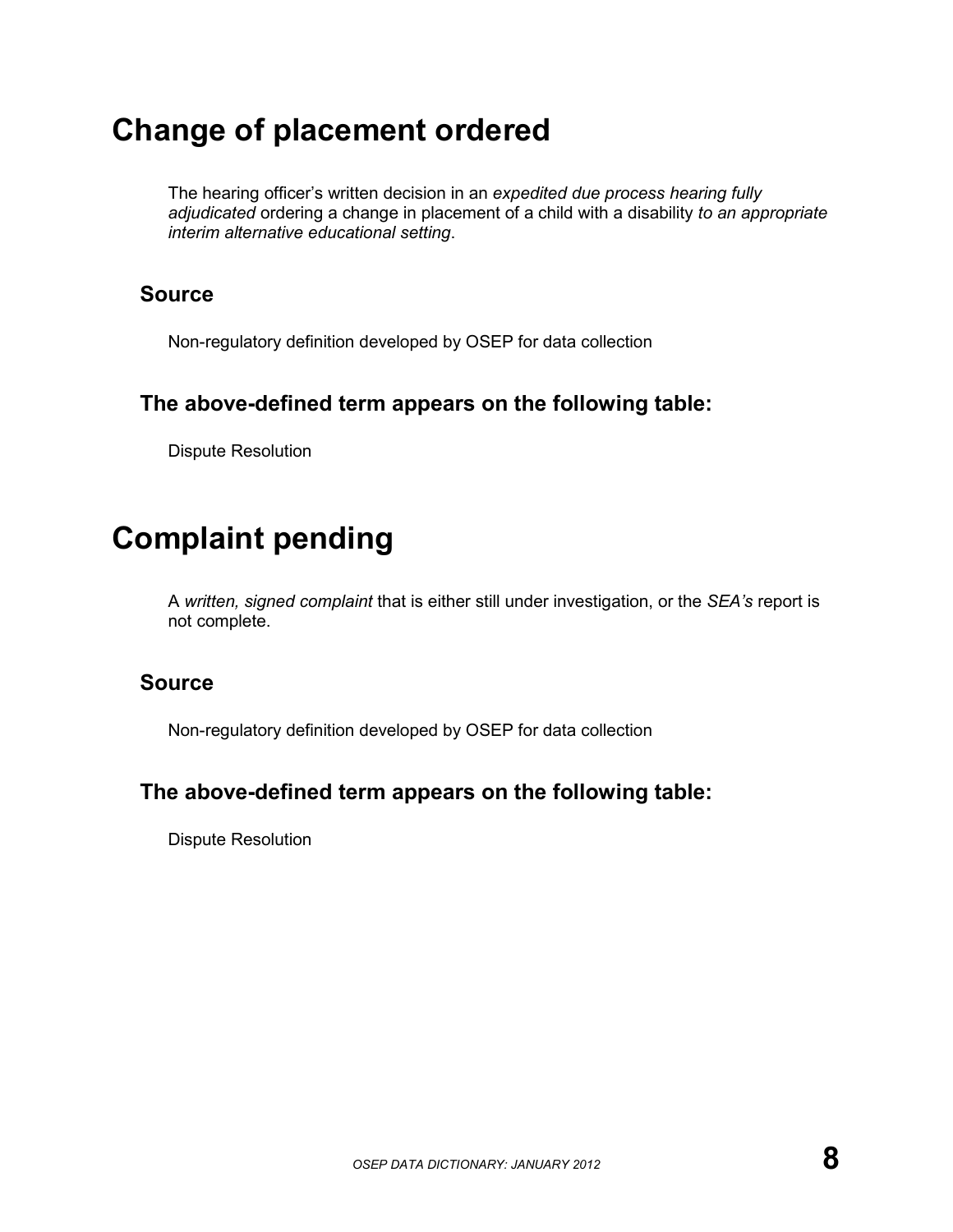# Change of placement ordered

The hearing officer's written decision in an *expedited due process hearing fully adjudicated* ordering a change in placement of a child with a disability *to an appropriate interim alternative educational setting*.

## Source

Non-regulatory definition developed by OSEP for data collection

## The above-defined term appears on the following table:

Dispute Resolution

# Complaint pending

A *written, signed complaint* that is either still under investigation, or the *SEA's* report is not complete.

## Source

Non-regulatory definition developed by OSEP for data collection

## The above-defined term appears on the following table:

Dispute Resolution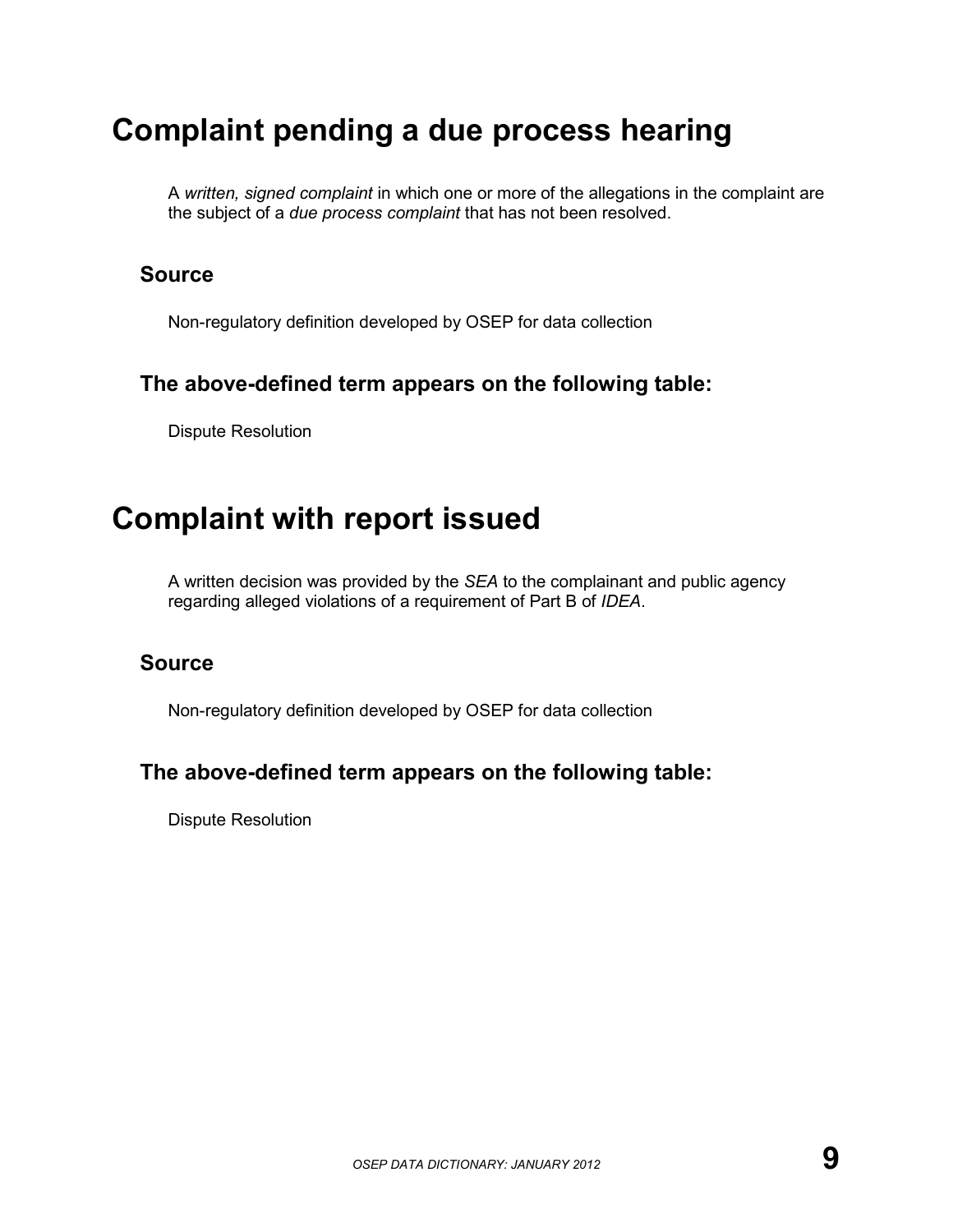# Complaint pending a due process hearing

A *written, signed complaint* in which one or more of the allegations in the complaint are the subject of a *due process complaint* that has not been resolved.

## Source

Non-regulatory definition developed by OSEP for data collection

## The above-defined term appears on the following table:

Dispute Resolution

# Complaint with report issued

A written decision was provided by the *SEA* to the complainant and public agency regarding alleged violations of a requirement of Part B of *IDEA*.

## Source

Non-regulatory definition developed by OSEP for data collection

## The above-defined term appears on the following table:

Dispute Resolution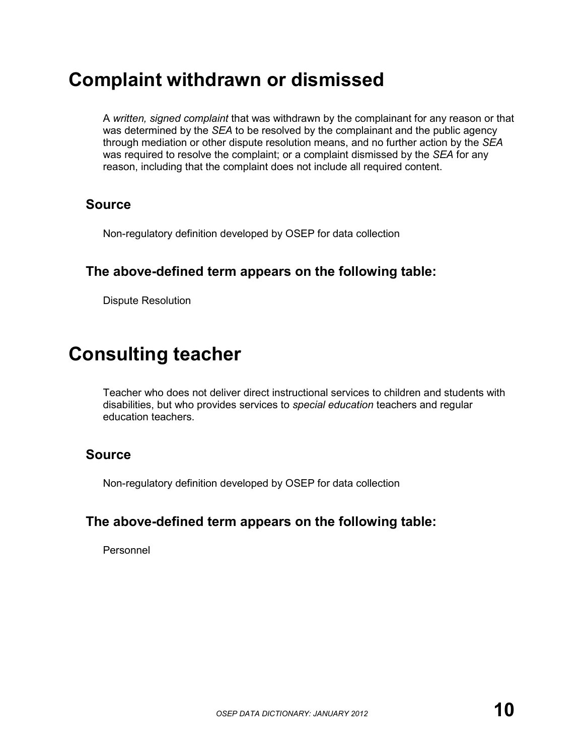# Complaint withdrawn or dismissed

A *written, signed complaint* that was withdrawn by the complainant for any reason or that was determined by the *SEA* to be resolved by the complainant and the public agency through mediation or other dispute resolution means, and no further action by the *SEA* was required to resolve the complaint; or a complaint dismissed by the *SEA* for any reason, including that the complaint does not include all required content.

## Source

Non-regulatory definition developed by OSEP for data collection

## The above-defined term appears on the following table:

Dispute Resolution

# Consulting teacher

Teacher who does not deliver direct instructional services to children and students with disabilities, but who provides services to *special education* teachers and regular education teachers.

## Source

Non-regulatory definition developed by OSEP for data collection

## The above-defined term appears on the following table:

Personnel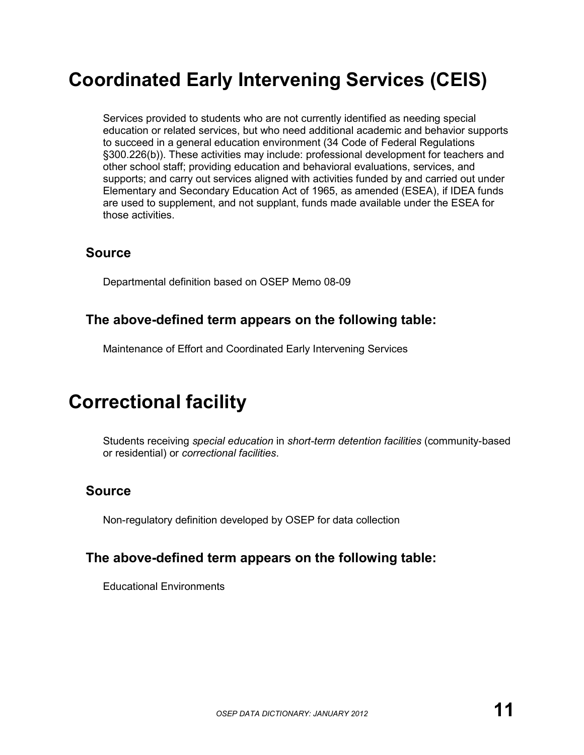# Coordinated Early Intervening Services (CEIS)

Services provided to students who are not currently identified as needing special education or related services, but who need additional academic and behavior supports to succeed in a general education environment (34 Code of Federal Regulations §300.226(b)). These activities may include: professional development for teachers and other school staff; providing education and behavioral evaluations, services, and supports; and carry out services aligned with activities funded by and carried out under Elementary and Secondary Education Act of 1965, as amended (ESEA), if IDEA funds are used to supplement, and not supplant, funds made available under the ESEA for those activities.

## Source

Departmental definition based on OSEP Memo 08-09

## The above-defined term appears on the following table:

Maintenance of Effort and Coordinated Early Intervening Services

# Correctional facility

Students receiving *special education* in *short-term detention facilities* (community-based or residential) or *correctional facilities*.

## Source

Non-regulatory definition developed by OSEP for data collection

## The above-defined term appears on the following table:

Educational Environments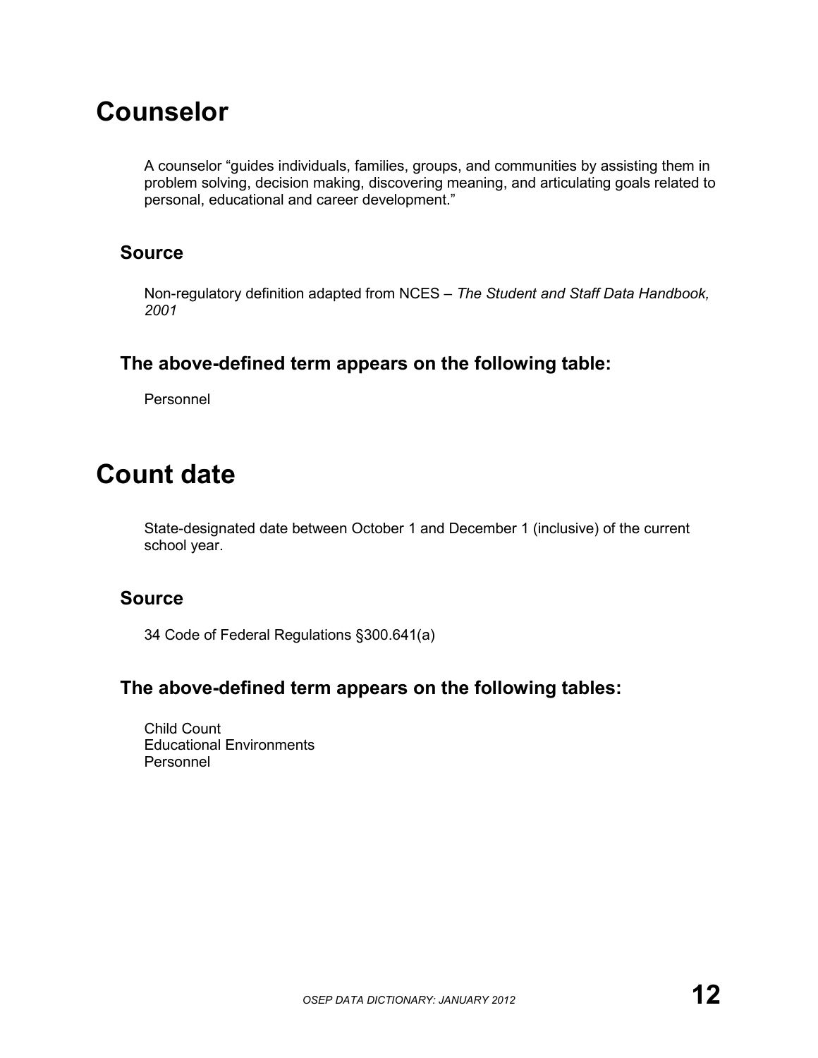# Counselor

A counselor “guides individuals, families, groups, and communities by assisting them in problem solving, decision making, discovering meaning, and articulating goals related to personal, educational and career development.”

## Source

Non-regulatory definition adapted from NCES – *The Student and Staff Data Handbook, 2001*

## The above-defined term appears on the following table:

Personnel

# Count date

State-designated date between October 1 and December 1 (inclusive) of the current school year.

## Source

34 Code of Federal Regulations §300.641(a)

## The above-defined term appears on the following tables:

Child Count  
Educational Environments  
Personnel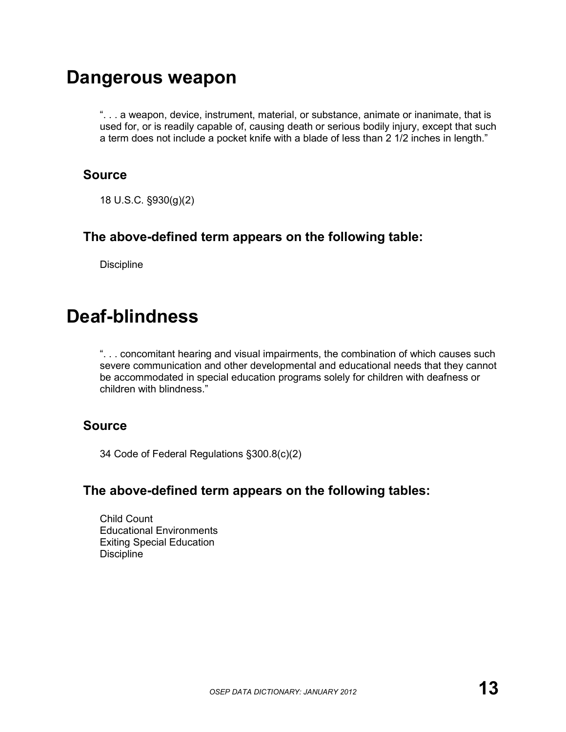# Dangerous weapon

". . . a weapon, device, instrument, material, or substance, animate or inanimate, that is used for, or is readily capable of, causing death or serious bodily injury, except that such a term does not include a pocket knife with a blade of less than 2 1/2 inches in length."

## Source

18 U.S.C. §930(g)(2)

## The above-defined term appears on the following table:

Discipline

# Deaf-blindness

". . . concomitant hearing and visual impairments, the combination of which causes such severe communication and other developmental and educational needs that they cannot be accommodated in special education programs solely for children with deafness or children with blindness."

## Source

34 Code of Federal Regulations §300.8(c)(2)

## The above-defined term appears on the following tables:

Child Count
Educational Environments
Exiting Special Education
Discipline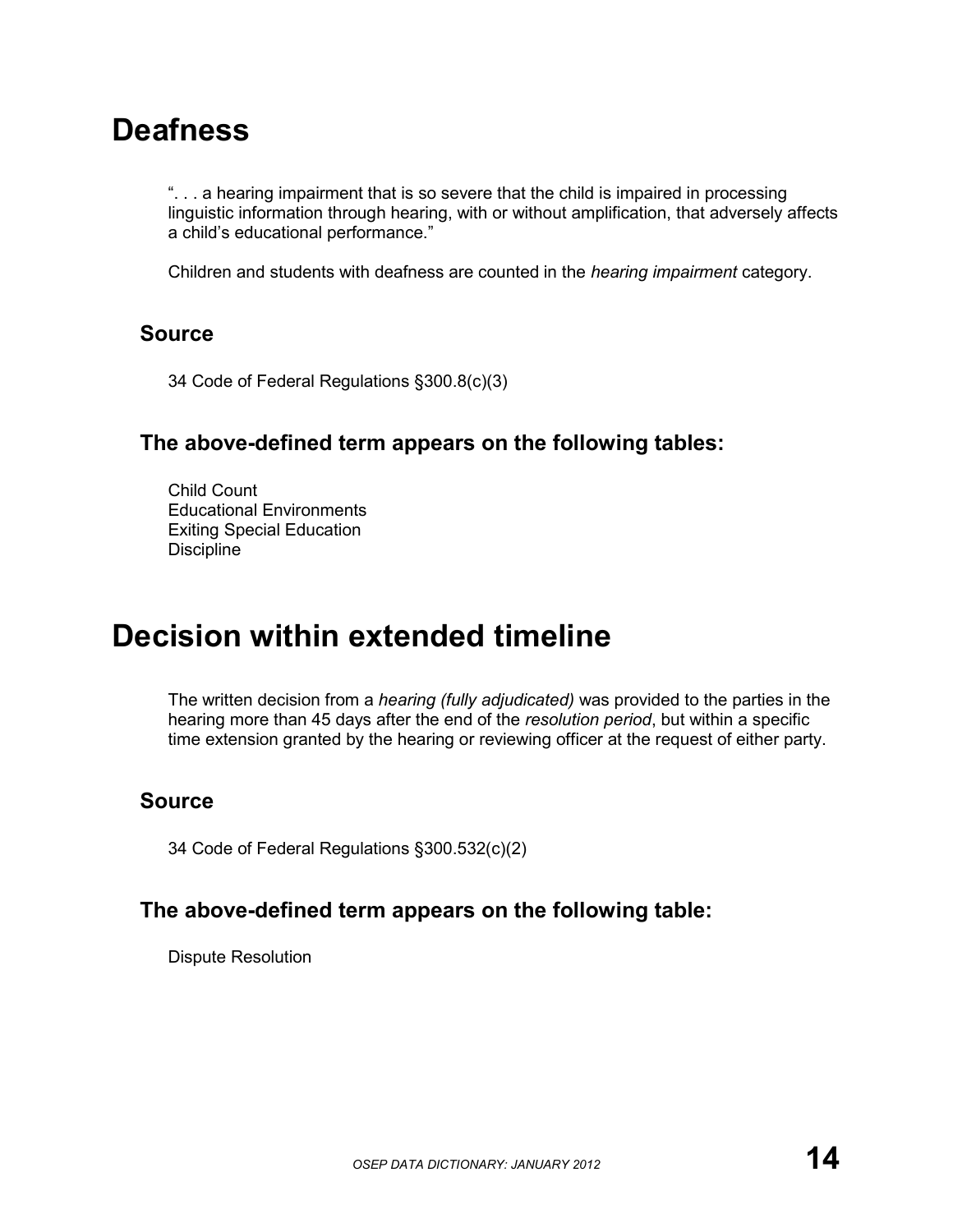# Deafness

". . . a hearing impairment that is so severe that the child is impaired in processing linguistic information through hearing, with or without amplification, that adversely affects a child's educational performance."

Children and students with deafness are counted in the *hearing impairment* category.

## Source

34 Code of Federal Regulations §300.8(c)(3)

## The above-defined term appears on the following tables:

Child Count
Educational Environments
Exiting Special Education
Discipline

# Decision within extended timeline

The written decision from a *hearing (fully adjudicated)* was provided to the parties in the hearing more than 45 days after the end of the *resolution period*, but within a specific time extension granted by the hearing or reviewing officer at the request of either party.

## Source

34 Code of Federal Regulations §300.532(c)(2)

## The above-defined term appears on the following table:

Dispute Resolution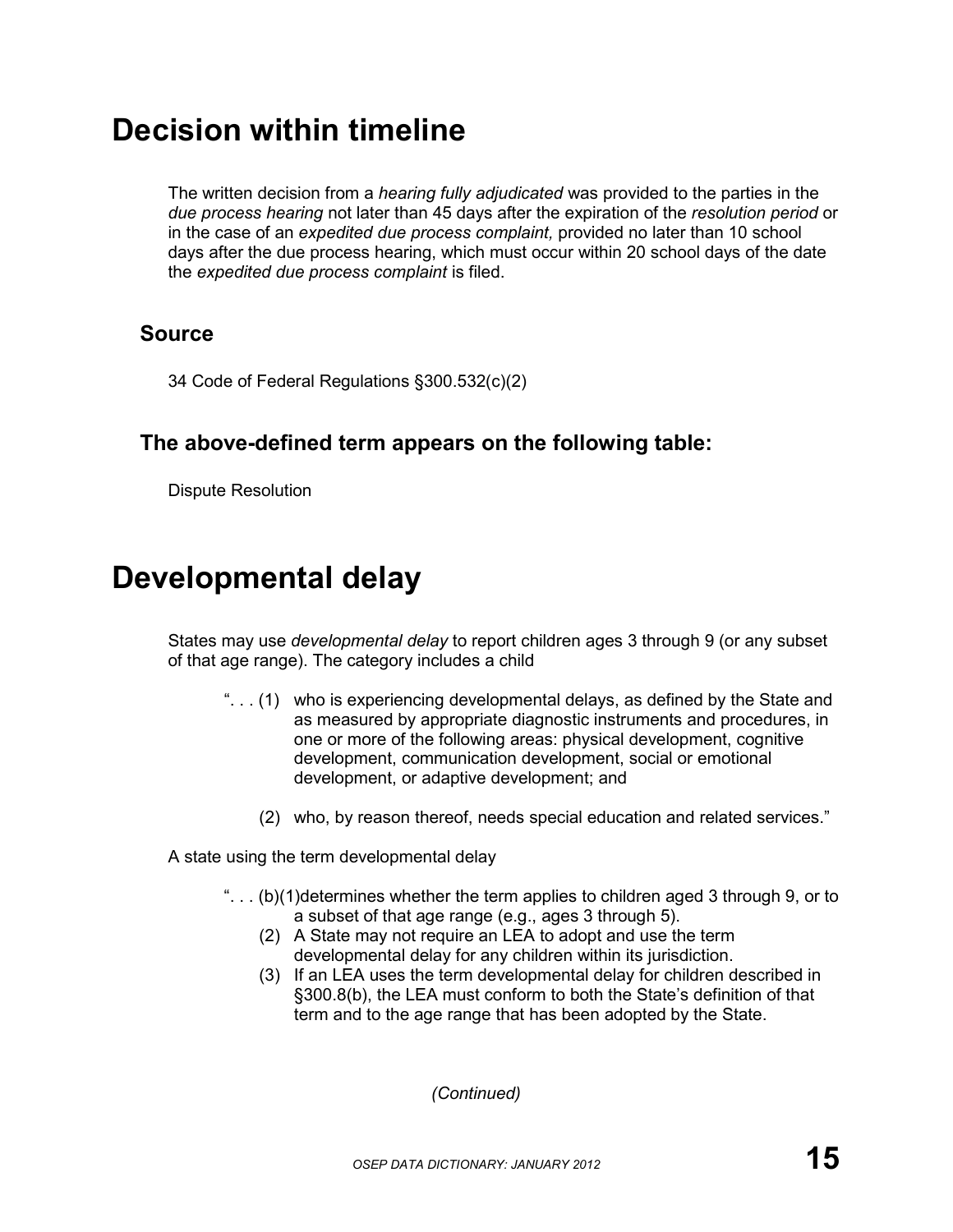# Decision within timeline

The written decision from a *hearing fully adjudicated* was provided to the parties in the *due process hearing* not later than 45 days after the expiration of the *resolution period* or in the case of an *expedited due process complaint,* provided no later than 10 school days after the due process hearing, which must occur within 20 school days of the date the *expedited due process complaint* is filed.

## Source

34 Code of Federal Regulations §300.532(c)(2)

## The above-defined term appears on the following table:

Dispute Resolution

# Developmental delay

States may use *developmental delay* to report children ages 3 through 9 (or any subset of that age range). The category includes a child

> ". . . (1) who is experiencing developmental delays, as defined by the State and as measured by appropriate diagnostic instruments and procedures, in one or more of the following areas: physical development, cognitive development, communication development, social or emotional development, or adaptive development; and
>
> (2) who, by reason thereof, needs special education and related services."

A state using the term developmental delay

> ". . . (b)(1)determines whether the term applies to children aged 3 through 9, or to a subset of that age range (e.g., ages 3 through 5).
>
> (2) A State may not require an LEA to adopt and use the term developmental delay for any children within its jurisdiction.
>
> (3) If an LEA uses the term developmental delay for children described in §300.8(b), the LEA must conform to both the State's definition of that term and to the age range that has been adopted by the State.

*(Continued)*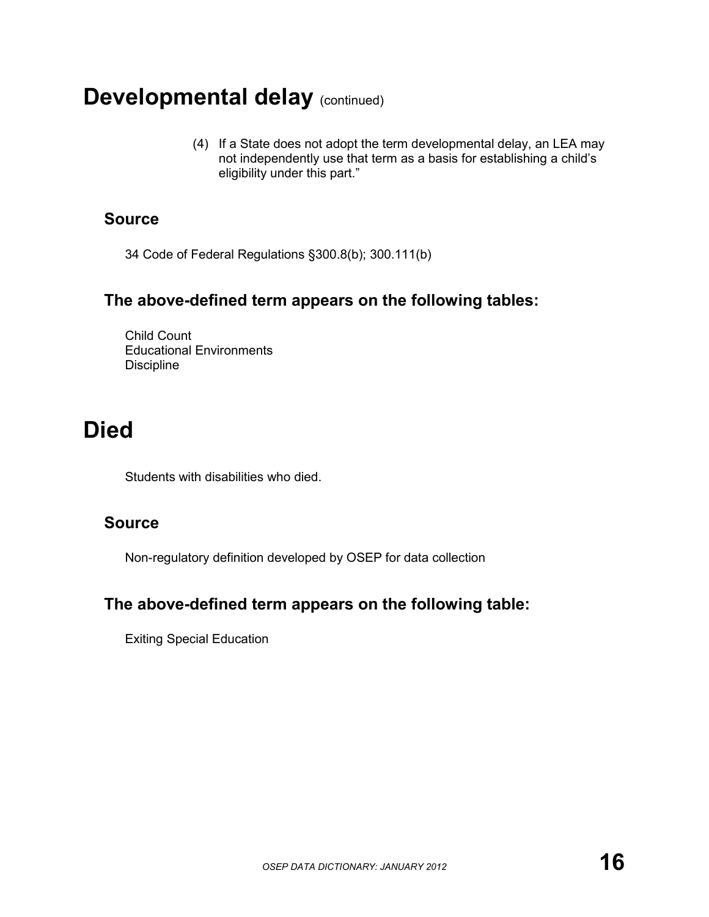# Developmental delay (continued)

(4) If a State does not adopt the term developmental delay, an LEA may not independently use that term as a basis for establishing a child's eligibility under this part."

## Source

34 Code of Federal Regulations §300.8(b); 300.111(b)

## The above-defined term appears on the following tables:

Child Count
Educational Environments
Discipline

# Died

Students with disabilities who died.

## Source

Non-regulatory definition developed by OSEP for data collection

## The above-defined term appears on the following table:

Exiting Special Education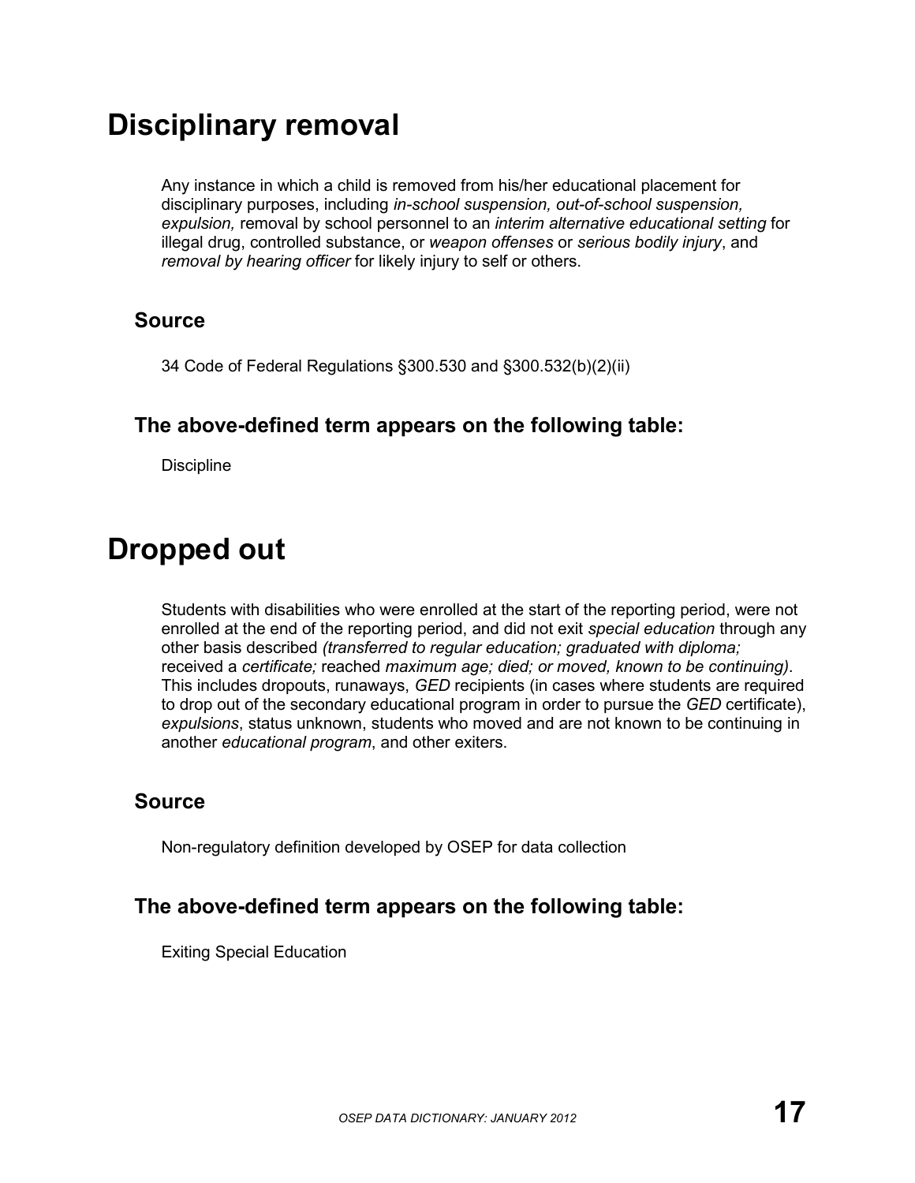# Disciplinary removal

Any instance in which a child is removed from his/her educational placement for disciplinary purposes, including *in-school suspension, out-of-school suspension, expulsion,* removal by school personnel to an *interim alternative educational setting* for illegal drug, controlled substance, or *weapon offenses* or *serious bodily injury*, and *removal by hearing officer* for likely injury to self or others.

## Source

34 Code of Federal Regulations §300.530 and §300.532(b)(2)(ii)

## The above-defined term appears on the following table:

Discipline

# Dropped out

Students with disabilities who were enrolled at the start of the reporting period, were not enrolled at the end of the reporting period, and did not exit *special education* through any other basis described *(transferred to regular education; graduated with diploma;* received a *certificate;* reached *maximum age; died; or moved, known to be continuing)*. This includes dropouts, runaways, *GED* recipients (in cases where students are required to drop out of the secondary educational program in order to pursue the *GED* certificate), *expulsions*, status unknown, students who moved and are not known to be continuing in another *educational program*, and other exiters.

## Source

Non-regulatory definition developed by OSEP for data collection

## The above-defined term appears on the following table:

Exiting Special Education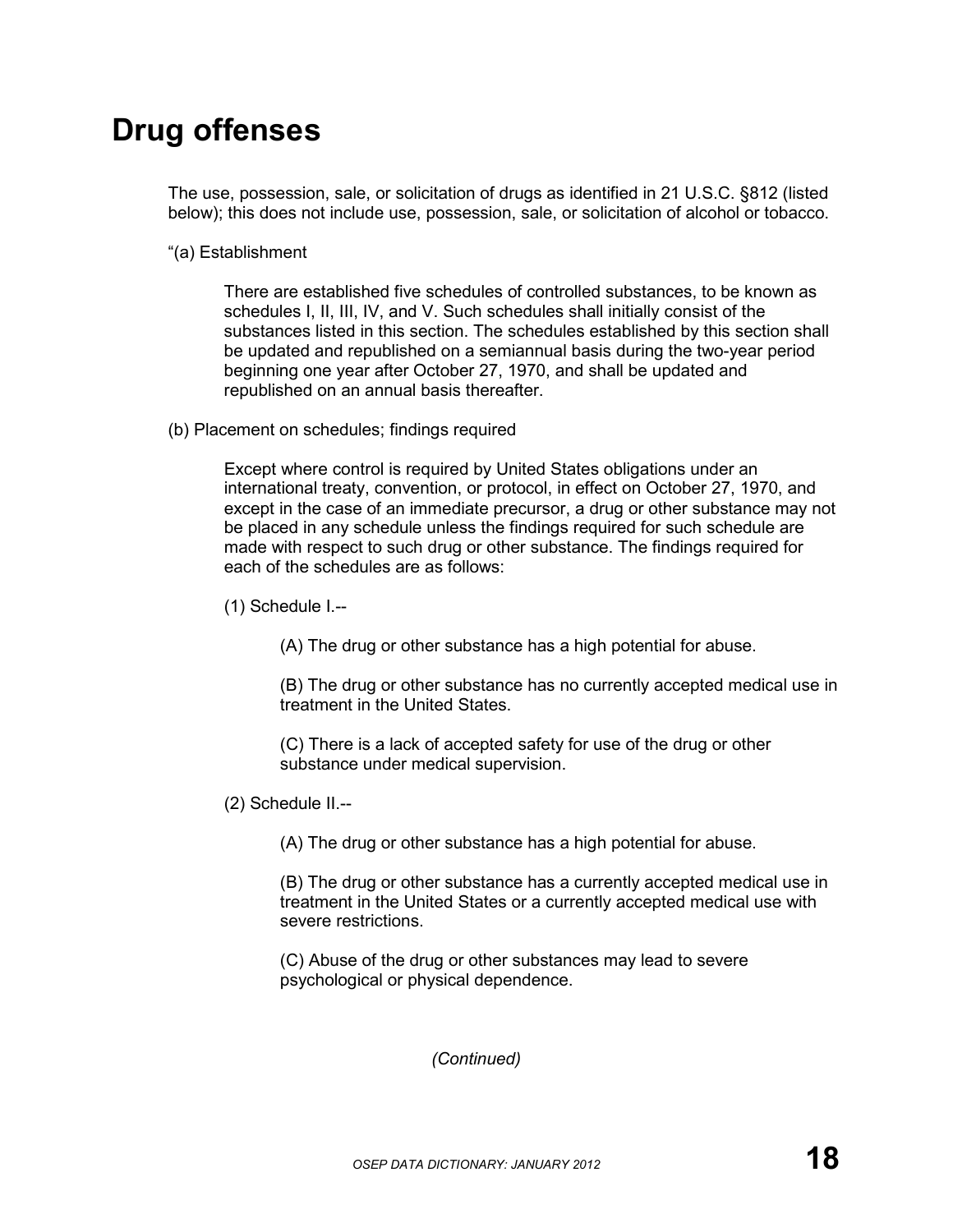# Drug offenses

The use, possession, sale, or solicitation of drugs as identified in 21 U.S.C. §812 (listed below); this does not include use, possession, sale, or solicitation of alcohol or tobacco.

“(a) Establishment

> There are established five schedules of controlled substances, to be known as schedules I, II, III, IV, and V. Such schedules shall initially consist of the substances listed in this section. The schedules established by this section shall be updated and republished on a semiannual basis during the two-year period beginning one year after October 27, 1970, and shall be updated and republished on an annual basis thereafter.

(b) Placement on schedules; findings required

> Except where control is required by United States obligations under an international treaty, convention, or protocol, in effect on October 27, 1970, and except in the case of an immediate precursor, a drug or other substance may not be placed in any schedule unless the findings required for such schedule are made with respect to such drug or other substance. The findings required for each of the schedules are as follows:
>
> (1) Schedule I.--
>
> > (A) The drug or other substance has a high potential for abuse.
> >
> > (B) The drug or other substance has no currently accepted medical use in treatment in the United States.
> >
> > (C) There is a lack of accepted safety for use of the drug or other substance under medical supervision.
>
> (2) Schedule II.--
>
> > (A) The drug or other substance has a high potential for abuse.
> >
> > (B) The drug or other substance has a currently accepted medical use in treatment in the United States or a currently accepted medical use with severe restrictions.
> >
> > (C) Abuse of the drug or other substances may lead to severe psychological or physical dependence.

*(Continued)*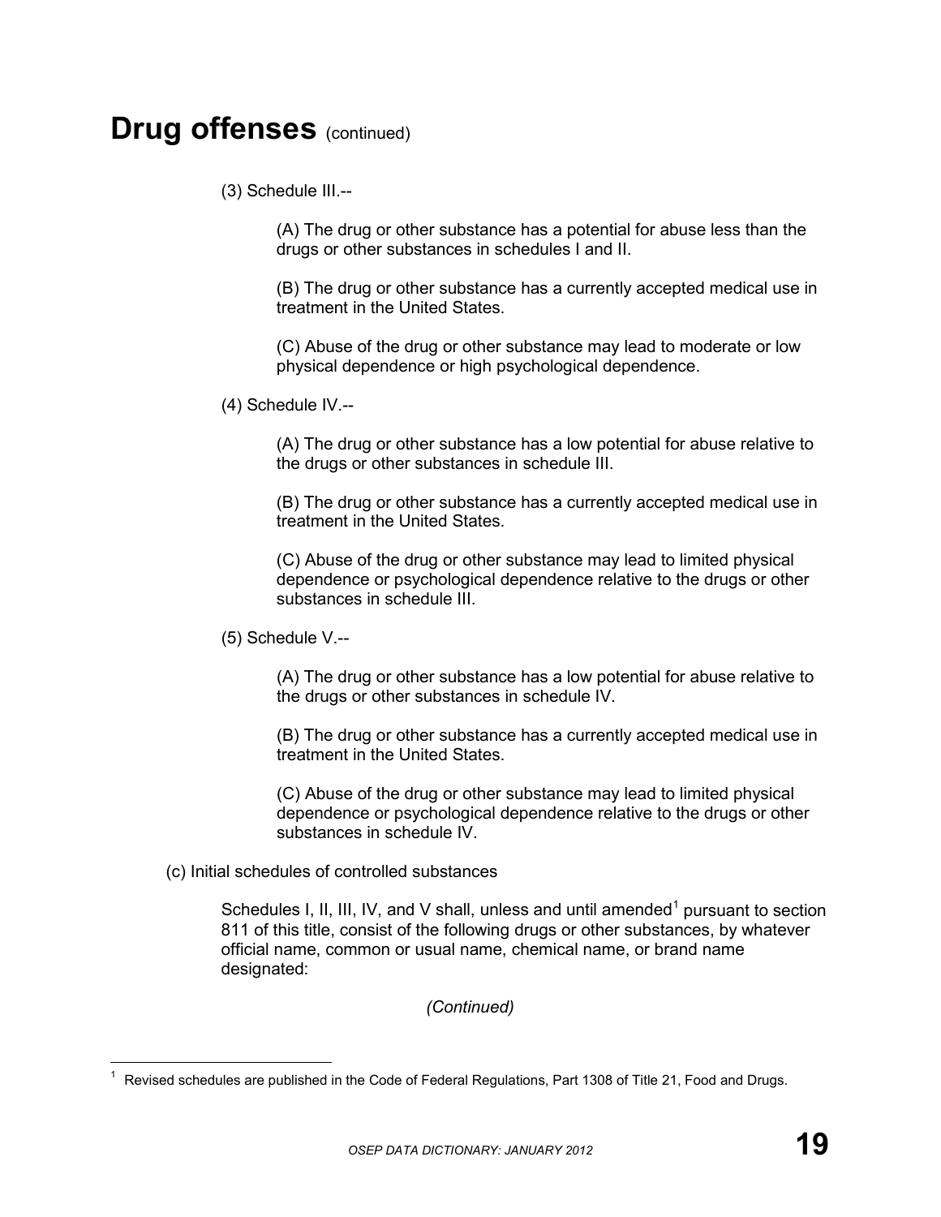# Drug offenses (continued)

(3) Schedule III.--

(A) The drug or other substance has a potential for abuse less than the drugs or other substances in schedules I and II.

(B) The drug or other substance has a currently accepted medical use in treatment in the United States.

(C) Abuse of the drug or other substance may lead to moderate or low physical dependence or high psychological dependence.

(4) Schedule IV.--

(A) The drug or other substance has a low potential for abuse relative to the drugs or other substances in schedule III.

(B) The drug or other substance has a currently accepted medical use in treatment in the United States.

(C) Abuse of the drug or other substance may lead to limited physical dependence or psychological dependence relative to the drugs or other substances in schedule III.

(5) Schedule V.--

(A) The drug or other substance has a low potential for abuse relative to the drugs or other substances in schedule IV.

(B) The drug or other substance has a currently accepted medical use in treatment in the United States.

(C) Abuse of the drug or other substance may lead to limited physical dependence or psychological dependence relative to the drugs or other substances in schedule IV.

(c) Initial schedules of controlled substances

Schedules I, II, III, IV, and V shall, unless and until amended[1] pursuant to section 811 of this title, consist of the following drugs or other substances, by whatever official name, common or usual name, chemical name, or brand name designated:

*(Continued)*

[1] Revised schedules are published in the Code of Federal Regulations, Part 1308 of Title 21, Food and Drugs.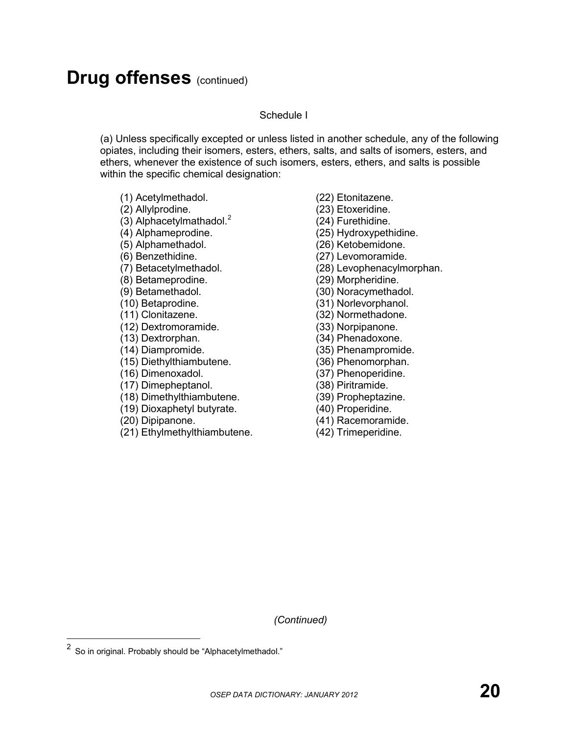# Drug offenses (continued)

Schedule I

(a) Unless specifically excepted or unless listed in another schedule, any of the following opiates, including their isomers, esters, ethers, salts, and salts of isomers, esters, and ethers, whenever the existence of such isomers, esters, ethers, and salts is possible within the specific chemical designation:

(1) Acetylmethadol.
(2) Allylprodine.
(3) Alphacetylmathadol.[2]
(4) Alphameprodine.
(5) Alphamethadol.
(6) Benzethidine.
(7) Betacetylmethadol.
(8) Betameprodine.
(9) Betamethadol.
(10) Betaprodine.
(11) Clonitazene.
(12) Dextromoramide.
(13) Dextrorphan.
(14) Diampromide.
(15) Diethylthiambutene.
(16) Dimenoxadol.
(17) Dimepheptanol.
(18) Dimethylthiambutene.
(19) Dioxaphetyl butyrate.
(20) Dipipanone.
(21) Ethylmethylthiambutene.
(22) Etonitazene.
(23) Etoxeridine.
(24) Furethidine.
(25) Hydroxypethidine.
(26) Ketobemidone.
(27) Levomoramide.
(28) Levophenacylmorphan.
(29) Morpheridine.
(30) Noracymethadol.
(31) Norlevorphanol.
(32) Normethadone.
(33) Norpipanone.
(34) Phenadoxone.
(35) Phenampromide.
(36) Phenomorphan.
(37) Phenoperidine.
(38) Piritramide.
(39) Propheptazine.
(40) Properidine.
(41) Racemoramide.
(42) Trimeperidine.

*(Continued)*

[2] So in original. Probably should be "Alphacetylmethadol."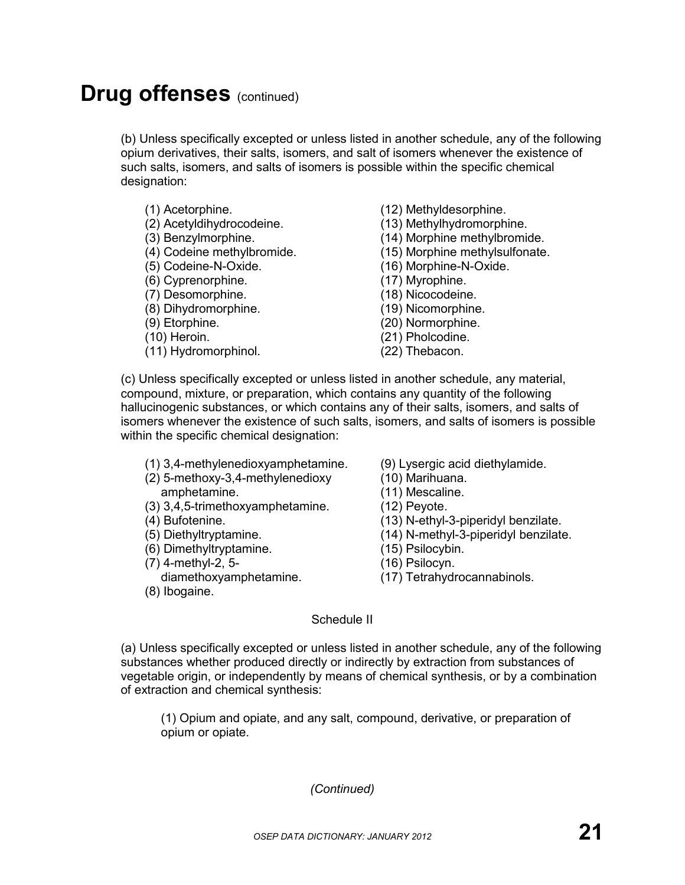# Drug offenses (continued)

(b) Unless specifically excepted or unless listed in another schedule, any of the following opium derivatives, their salts, isomers, and salt of isomers whenever the existence of such salts, isomers, and salts of isomers is possible within the specific chemical designation:

(1) Acetorphine.
(2) Acetyldihydrocodeine.
(3) Benzylmorphine.
(4) Codeine methylbromide.
(5) Codeine-N-Oxide.
(6) Cyprenorphine.
(7) Desomorphine.
(8) Dihydromorphine.
(9) Etorphine.
(10) Heroin.
(11) Hydromorphinol.
(12) Methyldesorphine.
(13) Methylhydromorphine.
(14) Morphine methylbromide.
(15) Morphine methylsulfonate.
(16) Morphine-N-Oxide.
(17) Myrophine.
(18) Nicocodeine.
(19) Nicomorphine.
(20) Normorphine.
(21) Pholcodine.
(22) Thebacon.

(c) Unless specifically excepted or unless listed in another schedule, any material, compound, mixture, or preparation, which contains any quantity of the following hallucinogenic substances, or which contains any of their salts, isomers, and salts of isomers whenever the existence of such salts, isomers, and salts of isomers is possible within the specific chemical designation:

(1) 3,4-methylenedioxyamphetamine.
(2) 5-methoxy-3,4-methylenedioxy amphetamine.
(3) 3,4,5-trimethoxyamphetamine.
(4) Bufotenine.
(5) Diethyltryptamine.
(6) Dimethyltryptamine.
(7) 4-methyl-2, 5-diamethoxyamphetamine.
(8) Ibogaine.
(9) Lysergic acid diethylamide.
(10) Marihuana.
(11) Mescaline.
(12) Peyote.
(13) N-ethyl-3-piperidyl benzilate.
(14) N-methyl-3-piperidyl benzilate.
(15) Psilocybin.
(16) Psilocyn.
(17) Tetrahydrocannabinols.

Schedule II

(a) Unless specifically excepted or unless listed in another schedule, any of the following substances whether produced directly or indirectly by extraction from substances of vegetable origin, or independently by means of chemical synthesis, or by a combination of extraction and chemical synthesis:

(1) Opium and opiate, and any salt, compound, derivative, or preparation of opium or opiate.

*(Continued)*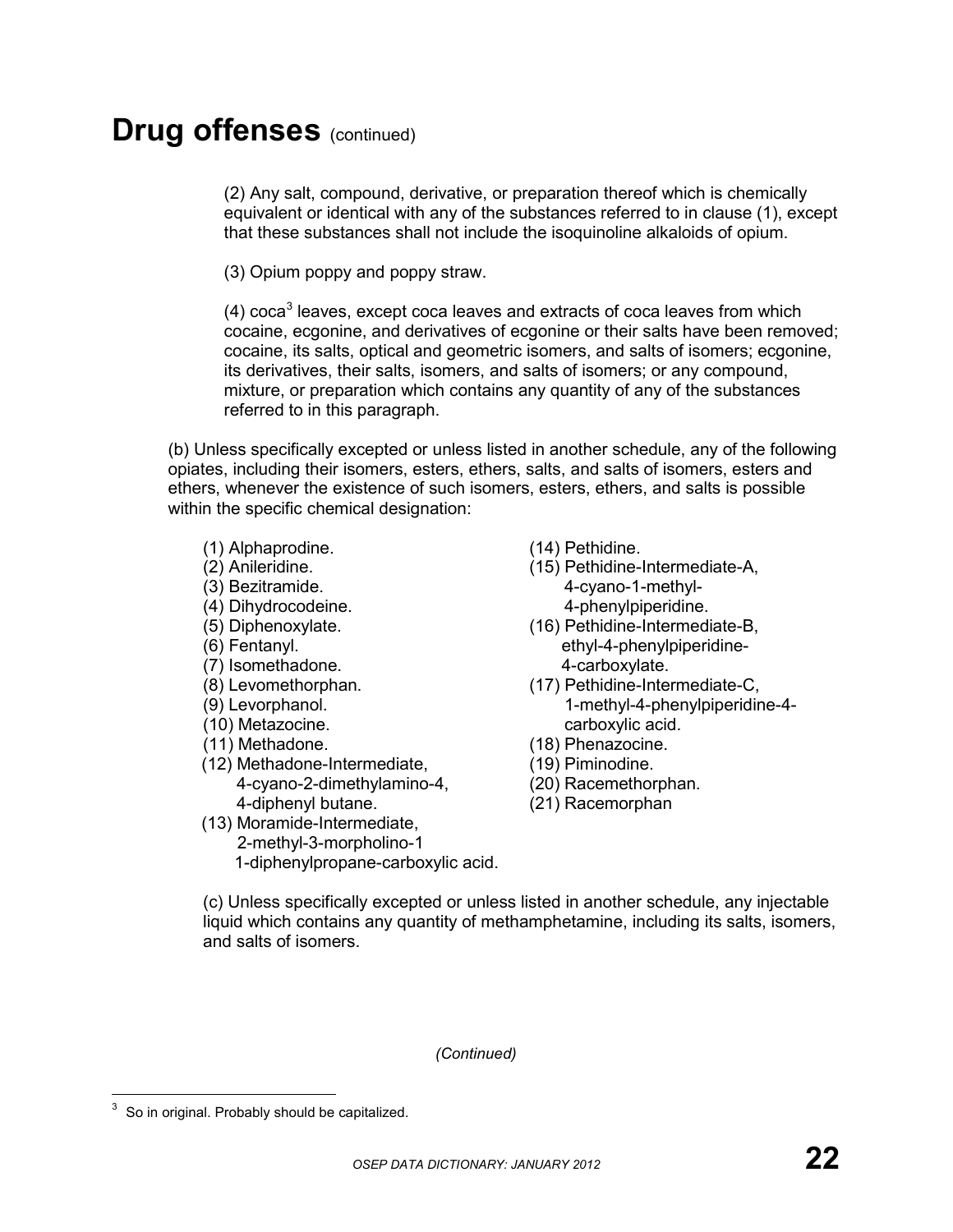# Drug offenses (continued)

(2) Any salt, compound, derivative, or preparation thereof which is chemically equivalent or identical with any of the substances referred to in clause (1), except that these substances shall not include the isoquinoline alkaloids of opium.

(3) Opium poppy and poppy straw.

(4) coca[3] leaves, except coca leaves and extracts of coca leaves from which cocaine, ecgonine, and derivatives of ecgonine or their salts have been removed; cocaine, its salts, optical and geometric isomers, and salts of isomers; ecgonine, its derivatives, their salts, isomers, and salts of isomers; or any compound, mixture, or preparation which contains any quantity of any of the substances referred to in this paragraph.

(b) Unless specifically excepted or unless listed in another schedule, any of the following opiates, including their isomers, esters, ethers, salts, and salts of isomers, esters and ethers, whenever the existence of such isomers, esters, ethers, and salts is possible within the specific chemical designation:

(1) Alphaprodine.
(2) Anileridine.
(3) Bezitramide.
(4) Dihydrocodeine.
(5) Diphenoxylate.
(6) Fentanyl.
(7) Isomethadone.
(8) Levomethorphan.
(9) Levorphanol.
(10) Metazocine.
(11) Methadone.
(12) Methadone-Intermediate, 4-cyano-2-dimethylamino-4, 4-diphenyl butane.
(13) Moramide-Intermediate, 2-methyl-3-morpholino-1 1-diphenylpropane-carboxylic acid.
(14) Pethidine.
(15) Pethidine-Intermediate-A, 4-cyano-1-methyl-4-phenylpiperidine.
(16) Pethidine-Intermediate-B, ethyl-4-phenylpiperidine-4-carboxylate.
(17) Pethidine-Intermediate-C, 1-methyl-4-phenylpiperidine-4-carboxylic acid.
(18) Phenazocine.
(19) Piminodine.
(20) Racemethorphan.
(21) Racemorphan

(c) Unless specifically excepted or unless listed in another schedule, any injectable liquid which contains any quantity of methamphetamine, including its salts, isomers, and salts of isomers.

*(Continued)*

[3] So in original. Probably should be capitalized.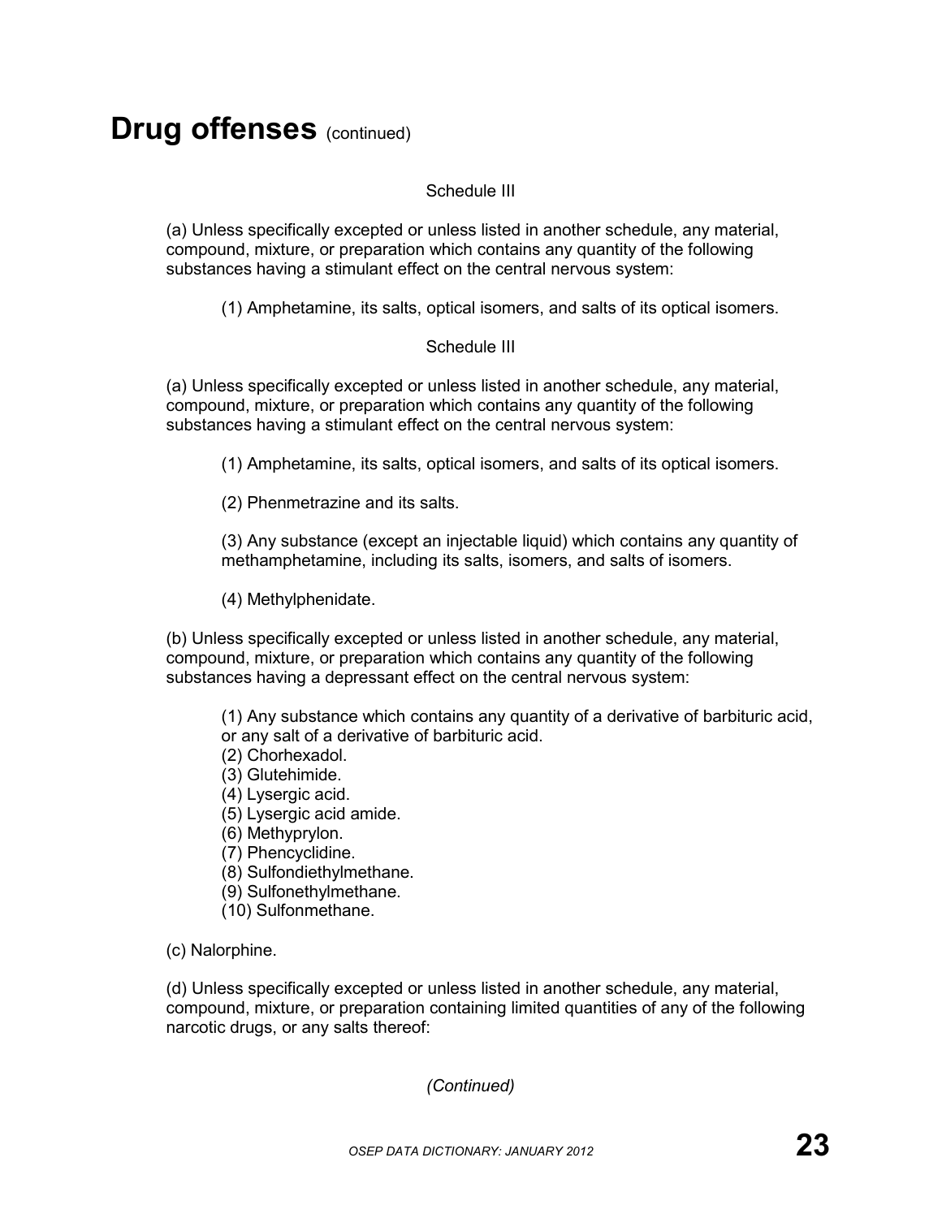# Drug offenses (continued)

Schedule III

(a) Unless specifically excepted or unless listed in another schedule, any material, compound, mixture, or preparation which contains any quantity of the following substances having a stimulant effect on the central nervous system:

(1) Amphetamine, its salts, optical isomers, and salts of its optical isomers.

Schedule III

(a) Unless specifically excepted or unless listed in another schedule, any material, compound, mixture, or preparation which contains any quantity of the following substances having a stimulant effect on the central nervous system:

(1) Amphetamine, its salts, optical isomers, and salts of its optical isomers.

(2) Phenmetrazine and its salts.

(3) Any substance (except an injectable liquid) which contains any quantity of methamphetamine, including its salts, isomers, and salts of isomers.

(4) Methylphenidate.

(b) Unless specifically excepted or unless listed in another schedule, any material, compound, mixture, or preparation which contains any quantity of the following substances having a depressant effect on the central nervous system:

(1) Any substance which contains any quantity of a derivative of barbituric acid, or any salt of a derivative of barbituric acid.
(2) Chorhexadol.
(3) Glutehimide.
(4) Lysergic acid.
(5) Lysergic acid amide.
(6) Methyprylon.
(7) Phencyclidine.
(8) Sulfondiethylmethane.
(9) Sulfonethylmethane.
(10) Sulfonmethane.

(c) Nalorphine.

(d) Unless specifically excepted or unless listed in another schedule, any material, compound, mixture, or preparation containing limited quantities of any of the following narcotic drugs, or any salts thereof:

*(Continued)*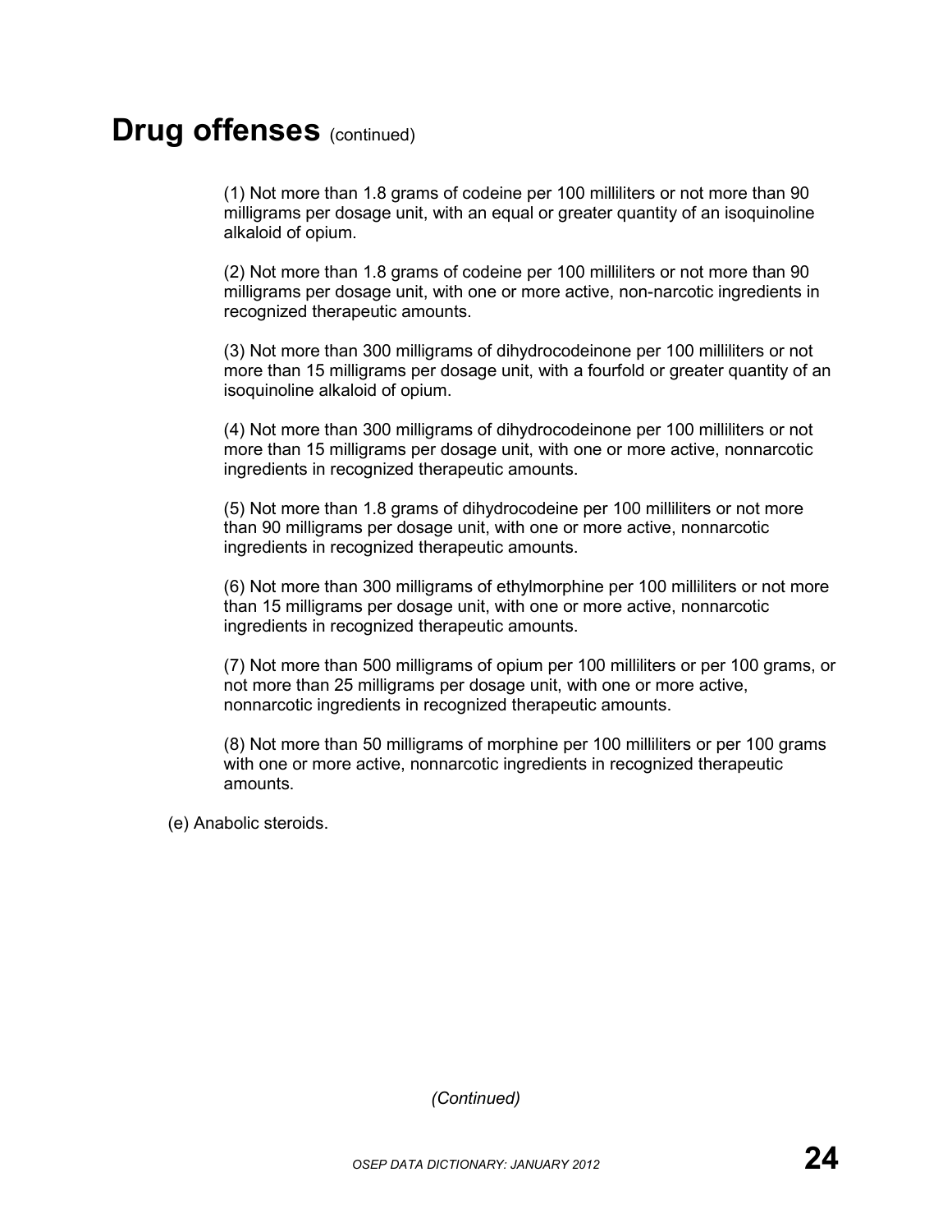# Drug offenses (continued)

(1) Not more than 1.8 grams of codeine per 100 milliliters or not more than 90 milligrams per dosage unit, with an equal or greater quantity of an isoquinoline alkaloid of opium.

(2) Not more than 1.8 grams of codeine per 100 milliliters or not more than 90 milligrams per dosage unit, with one or more active, non-narcotic ingredients in recognized therapeutic amounts.

(3) Not more than 300 milligrams of dihydrocodeinone per 100 milliliters or not more than 15 milligrams per dosage unit, with a fourfold or greater quantity of an isoquinoline alkaloid of opium.

(4) Not more than 300 milligrams of dihydrocodeinone per 100 milliliters or not more than 15 milligrams per dosage unit, with one or more active, nonnarcotic ingredients in recognized therapeutic amounts.

(5) Not more than 1.8 grams of dihydrocodeine per 100 milliliters or not more than 90 milligrams per dosage unit, with one or more active, nonnarcotic ingredients in recognized therapeutic amounts.

(6) Not more than 300 milligrams of ethylmorphine per 100 milliliters or not more than 15 milligrams per dosage unit, with one or more active, nonnarcotic ingredients in recognized therapeutic amounts.

(7) Not more than 500 milligrams of opium per 100 milliliters or per 100 grams, or not more than 25 milligrams per dosage unit, with one or more active, nonnarcotic ingredients in recognized therapeutic amounts.

(8) Not more than 50 milligrams of morphine per 100 milliliters or per 100 grams with one or more active, nonnarcotic ingredients in recognized therapeutic amounts.

(e) Anabolic steroids.

*(Continued)*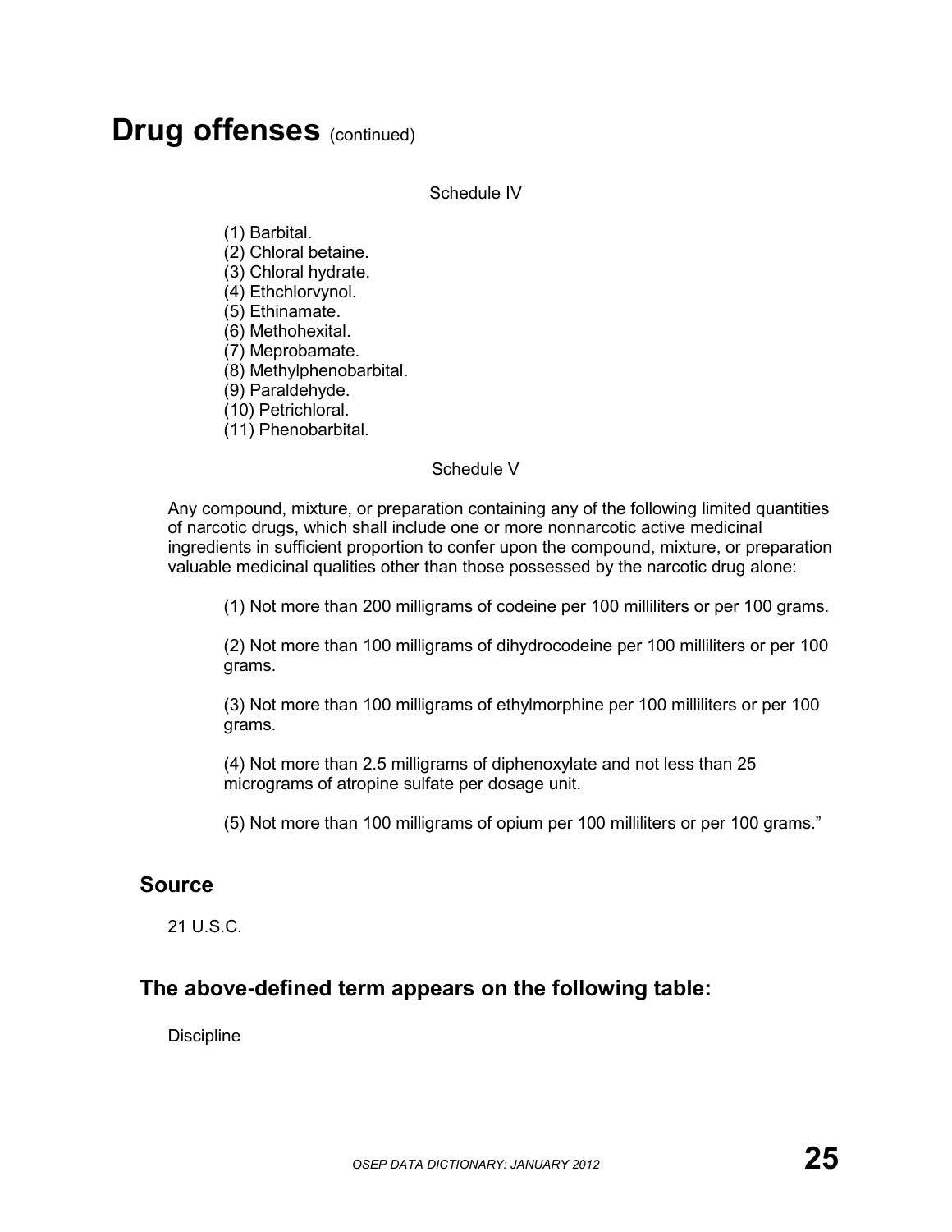# Drug offenses (continued)

Schedule IV

(1) Barbital.
(2) Chloral betaine.
(3) Chloral hydrate.
(4) Ethchlorvynol.
(5) Ethinamate.
(6) Methohexital.
(7) Meprobamate.
(8) Methylphenobarbital.
(9) Paraldehyde.
(10) Petrichloral.
(11) Phenobarbital.

Schedule V

Any compound, mixture, or preparation containing any of the following limited quantities of narcotic drugs, which shall include one or more nonnarcotic active medicinal ingredients in sufficient proportion to confer upon the compound, mixture, or preparation valuable medicinal qualities other than those possessed by the narcotic drug alone:

(1) Not more than 200 milligrams of codeine per 100 milliliters or per 100 grams.

(2) Not more than 100 milligrams of dihydrocodeine per 100 milliliters or per 100 grams.

(3) Not more than 100 milligrams of ethylmorphine per 100 milliliters or per 100 grams.

(4) Not more than 2.5 milligrams of diphenoxylate and not less than 25 micrograms of atropine sulfate per dosage unit.

(5) Not more than 100 milligrams of opium per 100 milliliters or per 100 grams."

## Source

21 U.S.C.

## The above-defined term appears on the following table:

Discipline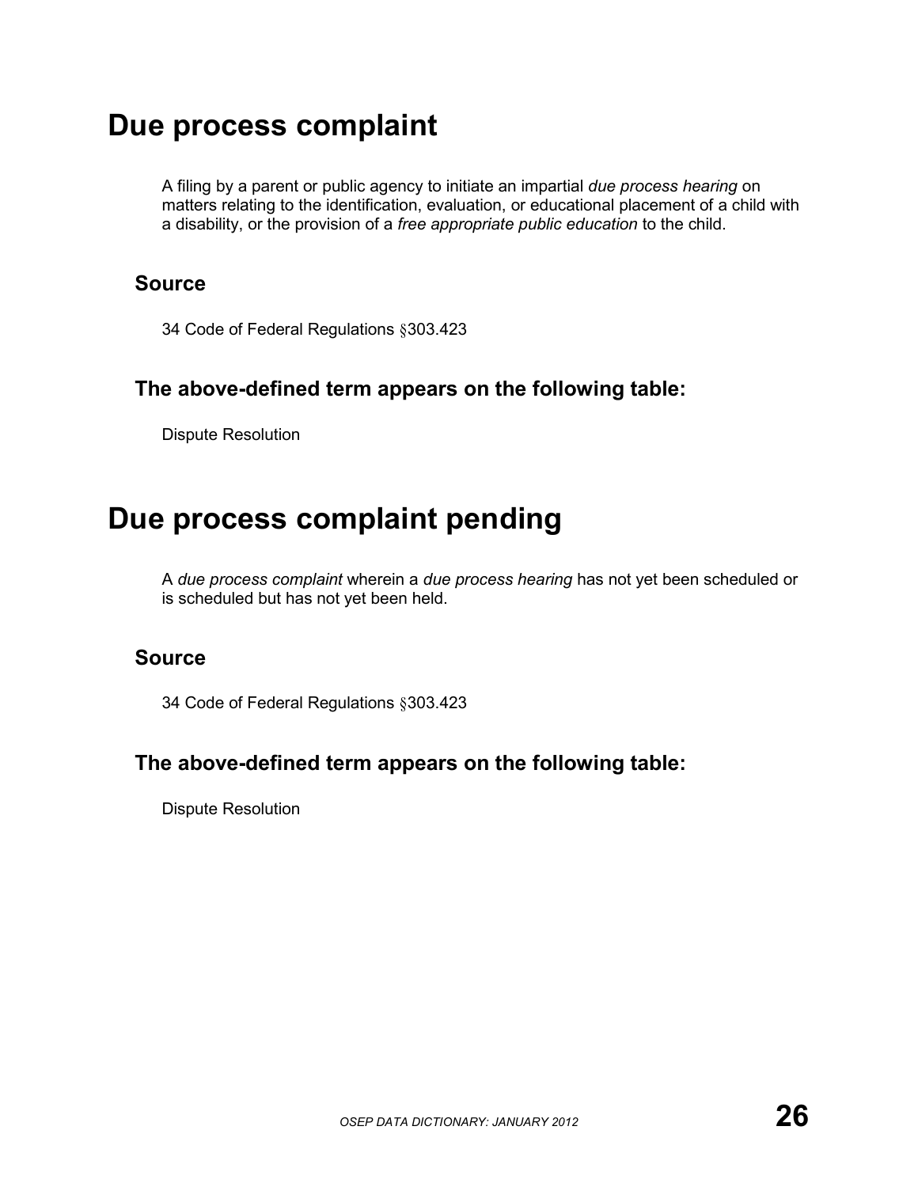# Due process complaint

A filing by a parent or public agency to initiate an impartial *due process hearing* on matters relating to the identification, evaluation, or educational placement of a child with a disability, or the provision of a *free appropriate public education* to the child.

## Source

34 Code of Federal Regulations §303.423

## The above-defined term appears on the following table:

Dispute Resolution

# Due process complaint pending

A *due process complaint* wherein a *due process hearing* has not yet been scheduled or is scheduled but has not yet been held.

## Source

34 Code of Federal Regulations §303.423

## The above-defined term appears on the following table:

Dispute Resolution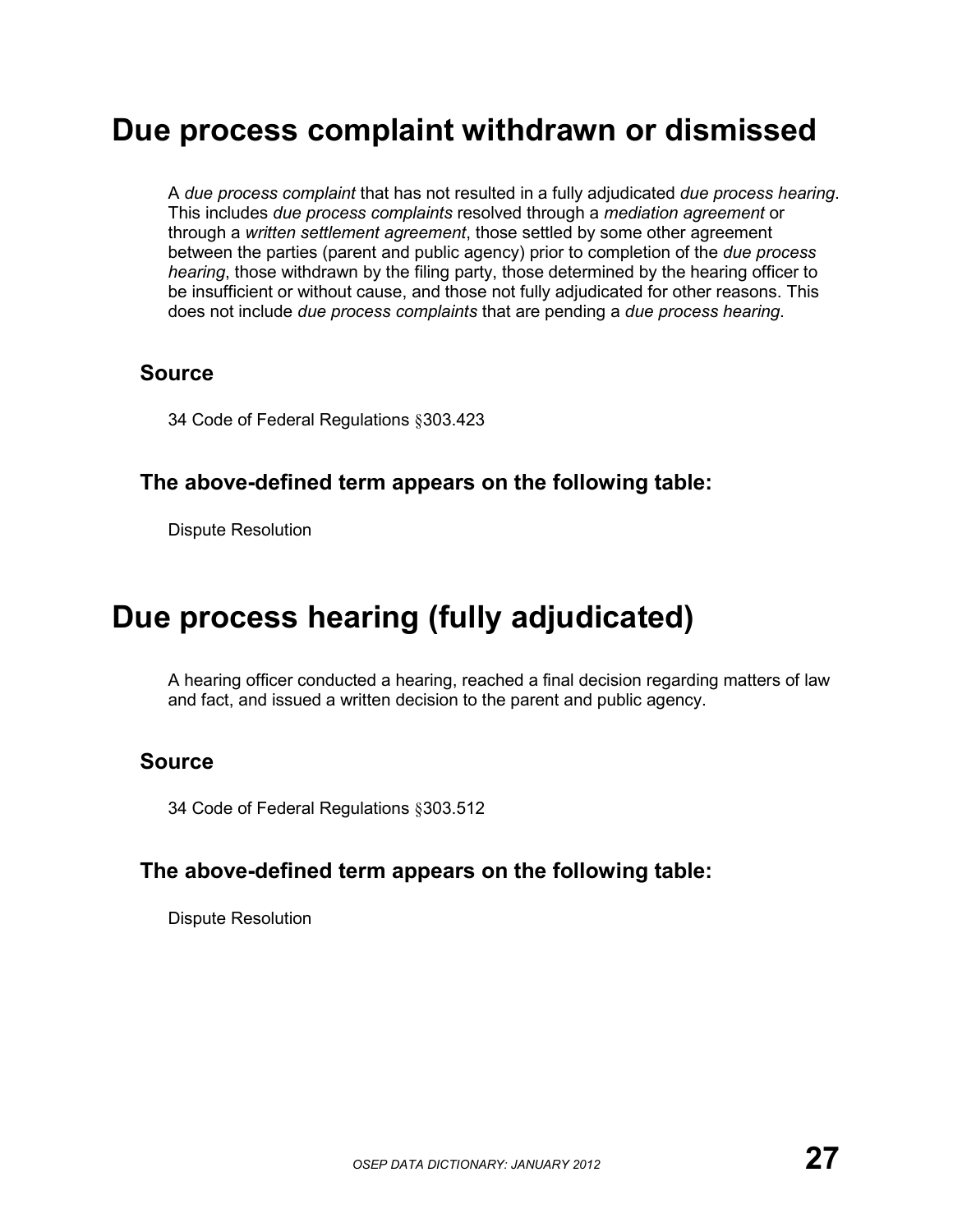# Due process complaint withdrawn or dismissed

A *due process complaint* that has not resulted in a fully adjudicated *due process hearing*. This includes *due process complaints* resolved through a *mediation agreement* or through a *written settlement agreement*, those settled by some other agreement between the parties (parent and public agency) prior to completion of the *due process hearing*, those withdrawn by the filing party, those determined by the hearing officer to be insufficient or without cause, and those not fully adjudicated for other reasons. This does not include *due process complaints* that are pending a *due process hearing*.

## Source

34 Code of Federal Regulations §303.423

## The above-defined term appears on the following table:

Dispute Resolution

# Due process hearing (fully adjudicated)

A hearing officer conducted a hearing, reached a final decision regarding matters of law and fact, and issued a written decision to the parent and public agency.

## Source

34 Code of Federal Regulations §303.512

## The above-defined term appears on the following table:

Dispute Resolution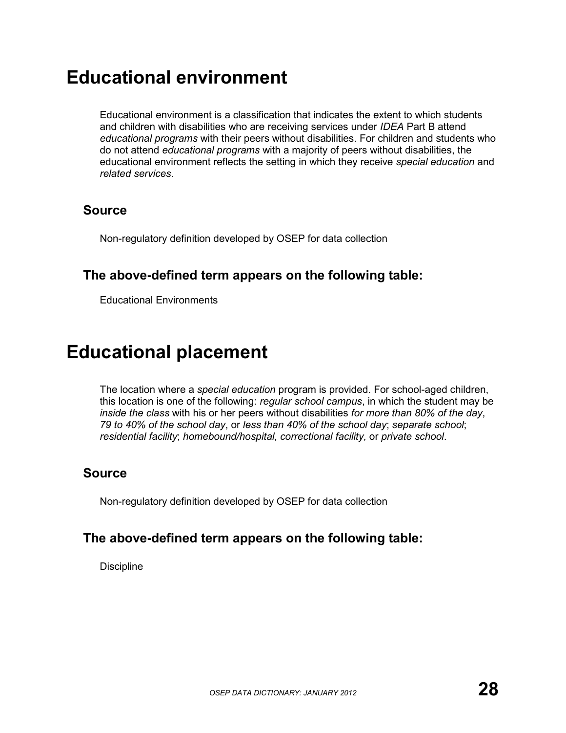# Educational environment

Educational environment is a classification that indicates the extent to which students and children with disabilities who are receiving services under *IDEA* Part B attend *educational programs* with their peers without disabilities. For children and students who do not attend *educational programs* with a majority of peers without disabilities, the educational environment reflects the setting in which they receive *special education* and *related services*.

## Source

Non-regulatory definition developed by OSEP for data collection

## The above-defined term appears on the following table:

Educational Environments

# Educational placement

The location where a *special education* program is provided. For school-aged children, this location is one of the following: *regular school campus*, in which the student may be *inside the class* with his or her peers without disabilities *for more than 80% of the day*, *79 to 40% of the school day*, or *less than 40% of the school day*; *separate school*; *residential facility*; *homebound/hospital, correctional facility,* or *private school*.

## Source

Non-regulatory definition developed by OSEP for data collection

## The above-defined term appears on the following table:

Discipline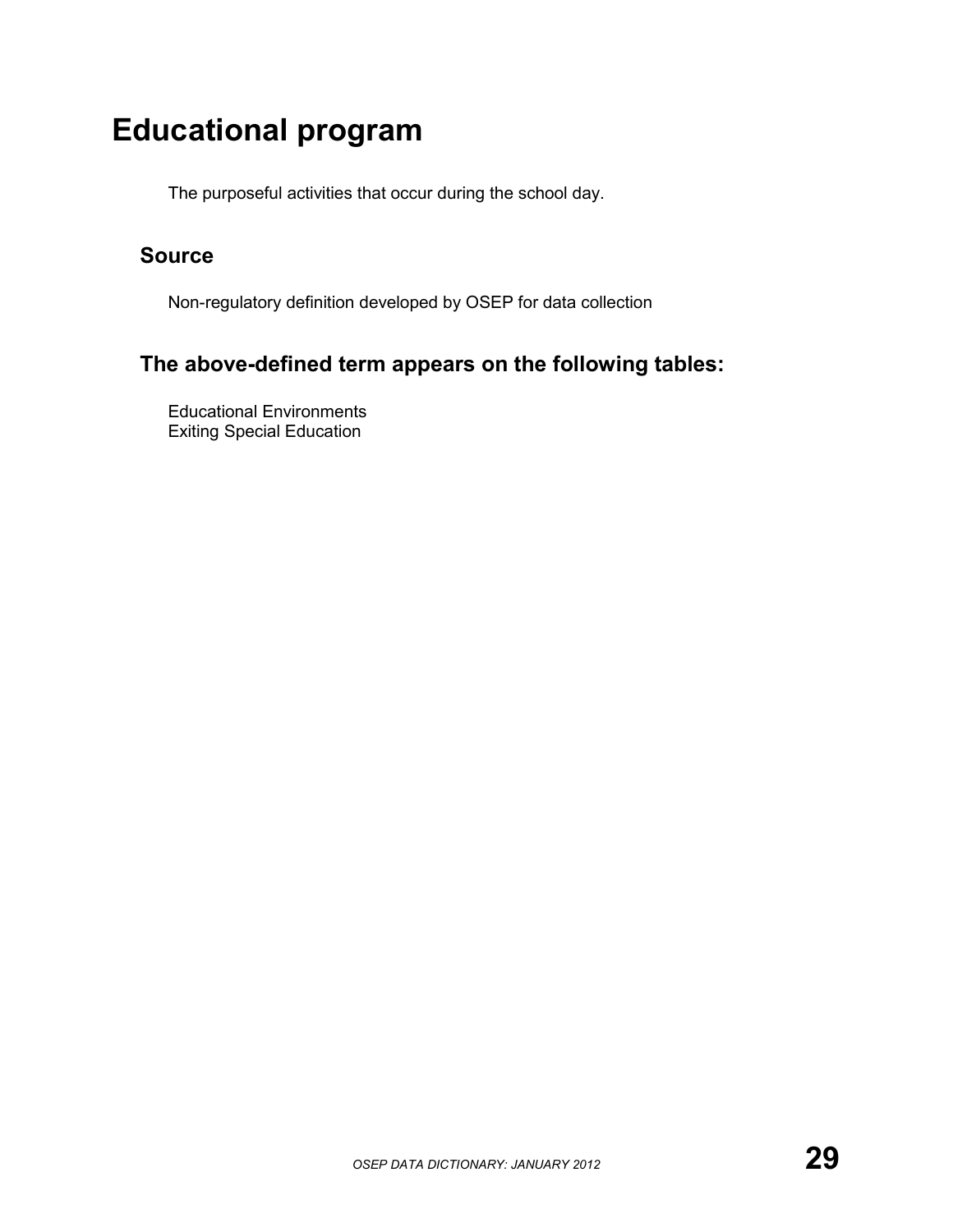# Educational program

The purposeful activities that occur during the school day.

## Source

Non-regulatory definition developed by OSEP for data collection

## The above-defined term appears on the following tables:

Educational Environments
Exiting Special Education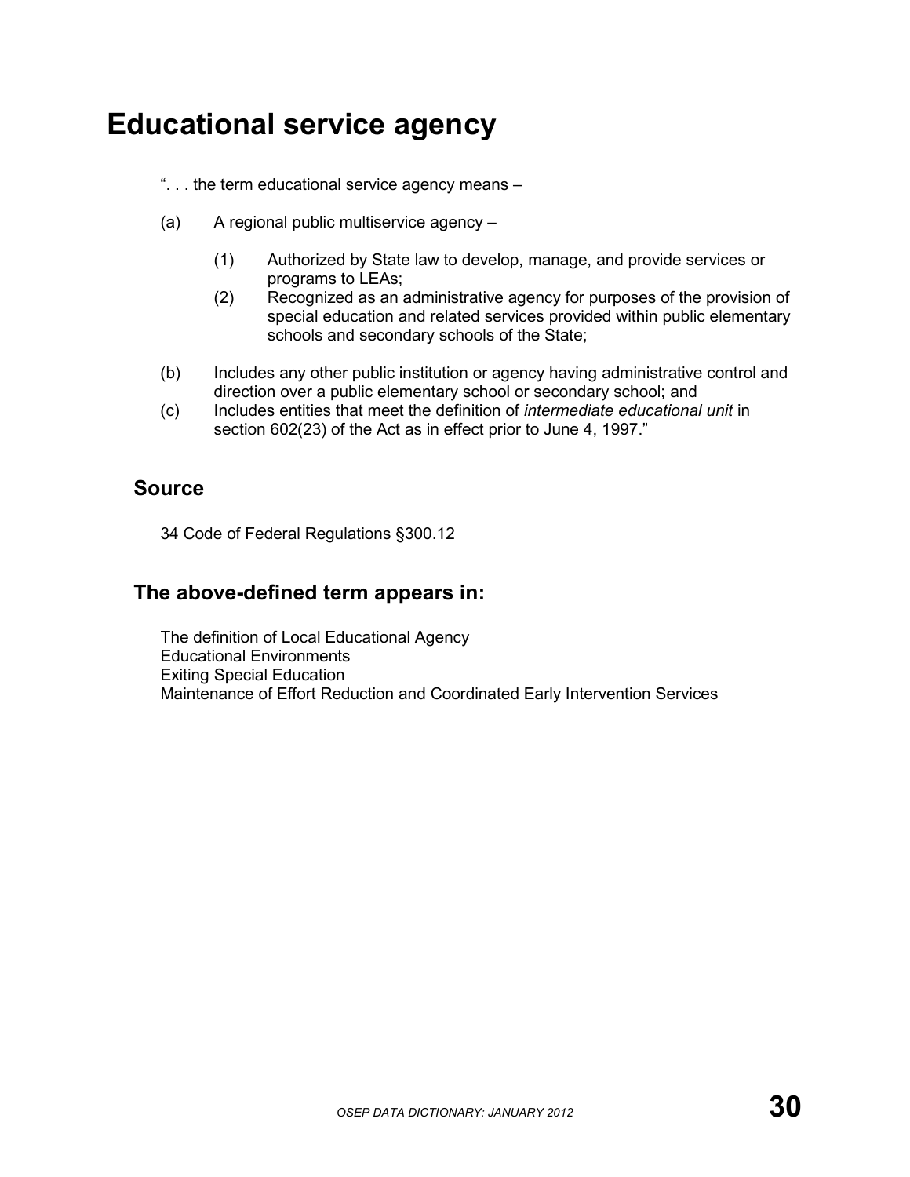# Educational service agency

". . . the term educational service agency means –

(a) A regional public multiservice agency –

  (1) Authorized by State law to develop, manage, and provide services or programs to LEAs;

  (2) Recognized as an administrative agency for purposes of the provision of special education and related services provided within public elementary schools and secondary schools of the State;

(b) Includes any other public institution or agency having administrative control and direction over a public elementary school or secondary school; and

(c) Includes entities that meet the definition of *intermediate educational unit* in section 602(23) of the Act as in effect prior to June 4, 1997."

## Source

34 Code of Federal Regulations §300.12

## The above-defined term appears in:

The definition of Local Educational Agency
Educational Environments
Exiting Special Education
Maintenance of Effort Reduction and Coordinated Early Intervention Services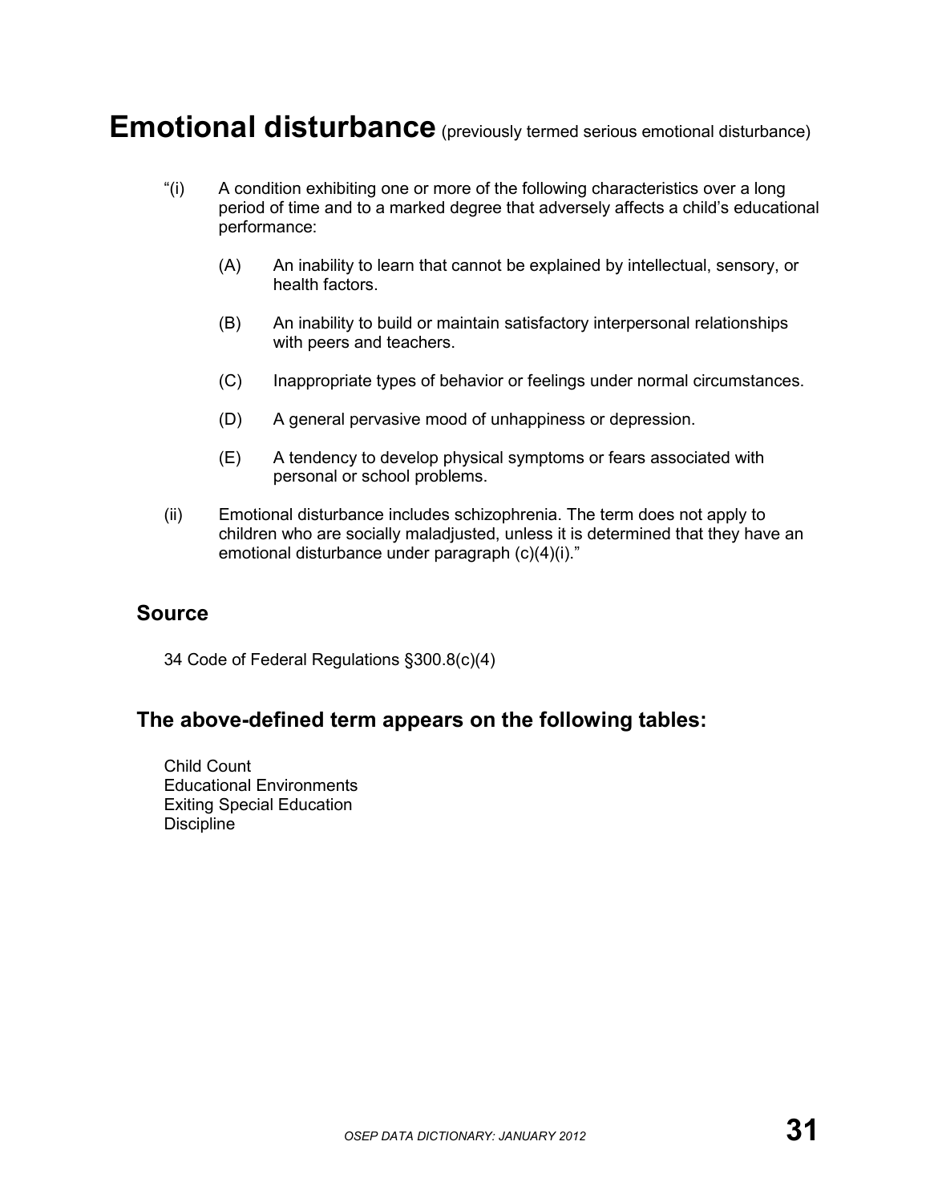# Emotional disturbance (previously termed serious emotional disturbance)

"(i) A condition exhibiting one or more of the following characteristics over a long period of time and to a marked degree that adversely affects a child's educational performance:

(A) An inability to learn that cannot be explained by intellectual, sensory, or health factors.

(B) An inability to build or maintain satisfactory interpersonal relationships with peers and teachers.

(C) Inappropriate types of behavior or feelings under normal circumstances.

(D) A general pervasive mood of unhappiness or depression.

(E) A tendency to develop physical symptoms or fears associated with personal or school problems.

(ii) Emotional disturbance includes schizophrenia. The term does not apply to children who are socially maladjusted, unless it is determined that they have an emotional disturbance under paragraph (c)(4)(i)."

## Source

34 Code of Federal Regulations §300.8(c)(4)

## The above-defined term appears on the following tables:

Child Count
Educational Environments
Exiting Special Education
Discipline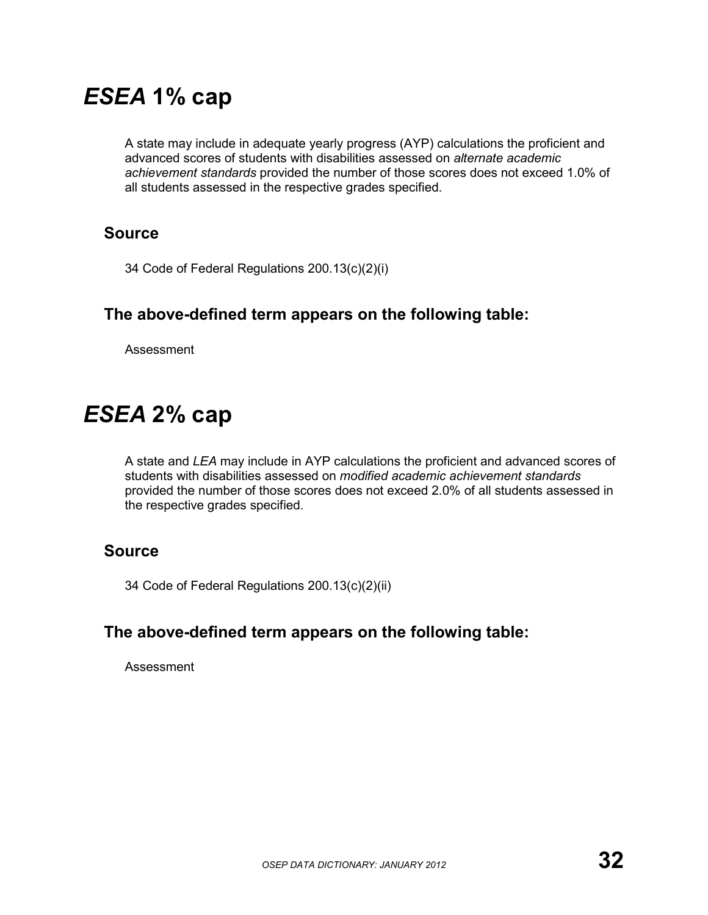# *ESEA* 1% cap

A state may include in adequate yearly progress (AYP) calculations the proficient and advanced scores of students with disabilities assessed on *alternate academic achievement standards* provided the number of those scores does not exceed 1.0% of all students assessed in the respective grades specified.

## Source

34 Code of Federal Regulations 200.13(c)(2)(i)

## The above-defined term appears on the following table:

Assessment

# *ESEA* 2% cap

A state and *LEA* may include in AYP calculations the proficient and advanced scores of students with disabilities assessed on *modified academic achievement standards* provided the number of those scores does not exceed 2.0% of all students assessed in the respective grades specified.

## Source

34 Code of Federal Regulations 200.13(c)(2)(ii)

## The above-defined term appears on the following table:

Assessment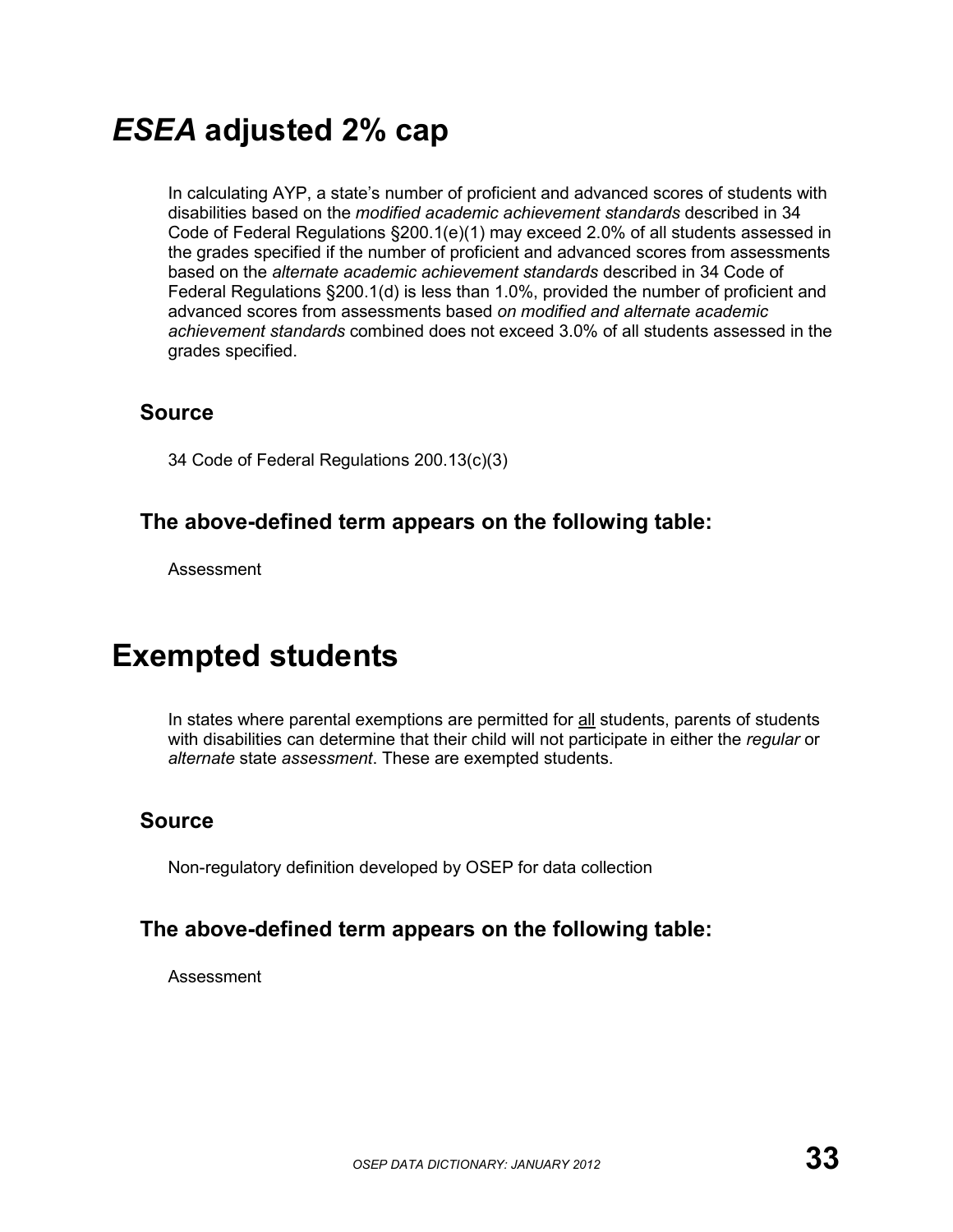# *ESEA* adjusted 2% cap

In calculating AYP, a state's number of proficient and advanced scores of students with disabilities based on the *modified academic achievement standards* described in 34 Code of Federal Regulations §200.1(e)(1) may exceed 2.0% of all students assessed in the grades specified if the number of proficient and advanced scores from assessments based on the *alternate academic achievement standards* described in 34 Code of Federal Regulations §200.1(d) is less than 1.0%, provided the number of proficient and advanced scores from assessments based *on modified and alternate academic achievement standards* combined does not exceed 3.0% of all students assessed in the grades specified.

## Source

34 Code of Federal Regulations 200.13(c)(3)

## The above-defined term appears on the following table:

Assessment

# Exempted students

In states where parental exemptions are permitted for <u>all</u> students, parents of students with disabilities can determine that their child will not participate in either the *regular* or *alternate* state *assessment*. These are exempted students.

## Source

Non-regulatory definition developed by OSEP for data collection

## The above-defined term appears on the following table:

Assessment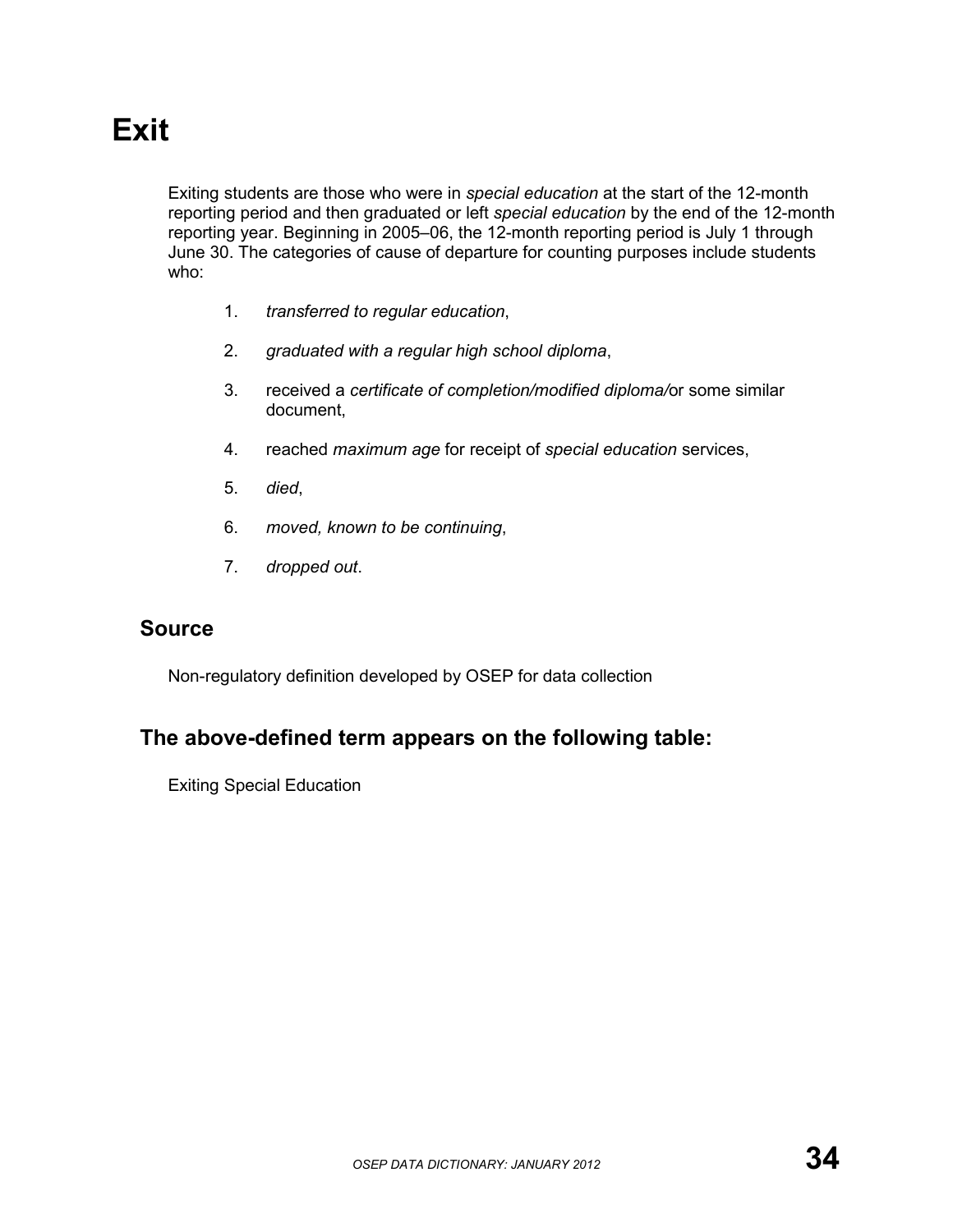# Exit

Exiting students are those who were in *special education* at the start of the 12-month reporting period and then graduated or left *special education* by the end of the 12-month reporting year. Beginning in 2005–06, the 12-month reporting period is July 1 through June 30. The categories of cause of departure for counting purposes include students who:

1. *transferred to regular education*,
2. *graduated with a regular high school diploma*,
3. received a *certificate of completion/modified diploma/*or some similar document,
4. reached *maximum age* for receipt of *special education* services,
5. *died*,
6. *moved, known to be continuing*,
7. *dropped out*.

## Source

Non-regulatory definition developed by OSEP for data collection

## The above-defined term appears on the following table:

Exiting Special Education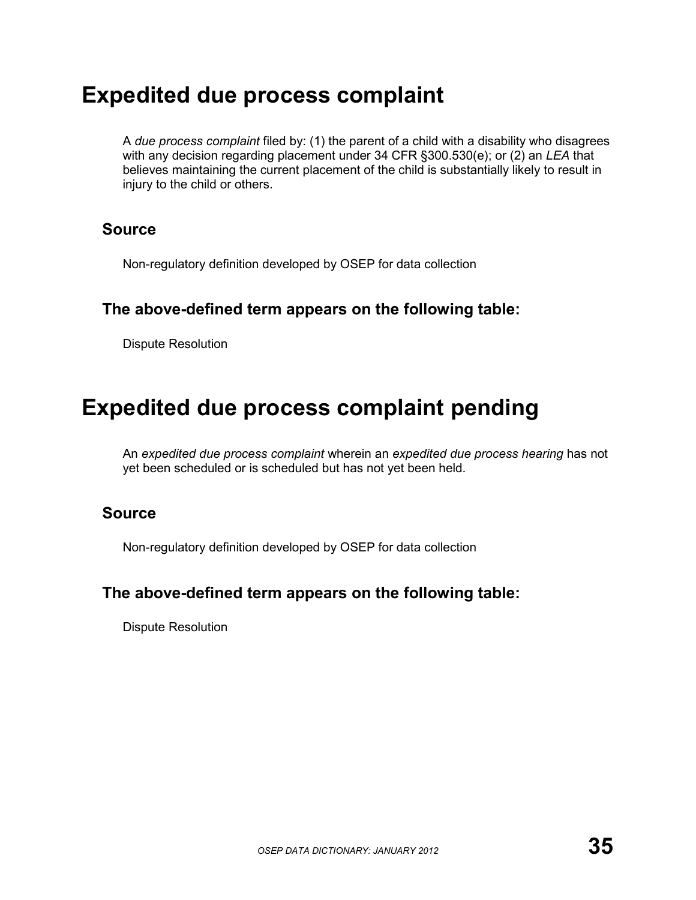# Expedited due process complaint

A *due process complaint* filed by: (1) the parent of a child with a disability who disagrees with any decision regarding placement under 34 CFR §300.530(e); or (2) an *LEA* that believes maintaining the current placement of the child is substantially likely to result in injury to the child or others.

## Source

Non-regulatory definition developed by OSEP for data collection

## The above-defined term appears on the following table:

Dispute Resolution

# Expedited due process complaint pending

An *expedited due process complaint* wherein an *expedited due process hearing* has not yet been scheduled or is scheduled but has not yet been held.

## Source

Non-regulatory definition developed by OSEP for data collection

## The above-defined term appears on the following table:

Dispute Resolution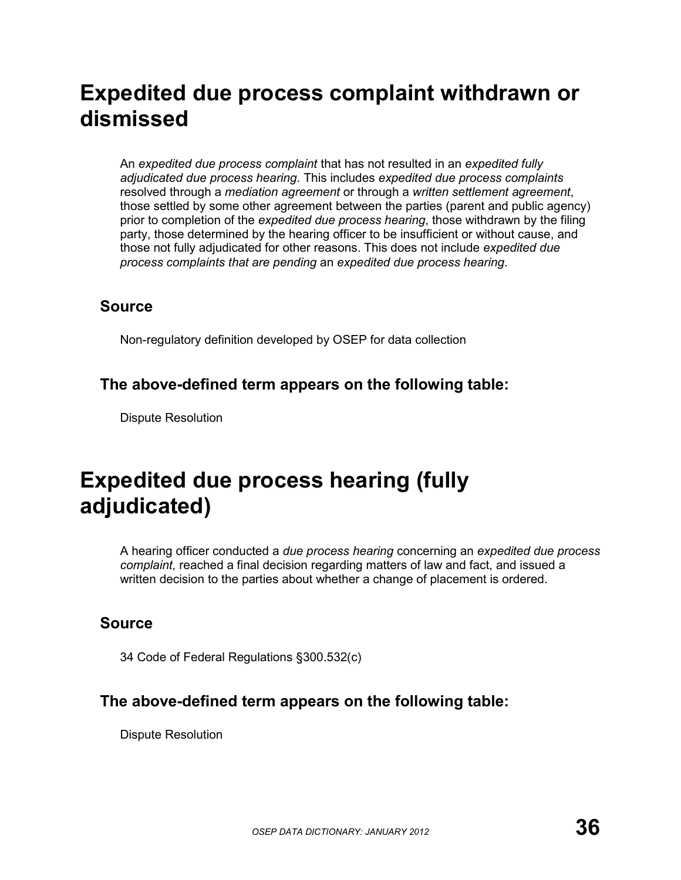# Expedited due process complaint withdrawn or dismissed

An *expedited due process complaint* that has not resulted in an *expedited fully adjudicated due process hearing*. This includes *expedited due process complaints* resolved through a *mediation agreement* or through a *written settlement agreement*, those settled by some other agreement between the parties (parent and public agency) prior to completion of the *expedited due process hearing*, those withdrawn by the filing party, those determined by the hearing officer to be insufficient or without cause, and those not fully adjudicated for other reasons. This does not include *expedited due process complaints that are pending* an *expedited due process hearing*.

## Source

Non-regulatory definition developed by OSEP for data collection

## The above-defined term appears on the following table:

Dispute Resolution

# Expedited due process hearing (fully adjudicated)

A hearing officer conducted a *due process hearing* concerning an *expedited due process complaint,* reached a final decision regarding matters of law and fact, and issued a written decision to the parties about whether a change of placement is ordered.

## Source

34 Code of Federal Regulations §300.532(c)

## The above-defined term appears on the following table:

Dispute Resolution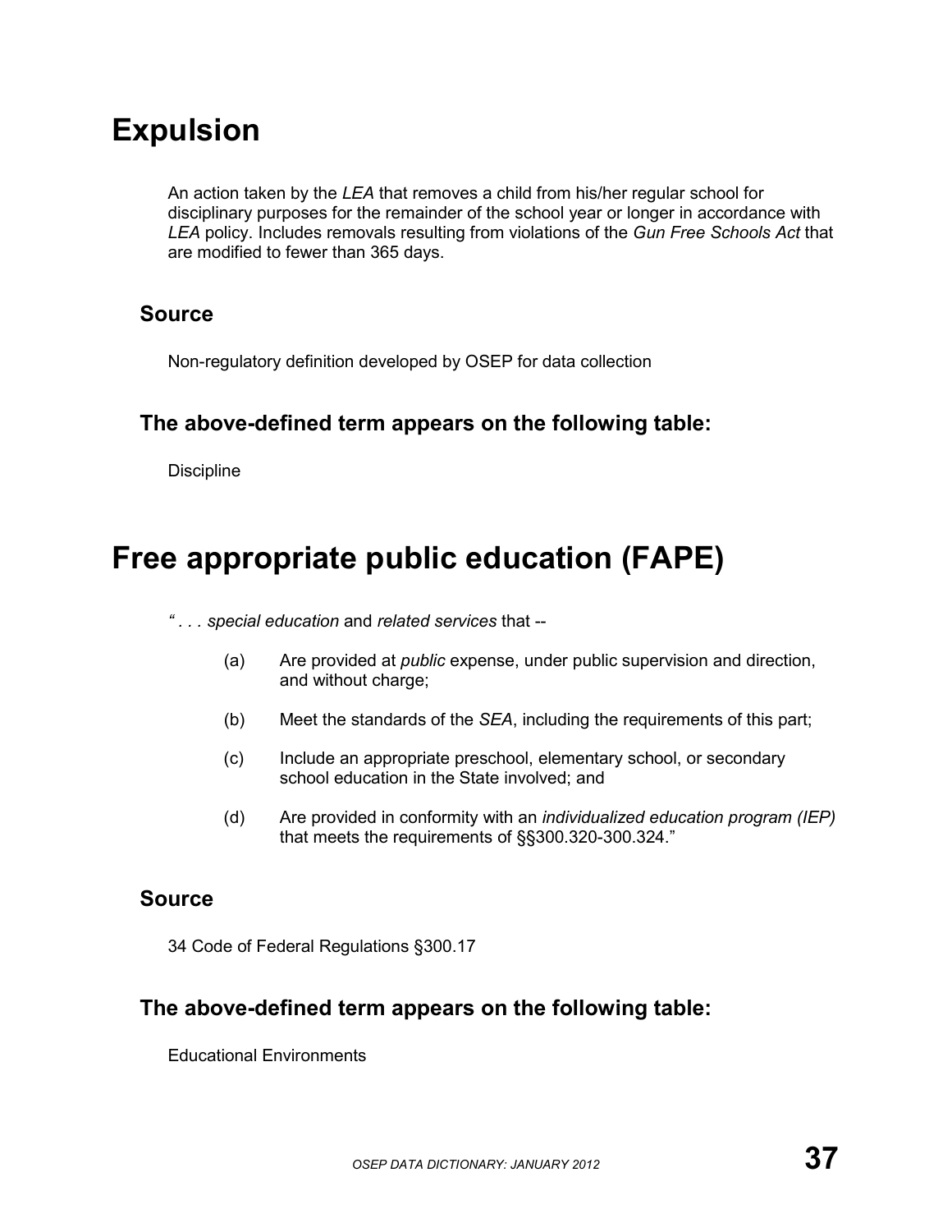# Expulsion

An action taken by the *LEA* that removes a child from his/her regular school for disciplinary purposes for the remainder of the school year or longer in accordance with *LEA* policy. Includes removals resulting from violations of the *Gun Free Schools Act* that are modified to fewer than 365 days.

## Source

Non-regulatory definition developed by OSEP for data collection

## The above-defined term appears on the following table:

Discipline

# Free appropriate public education (FAPE)

*" . . . special education* and *related services* that --

(a) Are provided at *public* expense, under public supervision and direction, and without charge;

(b) Meet the standards of the *SEA*, including the requirements of this part;

(c) Include an appropriate preschool, elementary school, or secondary school education in the State involved; and

(d) Are provided in conformity with an *individualized education program (IEP)* that meets the requirements of §§300.320-300.324."

## Source

34 Code of Federal Regulations §300.17

## The above-defined term appears on the following table:

Educational Environments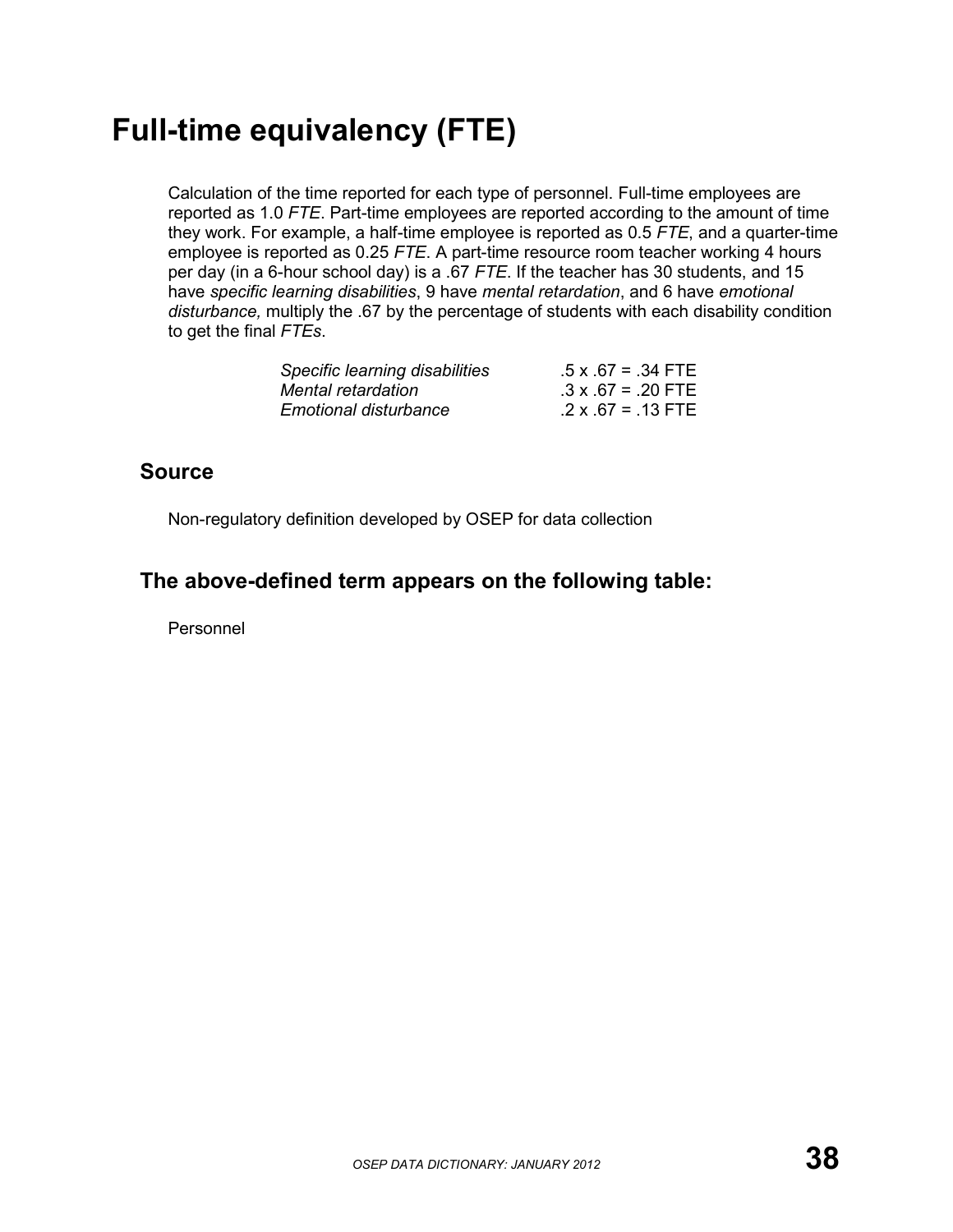# Full-time equivalency (FTE)

Calculation of the time reported for each type of personnel. Full-time employees are reported as 1.0 *FTE*. Part-time employees are reported according to the amount of time they work. For example, a half-time employee is reported as 0.5 *FTE*, and a quarter-time employee is reported as 0.25 *FTE*. A part-time resource room teacher working 4 hours per day (in a 6-hour school day) is a .67 *FTE*. If the teacher has 30 students, and 15 have *specific learning disabilities*, 9 have *mental retardation*, and 6 have *emotional disturbance,* multiply the .67 by the percentage of students with each disability condition to get the final *FTEs*.

| | |
|---|---|
| *Specific learning disabilities* | .5 x .67 = .34 FTE |
| *Mental retardation* | .3 x .67 = .20 FTE |
| *Emotional disturbance* | .2 x .67 = .13 FTE |

## Source

Non-regulatory definition developed by OSEP for data collection

## The above-defined term appears on the following table:

Personnel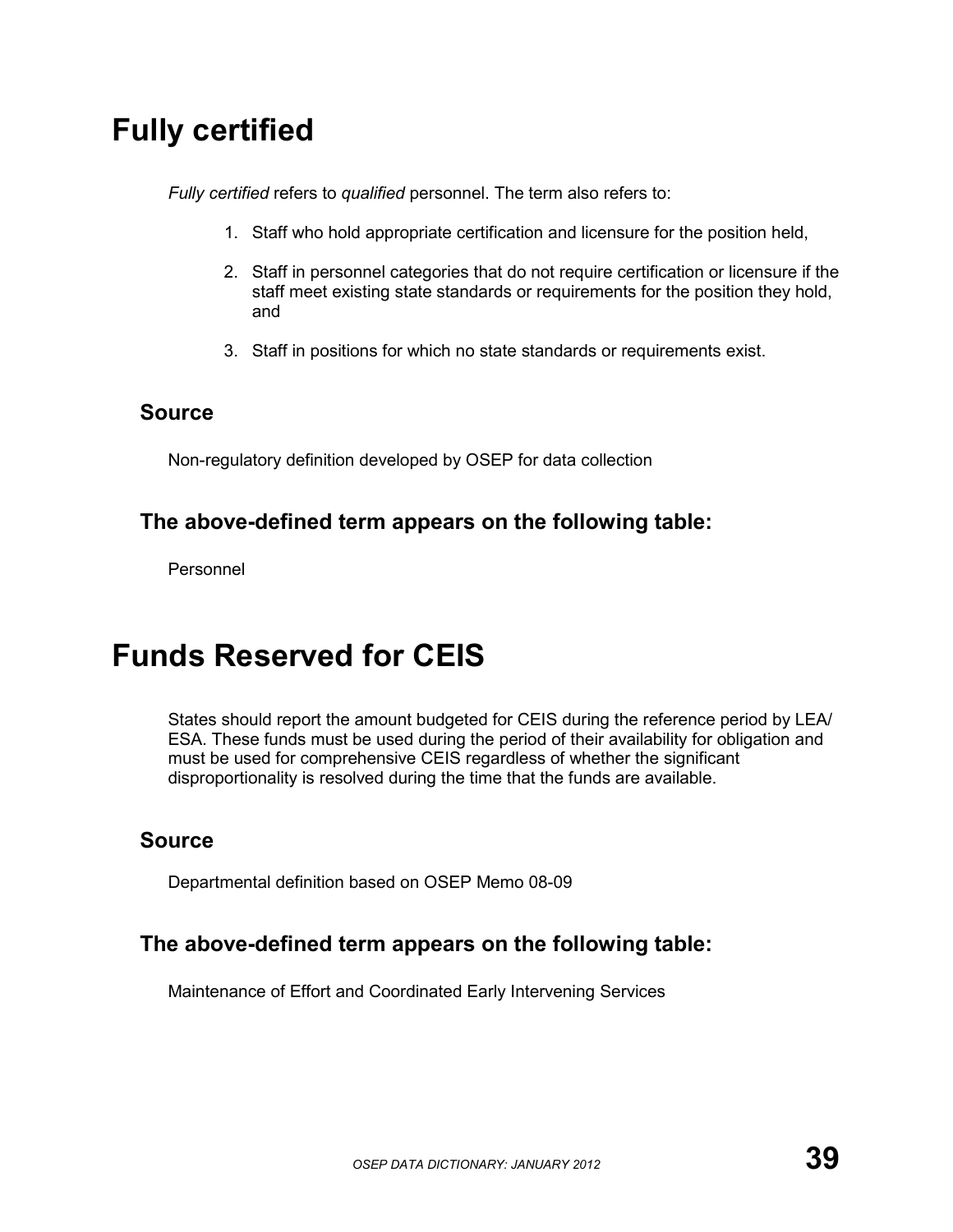# Fully certified

*Fully certified* refers to *qualified* personnel. The term also refers to:

1. Staff who hold appropriate certification and licensure for the position held,
2. Staff in personnel categories that do not require certification or licensure if the staff meet existing state standards or requirements for the position they hold, and
3. Staff in positions for which no state standards or requirements exist.

## Source

Non-regulatory definition developed by OSEP for data collection

## The above-defined term appears on the following table:

Personnel

# Funds Reserved for CEIS

States should report the amount budgeted for CEIS during the reference period by LEA/ESA. These funds must be used during the period of their availability for obligation and must be used for comprehensive CEIS regardless of whether the significant disproportionality is resolved during the time that the funds are available.

## Source

Departmental definition based on OSEP Memo 08-09

## The above-defined term appears on the following table:

Maintenance of Effort and Coordinated Early Intervening Services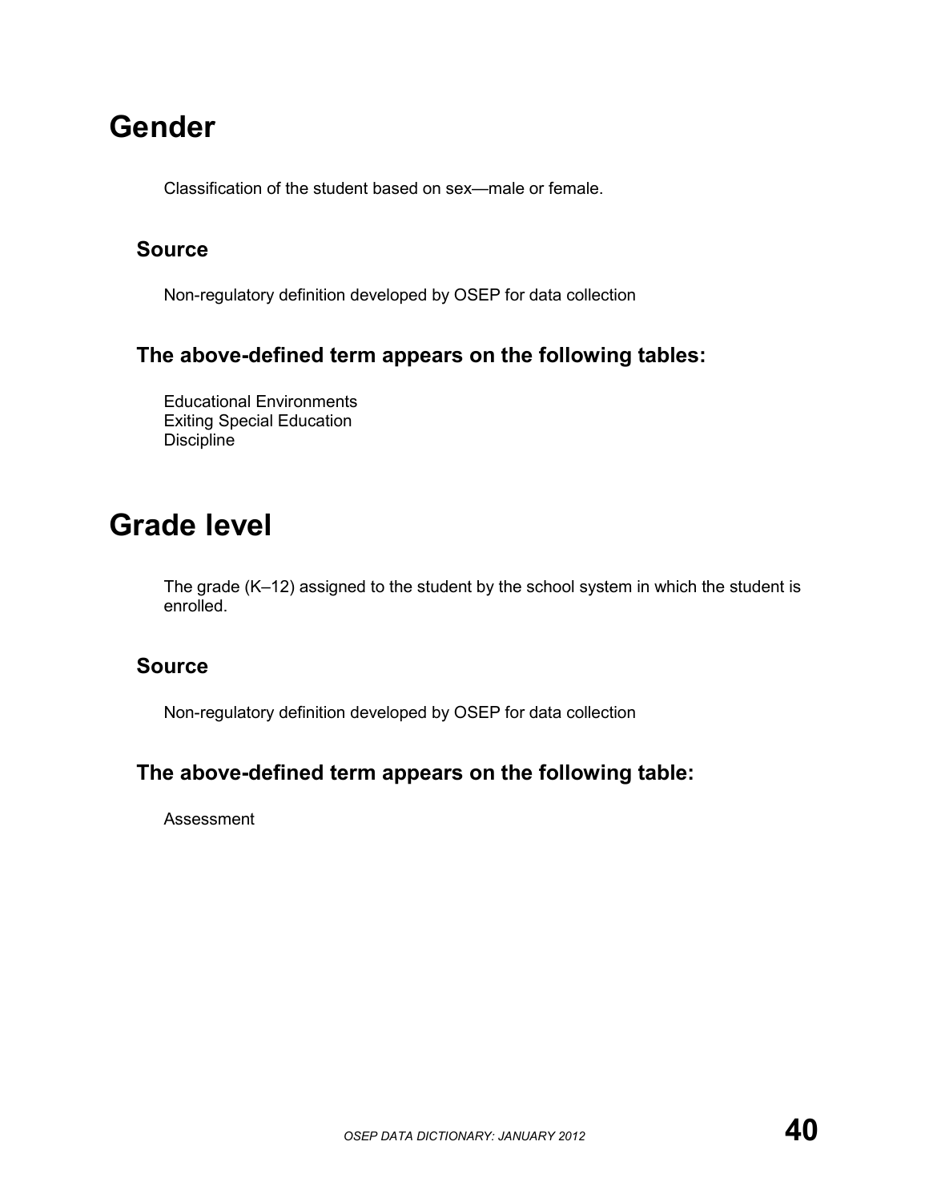# Gender

Classification of the student based on sex—male or female.

## Source

Non-regulatory definition developed by OSEP for data collection

## The above-defined term appears on the following tables:

Educational Environments
Exiting Special Education
Discipline

# Grade level

The grade (K–12) assigned to the student by the school system in which the student is enrolled.

## Source

Non-regulatory definition developed by OSEP for data collection

## The above-defined term appears on the following table:

Assessment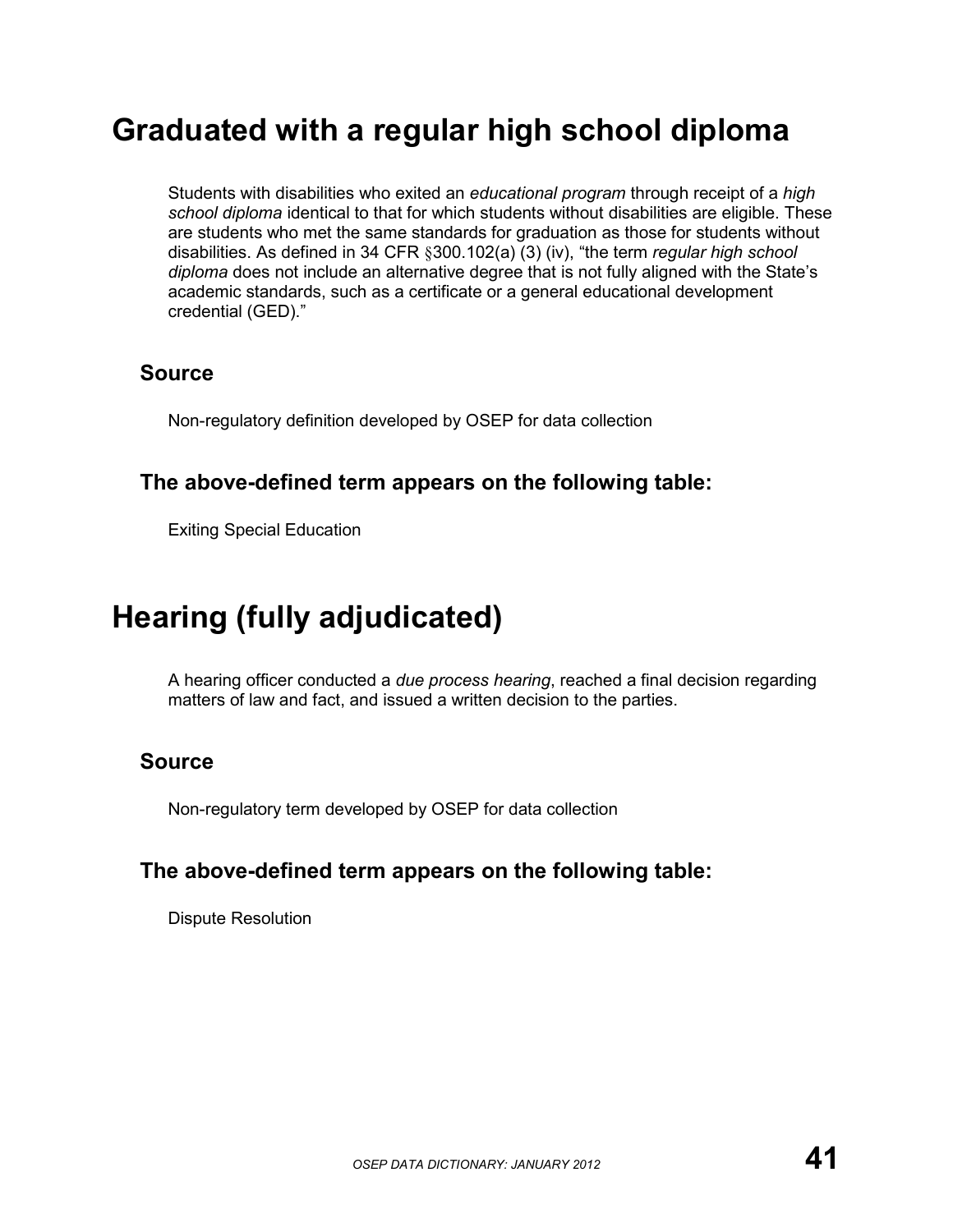# Graduated with a regular high school diploma

Students with disabilities who exited an *educational program* through receipt of a *high school diploma* identical to that for which students without disabilities are eligible. These are students who met the same standards for graduation as those for students without disabilities. As defined in 34 CFR §300.102(a) (3) (iv), "the term *regular high school diploma* does not include an alternative degree that is not fully aligned with the State's academic standards, such as a certificate or a general educational development credential (GED)."

## Source

Non-regulatory definition developed by OSEP for data collection

## The above-defined term appears on the following table:

Exiting Special Education

# Hearing (fully adjudicated)

A hearing officer conducted a *due process hearing*, reached a final decision regarding matters of law and fact, and issued a written decision to the parties.

## Source

Non-regulatory term developed by OSEP for data collection

## The above-defined term appears on the following table:

Dispute Resolution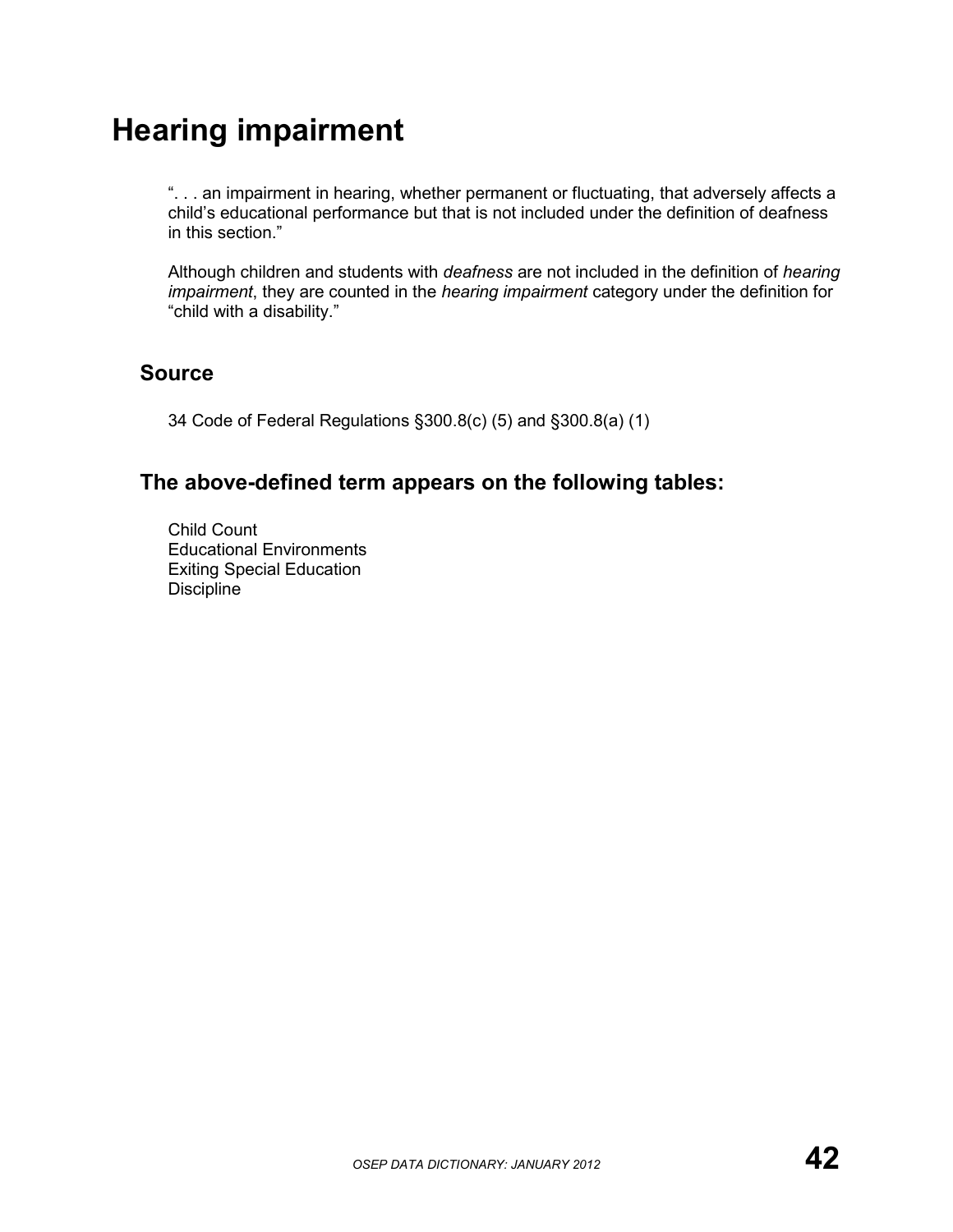# Hearing impairment

". . . an impairment in hearing, whether permanent or fluctuating, that adversely affects a child's educational performance but that is not included under the definition of deafness in this section."

Although children and students with *deafness* are not included in the definition of *hearing impairment*, they are counted in the *hearing impairment* category under the definition for "child with a disability."

## Source

34 Code of Federal Regulations §300.8(c) (5) and §300.8(a) (1)

## The above-defined term appears on the following tables:

Child Count
Educational Environments
Exiting Special Education
Discipline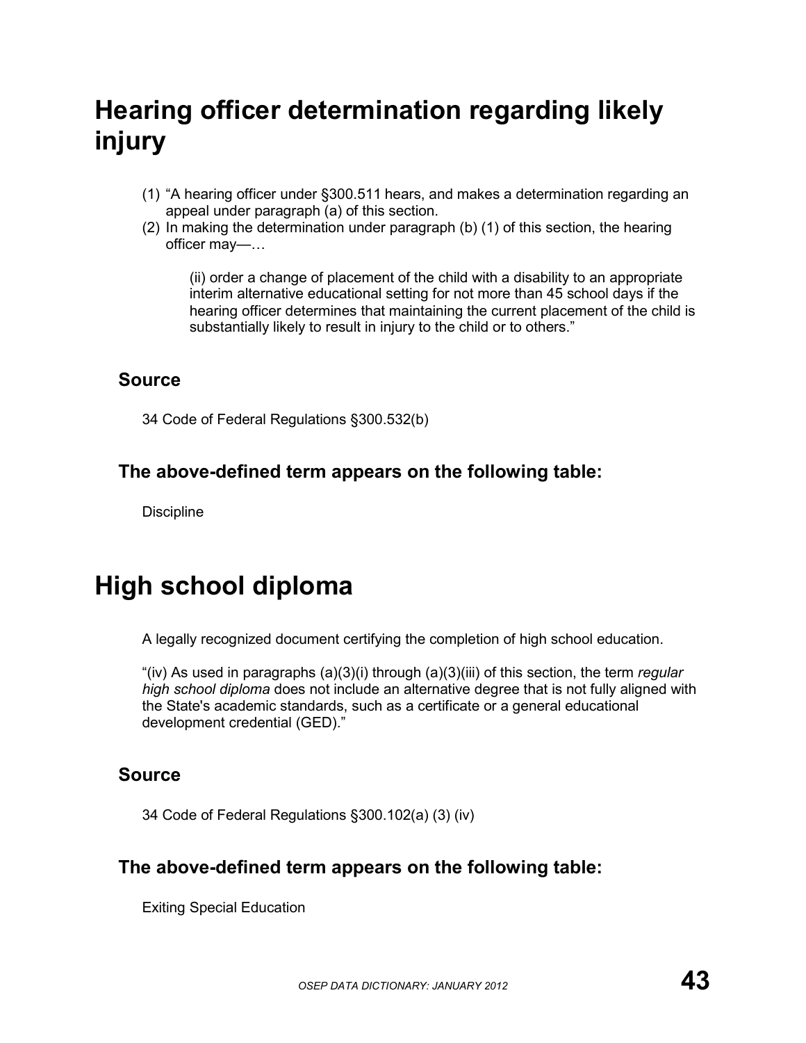# Hearing officer determination regarding likely injury

(1) "A hearing officer under §300.511 hears, and makes a determination regarding an appeal under paragraph (a) of this section.
(2) In making the determination under paragraph (b) (1) of this section, the hearing officer may—…

    (ii) order a change of placement of the child with a disability to an appropriate interim alternative educational setting for not more than 45 school days if the hearing officer determines that maintaining the current placement of the child is substantially likely to result in injury to the child or to others."

## Source

34 Code of Federal Regulations §300.532(b)

## The above-defined term appears on the following table:

Discipline

# High school diploma

A legally recognized document certifying the completion of high school education.

"(iv) As used in paragraphs (a)(3)(i) through (a)(3)(iii) of this section, the term *regular high school diploma* does not include an alternative degree that is not fully aligned with the State's academic standards, such as a certificate or a general educational development credential (GED)."

## Source

34 Code of Federal Regulations §300.102(a) (3) (iv)

## The above-defined term appears on the following table:

Exiting Special Education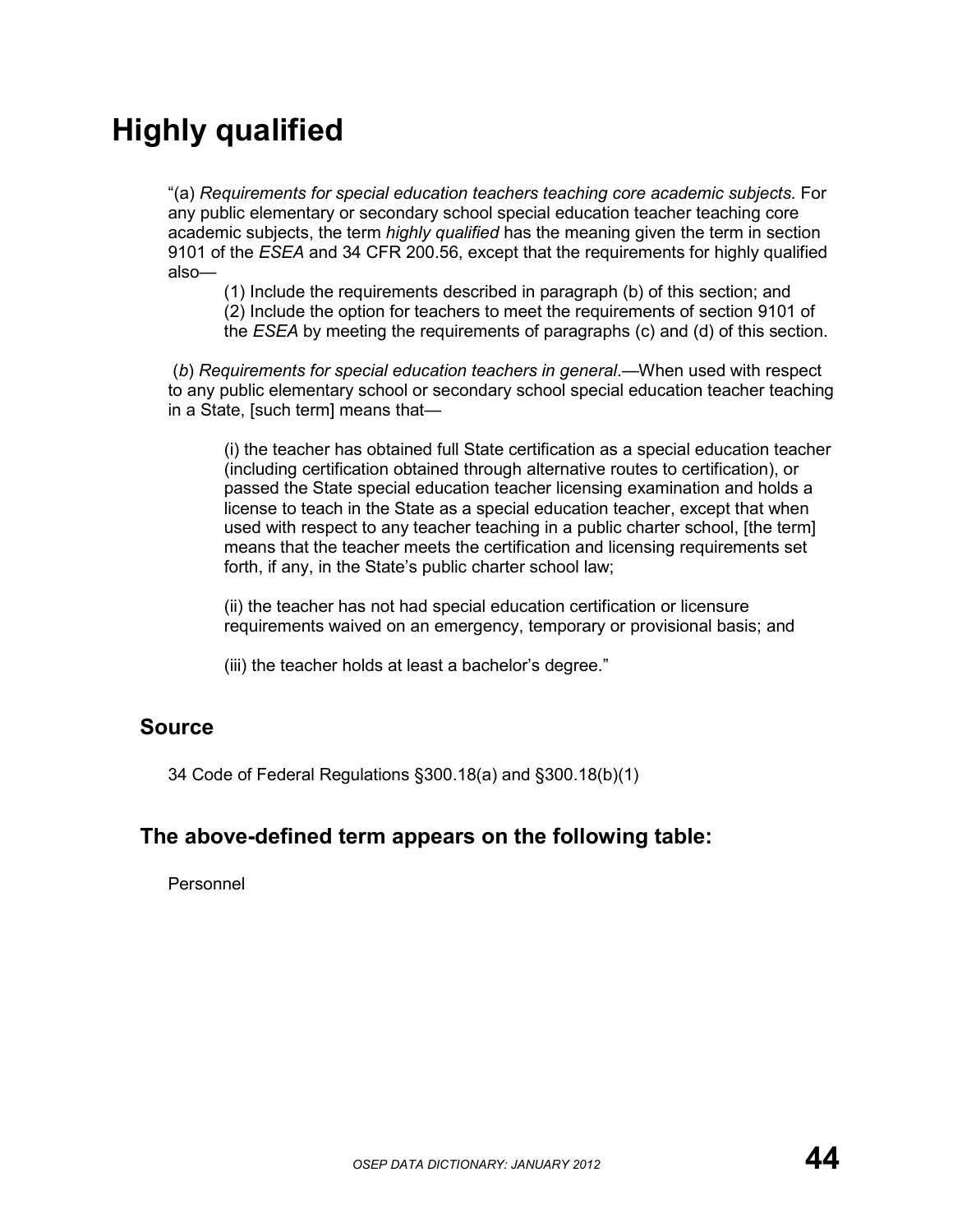# Highly qualified

"(a) *Requirements for special education teachers teaching core academic subjects.* For any public elementary or secondary school special education teacher teaching core academic subjects, the term *highly qualified* has the meaning given the term in section 9101 of the *ESEA* and 34 CFR 200.56, except that the requirements for highly qualified also—

(1) Include the requirements described in paragraph (b) of this section; and
(2) Include the option for teachers to meet the requirements of section 9101 of the *ESEA* by meeting the requirements of paragraphs (c) and (d) of this section.

(*b*) *Requirements for special education teachers in general*.—When used with respect to any public elementary school or secondary school special education teacher teaching in a State, [such term] means that—

(i) the teacher has obtained full State certification as a special education teacher (including certification obtained through alternative routes to certification), or passed the State special education teacher licensing examination and holds a license to teach in the State as a special education teacher, except that when used with respect to any teacher teaching in a public charter school, [the term] means that the teacher meets the certification and licensing requirements set forth, if any, in the State's public charter school law;

(ii) the teacher has not had special education certification or licensure requirements waived on an emergency, temporary or provisional basis; and

(iii) the teacher holds at least a bachelor's degree."

## Source

34 Code of Federal Regulations §300.18(a) and §300.18(b)(1)

## The above-defined term appears on the following table:

Personnel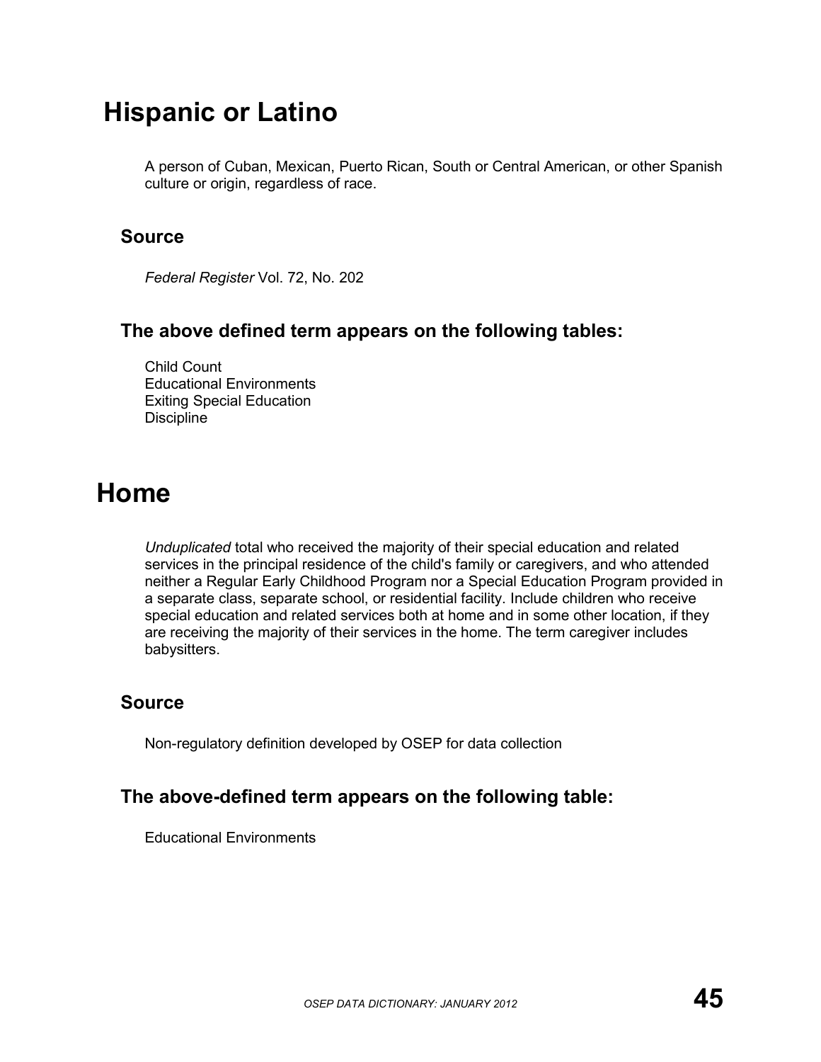# Hispanic or Latino

A person of Cuban, Mexican, Puerto Rican, South or Central American, or other Spanish culture or origin, regardless of race.

## Source

*Federal Register* Vol. 72, No. 202

## The above defined term appears on the following tables:

Child Count
Educational Environments
Exiting Special Education
Discipline

# Home

*Unduplicated* total who received the majority of their special education and related services in the principal residence of the child's family or caregivers, and who attended neither a Regular Early Childhood Program nor a Special Education Program provided in a separate class, separate school, or residential facility. Include children who receive special education and related services both at home and in some other location, if they are receiving the majority of their services in the home. The term caregiver includes babysitters.

## Source

Non-regulatory definition developed by OSEP for data collection

## The above-defined term appears on the following table:

Educational Environments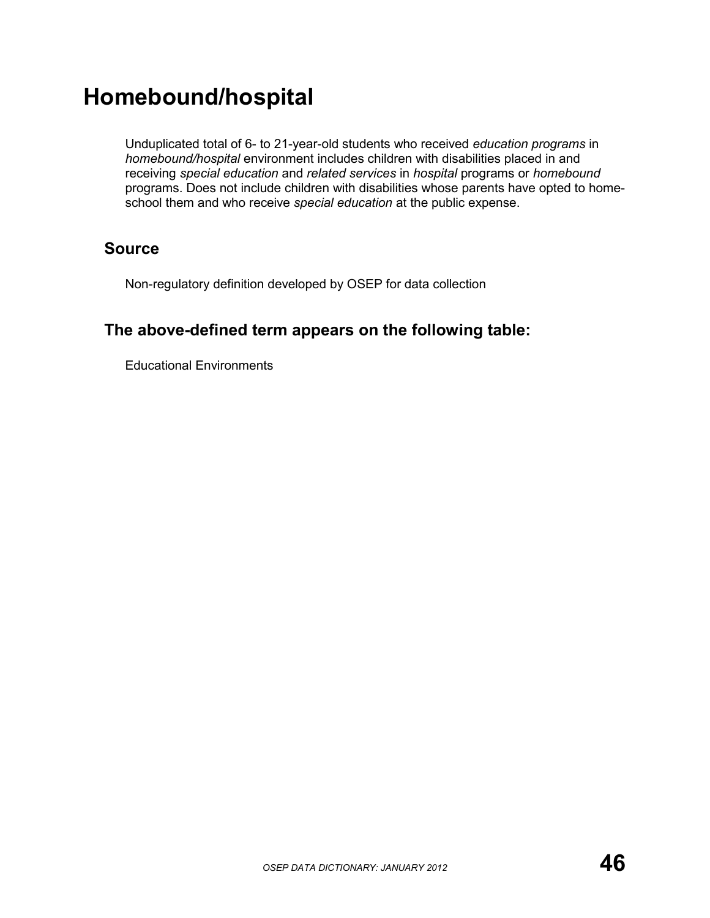# Homebound/hospital

Unduplicated total of 6- to 21-year-old students who received *education programs* in *homebound/hospital* environment includes children with disabilities placed in and receiving *special education* and *related services* in *hospital* programs or *homebound* programs. Does not include children with disabilities whose parents have opted to home-school them and who receive *special education* at the public expense.

## Source

Non-regulatory definition developed by OSEP for data collection

## The above-defined term appears on the following table:

Educational Environments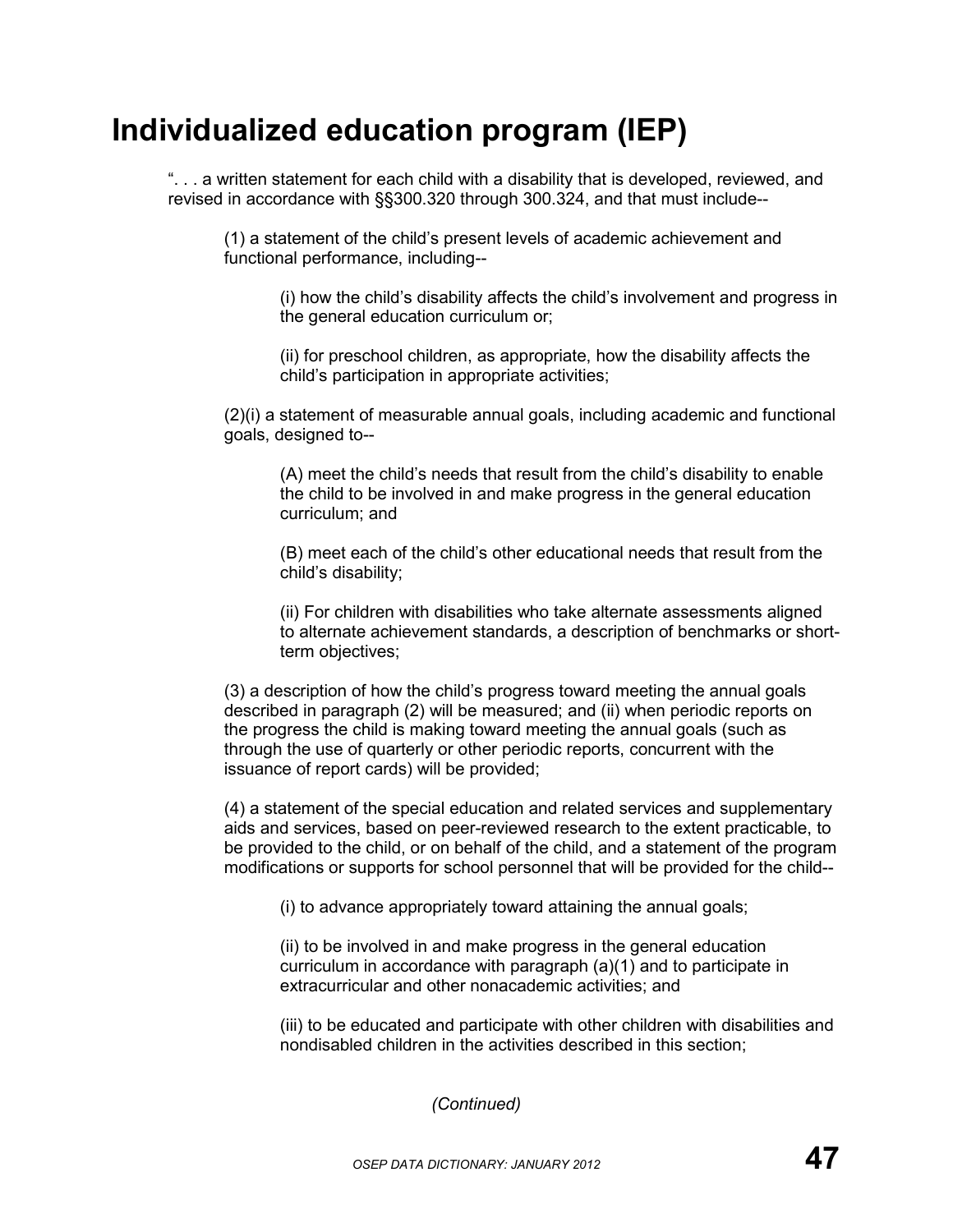# Individualized education program (IEP)

". . . a written statement for each child with a disability that is developed, reviewed, and revised in accordance with §§300.320 through 300.324, and that must include--

(1) a statement of the child's present levels of academic achievement and functional performance, including--

(i) how the child's disability affects the child's involvement and progress in the general education curriculum or;

(ii) for preschool children, as appropriate, how the disability affects the child's participation in appropriate activities;

(2)(i) a statement of measurable annual goals, including academic and functional goals, designed to--

(A) meet the child's needs that result from the child's disability to enable the child to be involved in and make progress in the general education curriculum; and

(B) meet each of the child's other educational needs that result from the child's disability;

(ii) For children with disabilities who take alternate assessments aligned to alternate achievement standards, a description of benchmarks or short-term objectives;

(3) a description of how the child's progress toward meeting the annual goals described in paragraph (2) will be measured; and (ii) when periodic reports on the progress the child is making toward meeting the annual goals (such as through the use of quarterly or other periodic reports, concurrent with the issuance of report cards) will be provided;

(4) a statement of the special education and related services and supplementary aids and services, based on peer-reviewed research to the extent practicable, to be provided to the child, or on behalf of the child, and a statement of the program modifications or supports for school personnel that will be provided for the child--

(i) to advance appropriately toward attaining the annual goals;

(ii) to be involved in and make progress in the general education curriculum in accordance with paragraph (a)(1) and to participate in extracurricular and other nonacademic activities; and

(iii) to be educated and participate with other children with disabilities and nondisabled children in the activities described in this section;

*(Continued)*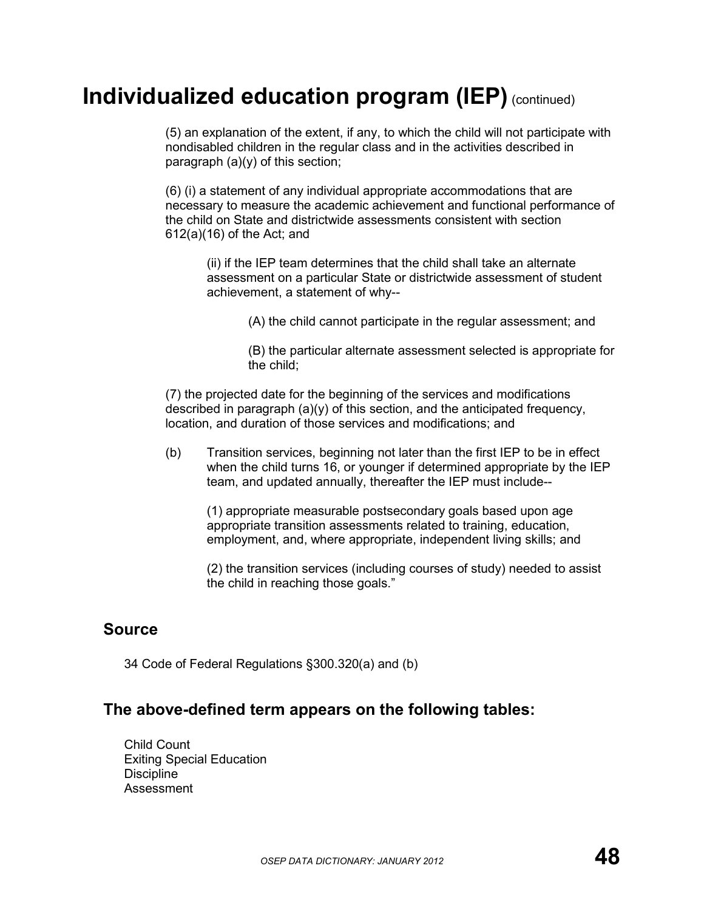# Individualized education program (IEP) (continued)

(5) an explanation of the extent, if any, to which the child will not participate with nondisabled children in the regular class and in the activities described in paragraph (a)(y) of this section;

(6) (i) a statement of any individual appropriate accommodations that are necessary to measure the academic achievement and functional performance of the child on State and districtwide assessments consistent with section 612(a)(16) of the Act; and

> (ii) if the IEP team determines that the child shall take an alternate assessment on a particular State or districtwide assessment of student achievement, a statement of why--
>
> > (A) the child cannot participate in the regular assessment; and
> >
> > (B) the particular alternate assessment selected is appropriate for the child;

(7) the projected date for the beginning of the services and modifications described in paragraph (a)(y) of this section, and the anticipated frequency, location, and duration of those services and modifications; and

(b) Transition services, beginning not later than the first IEP to be in effect when the child turns 16, or younger if determined appropriate by the IEP team, and updated annually, thereafter the IEP must include--

> (1) appropriate measurable postsecondary goals based upon age appropriate transition assessments related to training, education, employment, and, where appropriate, independent living skills; and
>
> (2) the transition services (including courses of study) needed to assist the child in reaching those goals."

## Source

34 Code of Federal Regulations §300.320(a) and (b)

## The above-defined term appears on the following tables:

Child Count
Exiting Special Education
Discipline
Assessment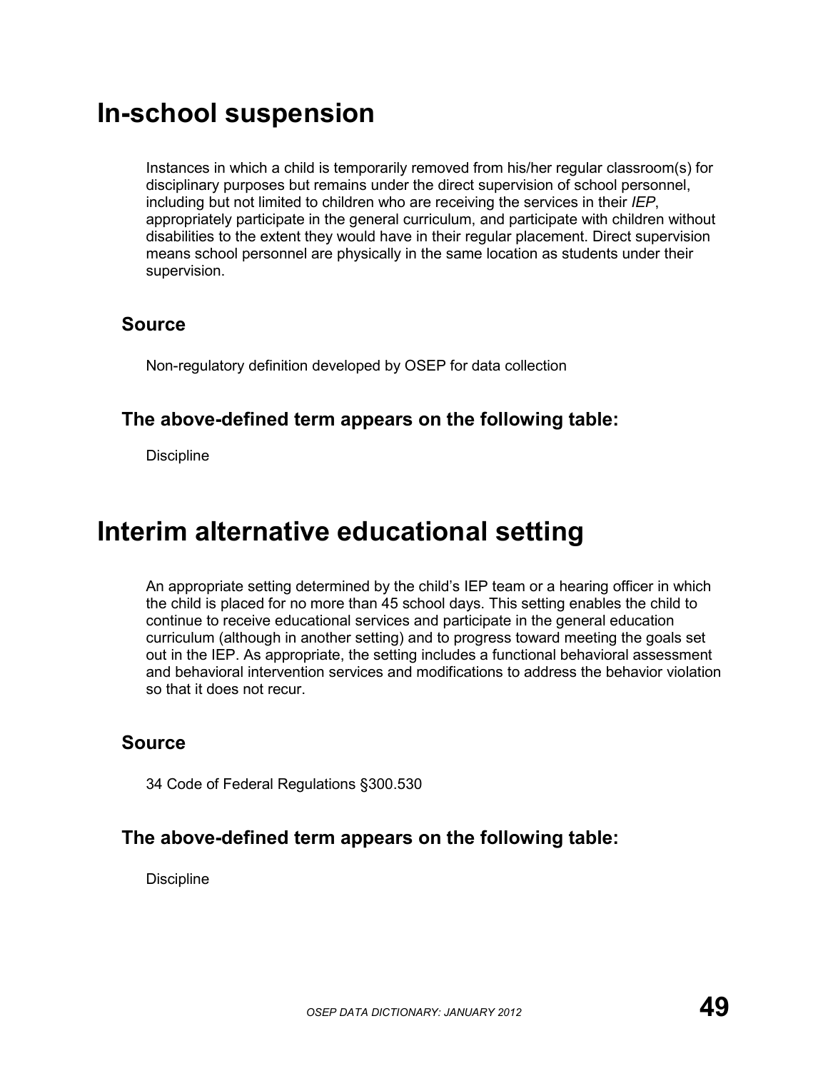# In-school suspension

Instances in which a child is temporarily removed from his/her regular classroom(s) for disciplinary purposes but remains under the direct supervision of school personnel, including but not limited to children who are receiving the services in their *IEP*, appropriately participate in the general curriculum, and participate with children without disabilities to the extent they would have in their regular placement. Direct supervision means school personnel are physically in the same location as students under their supervision.

## Source

Non-regulatory definition developed by OSEP for data collection

## The above-defined term appears on the following table:

Discipline

# Interim alternative educational setting

An appropriate setting determined by the child's IEP team or a hearing officer in which the child is placed for no more than 45 school days. This setting enables the child to continue to receive educational services and participate in the general education curriculum (although in another setting) and to progress toward meeting the goals set out in the IEP. As appropriate, the setting includes a functional behavioral assessment and behavioral intervention services and modifications to address the behavior violation so that it does not recur.

## Source

34 Code of Federal Regulations §300.530

## The above-defined term appears on the following table:

Discipline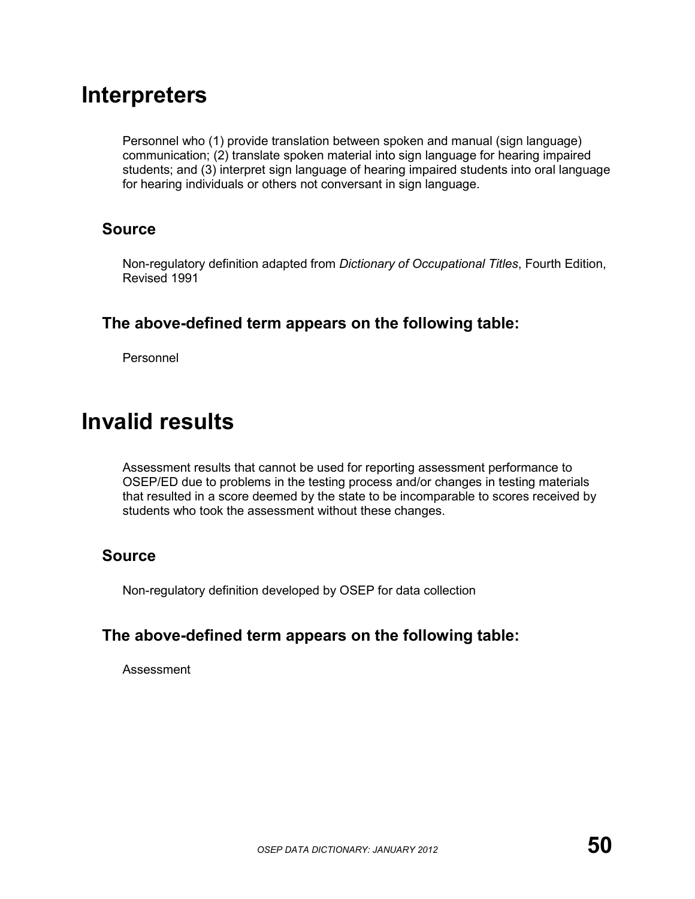# Interpreters

Personnel who (1) provide translation between spoken and manual (sign language) communication; (2) translate spoken material into sign language for hearing impaired students; and (3) interpret sign language of hearing impaired students into oral language for hearing individuals or others not conversant in sign language.

## Source

Non-regulatory definition adapted from *Dictionary of Occupational Titles*, Fourth Edition, Revised 1991

## The above-defined term appears on the following table:

Personnel

# Invalid results

Assessment results that cannot be used for reporting assessment performance to OSEP/ED due to problems in the testing process and/or changes in testing materials that resulted in a score deemed by the state to be incomparable to scores received by students who took the assessment without these changes.

## Source

Non-regulatory definition developed by OSEP for data collection

## The above-defined term appears on the following table:

Assessment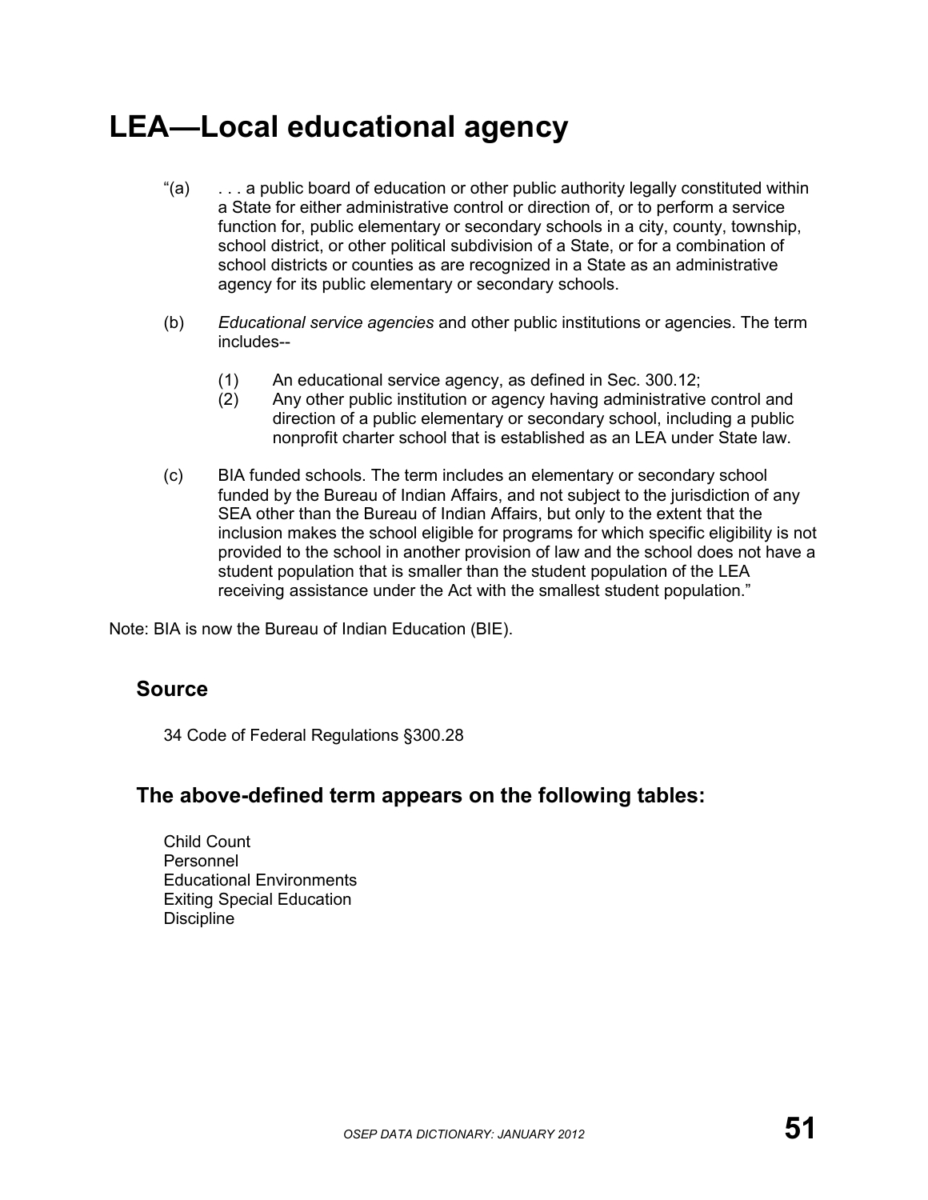# LEA—Local educational agency

"(a) . . . a public board of education or other public authority legally constituted within a State for either administrative control or direction of, or to perform a service function for, public elementary or secondary schools in a city, county, township, school district, or other political subdivision of a State, or for a combination of school districts or counties as are recognized in a State as an administrative agency for its public elementary or secondary schools.

(b) *Educational service agencies* and other public institutions or agencies. The term includes--

(1) An educational service agency, as defined in Sec. 300.12;
(2) Any other public institution or agency having administrative control and direction of a public elementary or secondary school, including a public nonprofit charter school that is established as an LEA under State law.

(c) BIA funded schools. The term includes an elementary or secondary school funded by the Bureau of Indian Affairs, and not subject to the jurisdiction of any SEA other than the Bureau of Indian Affairs, but only to the extent that the inclusion makes the school eligible for programs for which specific eligibility is not provided to the school in another provision of law and the school does not have a student population that is smaller than the student population of the LEA receiving assistance under the Act with the smallest student population."

Note: BIA is now the Bureau of Indian Education (BIE).

## Source

34 Code of Federal Regulations §300.28

## The above-defined term appears on the following tables:

Child Count
Personnel
Educational Environments
Exiting Special Education
Discipline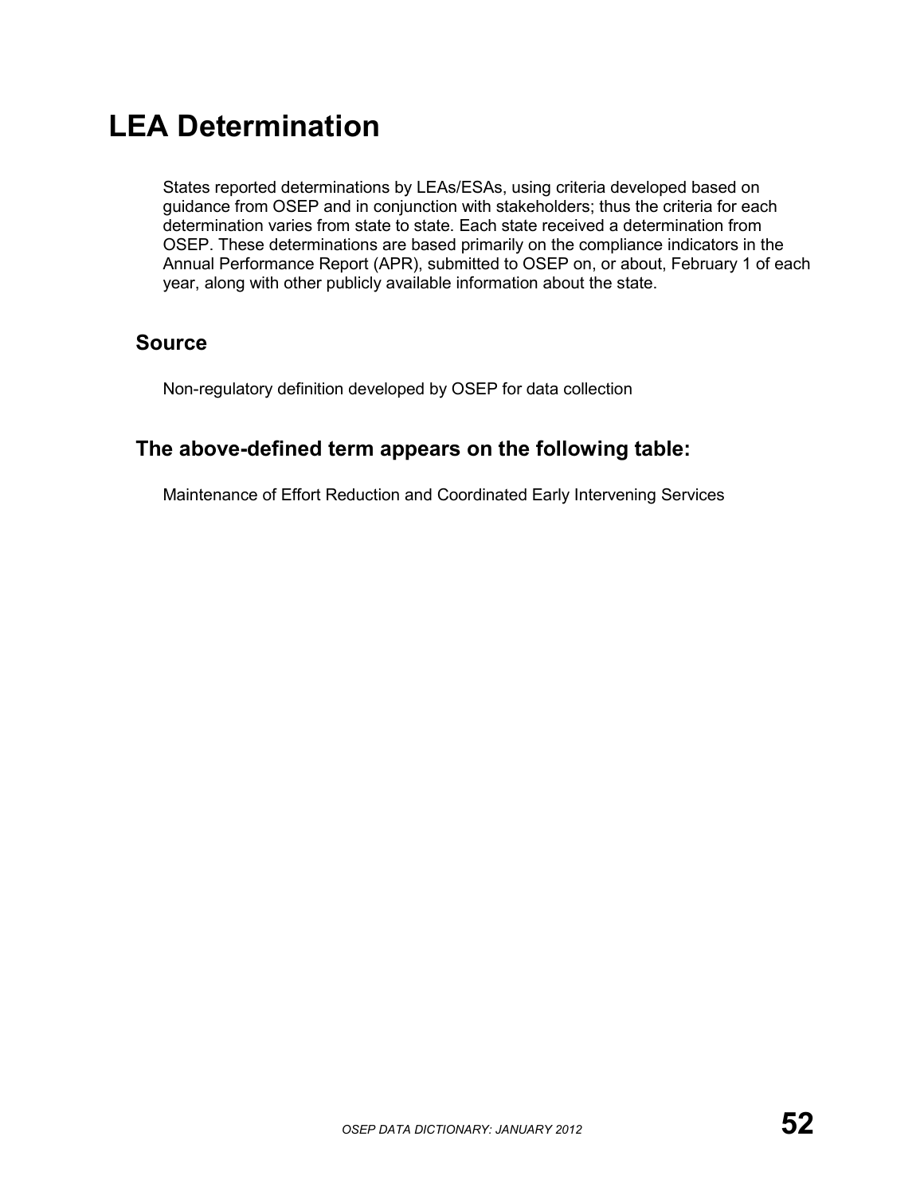# LEA Determination

States reported determinations by LEAs/ESAs, using criteria developed based on guidance from OSEP and in conjunction with stakeholders; thus the criteria for each determination varies from state to state. Each state received a determination from OSEP. These determinations are based primarily on the compliance indicators in the Annual Performance Report (APR), submitted to OSEP on, or about, February 1 of each year, along with other publicly available information about the state.

## Source

Non-regulatory definition developed by OSEP for data collection

## The above-defined term appears on the following table:

Maintenance of Effort Reduction and Coordinated Early Intervening Services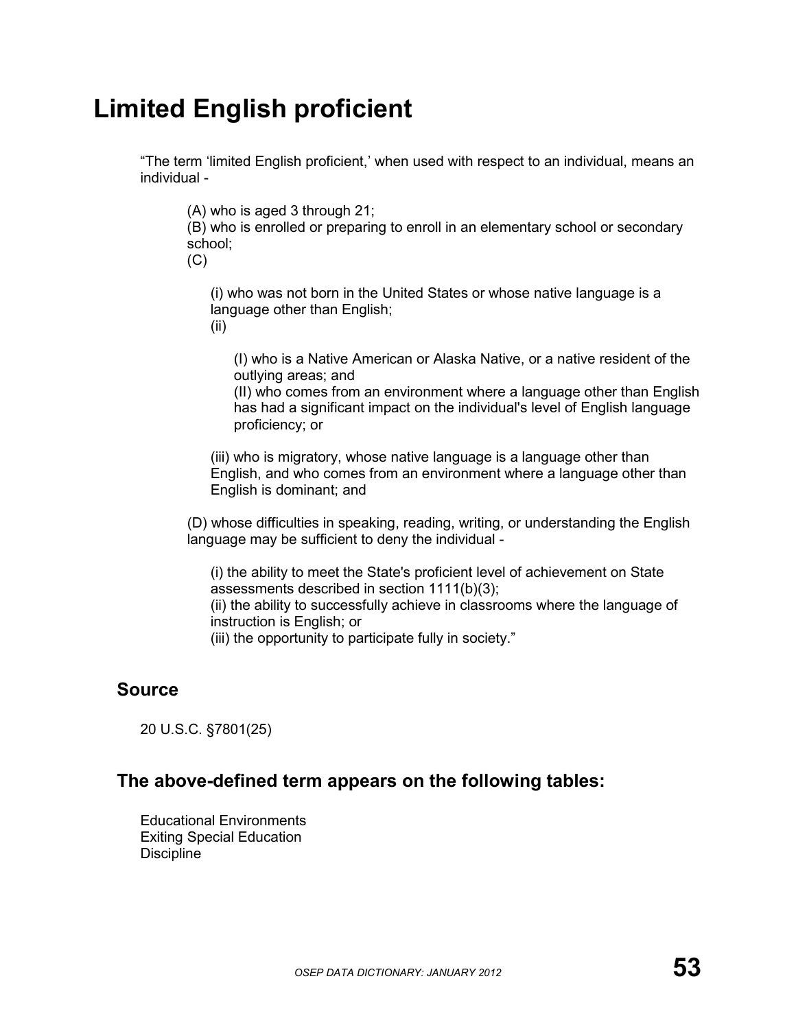# Limited English proficient

"The term 'limited English proficient,' when used with respect to an individual, means an individual -

(A) who is aged 3 through 21;
(B) who is enrolled or preparing to enroll in an elementary school or secondary school;
(C)

(i) who was not born in the United States or whose native language is a language other than English;
(ii)

(I) who is a Native American or Alaska Native, or a native resident of the outlying areas; and
(II) who comes from an environment where a language other than English has had a significant impact on the individual's level of English language proficiency; or

(iii) who is migratory, whose native language is a language other than English, and who comes from an environment where a language other than English is dominant; and

(D) whose difficulties in speaking, reading, writing, or understanding the English language may be sufficient to deny the individual -

(i) the ability to meet the State's proficient level of achievement on State assessments described in section 1111(b)(3);
(ii) the ability to successfully achieve in classrooms where the language of instruction is English; or
(iii) the opportunity to participate fully in society."

## Source

20 U.S.C. §7801(25)

## The above-defined term appears on the following tables:

Educational Environments
Exiting Special Education
Discipline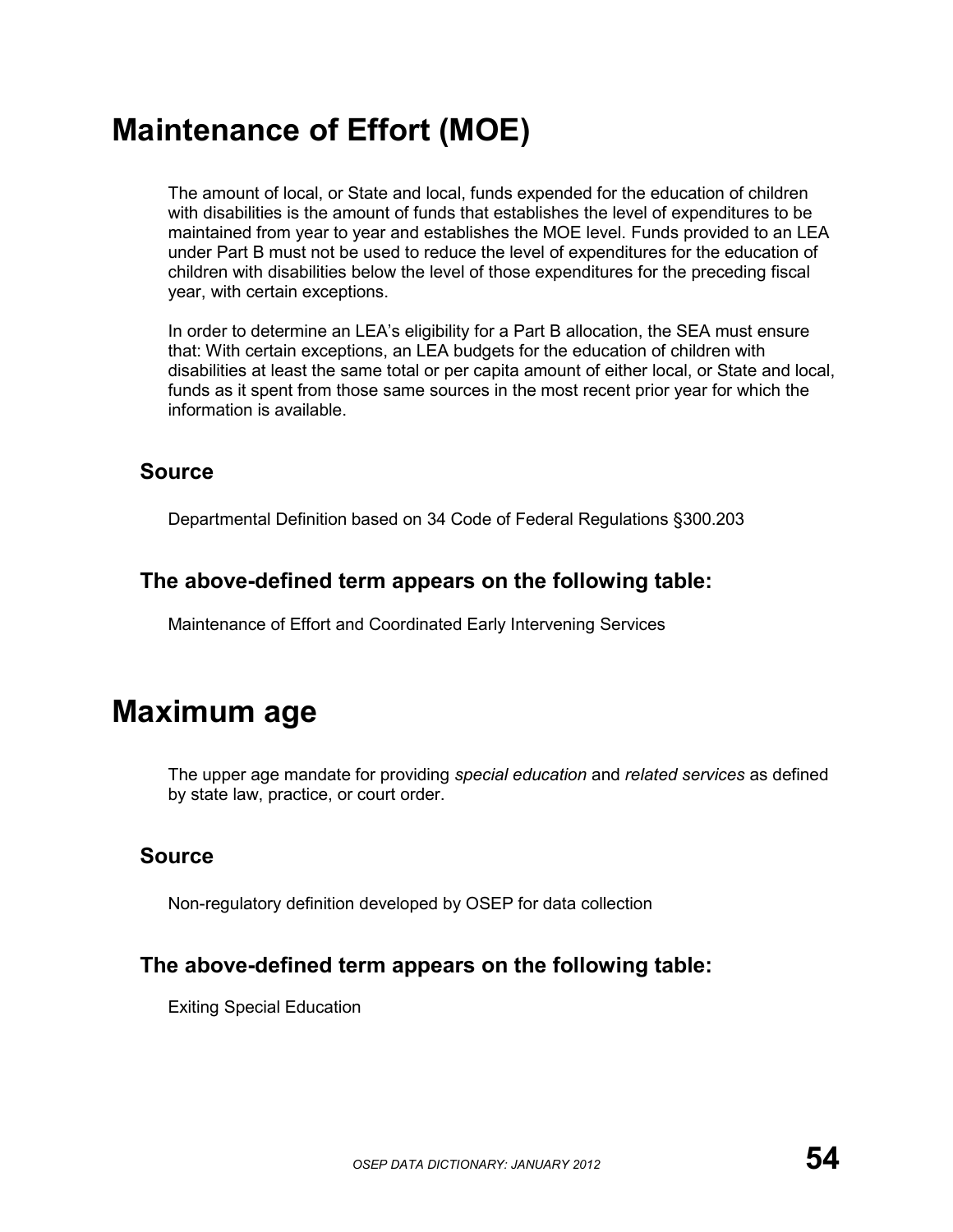# Maintenance of Effort (MOE)

The amount of local, or State and local, funds expended for the education of children with disabilities is the amount of funds that establishes the level of expenditures to be maintained from year to year and establishes the MOE level. Funds provided to an LEA under Part B must not be used to reduce the level of expenditures for the education of children with disabilities below the level of those expenditures for the preceding fiscal year, with certain exceptions.

In order to determine an LEA's eligibility for a Part B allocation, the SEA must ensure that: With certain exceptions, an LEA budgets for the education of children with disabilities at least the same total or per capita amount of either local, or State and local, funds as it spent from those same sources in the most recent prior year for which the information is available.

## Source

Departmental Definition based on 34 Code of Federal Regulations §300.203

## The above-defined term appears on the following table:

Maintenance of Effort and Coordinated Early Intervening Services

# Maximum age

The upper age mandate for providing *special education* and *related services* as defined by state law, practice, or court order.

## Source

Non-regulatory definition developed by OSEP for data collection

## The above-defined term appears on the following table:

Exiting Special Education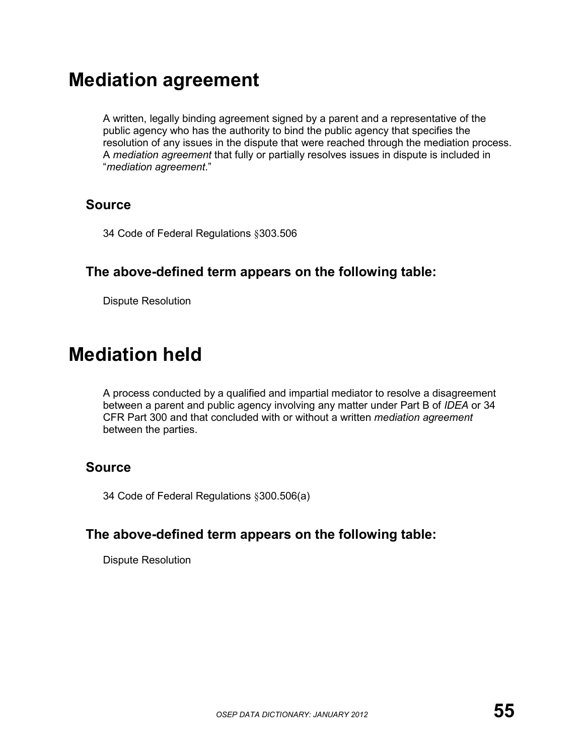# Mediation agreement

A written, legally binding agreement signed by a parent and a representative of the public agency who has the authority to bind the public agency that specifies the resolution of any issues in the dispute that were reached through the mediation process. A *mediation agreement* that fully or partially resolves issues in dispute is included in “*mediation agreement*.”

## Source

34 Code of Federal Regulations §303.506

## The above-defined term appears on the following table:

Dispute Resolution

# Mediation held

A process conducted by a qualified and impartial mediator to resolve a disagreement between a parent and public agency involving any matter under Part B of *IDEA* or 34 CFR Part 300 and that concluded with or without a written *mediation agreement* between the parties.

## Source

34 Code of Federal Regulations §300.506(a)

## The above-defined term appears on the following table:

Dispute Resolution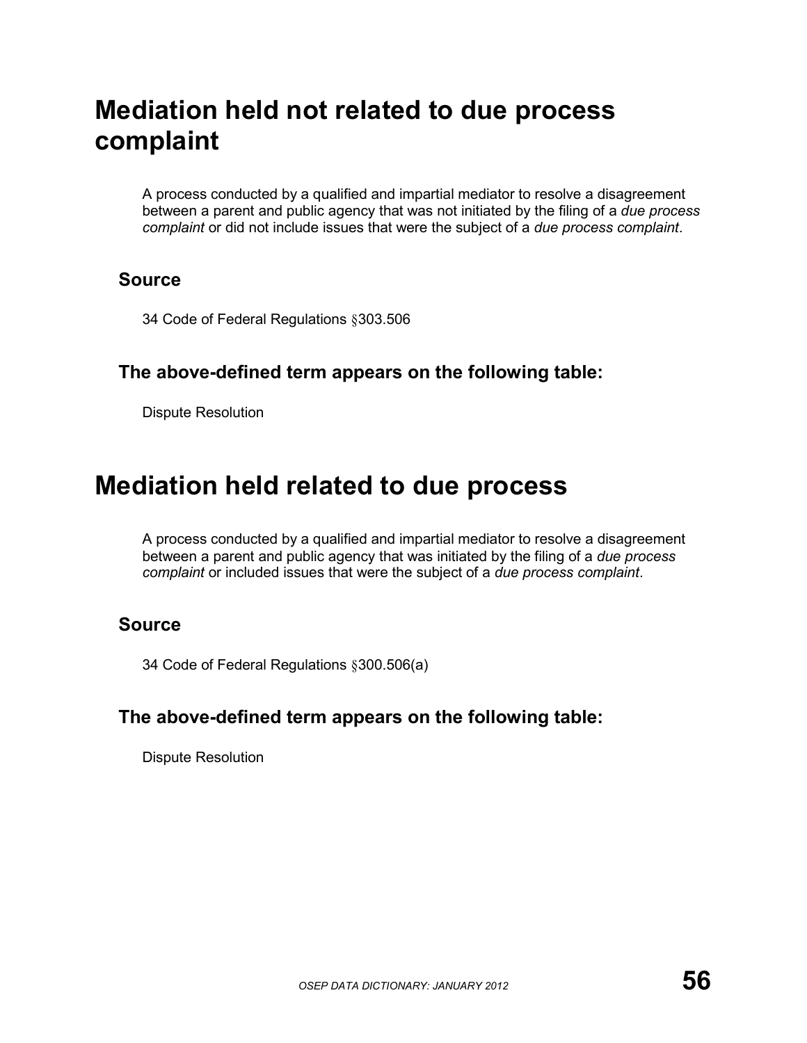# Mediation held not related to due process complaint

A process conducted by a qualified and impartial mediator to resolve a disagreement between a parent and public agency that was not initiated by the filing of a *due process complaint* or did not include issues that were the subject of a *due process complaint*.

## Source

34 Code of Federal Regulations §303.506

## The above-defined term appears on the following table:

Dispute Resolution

# Mediation held related to due process

A process conducted by a qualified and impartial mediator to resolve a disagreement between a parent and public agency that was initiated by the filing of a *due process complaint* or included issues that were the subject of a *due process complaint*.

## Source

34 Code of Federal Regulations §300.506(a)

## The above-defined term appears on the following table:

Dispute Resolution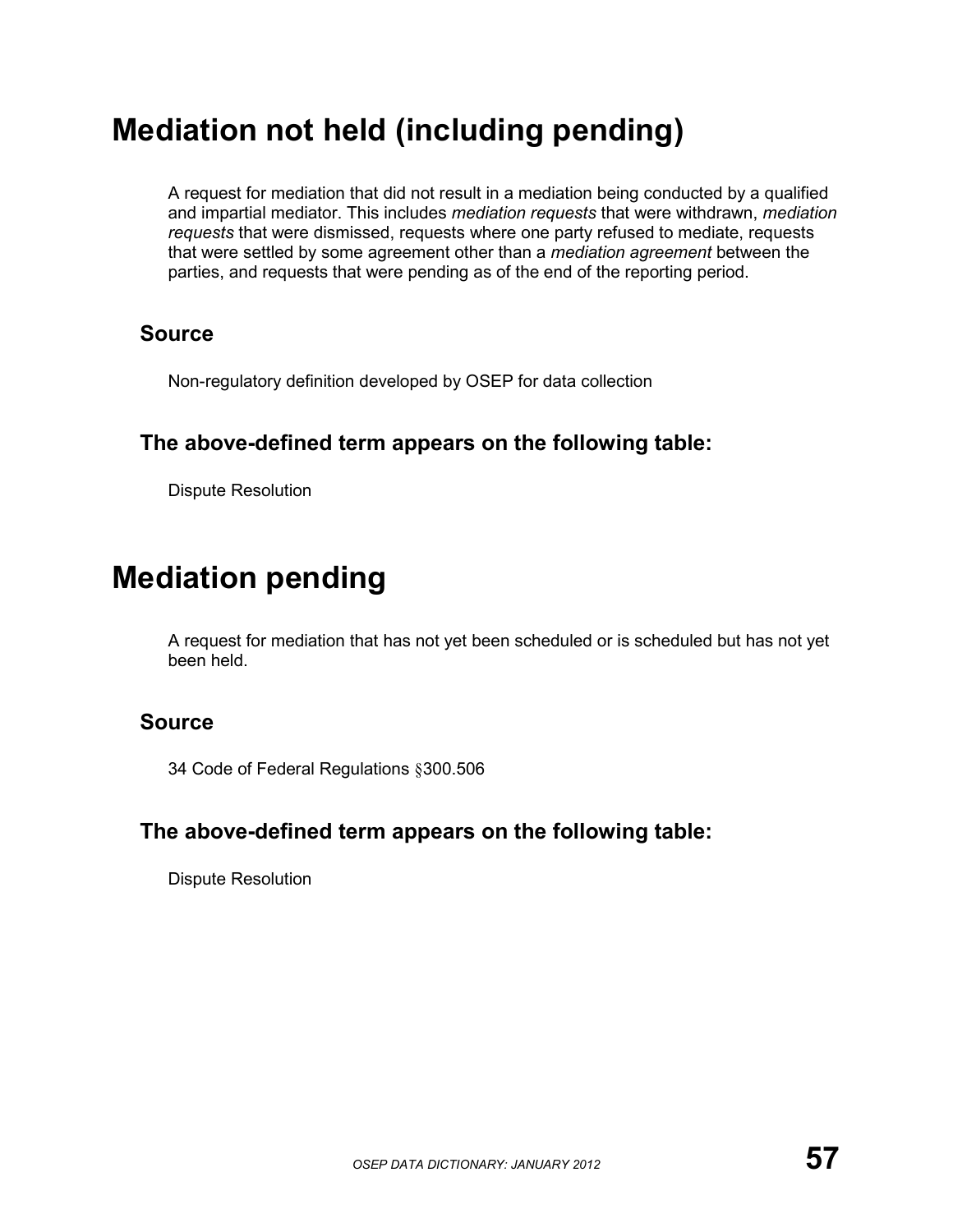# Mediation not held (including pending)

A request for mediation that did not result in a mediation being conducted by a qualified and impartial mediator. This includes *mediation requests* that were withdrawn, *mediation requests* that were dismissed, requests where one party refused to mediate, requests that were settled by some agreement other than a *mediation agreement* between the parties, and requests that were pending as of the end of the reporting period.

## Source

Non-regulatory definition developed by OSEP for data collection

## The above-defined term appears on the following table:

Dispute Resolution

# Mediation pending

A request for mediation that has not yet been scheduled or is scheduled but has not yet been held.

## Source

34 Code of Federal Regulations §300.506

## The above-defined term appears on the following table:

Dispute Resolution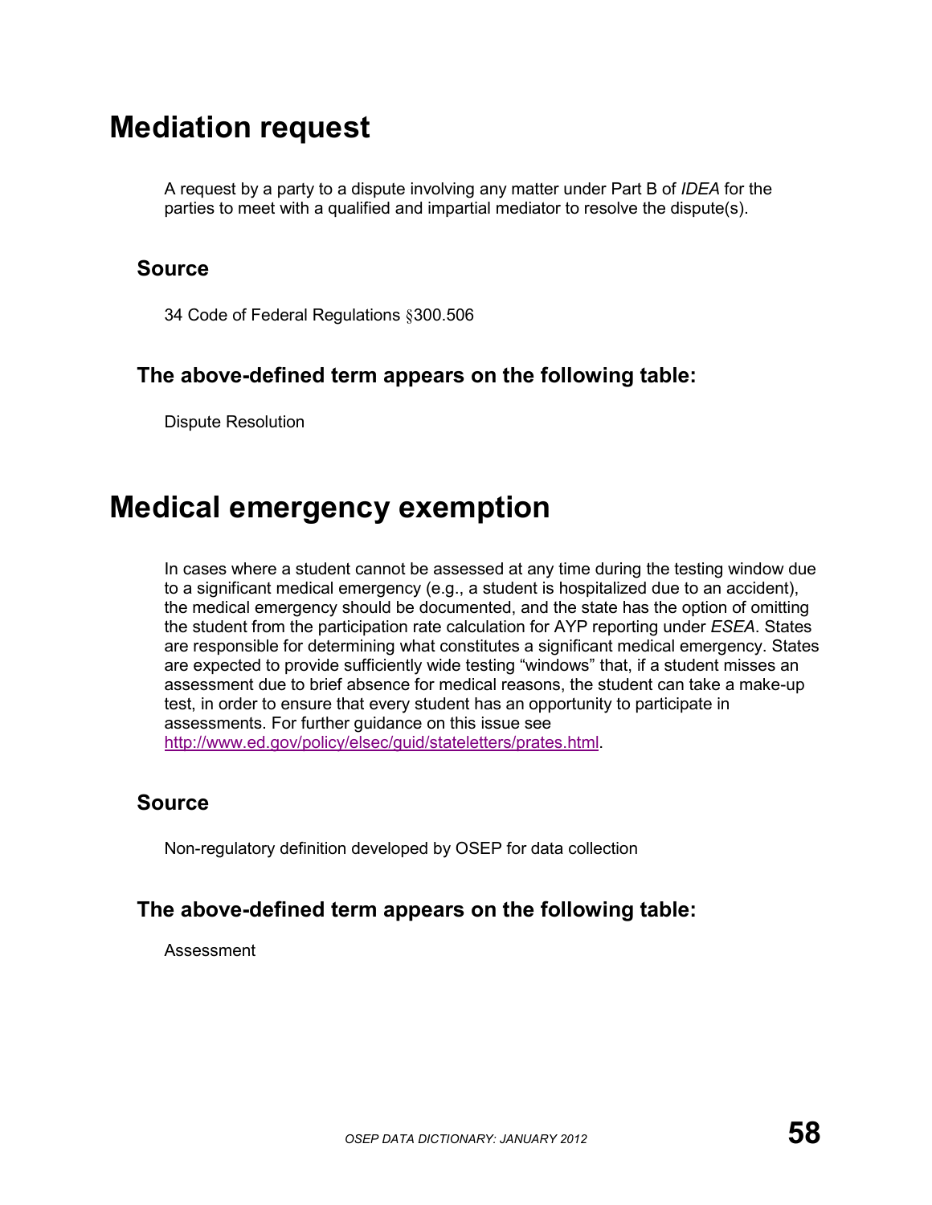# Mediation request

A request by a party to a dispute involving any matter under Part B of *IDEA* for the parties to meet with a qualified and impartial mediator to resolve the dispute(s).

## Source

34 Code of Federal Regulations §300.506

## The above-defined term appears on the following table:

Dispute Resolution

# Medical emergency exemption

In cases where a student cannot be assessed at any time during the testing window due to a significant medical emergency (e.g., a student is hospitalized due to an accident), the medical emergency should be documented, and the state has the option of omitting the student from the participation rate calculation for AYP reporting under *ESEA*. States are responsible for determining what constitutes a significant medical emergency. States are expected to provide sufficiently wide testing "windows" that, if a student misses an assessment due to brief absence for medical reasons, the student can take a make-up test, in order to ensure that every student has an opportunity to participate in assessments. For further guidance on this issue see http://www.ed.gov/policy/elsec/guid/stateletters/prates.html.

## Source

Non-regulatory definition developed by OSEP for data collection

## The above-defined term appears on the following table:

Assessment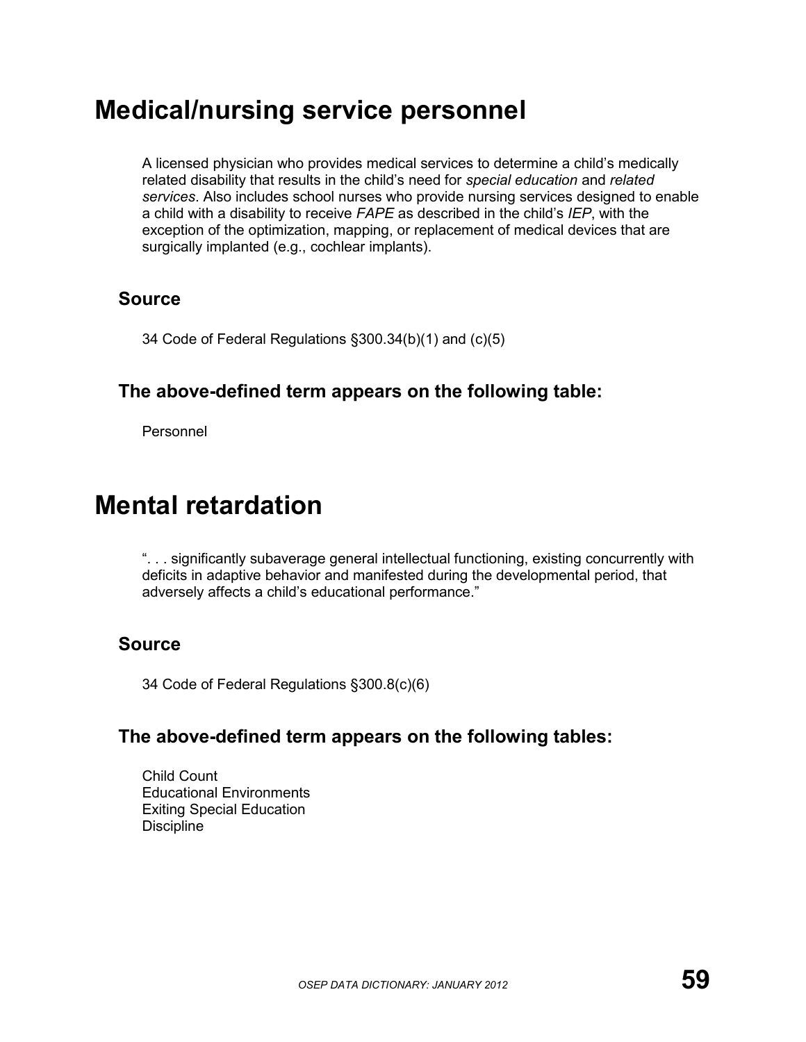# Medical/nursing service personnel

A licensed physician who provides medical services to determine a child's medically related disability that results in the child's need for *special education* and *related services*. Also includes school nurses who provide nursing services designed to enable a child with a disability to receive *FAPE* as described in the child's *IEP*, with the exception of the optimization, mapping, or replacement of medical devices that are surgically implanted (e.g., cochlear implants).

## Source

34 Code of Federal Regulations §300.34(b)(1) and (c)(5)

## The above-defined term appears on the following table:

Personnel

# Mental retardation

". . . significantly subaverage general intellectual functioning, existing concurrently with deficits in adaptive behavior and manifested during the developmental period, that adversely affects a child's educational performance."

## Source

34 Code of Federal Regulations §300.8(c)(6)

## The above-defined term appears on the following tables:

Child Count
Educational Environments
Exiting Special Education
Discipline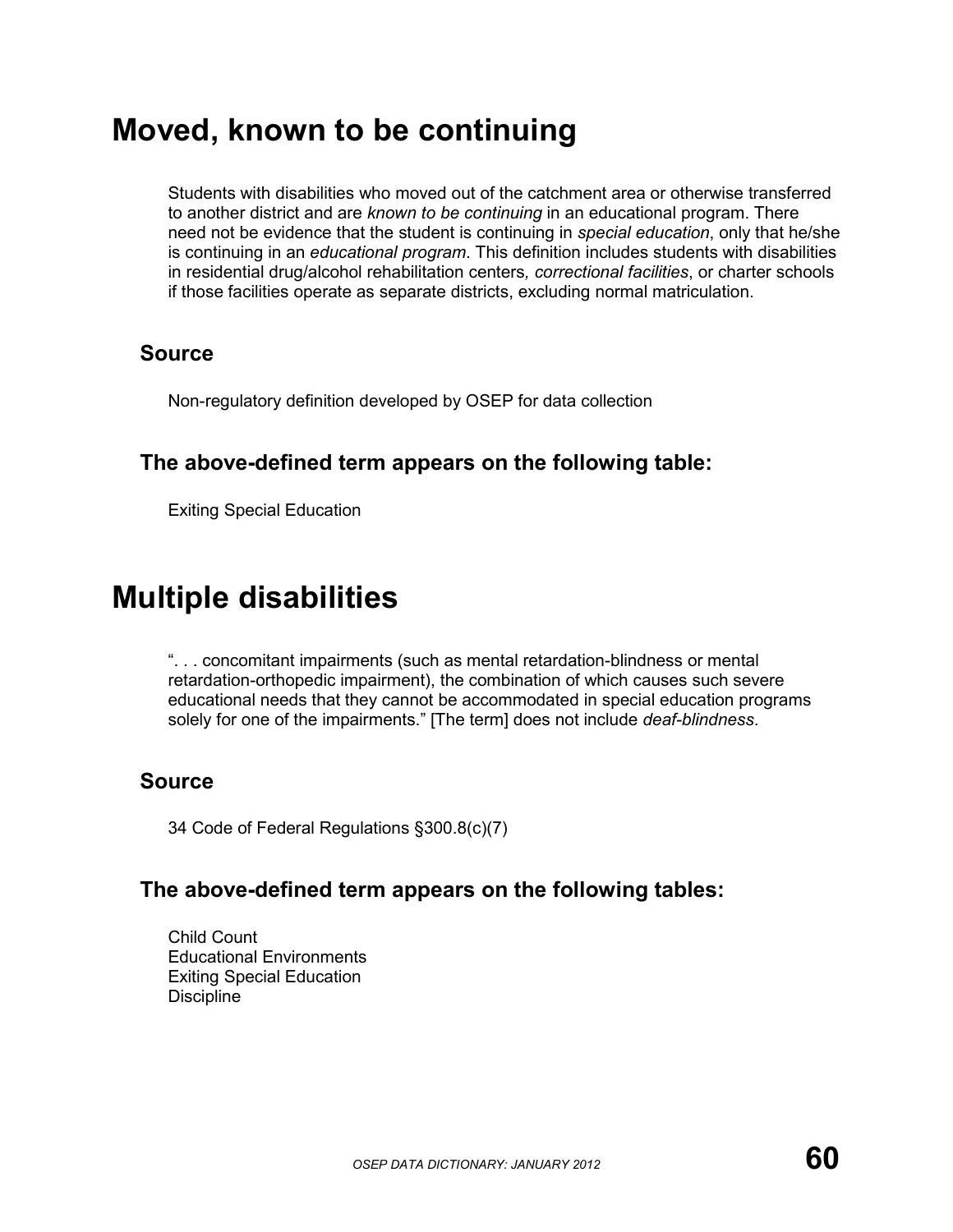# Moved, known to be continuing

Students with disabilities who moved out of the catchment area or otherwise transferred to another district and are *known to be continuing* in an educational program. There need not be evidence that the student is continuing in *special education*, only that he/she is continuing in an *educational program*. This definition includes students with disabilities in residential drug/alcohol rehabilitation centers, *correctional facilities*, or charter schools if those facilities operate as separate districts, excluding normal matriculation.

## Source

Non-regulatory definition developed by OSEP for data collection

## The above-defined term appears on the following table:

Exiting Special Education

# Multiple disabilities

". . . concomitant impairments (such as mental retardation-blindness or mental retardation-orthopedic impairment), the combination of which causes such severe educational needs that they cannot be accommodated in special education programs solely for one of the impairments." [The term] does not include *deaf-blindness*.

## Source

34 Code of Federal Regulations §300.8(c)(7)

## The above-defined term appears on the following tables:

Child Count
Educational Environments
Exiting Special Education
Discipline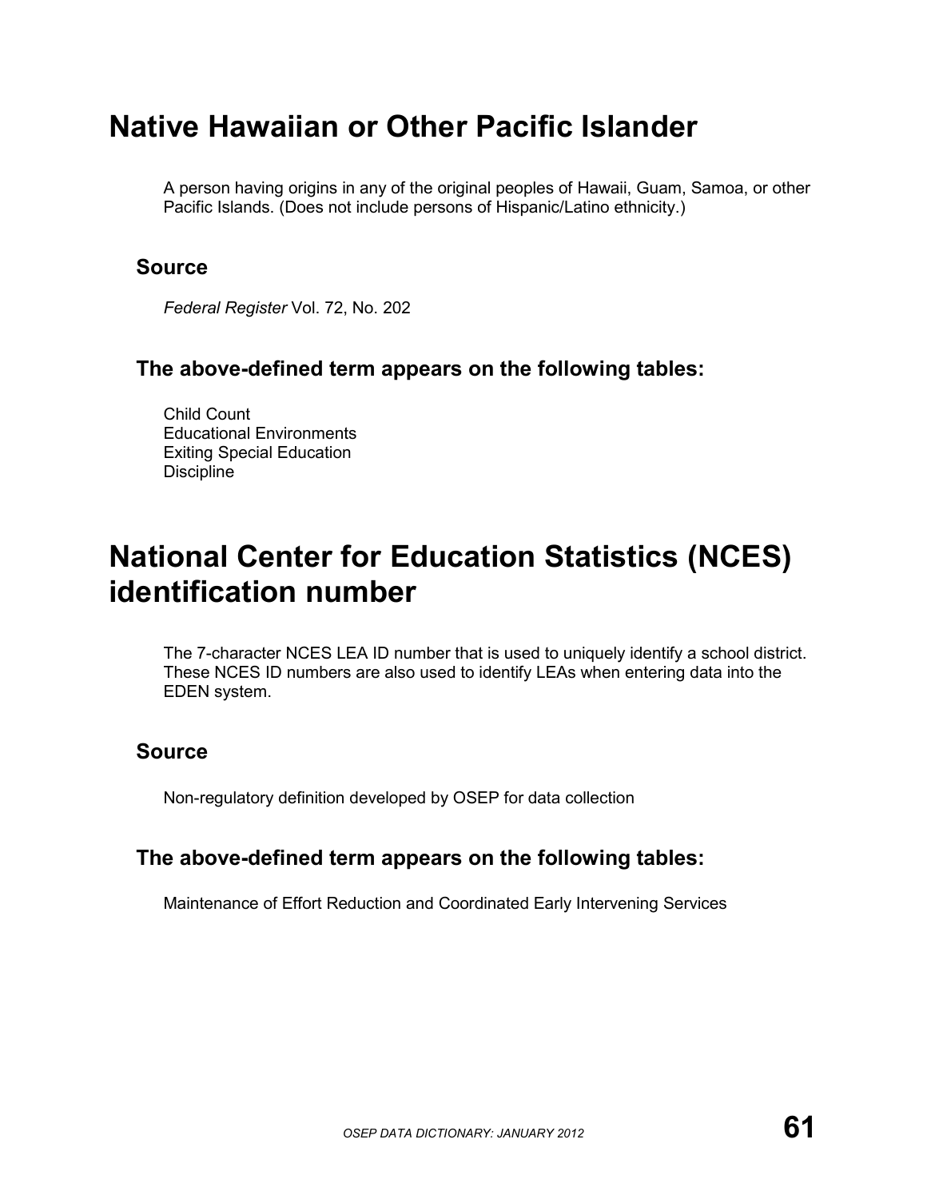# Native Hawaiian or Other Pacific Islander

A person having origins in any of the original peoples of Hawaii, Guam, Samoa, or other Pacific Islands. (Does not include persons of Hispanic/Latino ethnicity.)

## Source

*Federal Register* Vol. 72, No. 202

## The above-defined term appears on the following tables:

Child Count
Educational Environments
Exiting Special Education
Discipline

# National Center for Education Statistics (NCES) identification number

The 7-character NCES LEA ID number that is used to uniquely identify a school district. These NCES ID numbers are also used to identify LEAs when entering data into the EDEN system.

## Source

Non-regulatory definition developed by OSEP for data collection

## The above-defined term appears on the following tables:

Maintenance of Effort Reduction and Coordinated Early Intervening Services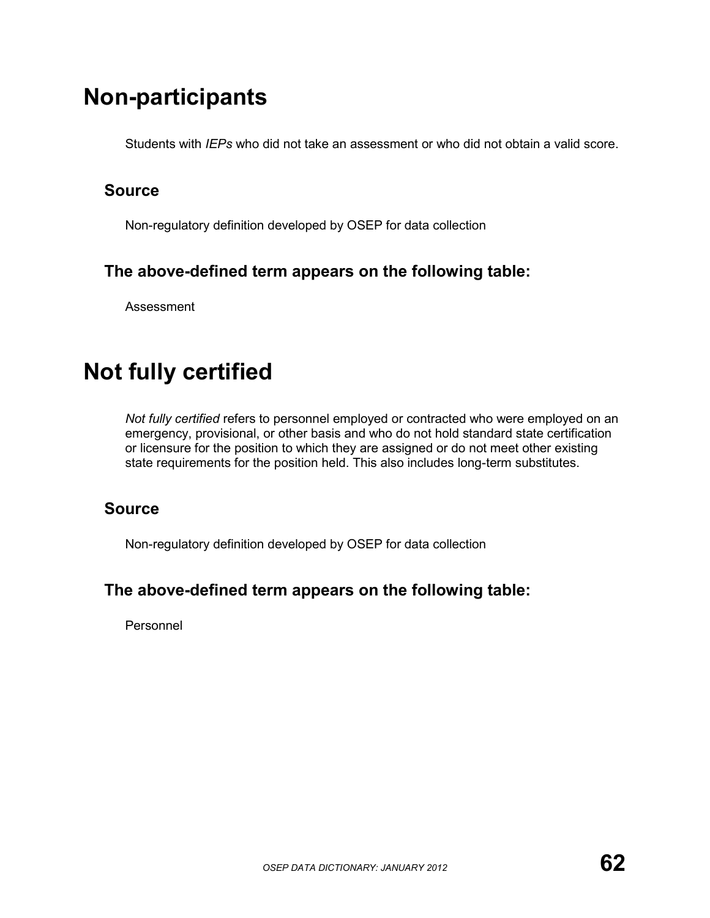# Non-participants

Students with *IEPs* who did not take an assessment or who did not obtain a valid score.

## Source

Non-regulatory definition developed by OSEP for data collection

## The above-defined term appears on the following table:

Assessment

# Not fully certified

*Not fully certified* refers to personnel employed or contracted who were employed on an emergency, provisional, or other basis and who do not hold standard state certification or licensure for the position to which they are assigned or do not meet other existing state requirements for the position held. This also includes long-term substitutes.

## Source

Non-regulatory definition developed by OSEP for data collection

## The above-defined term appears on the following table:

Personnel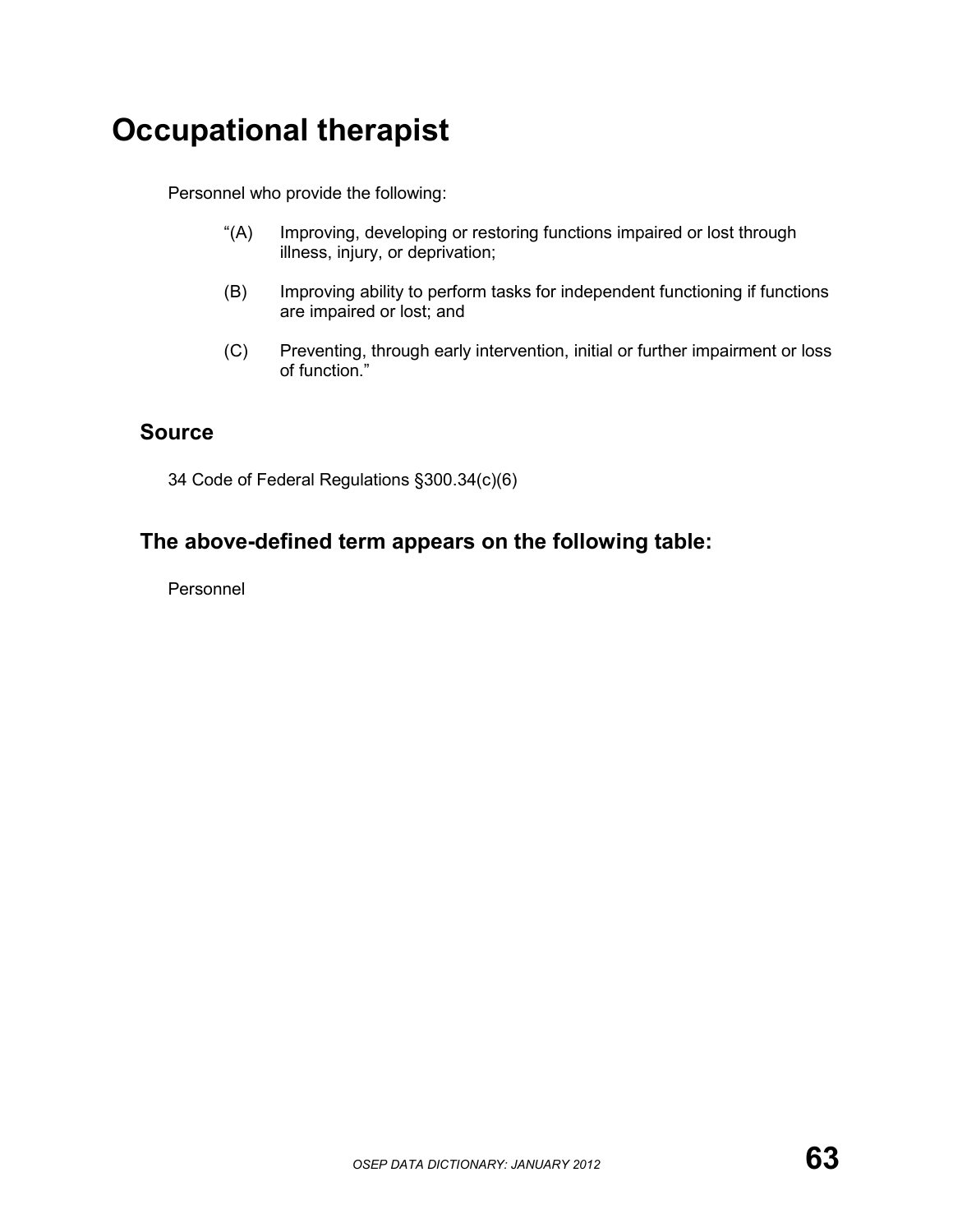# Occupational therapist

Personnel who provide the following:

"(A) Improving, developing or restoring functions impaired or lost through illness, injury, or deprivation;

(B) Improving ability to perform tasks for independent functioning if functions are impaired or lost; and

(C) Preventing, through early intervention, initial or further impairment or loss of function."

## Source

34 Code of Federal Regulations §300.34(c)(6)

## The above-defined term appears on the following table:

Personnel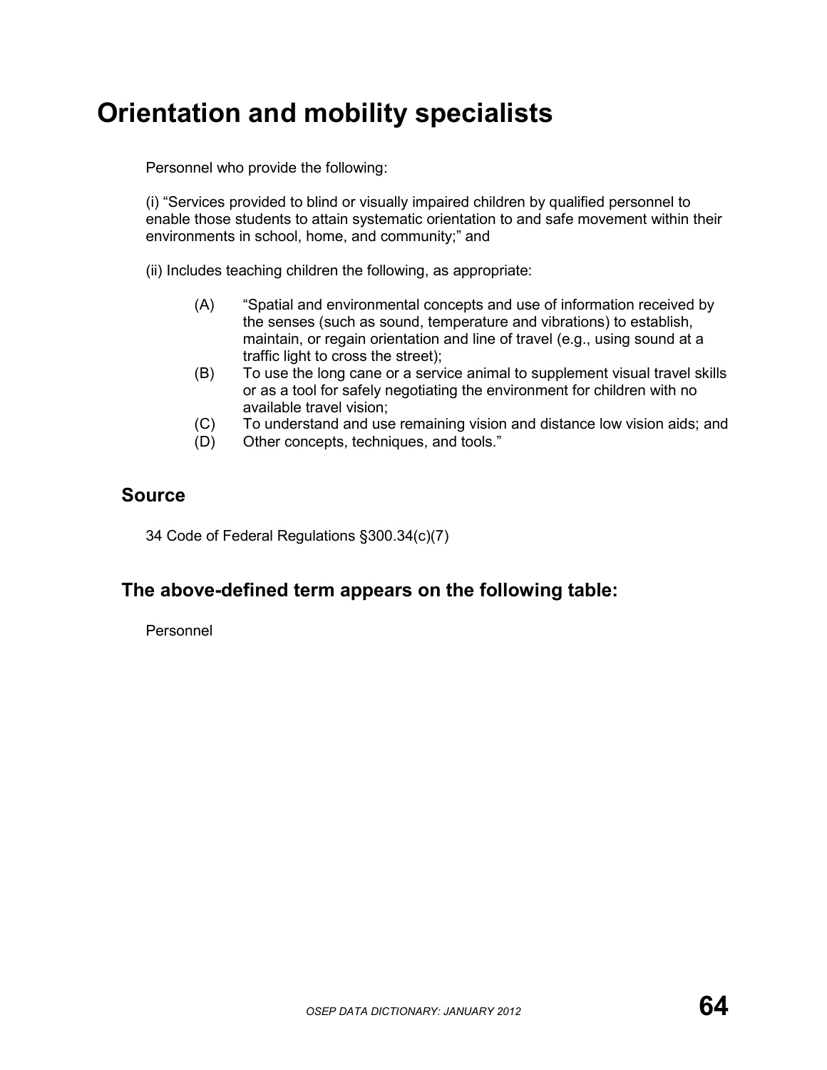# Orientation and mobility specialists

Personnel who provide the following:

(i) "Services provided to blind or visually impaired children by qualified personnel to enable those students to attain systematic orientation to and safe movement within their environments in school, home, and community;" and

(ii) Includes teaching children the following, as appropriate:

- (A) "Spatial and environmental concepts and use of information received by the senses (such as sound, temperature and vibrations) to establish, maintain, or regain orientation and line of travel (e.g., using sound at a traffic light to cross the street);
- (B) To use the long cane or a service animal to supplement visual travel skills or as a tool for safely negotiating the environment for children with no available travel vision;
- (C) To understand and use remaining vision and distance low vision aids; and
- (D) Other concepts, techniques, and tools."

## Source

34 Code of Federal Regulations §300.34(c)(7)

## The above-defined term appears on the following table:

Personnel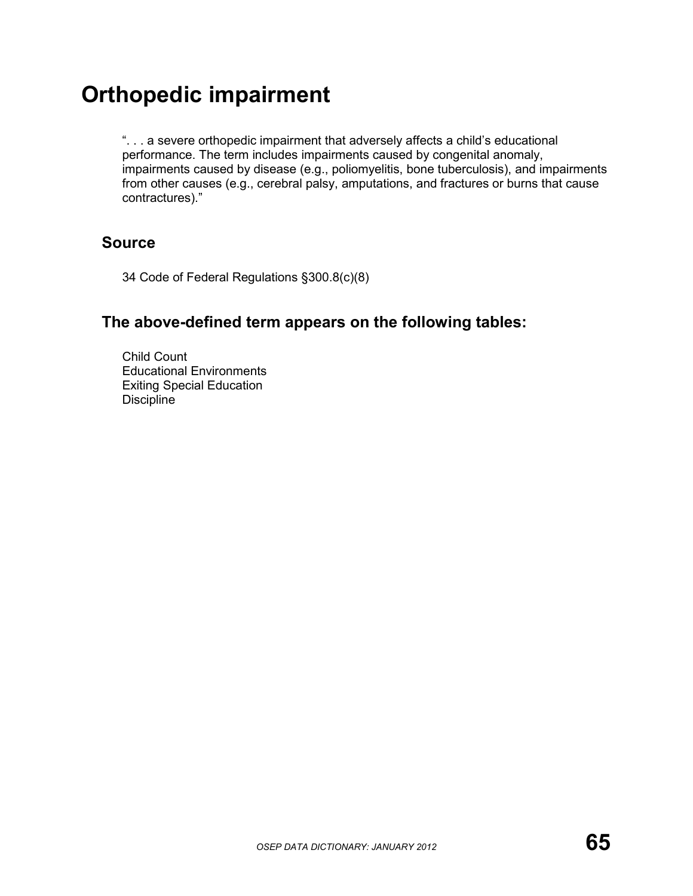# Orthopedic impairment

". . . a severe orthopedic impairment that adversely affects a child's educational performance. The term includes impairments caused by congenital anomaly, impairments caused by disease (e.g., poliomyelitis, bone tuberculosis), and impairments from other causes (e.g., cerebral palsy, amputations, and fractures or burns that cause contractures)."

## Source

34 Code of Federal Regulations §300.8(c)(8)

## The above-defined term appears on the following tables:

Child Count  
Educational Environments  
Exiting Special Education  
Discipline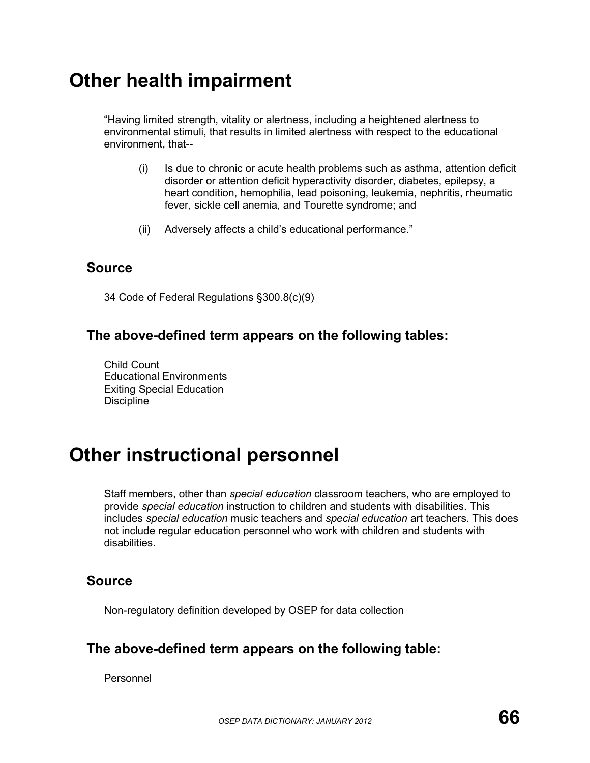# Other health impairment

"Having limited strength, vitality or alertness, including a heightened alertness to environmental stimuli, that results in limited alertness with respect to the educational environment, that--

(i) Is due to chronic or acute health problems such as asthma, attention deficit disorder or attention deficit hyperactivity disorder, diabetes, epilepsy, a heart condition, hemophilia, lead poisoning, leukemia, nephritis, rheumatic fever, sickle cell anemia, and Tourette syndrome; and

(ii) Adversely affects a child's educational performance."

## Source

34 Code of Federal Regulations §300.8(c)(9)

## The above-defined term appears on the following tables:

Child Count
Educational Environments
Exiting Special Education
Discipline

# Other instructional personnel

Staff members, other than *special education* classroom teachers, who are employed to provide *special education* instruction to children and students with disabilities. This includes *special education* music teachers and *special education* art teachers. This does not include regular education personnel who work with children and students with disabilities.

## Source

Non-regulatory definition developed by OSEP for data collection

## The above-defined term appears on the following table:

Personnel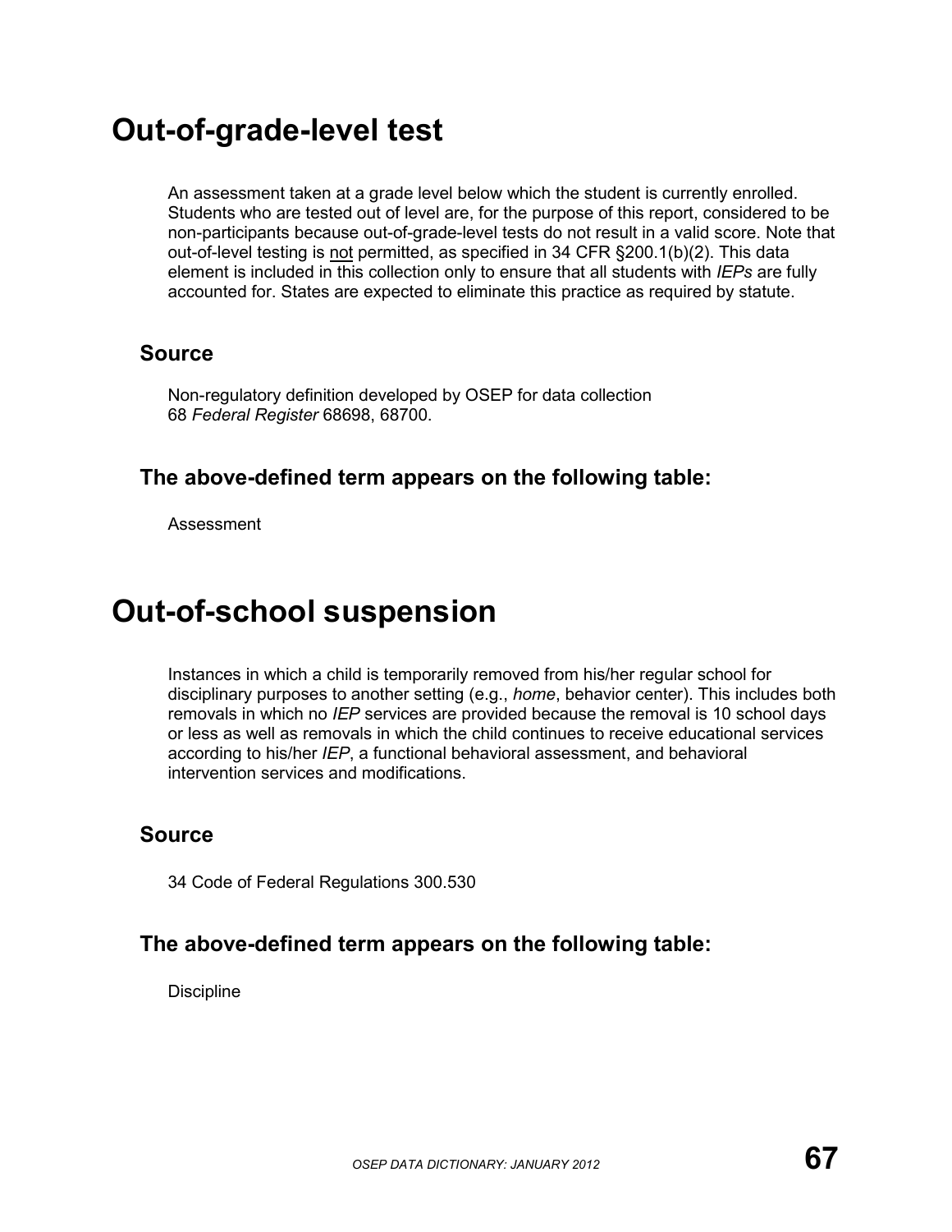# Out-of-grade-level test

An assessment taken at a grade level below which the student is currently enrolled. Students who are tested out of level are, for the purpose of this report, considered to be non-participants because out-of-grade-level tests do not result in a valid score. Note that out-of-level testing is not permitted, as specified in 34 CFR §200.1(b)(2). This data element is included in this collection only to ensure that all students with *IEPs* are fully accounted for. States are expected to eliminate this practice as required by statute.

## Source

Non-regulatory definition developed by OSEP for data collection
68 *Federal Register* 68698, 68700.

## The above-defined term appears on the following table:

Assessment

# Out-of-school suspension

Instances in which a child is temporarily removed from his/her regular school for disciplinary purposes to another setting (e.g., *home*, behavior center). This includes both removals in which no *IEP* services are provided because the removal is 10 school days or less as well as removals in which the child continues to receive educational services according to his/her *IEP*, a functional behavioral assessment, and behavioral intervention services and modifications.

## Source

34 Code of Federal Regulations 300.530

## The above-defined term appears on the following table:

Discipline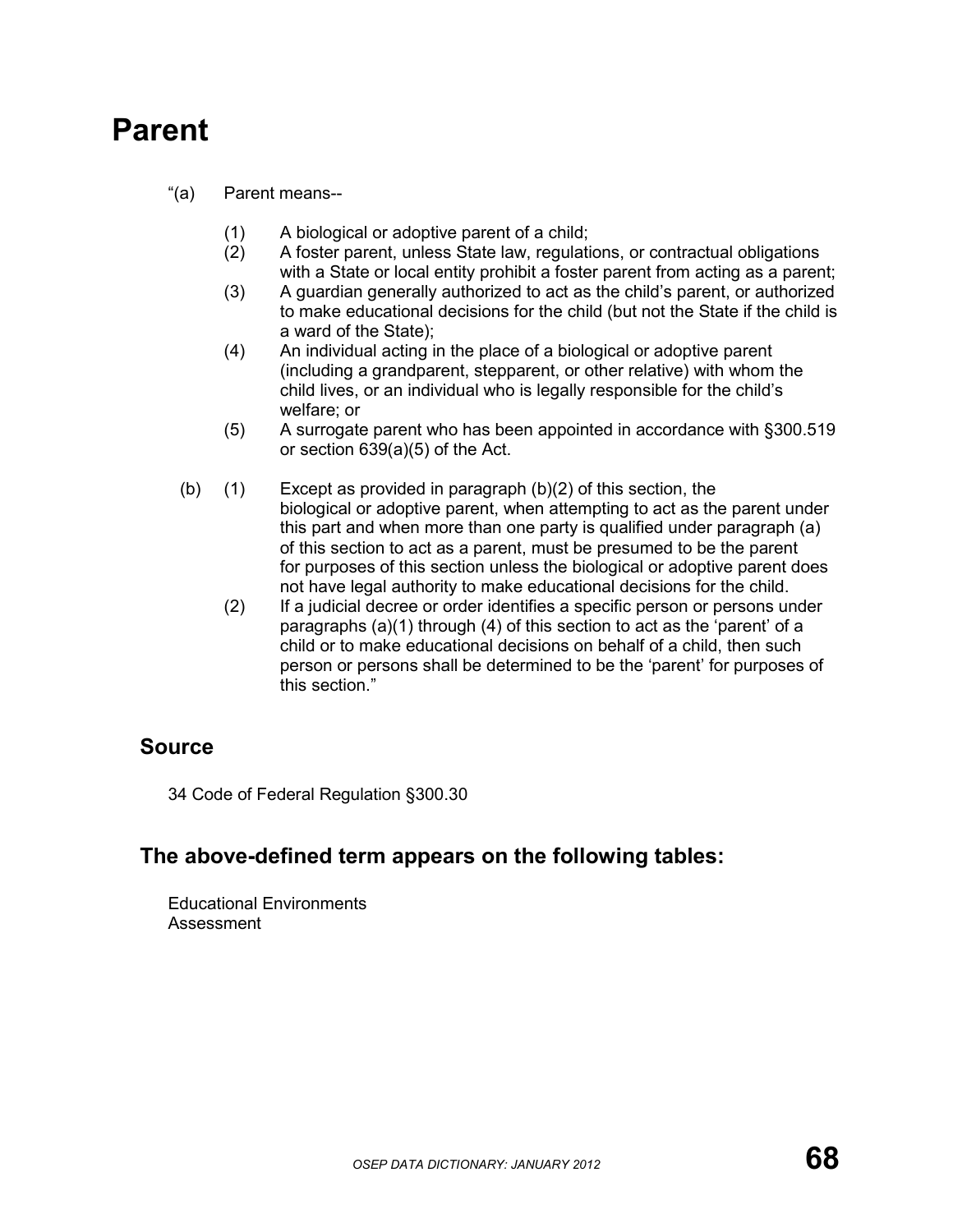# Parent

“(a) Parent means--

(1) A biological or adoptive parent of a child;
(2) A foster parent, unless State law, regulations, or contractual obligations with a State or local entity prohibit a foster parent from acting as a parent;
(3) A guardian generally authorized to act as the child’s parent, or authorized to make educational decisions for the child (but not the State if the child is a ward of the State);
(4) An individual acting in the place of a biological or adoptive parent (including a grandparent, stepparent, or other relative) with whom the child lives, or an individual who is legally responsible for the child’s welfare; or
(5) A surrogate parent who has been appointed in accordance with §300.519 or section 639(a)(5) of the Act.

(b) (1) Except as provided in paragraph (b)(2) of this section, the biological or adoptive parent, when attempting to act as the parent under this part and when more than one party is qualified under paragraph (a) of this section to act as a parent, must be presumed to be the parent for purposes of this section unless the biological or adoptive parent does not have legal authority to make educational decisions for the child.
(2) If a judicial decree or order identifies a specific person or persons under paragraphs (a)(1) through (4) of this section to act as the ‘parent’ of a child or to make educational decisions on behalf of a child, then such person or persons shall be determined to be the ‘parent’ for purposes of this section.”

## Source

34 Code of Federal Regulation §300.30

## The above-defined term appears on the following tables:

Educational Environments
Assessment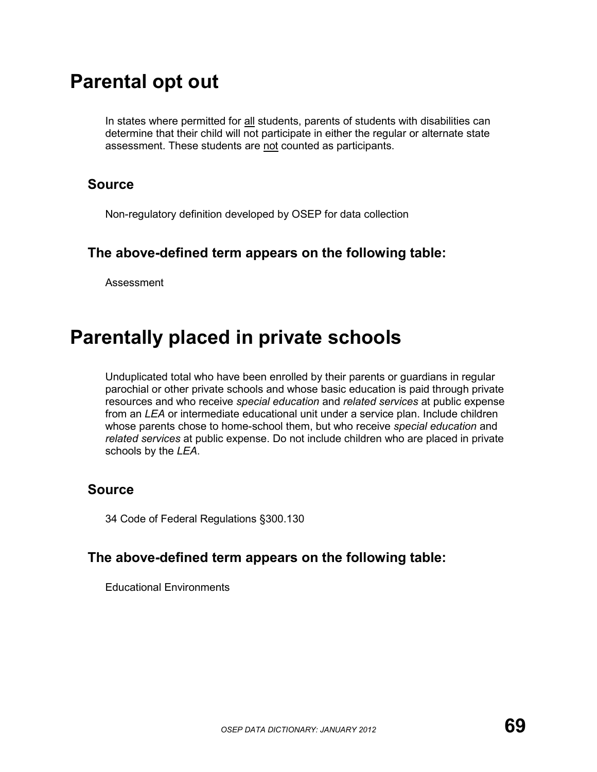# Parental opt out

In states where permitted for all students, parents of students with disabilities can determine that their child will not participate in either the regular or alternate state assessment. These students are not counted as participants.

## Source

Non-regulatory definition developed by OSEP for data collection

## The above-defined term appears on the following table:

Assessment

# Parentally placed in private schools

Unduplicated total who have been enrolled by their parents or guardians in regular parochial or other private schools and whose basic education is paid through private resources and who receive *special education* and *related services* at public expense from an *LEA* or intermediate educational unit under a service plan. Include children whose parents chose to home-school them, but who receive *special education* and *related services* at public expense. Do not include children who are placed in private schools by the *LEA*.

## Source

34 Code of Federal Regulations §300.130

## The above-defined term appears on the following table:

Educational Environments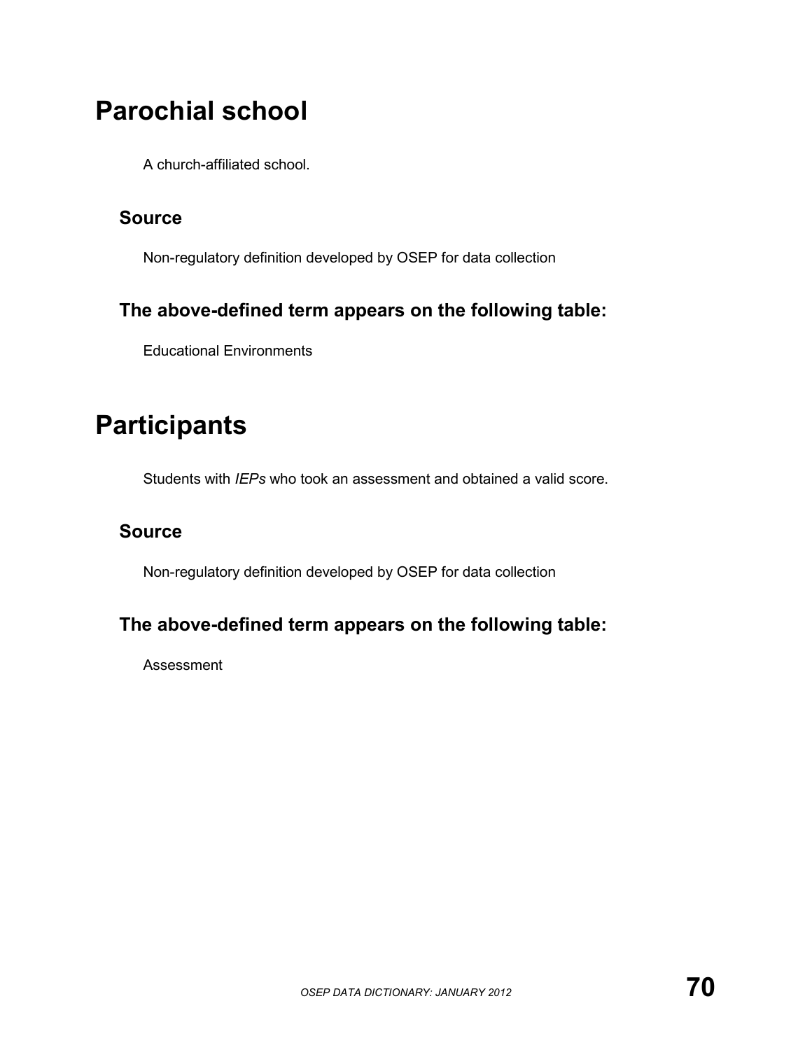# Parochial school

A church-affiliated school.

## Source

Non-regulatory definition developed by OSEP for data collection

## The above-defined term appears on the following table:

Educational Environments

# Participants

Students with *IEPs* who took an assessment and obtained a valid score.

## Source

Non-regulatory definition developed by OSEP for data collection

## The above-defined term appears on the following table:

Assessment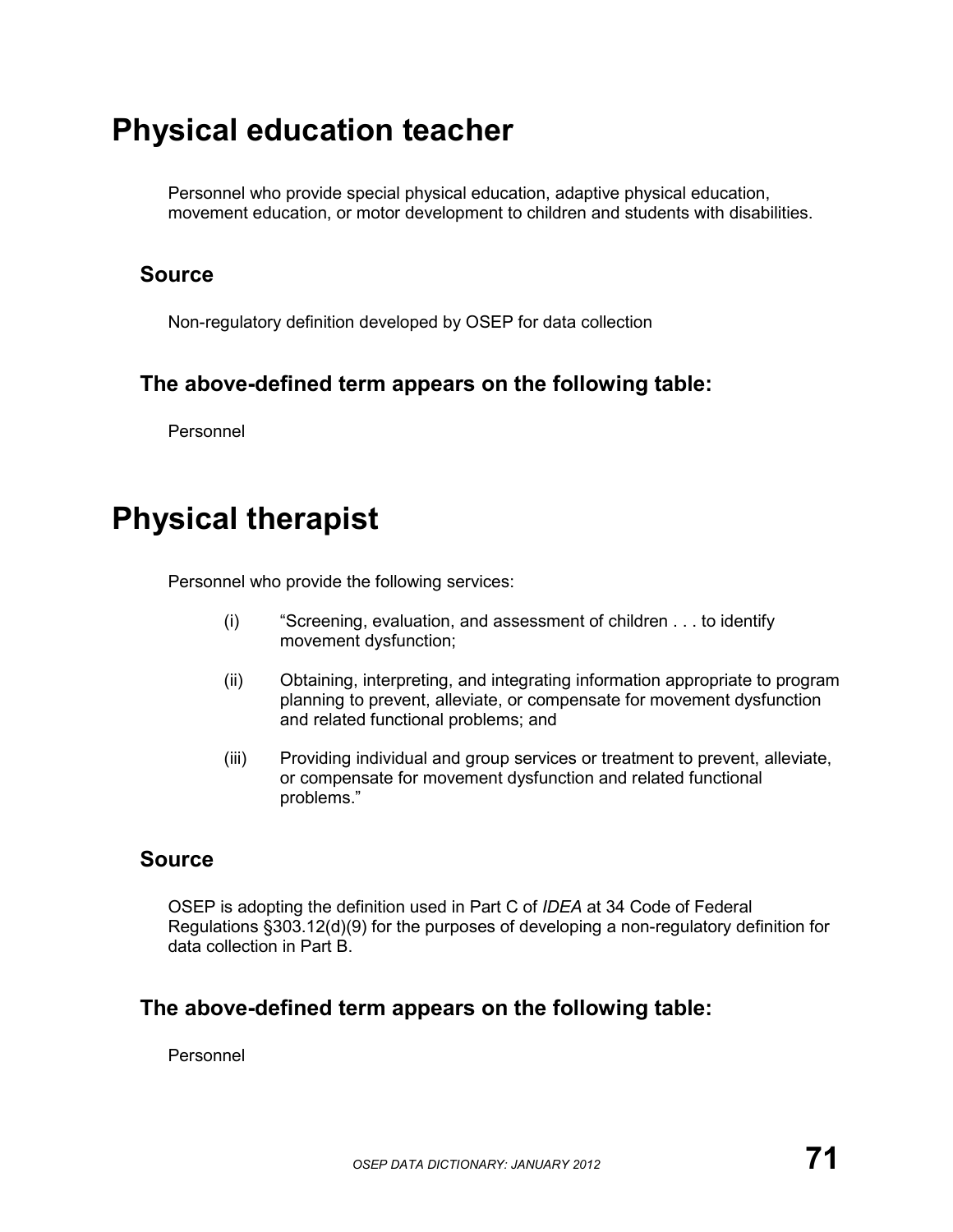# Physical education teacher

Personnel who provide special physical education, adaptive physical education, movement education, or motor development to children and students with disabilities.

## Source

Non-regulatory definition developed by OSEP for data collection

## The above-defined term appears on the following table:

Personnel

# Physical therapist

Personnel who provide the following services:

(i) "Screening, evaluation, and assessment of children . . . to identify movement dysfunction;

(ii) Obtaining, interpreting, and integrating information appropriate to program planning to prevent, alleviate, or compensate for movement dysfunction and related functional problems; and

(iii) Providing individual and group services or treatment to prevent, alleviate, or compensate for movement dysfunction and related functional problems."

## Source

OSEP is adopting the definition used in Part C of *IDEA* at 34 Code of Federal Regulations §303.12(d)(9) for the purposes of developing a non-regulatory definition for data collection in Part B.

## The above-defined term appears on the following table:

Personnel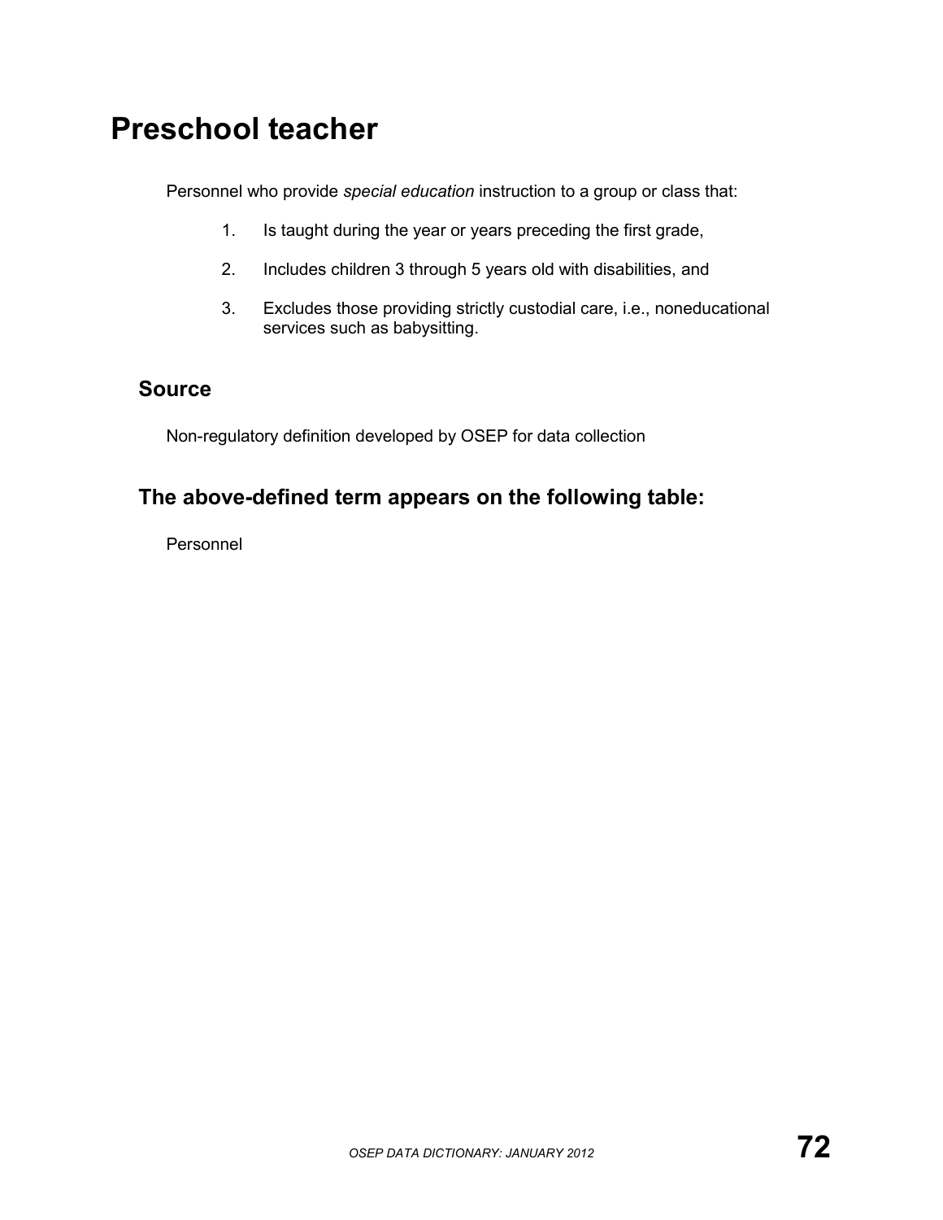# Preschool teacher

Personnel who provide *special education* instruction to a group or class that:

1. Is taught during the year or years preceding the first grade,
2. Includes children 3 through 5 years old with disabilities, and
3. Excludes those providing strictly custodial care, i.e., noneducational services such as babysitting.

## Source

Non-regulatory definition developed by OSEP for data collection

## The above-defined term appears on the following table:

Personnel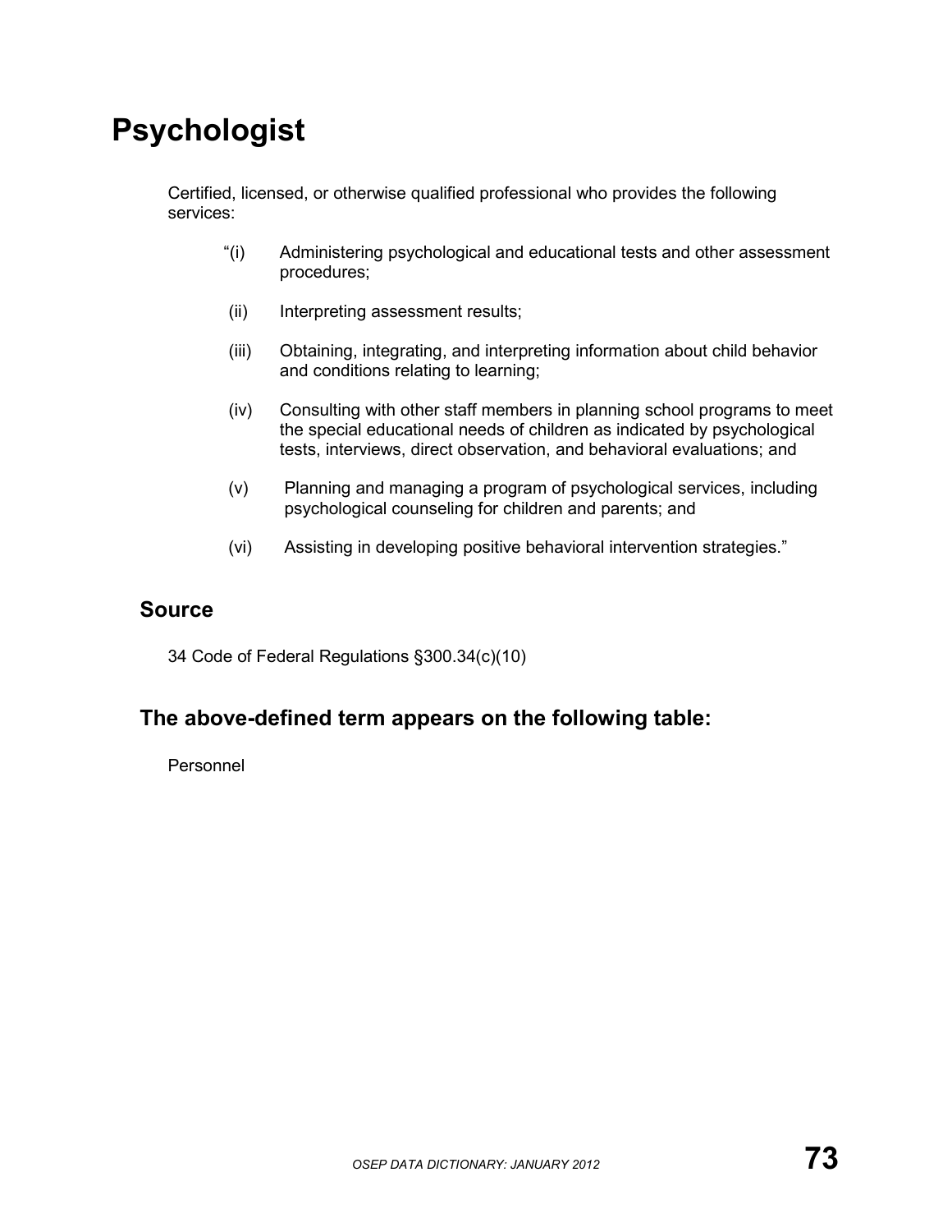# Psychologist

Certified, licensed, or otherwise qualified professional who provides the following services:

"(i) Administering psychological and educational tests and other assessment procedures;

(ii) Interpreting assessment results;

(iii) Obtaining, integrating, and interpreting information about child behavior and conditions relating to learning;

(iv) Consulting with other staff members in planning school programs to meet the special educational needs of children as indicated by psychological tests, interviews, direct observation, and behavioral evaluations; and

(v) Planning and managing a program of psychological services, including psychological counseling for children and parents; and

(vi) Assisting in developing positive behavioral intervention strategies."

## Source

34 Code of Federal Regulations §300.34(c)(10)

## The above-defined term appears on the following table:

Personnel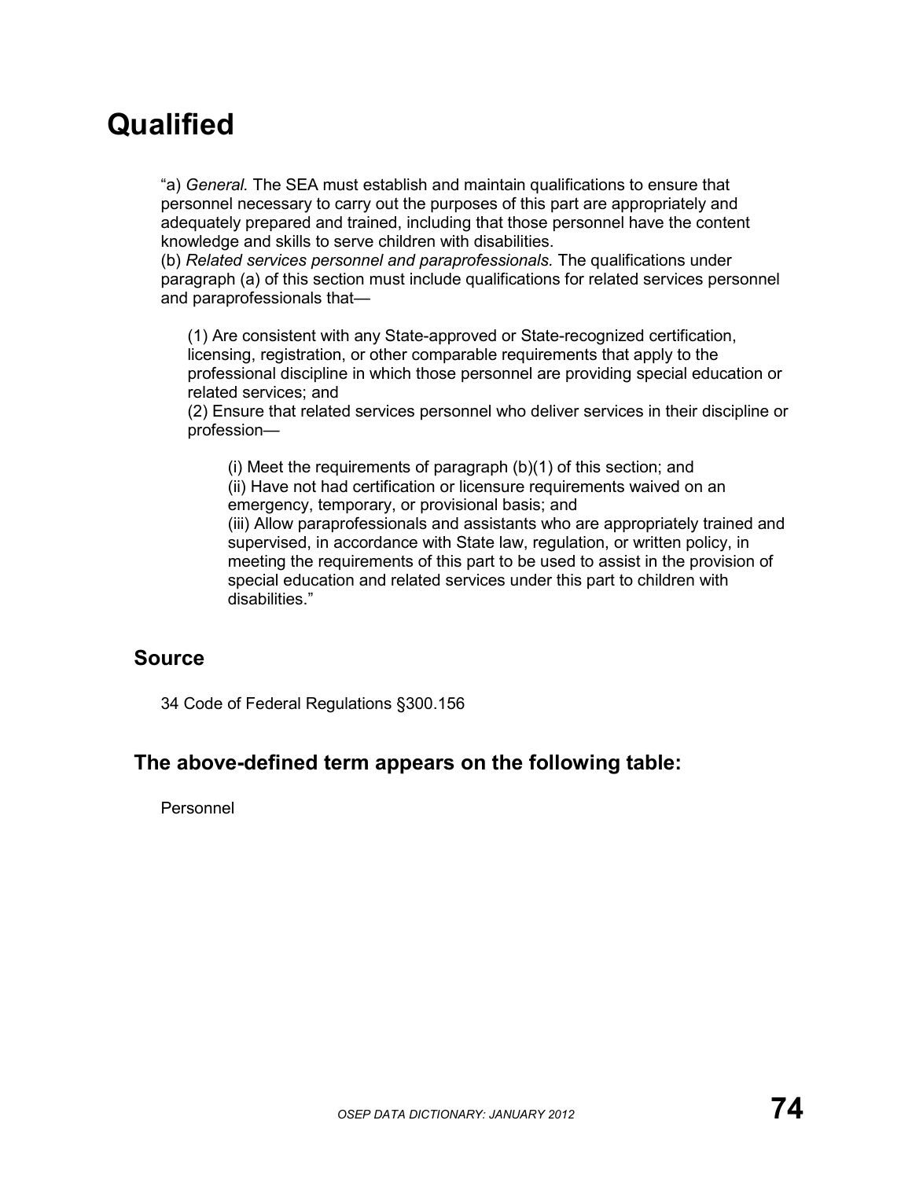# Qualified

"a) *General.* The SEA must establish and maintain qualifications to ensure that personnel necessary to carry out the purposes of this part are appropriately and adequately prepared and trained, including that those personnel have the content knowledge and skills to serve children with disabilities.
(b) *Related services personnel and paraprofessionals.* The qualifications under paragraph (a) of this section must include qualifications for related services personnel and paraprofessionals that—

> (1) Are consistent with any State-approved or State-recognized certification, licensing, registration, or other comparable requirements that apply to the professional discipline in which those personnel are providing special education or related services; and
> (2) Ensure that related services personnel who deliver services in their discipline or profession—
>
> > (i) Meet the requirements of paragraph (b)(1) of this section; and
> > (ii) Have not had certification or licensure requirements waived on an emergency, temporary, or provisional basis; and
> > (iii) Allow paraprofessionals and assistants who are appropriately trained and supervised, in accordance with State law, regulation, or written policy, in meeting the requirements of this part to be used to assist in the provision of special education and related services under this part to children with disabilities."

## Source

34 Code of Federal Regulations §300.156

## The above-defined term appears on the following table:

Personnel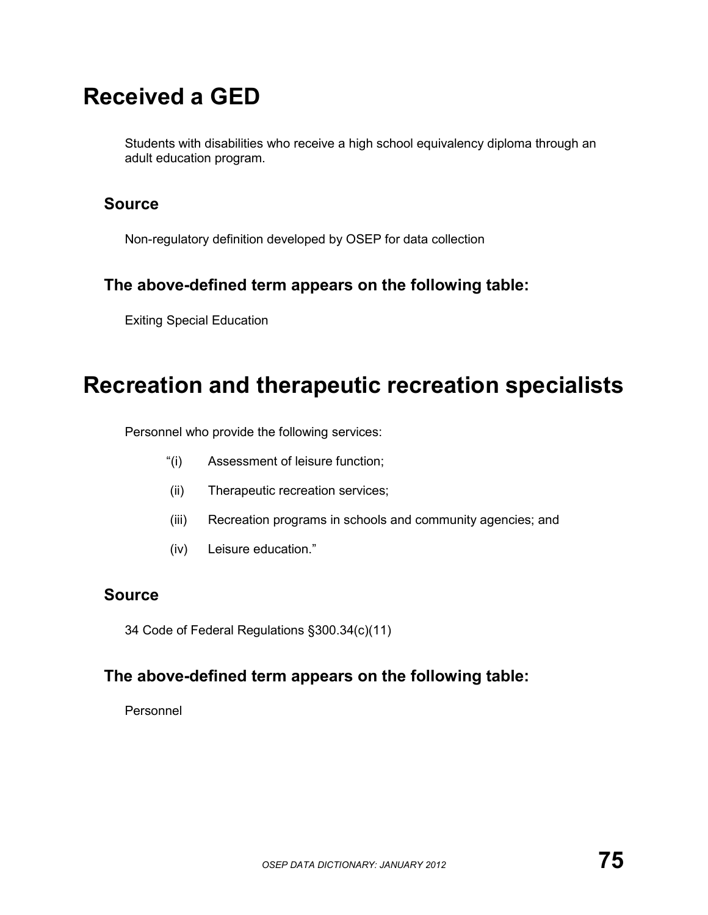# Received a GED

Students with disabilities who receive a high school equivalency diploma through an adult education program.

## Source

Non-regulatory definition developed by OSEP for data collection

## The above-defined term appears on the following table:

Exiting Special Education

# Recreation and therapeutic recreation specialists

Personnel who provide the following services:

“(i) Assessment of leisure function;

(ii) Therapeutic recreation services;

(iii) Recreation programs in schools and community agencies; and

(iv) Leisure education.”

## Source

34 Code of Federal Regulations §300.34(c)(11)

## The above-defined term appears on the following table:

Personnel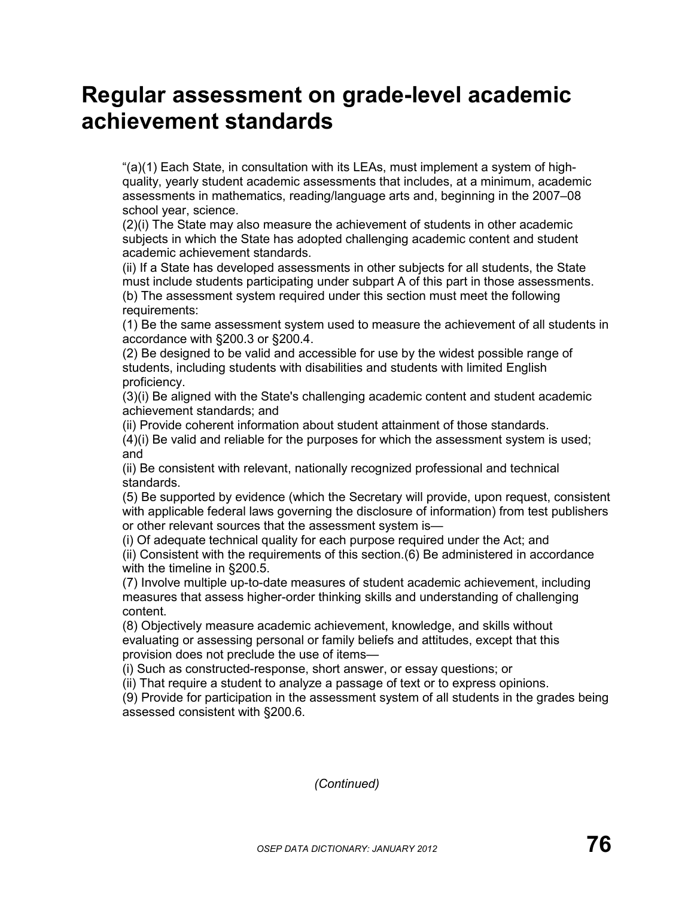# Regular assessment on grade-level academic achievement standards

"(a)(1) Each State, in consultation with its LEAs, must implement a system of high-quality, yearly student academic assessments that includes, at a minimum, academic assessments in mathematics, reading/language arts and, beginning in the 2007–08 school year, science.
(2)(i) The State may also measure the achievement of students in other academic subjects in which the State has adopted challenging academic content and student academic achievement standards.
(ii) If a State has developed assessments in other subjects for all students, the State must include students participating under subpart A of this part in those assessments.
(b) The assessment system required under this section must meet the following requirements:
(1) Be the same assessment system used to measure the achievement of all students in accordance with §200.3 or §200.4.
(2) Be designed to be valid and accessible for use by the widest possible range of students, including students with disabilities and students with limited English proficiency.
(3)(i) Be aligned with the State's challenging academic content and student academic achievement standards; and
(ii) Provide coherent information about student attainment of those standards.
(4)(i) Be valid and reliable for the purposes for which the assessment system is used; and
(ii) Be consistent with relevant, nationally recognized professional and technical standards.
(5) Be supported by evidence (which the Secretary will provide, upon request, consistent with applicable federal laws governing the disclosure of information) from test publishers or other relevant sources that the assessment system is—
(i) Of adequate technical quality for each purpose required under the Act; and
(ii) Consistent with the requirements of this section.(6) Be administered in accordance with the timeline in §200.5.
(7) Involve multiple up-to-date measures of student academic achievement, including measures that assess higher-order thinking skills and understanding of challenging content.
(8) Objectively measure academic achievement, knowledge, and skills without evaluating or assessing personal or family beliefs and attitudes, except that this provision does not preclude the use of items—
(i) Such as constructed-response, short answer, or essay questions; or
(ii) That require a student to analyze a passage of text or to express opinions.
(9) Provide for participation in the assessment system of all students in the grades being assessed consistent with §200.6.

*(Continued)*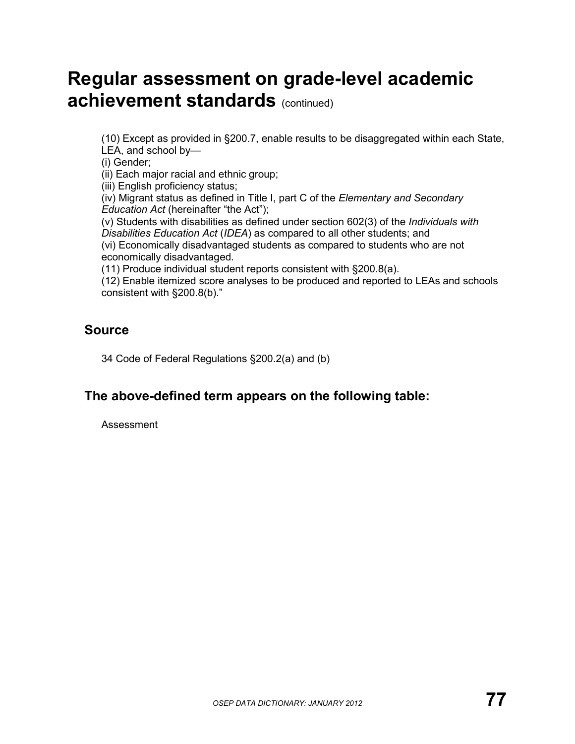# Regular assessment on grade-level academic achievement standards (continued)

(10) Except as provided in §200.7, enable results to be disaggregated within each State, LEA, and school by—
(i) Gender;
(ii) Each major racial and ethnic group;
(iii) English proficiency status;
(iv) Migrant status as defined in Title I, part C of the *Elementary and Secondary Education Act* (hereinafter "the Act");
(v) Students with disabilities as defined under section 602(3) of the *Individuals with Disabilities Education Act* (*IDEA*) as compared to all other students; and
(vi) Economically disadvantaged students as compared to students who are not economically disadvantaged.
(11) Produce individual student reports consistent with §200.8(a).
(12) Enable itemized score analyses to be produced and reported to LEAs and schools consistent with §200.8(b)."

## Source

34 Code of Federal Regulations §200.2(a) and (b)

## The above-defined term appears on the following table:

Assessment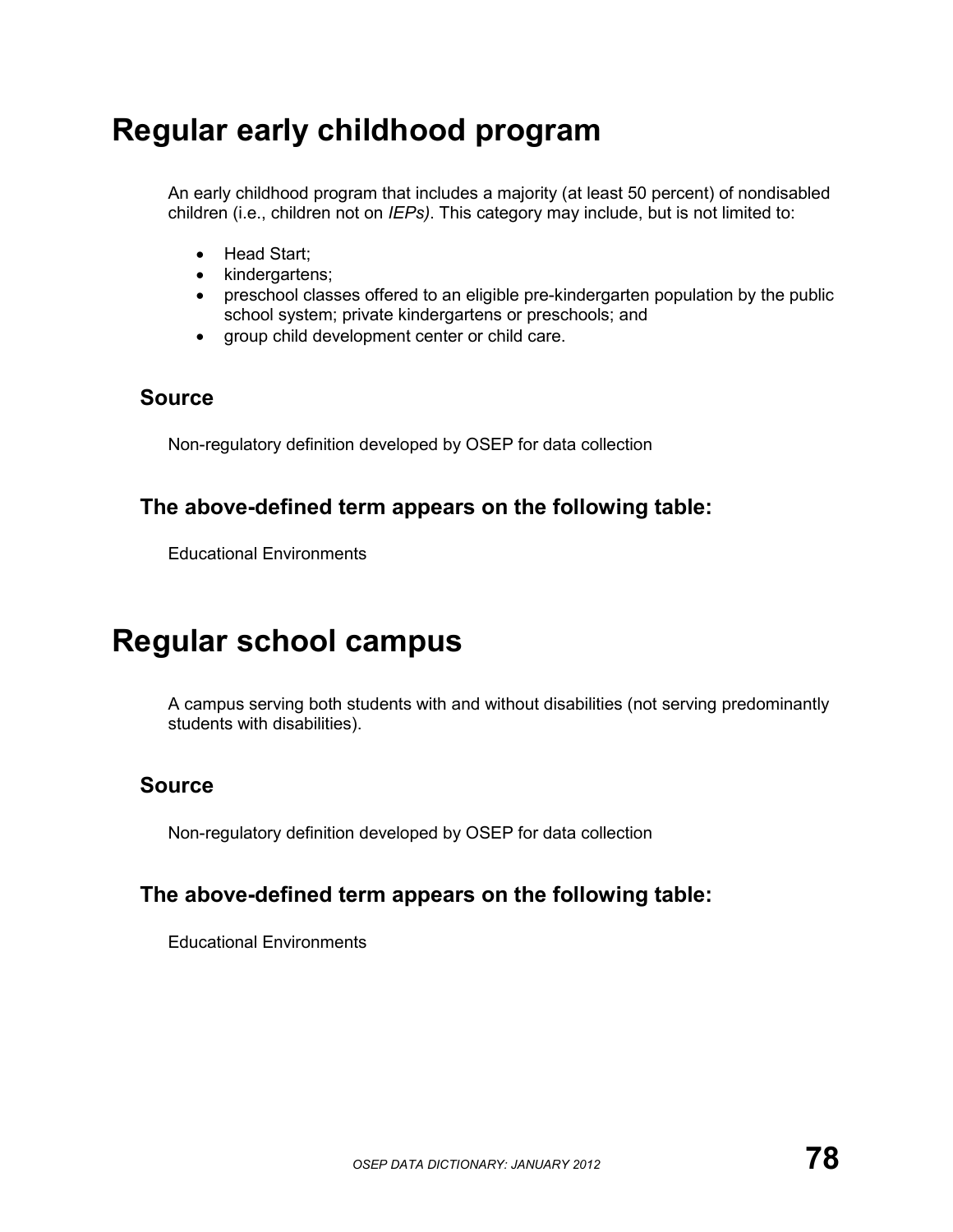# Regular early childhood program

An early childhood program that includes a majority (at least 50 percent) of nondisabled children (i.e., children not on *IEPs)*. This category may include, but is not limited to:

- Head Start;
- kindergartens;
- preschool classes offered to an eligible pre-kindergarten population by the public school system; private kindergartens or preschools; and
- group child development center or child care.

## Source

Non-regulatory definition developed by OSEP for data collection

## The above-defined term appears on the following table:

Educational Environments

# Regular school campus

A campus serving both students with and without disabilities (not serving predominantly students with disabilities).

## Source

Non-regulatory definition developed by OSEP for data collection

## The above-defined term appears on the following table:

Educational Environments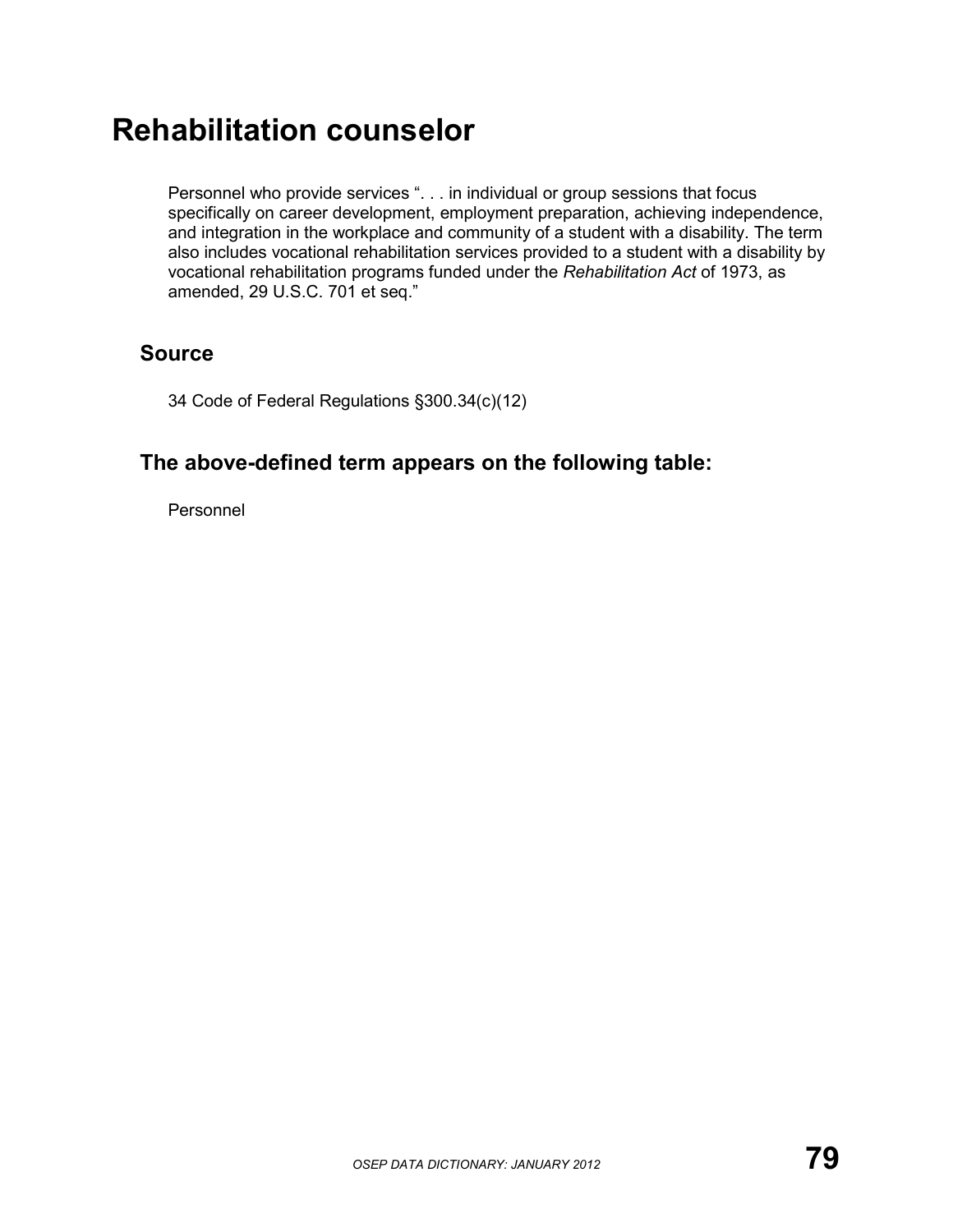# Rehabilitation counselor

Personnel who provide services ". . . in individual or group sessions that focus specifically on career development, employment preparation, achieving independence, and integration in the workplace and community of a student with a disability. The term also includes vocational rehabilitation services provided to a student with a disability by vocational rehabilitation programs funded under the *Rehabilitation Act* of 1973, as amended, 29 U.S.C. 701 et seq."

## Source

34 Code of Federal Regulations §300.34(c)(12)

## The above-defined term appears on the following table:

Personnel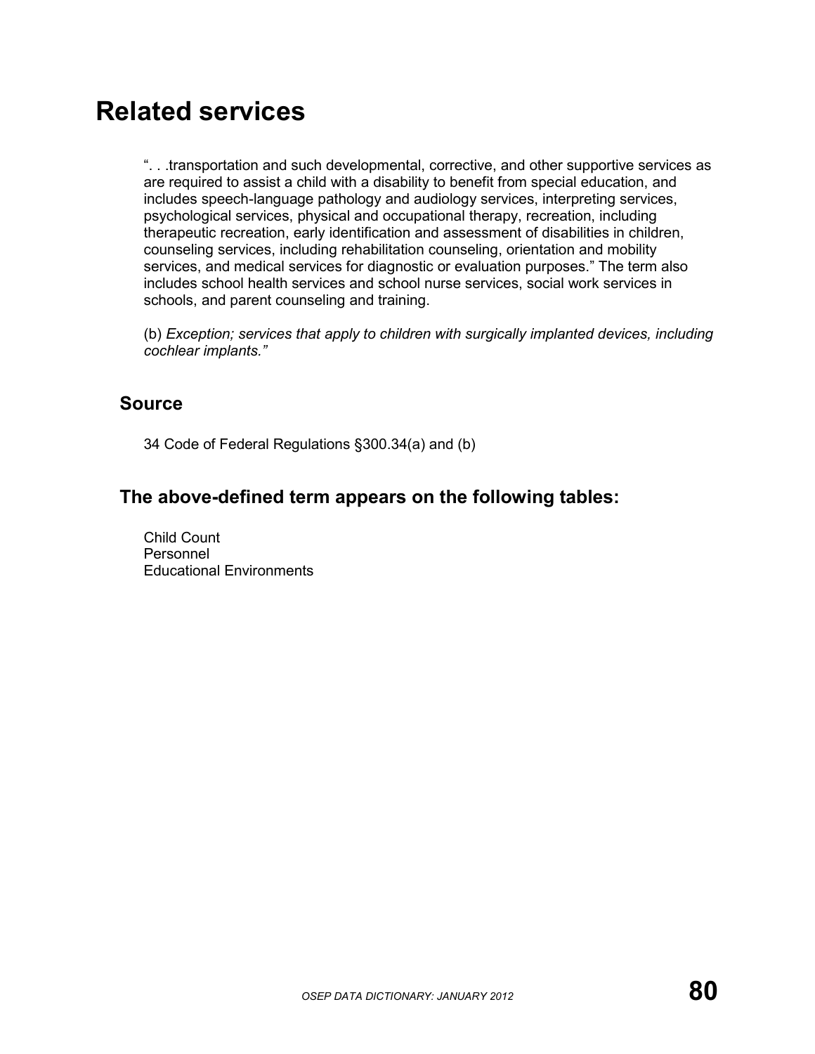# Related services

“. . .transportation and such developmental, corrective, and other supportive services as are required to assist a child with a disability to benefit from special education, and includes speech-language pathology and audiology services, interpreting services, psychological services, physical and occupational therapy, recreation, including therapeutic recreation, early identification and assessment of disabilities in children, counseling services, including rehabilitation counseling, orientation and mobility services, and medical services for diagnostic or evaluation purposes.” The term also includes school health services and school nurse services, social work services in schools, and parent counseling and training.

(b) *Exception; services that apply to children with surgically implanted devices, including cochlear implants.”*

## Source

34 Code of Federal Regulations §300.34(a) and (b)

## The above-defined term appears on the following tables:

Child Count
Personnel
Educational Environments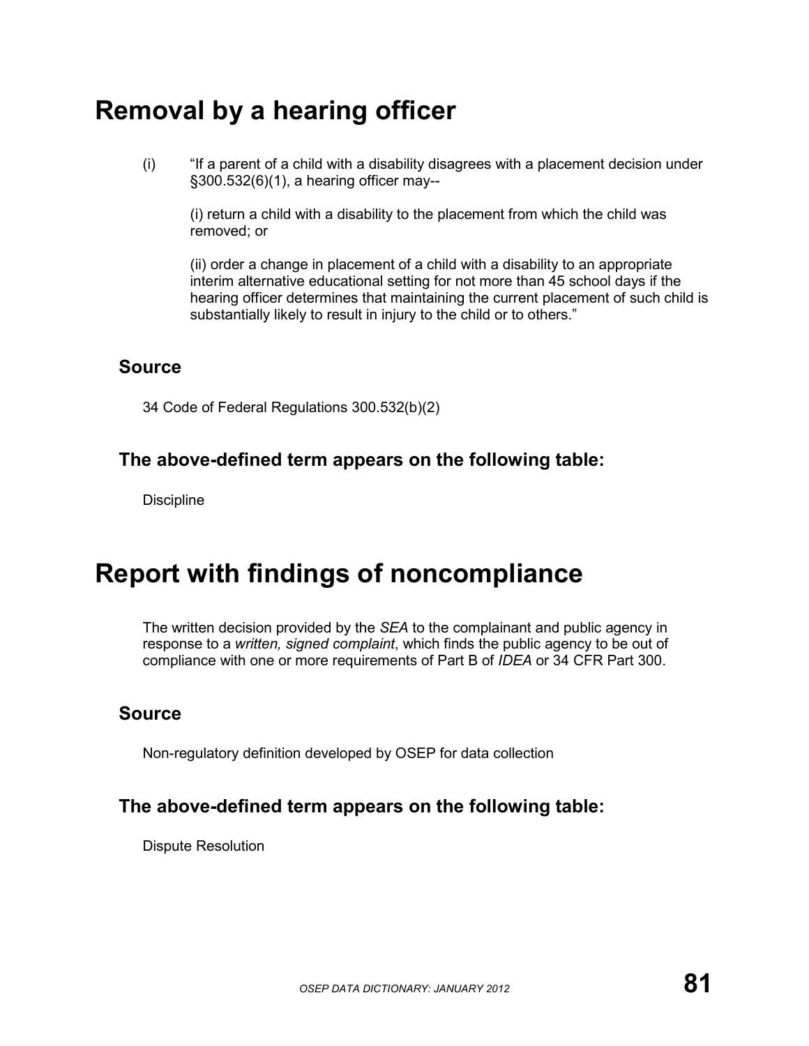# Removal by a hearing officer

(i) "If a parent of a child with a disability disagrees with a placement decision under §300.532(6)(1), a hearing officer may--

(i) return a child with a disability to the placement from which the child was removed; or

(ii) order a change in placement of a child with a disability to an appropriate interim alternative educational setting for not more than 45 school days if the hearing officer determines that maintaining the current placement of such child is substantially likely to result in injury to the child or to others."

## Source

34 Code of Federal Regulations 300.532(b)(2)

## The above-defined term appears on the following table:

Discipline

# Report with findings of noncompliance

The written decision provided by the *SEA* to the complainant and public agency in response to a *written, signed complaint*, which finds the public agency to be out of compliance with one or more requirements of Part B of *IDEA* or 34 CFR Part 300.

## Source

Non-regulatory definition developed by OSEP for data collection

## The above-defined term appears on the following table:

Dispute Resolution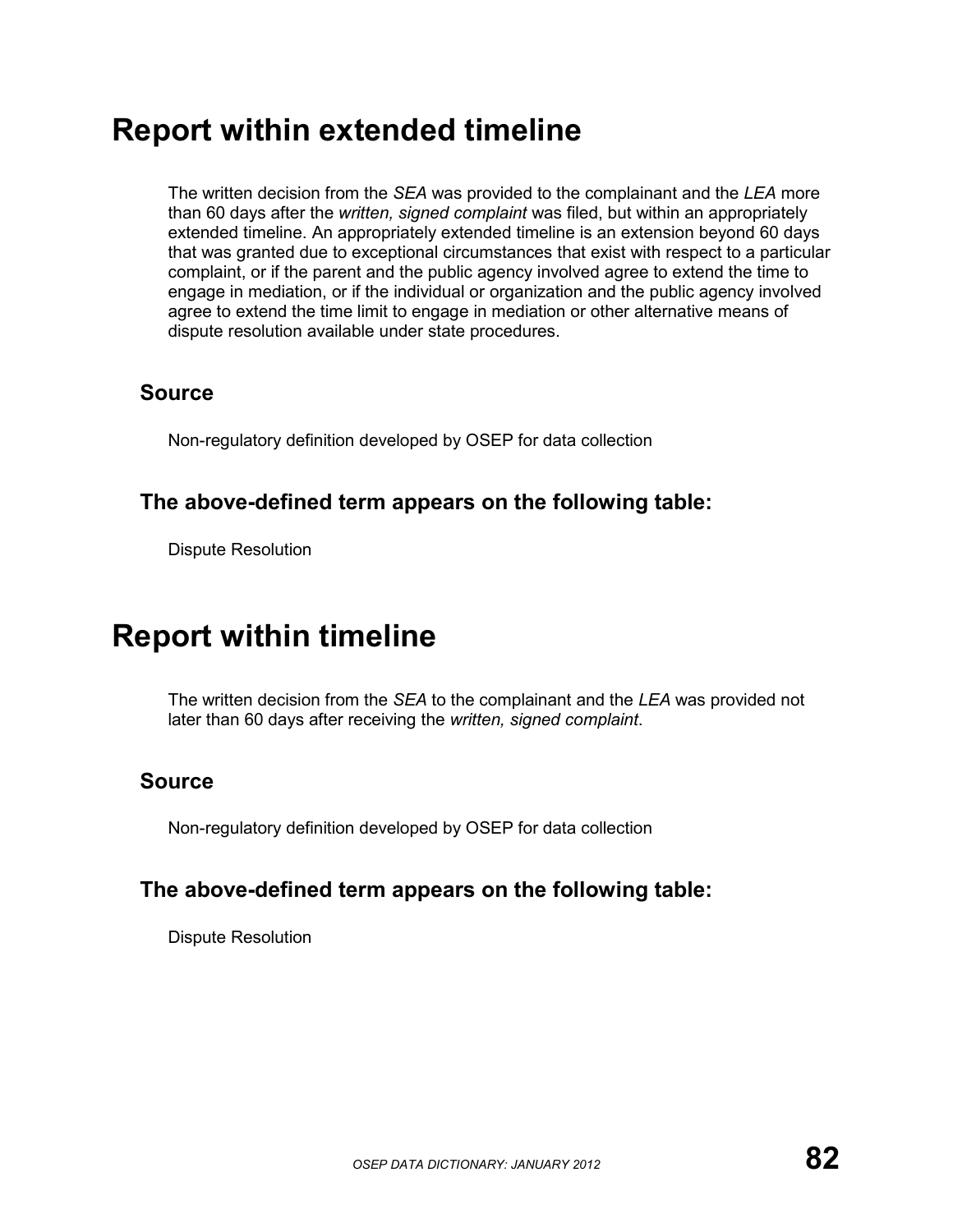# Report within extended timeline

The written decision from the *SEA* was provided to the complainant and the *LEA* more than 60 days after the *written, signed complaint* was filed, but within an appropriately extended timeline. An appropriately extended timeline is an extension beyond 60 days that was granted due to exceptional circumstances that exist with respect to a particular complaint, or if the parent and the public agency involved agree to extend the time to engage in mediation, or if the individual or organization and the public agency involved agree to extend the time limit to engage in mediation or other alternative means of dispute resolution available under state procedures.

## Source

Non-regulatory definition developed by OSEP for data collection

## The above-defined term appears on the following table:

Dispute Resolution

# Report within timeline

The written decision from the *SEA* to the complainant and the *LEA* was provided not later than 60 days after receiving the *written, signed complaint*.

## Source

Non-regulatory definition developed by OSEP for data collection

## The above-defined term appears on the following table:

Dispute Resolution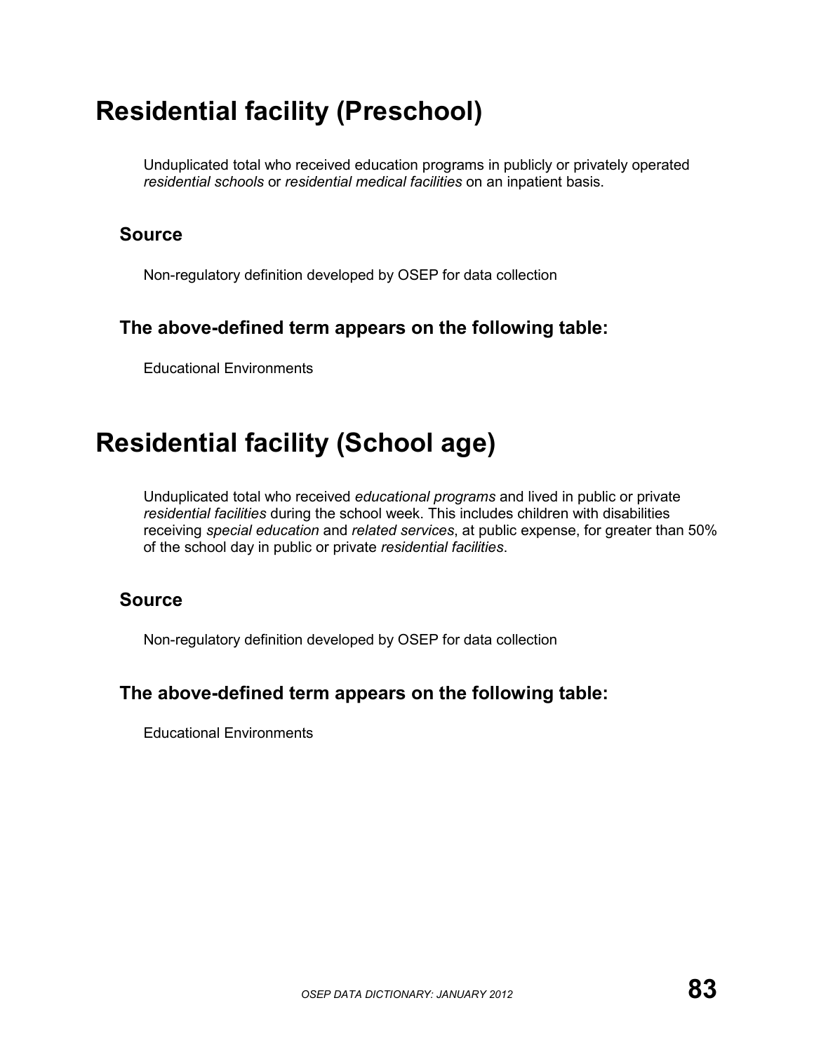# Residential facility (Preschool)

Unduplicated total who received education programs in publicly or privately operated *residential schools* or *residential medical facilities* on an inpatient basis.

## Source

Non-regulatory definition developed by OSEP for data collection

## The above-defined term appears on the following table:

Educational Environments

# Residential facility (School age)

Unduplicated total who received *educational programs* and lived in public or private *residential facilities* during the school week. This includes children with disabilities receiving *special education* and *related services*, at public expense, for greater than 50% of the school day in public or private *residential facilities*.

## Source

Non-regulatory definition developed by OSEP for data collection

## The above-defined term appears on the following table:

Educational Environments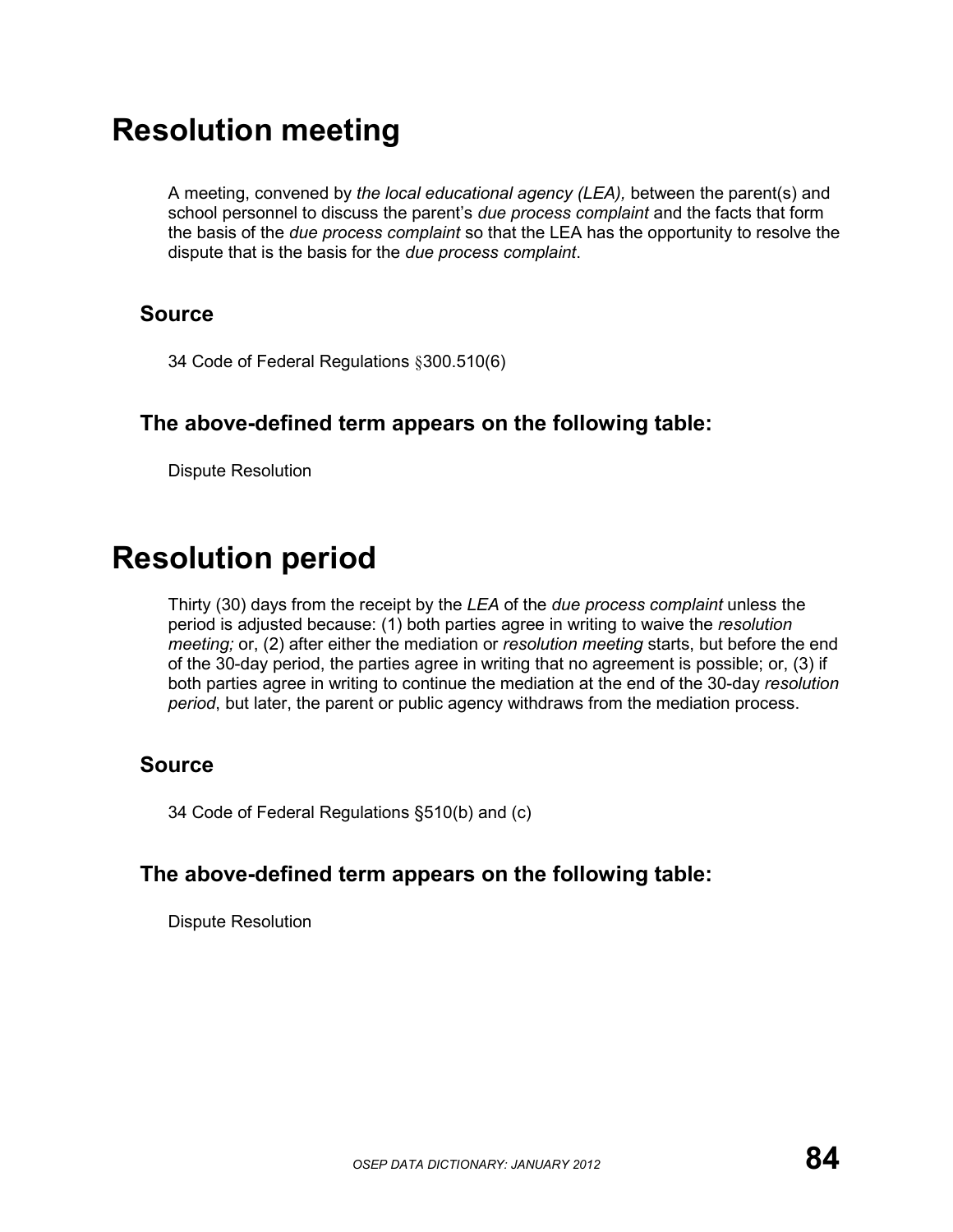# Resolution meeting

A meeting, convened by *the local educational agency (LEA),* between the parent(s) and school personnel to discuss the parent's *due process complaint* and the facts that form the basis of the *due process complaint* so that the LEA has the opportunity to resolve the dispute that is the basis for the *due process complaint*.

## Source

34 Code of Federal Regulations §300.510(6)

## The above-defined term appears on the following table:

Dispute Resolution

# Resolution period

Thirty (30) days from the receipt by the *LEA* of the *due process complaint* unless the period is adjusted because: (1) both parties agree in writing to waive the *resolution meeting;* or, (2) after either the mediation or *resolution meeting* starts, but before the end of the 30-day period, the parties agree in writing that no agreement is possible; or, (3) if both parties agree in writing to continue the mediation at the end of the 30-day *resolution period*, but later, the parent or public agency withdraws from the mediation process.

## Source

34 Code of Federal Regulations §510(b) and (c)

## The above-defined term appears on the following table:

Dispute Resolution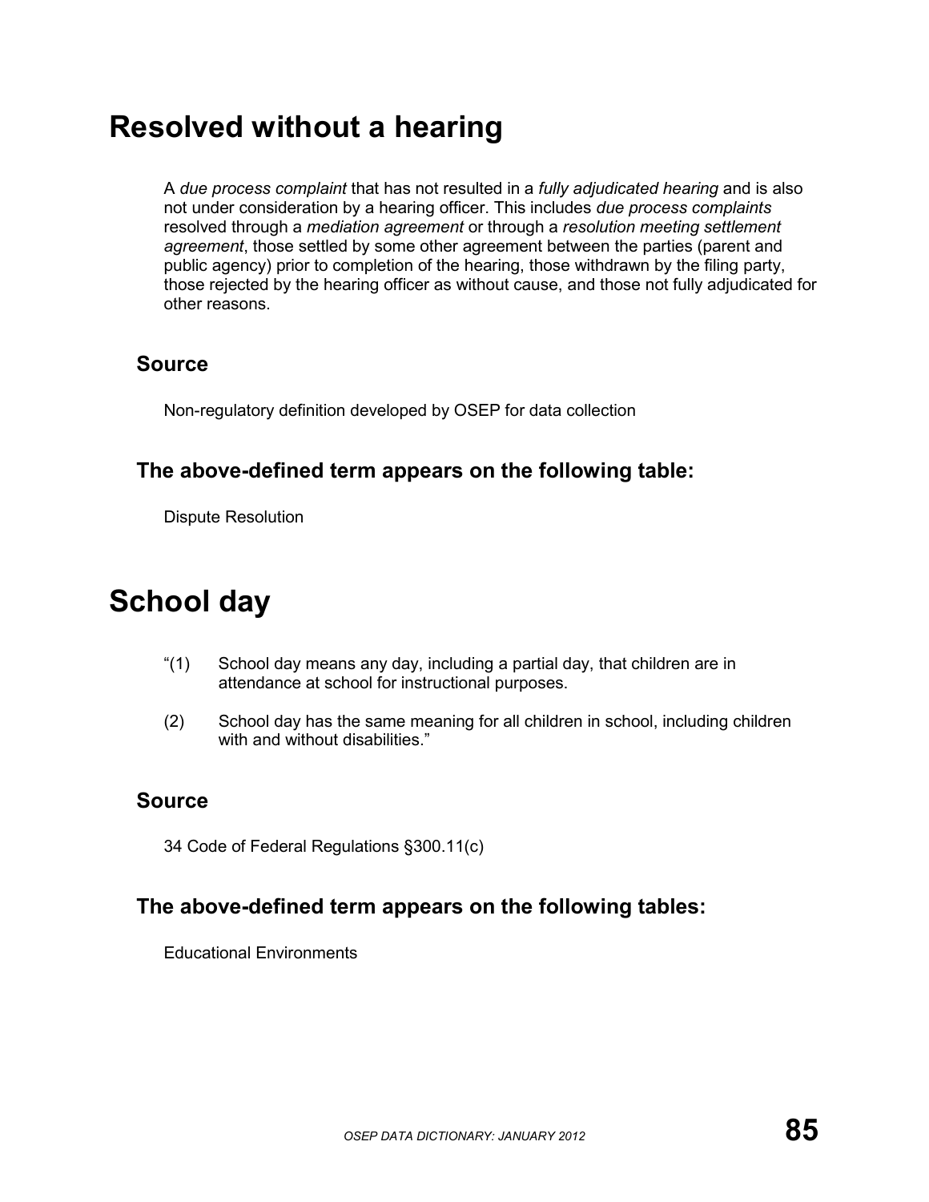# Resolved without a hearing

A *due process complaint* that has not resulted in a *fully adjudicated hearing* and is also not under consideration by a hearing officer. This includes *due process complaints* resolved through a *mediation agreement* or through a *resolution meeting settlement agreement*, those settled by some other agreement between the parties (parent and public agency) prior to completion of the hearing, those withdrawn by the filing party, those rejected by the hearing officer as without cause, and those not fully adjudicated for other reasons.

## Source

Non-regulatory definition developed by OSEP for data collection

## The above-defined term appears on the following table:

Dispute Resolution

# School day

"(1) School day means any day, including a partial day, that children are in attendance at school for instructional purposes.

(2) School day has the same meaning for all children in school, including children with and without disabilities."

## Source

34 Code of Federal Regulations §300.11(c)

## The above-defined term appears on the following tables:

Educational Environments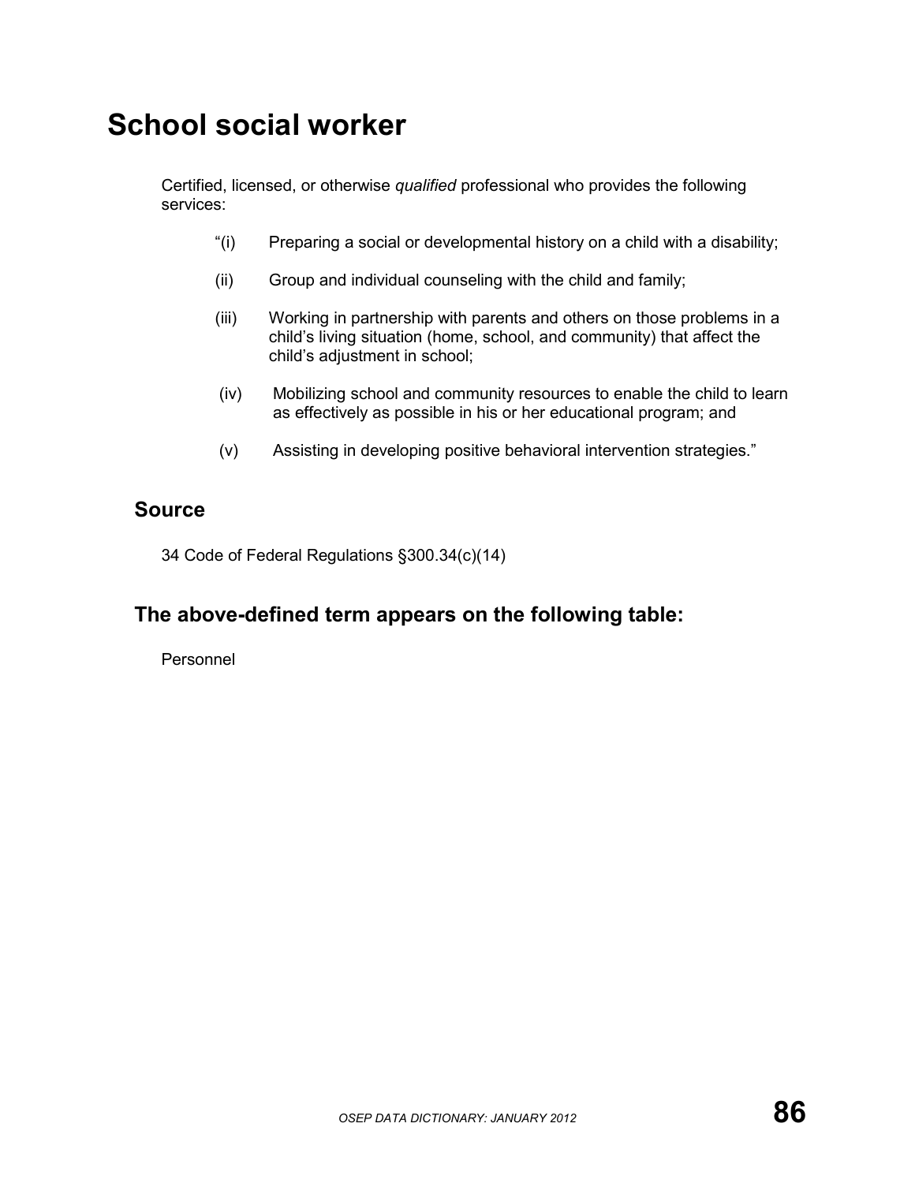# School social worker

Certified, licensed, or otherwise *qualified* professional who provides the following services:

“(i) Preparing a social or developmental history on a child with a disability;

(ii) Group and individual counseling with the child and family;

(iii) Working in partnership with parents and others on those problems in a child’s living situation (home, school, and community) that affect the child’s adjustment in school;

(iv) Mobilizing school and community resources to enable the child to learn as effectively as possible in his or her educational program; and

(v) Assisting in developing positive behavioral intervention strategies.”

## Source

34 Code of Federal Regulations §300.34(c)(14)

## The above-defined term appears on the following table:

Personnel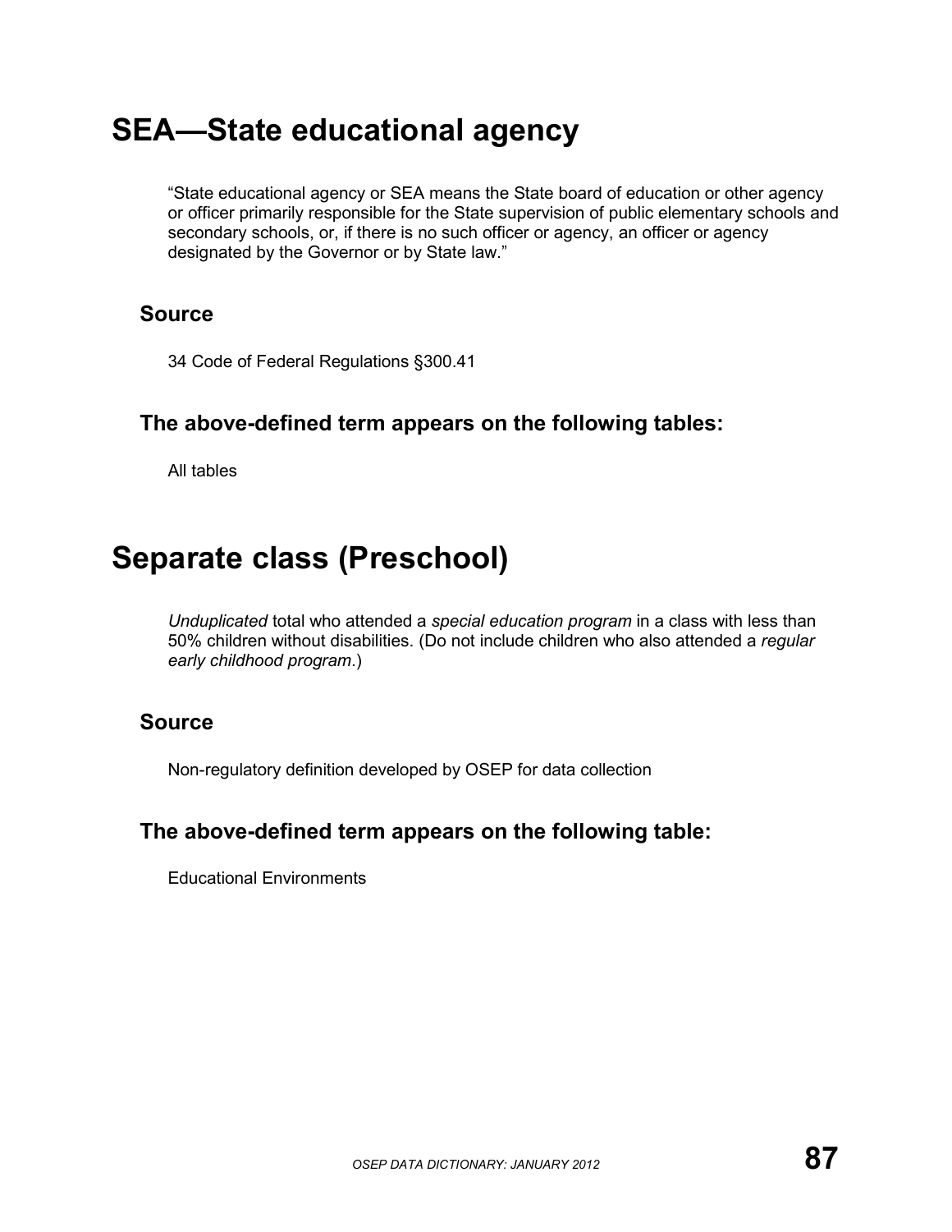# SEA—State educational agency

"State educational agency or SEA means the State board of education or other agency or officer primarily responsible for the State supervision of public elementary schools and secondary schools, or, if there is no such officer or agency, an officer or agency designated by the Governor or by State law."

## Source

34 Code of Federal Regulations §300.41

## The above-defined term appears on the following tables:

All tables

# Separate class (Preschool)

*Unduplicated* total who attended a *special education program* in a class with less than 50% children without disabilities. (Do not include children who also attended a *regular early childhood program*.)

## Source

Non-regulatory definition developed by OSEP for data collection

## The above-defined term appears on the following table:

Educational Environments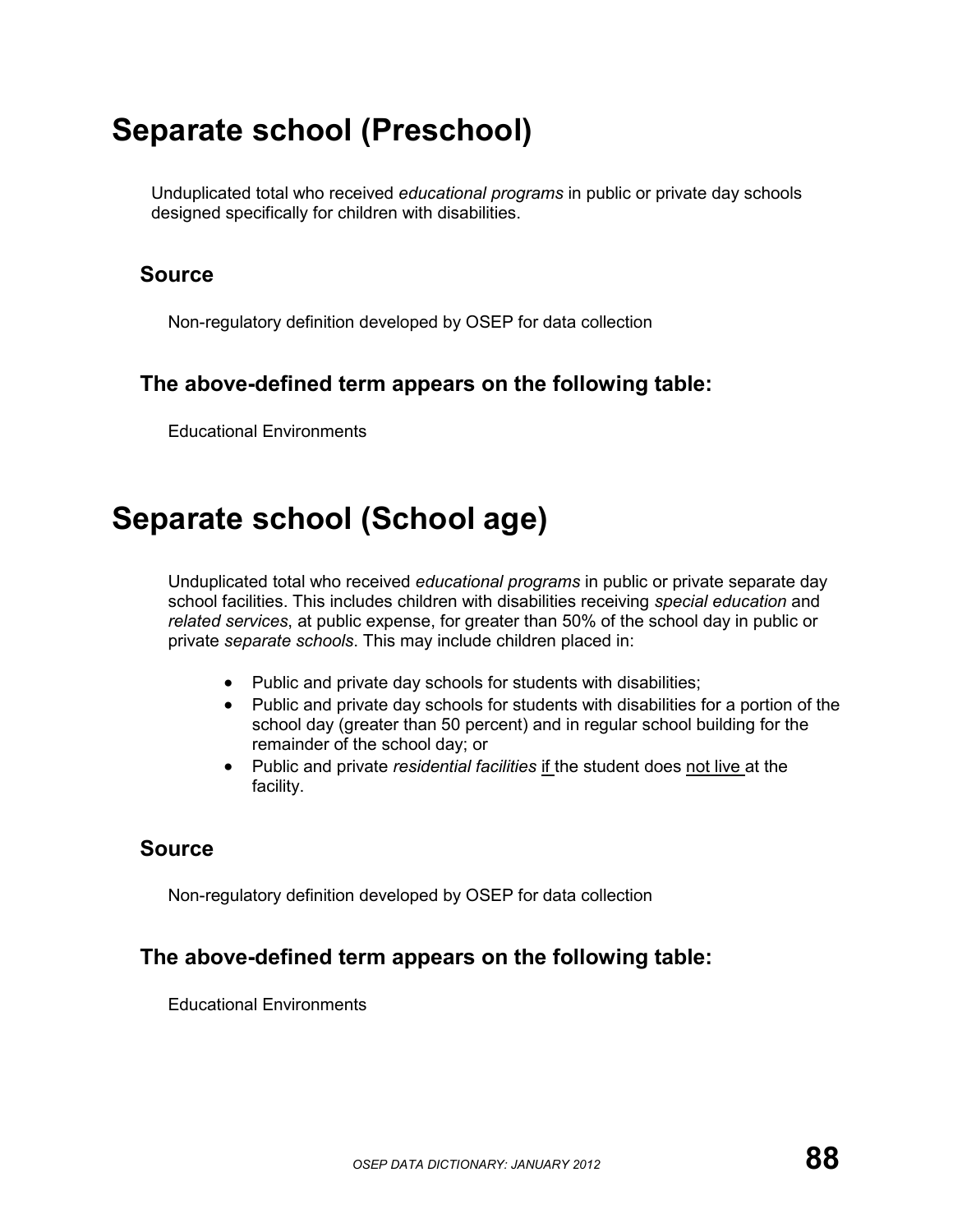# Separate school (Preschool)

Unduplicated total who received *educational programs* in public or private day schools designed specifically for children with disabilities.

## Source

Non-regulatory definition developed by OSEP for data collection

## The above-defined term appears on the following table:

Educational Environments

# Separate school (School age)

Unduplicated total who received *educational programs* in public or private separate day school facilities. This includes children with disabilities receiving *special education* and *related services*, at public expense, for greater than 50% of the school day in public or private *separate schools*. This may include children placed in:

- Public and private day schools for students with disabilities;
- Public and private day schools for students with disabilities for a portion of the school day (greater than 50 percent) and in regular school building for the remainder of the school day; or
- Public and private *residential facilities* <u>if</u> the student does <u>not live</u> at the facility.

## Source

Non-regulatory definition developed by OSEP for data collection

## The above-defined term appears on the following table:

Educational Environments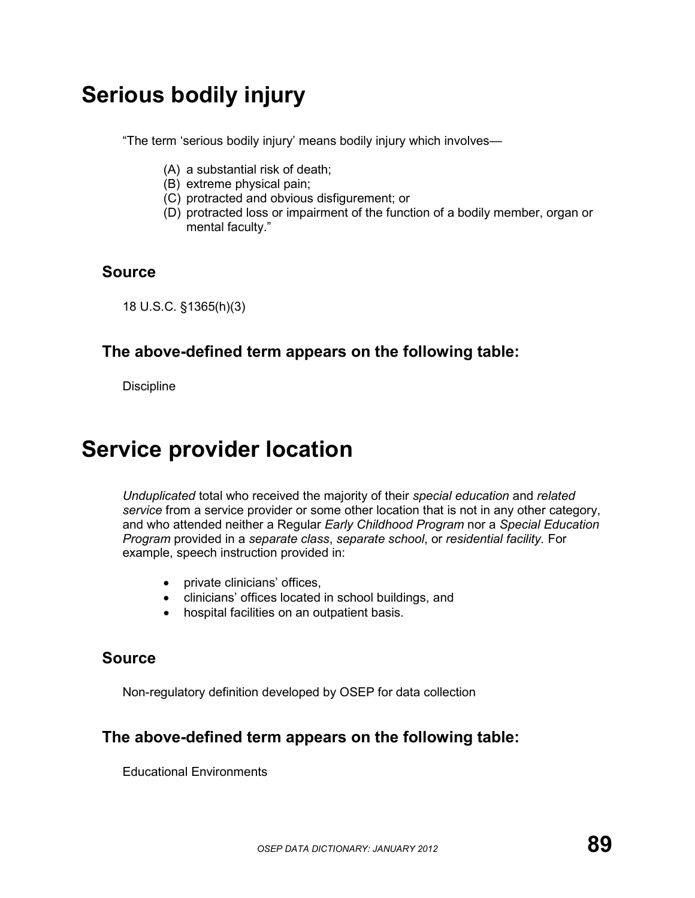# Serious bodily injury

"The term 'serious bodily injury' means bodily injury which involves—

(A) a substantial risk of death;
(B) extreme physical pain;
(C) protracted and obvious disfigurement; or
(D) protracted loss or impairment of the function of a bodily member, organ or mental faculty."

## Source

18 U.S.C. §1365(h)(3)

## The above-defined term appears on the following table:

Discipline

# Service provider location

*Unduplicated* total who received the majority of their *special education* and *related service* from a service provider or some other location that is not in any other category, and who attended neither a Regular *Early Childhood Program* nor a *Special Education Program* provided in a *separate class*, *separate school*, or *residential facility*. For example, speech instruction provided in:

- private clinicians' offices,
- clinicians' offices located in school buildings, and
- hospital facilities on an outpatient basis.

## Source

Non-regulatory definition developed by OSEP for data collection

## The above-defined term appears on the following table:

Educational Environments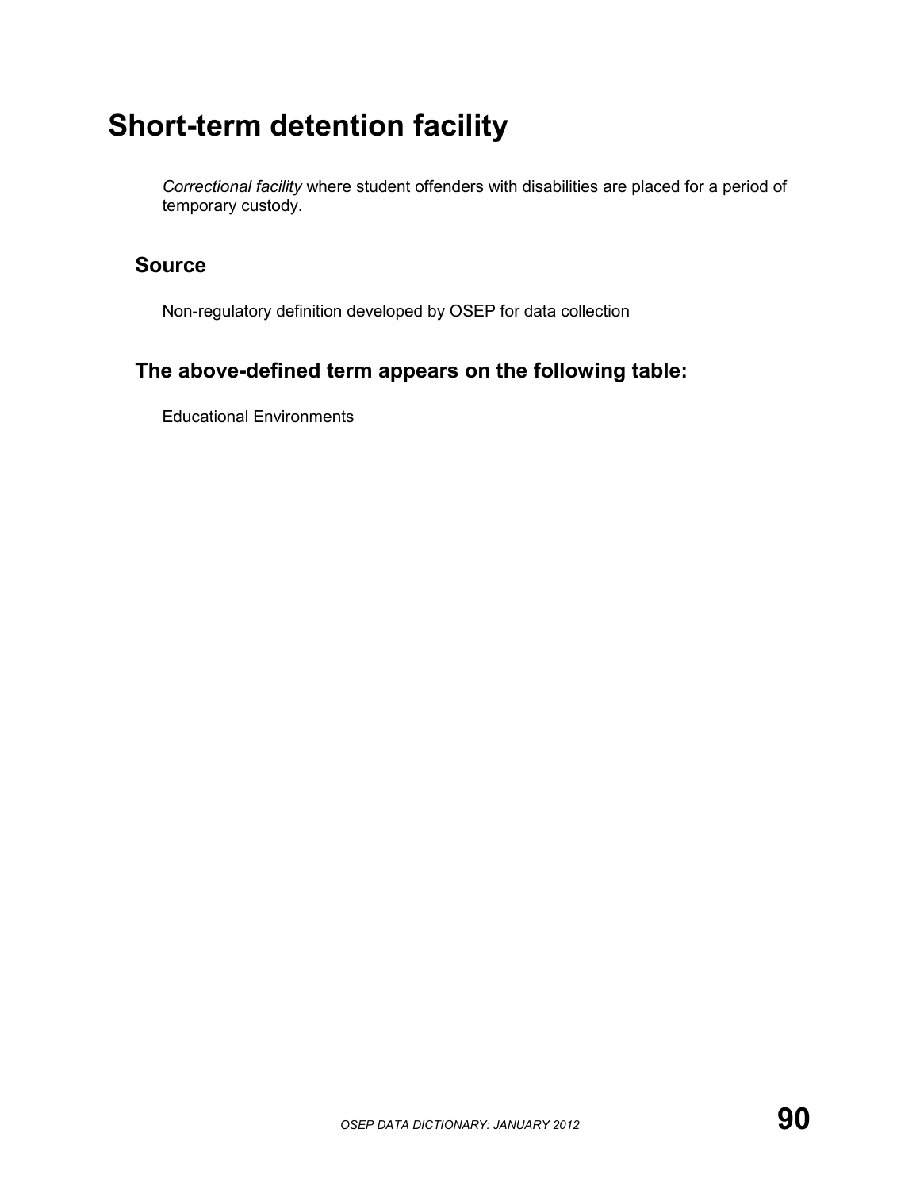# Short-term detention facility

*Correctional facility* where student offenders with disabilities are placed for a period of temporary custody.

## Source

Non-regulatory definition developed by OSEP for data collection

## The above-defined term appears on the following table:

Educational Environments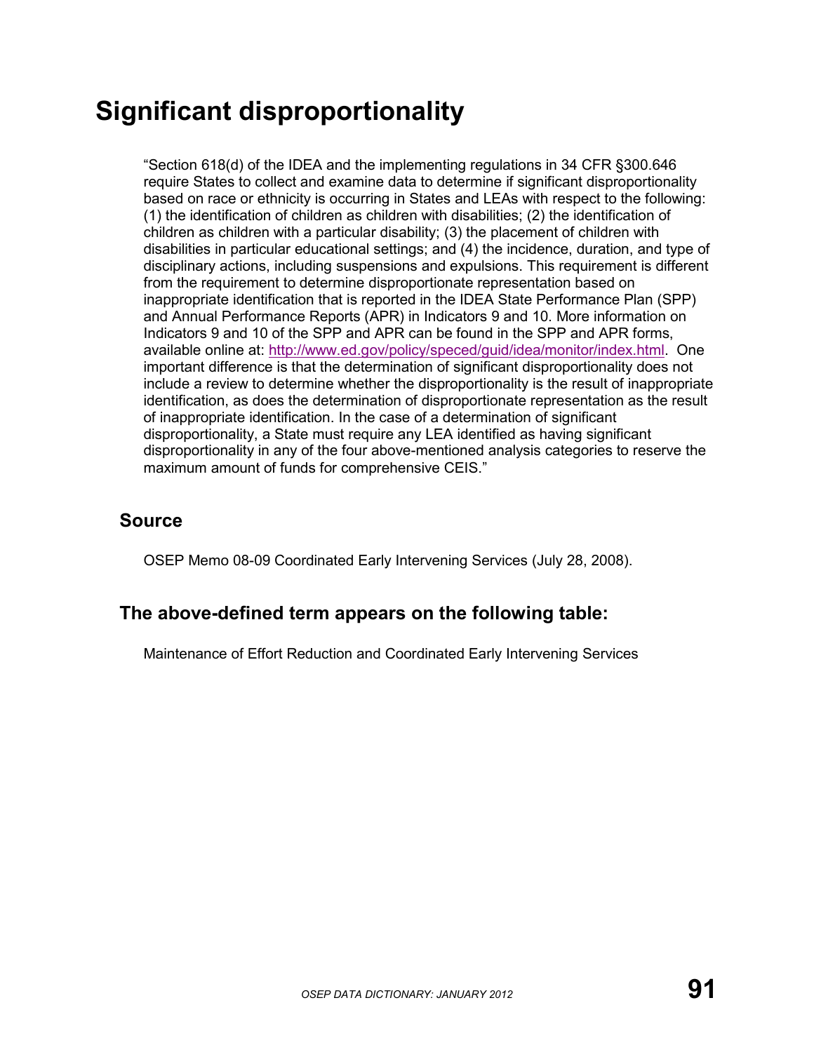# Significant disproportionality

"Section 618(d) of the IDEA and the implementing regulations in 34 CFR §300.646 require States to collect and examine data to determine if significant disproportionality based on race or ethnicity is occurring in States and LEAs with respect to the following: (1) the identification of children as children with disabilities; (2) the identification of children as children with a particular disability; (3) the placement of children with disabilities in particular educational settings; and (4) the incidence, duration, and type of disciplinary actions, including suspensions and expulsions. This requirement is different from the requirement to determine disproportionate representation based on inappropriate identification that is reported in the IDEA State Performance Plan (SPP) and Annual Performance Reports (APR) in Indicators 9 and 10. More information on Indicators 9 and 10 of the SPP and APR can be found in the SPP and APR forms, available online at: http://www.ed.gov/policy/speced/guid/idea/monitor/index.html. One important difference is that the determination of significant disproportionality does not include a review to determine whether the disproportionality is the result of inappropriate identification, as does the determination of disproportionate representation as the result of inappropriate identification. In the case of a determination of significant disproportionality, a State must require any LEA identified as having significant disproportionality in any of the four above-mentioned analysis categories to reserve the maximum amount of funds for comprehensive CEIS."

## Source

OSEP Memo 08-09 Coordinated Early Intervening Services (July 28, 2008).

## The above-defined term appears on the following table:

Maintenance of Effort Reduction and Coordinated Early Intervening Services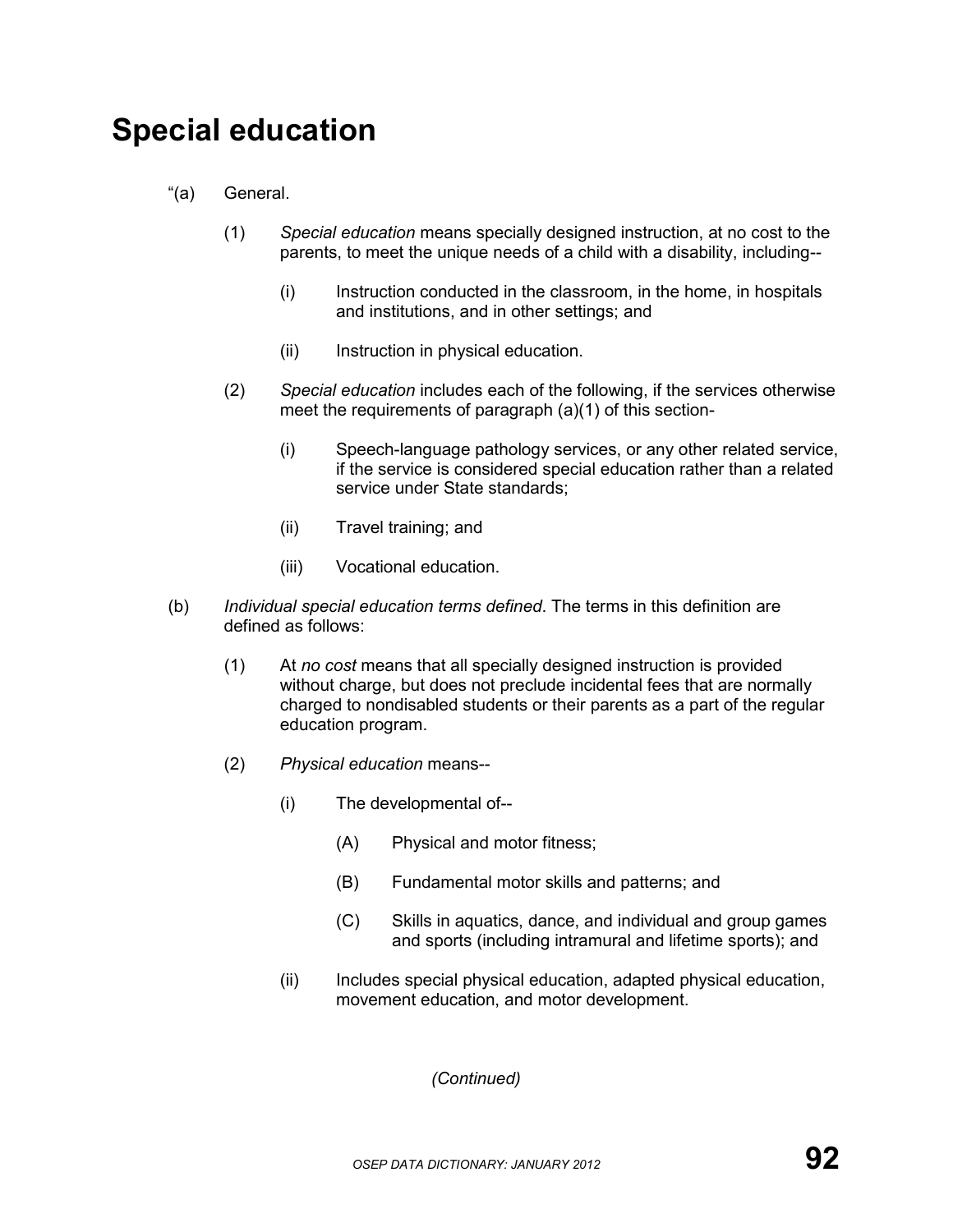# Special education

"(a) General.

(1) *Special education* means specially designed instruction, at no cost to the parents, to meet the unique needs of a child with a disability, including--

(i) Instruction conducted in the classroom, in the home, in hospitals and institutions, and in other settings; and

(ii) Instruction in physical education.

(2) *Special education* includes each of the following, if the services otherwise meet the requirements of paragraph (a)(1) of this section-

(i) Speech-language pathology services, or any other related service, if the service is considered special education rather than a related service under State standards;

(ii) Travel training; and

(iii) Vocational education.

(b) *Individual special education terms defined*. The terms in this definition are defined as follows:

(1) At *no cost* means that all specially designed instruction is provided without charge, but does not preclude incidental fees that are normally charged to nondisabled students or their parents as a part of the regular education program.

(2) *Physical education* means--

(i) The developmental of--

(A) Physical and motor fitness;

(B) Fundamental motor skills and patterns; and

(C) Skills in aquatics, dance, and individual and group games and sports (including intramural and lifetime sports); and

(ii) Includes special physical education, adapted physical education, movement education, and motor development.

*(Continued)*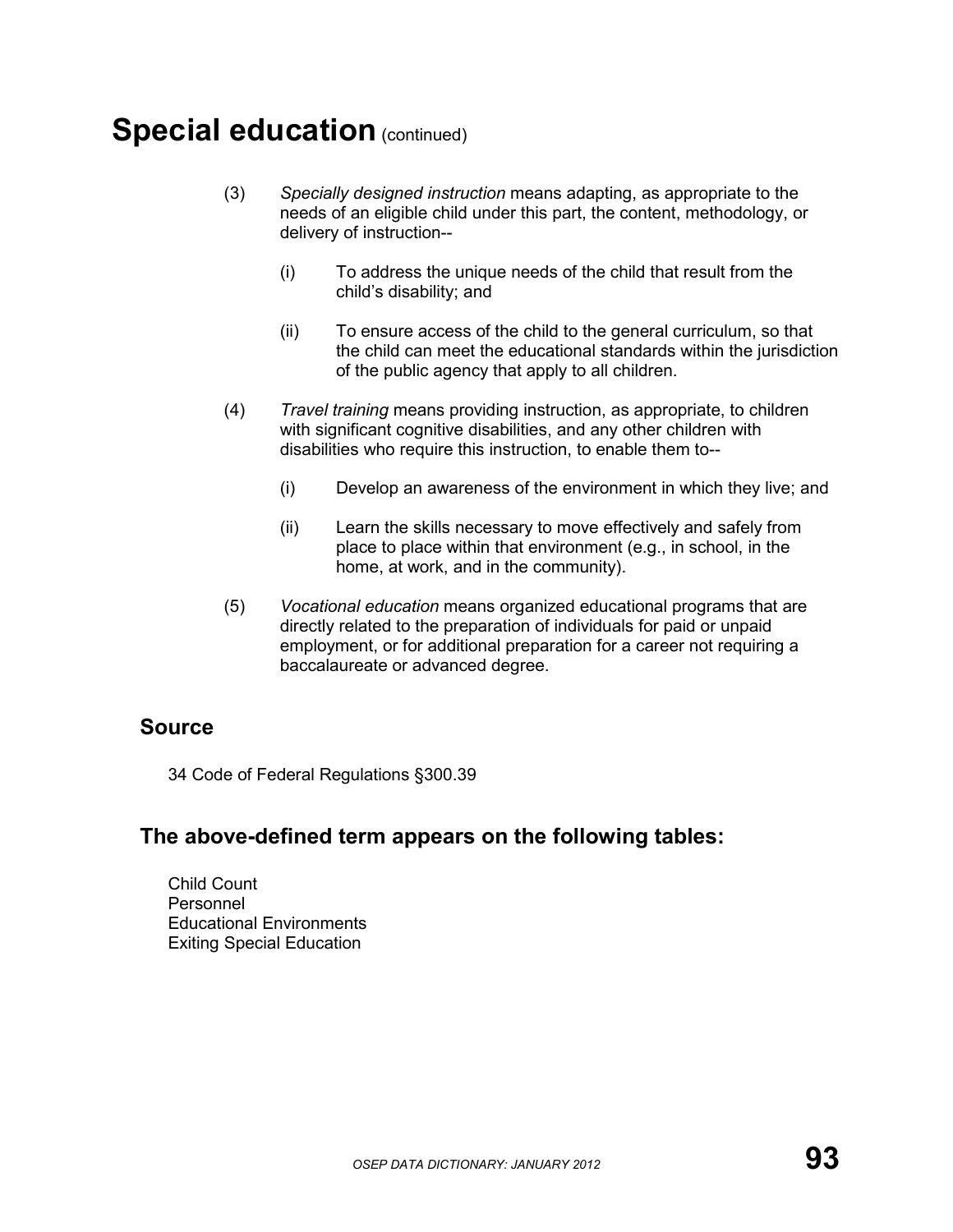# Special education (continued)

(3) *Specially designed instruction* means adapting, as appropriate to the needs of an eligible child under this part, the content, methodology, or delivery of instruction--

> (i) To address the unique needs of the child that result from the child's disability; and
>
> (ii) To ensure access of the child to the general curriculum, so that the child can meet the educational standards within the jurisdiction of the public agency that apply to all children.

(4) *Travel training* means providing instruction, as appropriate, to children with significant cognitive disabilities, and any other children with disabilities who require this instruction, to enable them to--

> (i) Develop an awareness of the environment in which they live; and
>
> (ii) Learn the skills necessary to move effectively and safely from place to place within that environment (e.g., in school, in the home, at work, and in the community).

(5) *Vocational education* means organized educational programs that are directly related to the preparation of individuals for paid or unpaid employment, or for additional preparation for a career not requiring a baccalaureate or advanced degree.

## Source

34 Code of Federal Regulations §300.39

## The above-defined term appears on the following tables:

Child Count
Personnel
Educational Environments
Exiting Special Education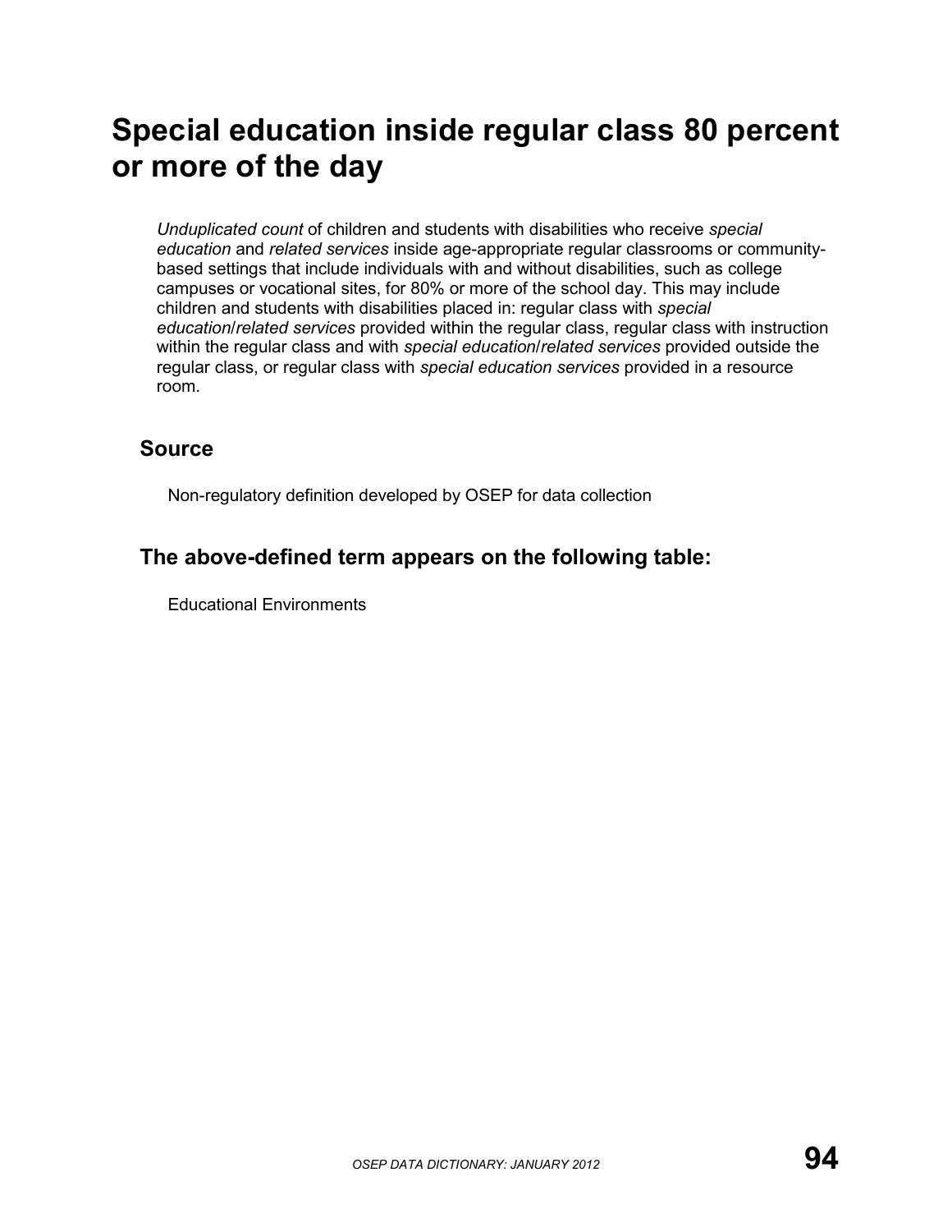# Special education inside regular class 80 percent or more of the day

*Unduplicated count* of children and students with disabilities who receive *special education* and *related services* inside age-appropriate regular classrooms or community-based settings that include individuals with and without disabilities, such as college campuses or vocational sites, for 80% or more of the school day. This may include children and students with disabilities placed in: regular class with *special education*/*related services* provided within the regular class, regular class with instruction within the regular class and with *special education*/*related services* provided outside the regular class, or regular class with *special education services* provided in a resource room.

## Source

Non-regulatory definition developed by OSEP for data collection

## The above-defined term appears on the following table:

Educational Environments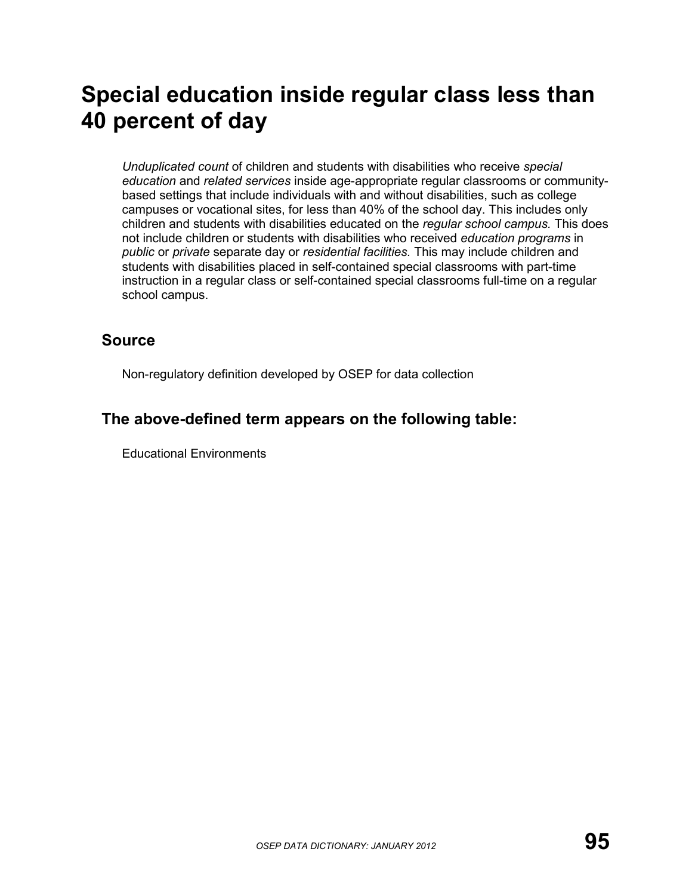# Special education inside regular class less than 40 percent of day

*Unduplicated count* of children and students with disabilities who receive *special education* and *related services* inside age-appropriate regular classrooms or community-based settings that include individuals with and without disabilities, such as college campuses or vocational sites, for less than 40% of the school day. This includes only children and students with disabilities educated on the *regular school campus.* This does not include children or students with disabilities who received *education programs* in *public* or *private* separate day or *residential facilities.* This may include children and students with disabilities placed in self-contained special classrooms with part-time instruction in a regular class or self-contained special classrooms full-time on a regular school campus.

## Source

Non-regulatory definition developed by OSEP for data collection

## The above-defined term appears on the following table:

Educational Environments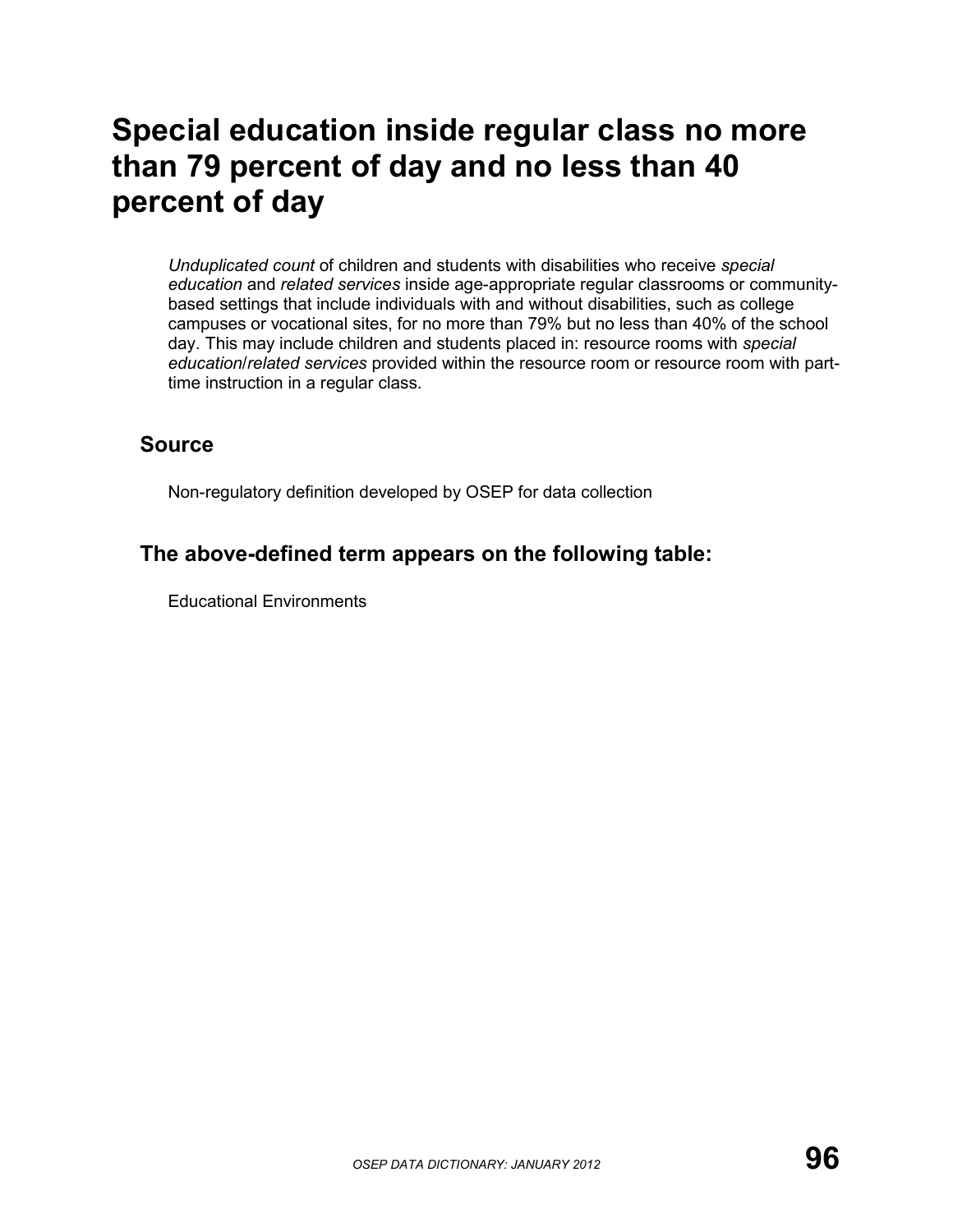# Special education inside regular class no more than 79 percent of day and no less than 40 percent of day

*Unduplicated count* of children and students with disabilities who receive *special education* and *related services* inside age-appropriate regular classrooms or community-based settings that include individuals with and without disabilities, such as college campuses or vocational sites, for no more than 79% but no less than 40% of the school day. This may include children and students placed in: resource rooms with *special education*/*related services* provided within the resource room or resource room with part-time instruction in a regular class.

## Source

Non-regulatory definition developed by OSEP for data collection

## The above-defined term appears on the following table:

Educational Environments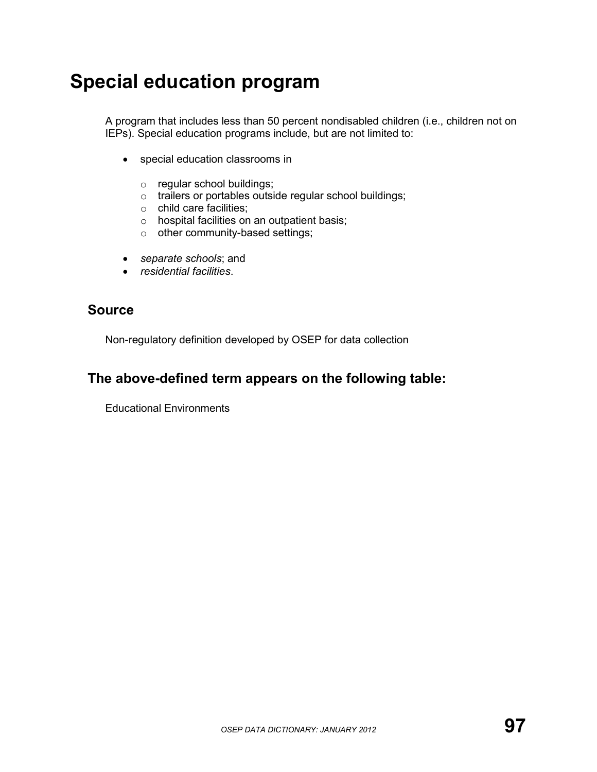# Special education program

A program that includes less than 50 percent nondisabled children (i.e., children not on IEPs). Special education programs include, but are not limited to:

- special education classrooms in
  - regular school buildings;
  - trailers or portables outside regular school buildings;
  - child care facilities;
  - hospital facilities on an outpatient basis;
  - other community-based settings;
- *separate schools*; and
- *residential facilities*.

## Source

Non-regulatory definition developed by OSEP for data collection

## The above-defined term appears on the following table:

Educational Environments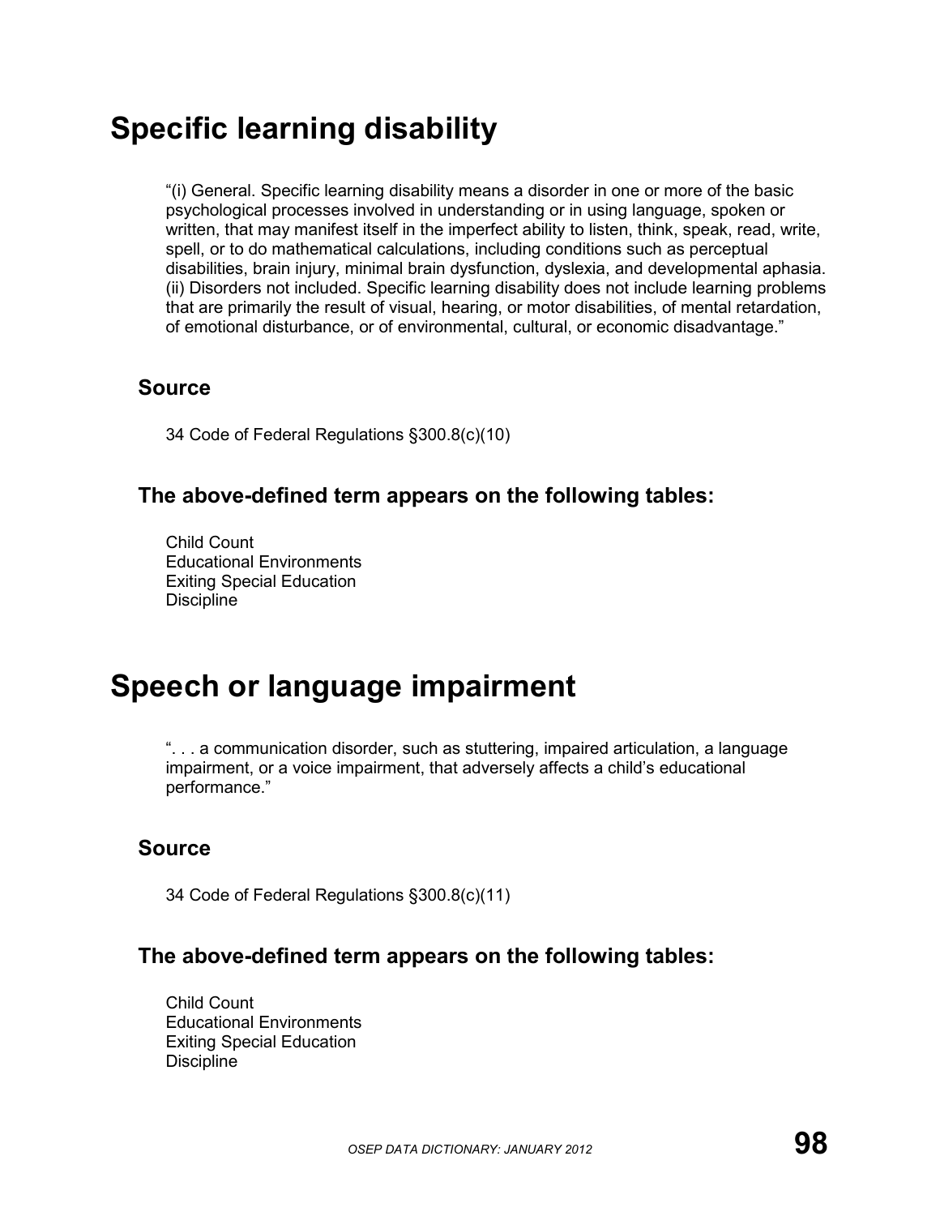# Specific learning disability

"(i) General. Specific learning disability means a disorder in one or more of the basic psychological processes involved in understanding or in using language, spoken or written, that may manifest itself in the imperfect ability to listen, think, speak, read, write, spell, or to do mathematical calculations, including conditions such as perceptual disabilities, brain injury, minimal brain dysfunction, dyslexia, and developmental aphasia. (ii) Disorders not included. Specific learning disability does not include learning problems that are primarily the result of visual, hearing, or motor disabilities, of mental retardation, of emotional disturbance, or of environmental, cultural, or economic disadvantage."

## Source

34 Code of Federal Regulations §300.8(c)(10)

## The above-defined term appears on the following tables:

Child Count
Educational Environments
Exiting Special Education
Discipline

# Speech or language impairment

". . . a communication disorder, such as stuttering, impaired articulation, a language impairment, or a voice impairment, that adversely affects a child's educational performance."

## Source

34 Code of Federal Regulations §300.8(c)(11)

## The above-defined term appears on the following tables:

Child Count
Educational Environments
Exiting Special Education
Discipline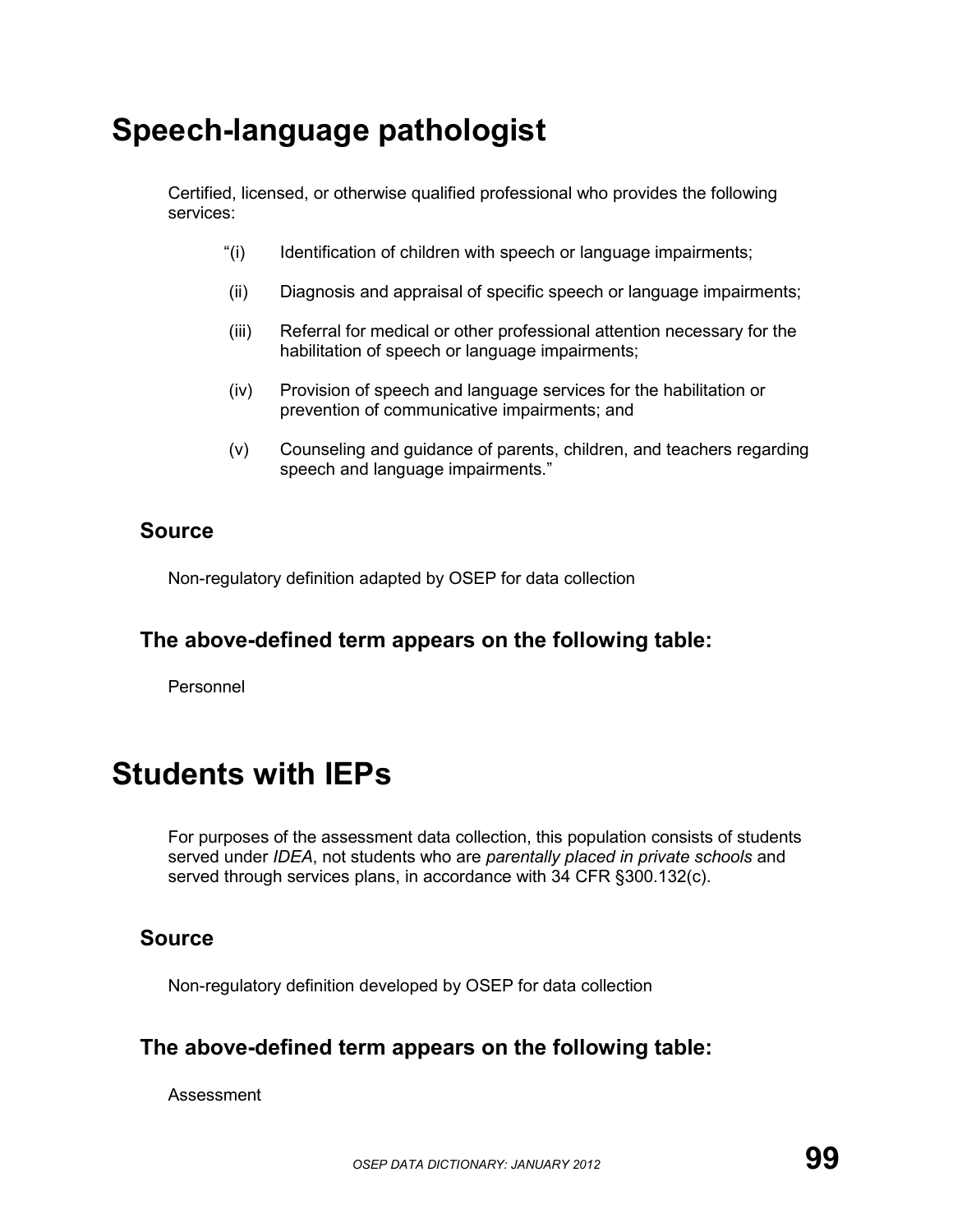# Speech-language pathologist

Certified, licensed, or otherwise qualified professional who provides the following services:

"(i) Identification of children with speech or language impairments;

(ii) Diagnosis and appraisal of specific speech or language impairments;

(iii) Referral for medical or other professional attention necessary for the habilitation of speech or language impairments;

(iv) Provision of speech and language services for the habilitation or prevention of communicative impairments; and

(v) Counseling and guidance of parents, children, and teachers regarding speech and language impairments."

## Source

Non-regulatory definition adapted by OSEP for data collection

## The above-defined term appears on the following table:

Personnel

# Students with IEPs

For purposes of the assessment data collection, this population consists of students served under *IDEA*, not students who are *parentally placed in private schools* and served through services plans, in accordance with 34 CFR §300.132(c).

## Source

Non-regulatory definition developed by OSEP for data collection

## The above-defined term appears on the following table:

Assessment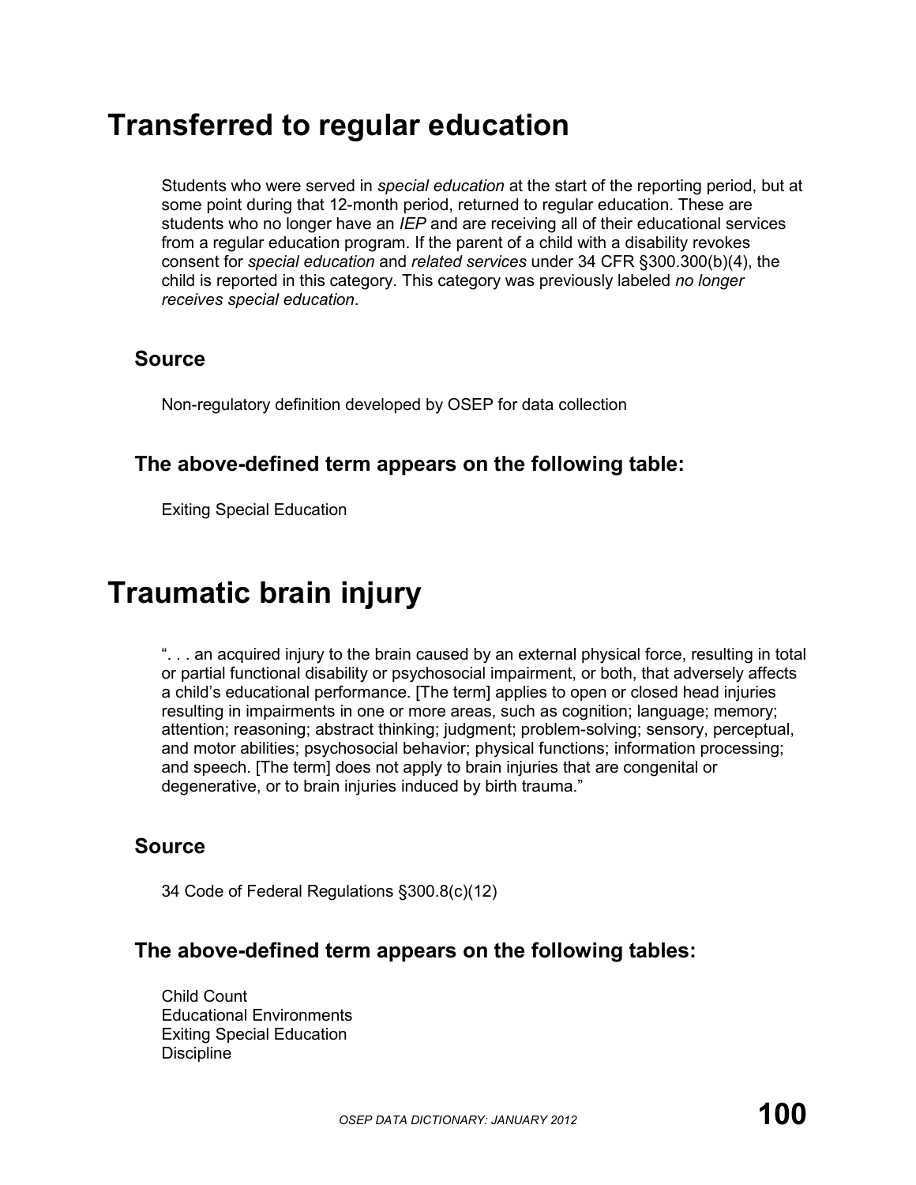# Transferred to regular education

Students who were served in *special education* at the start of the reporting period, but at some point during that 12-month period, returned to regular education. These are students who no longer have an *IEP* and are receiving all of their educational services from a regular education program. If the parent of a child with a disability revokes consent for *special education* and *related services* under 34 CFR §300.300(b)(4), the child is reported in this category. This category was previously labeled *no longer receives special education*.

## Source

Non-regulatory definition developed by OSEP for data collection

## The above-defined term appears on the following table:

Exiting Special Education

# Traumatic brain injury

". . . an acquired injury to the brain caused by an external physical force, resulting in total or partial functional disability or psychosocial impairment, or both, that adversely affects a child's educational performance. [The term] applies to open or closed head injuries resulting in impairments in one or more areas, such as cognition; language; memory; attention; reasoning; abstract thinking; judgment; problem-solving; sensory, perceptual, and motor abilities; psychosocial behavior; physical functions; information processing; and speech. [The term] does not apply to brain injuries that are congenital or degenerative, or to brain injuries induced by birth trauma."

## Source

34 Code of Federal Regulations §300.8(c)(12)

## The above-defined term appears on the following tables:

Child Count
Educational Environments
Exiting Special Education
Discipline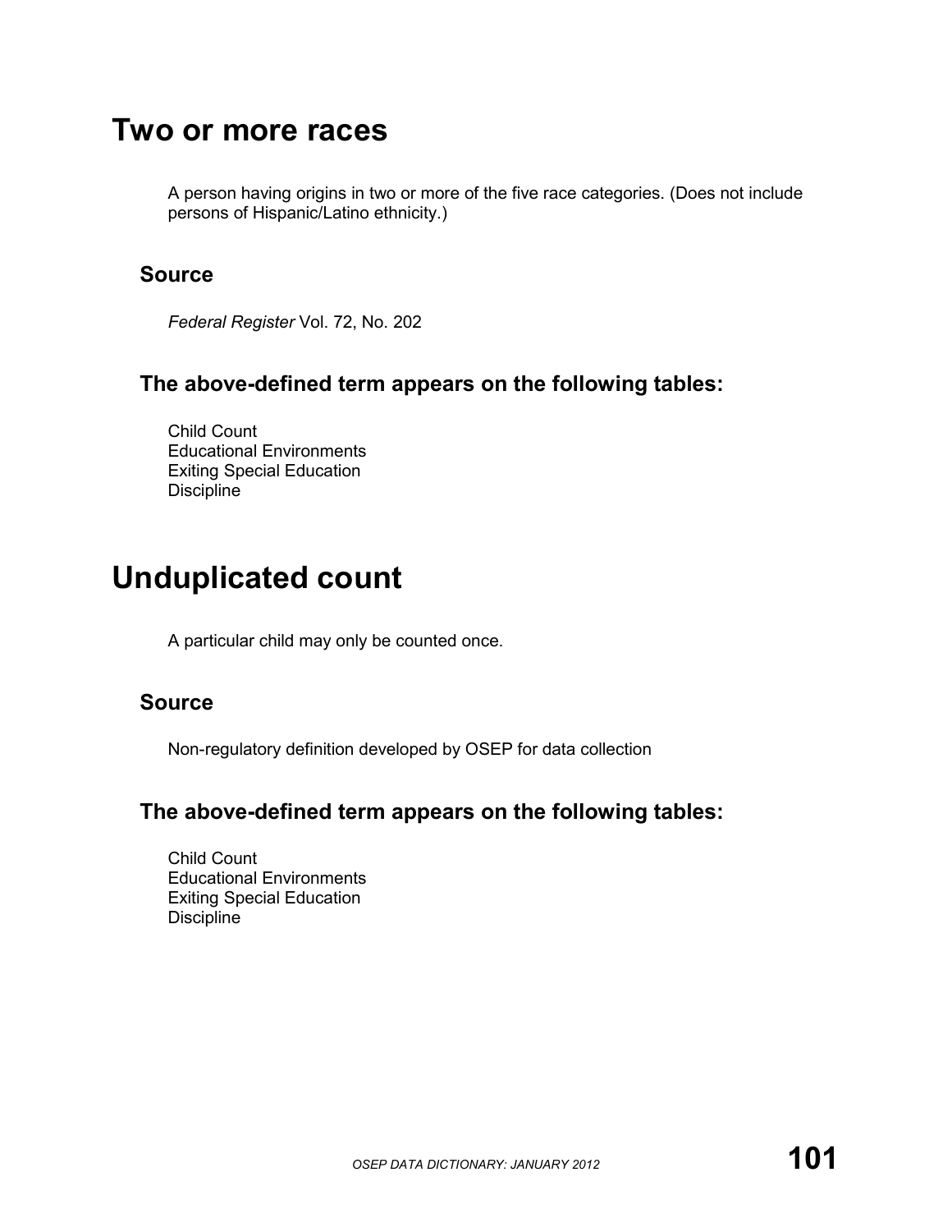# Two or more races

A person having origins in two or more of the five race categories. (Does not include persons of Hispanic/Latino ethnicity.)

## Source

*Federal Register* Vol. 72, No. 202

## The above-defined term appears on the following tables:

Child Count
Educational Environments
Exiting Special Education
Discipline

# Unduplicated count

A particular child may only be counted once.

## Source

Non-regulatory definition developed by OSEP for data collection

## The above-defined term appears on the following tables:

Child Count
Educational Environments
Exiting Special Education
Discipline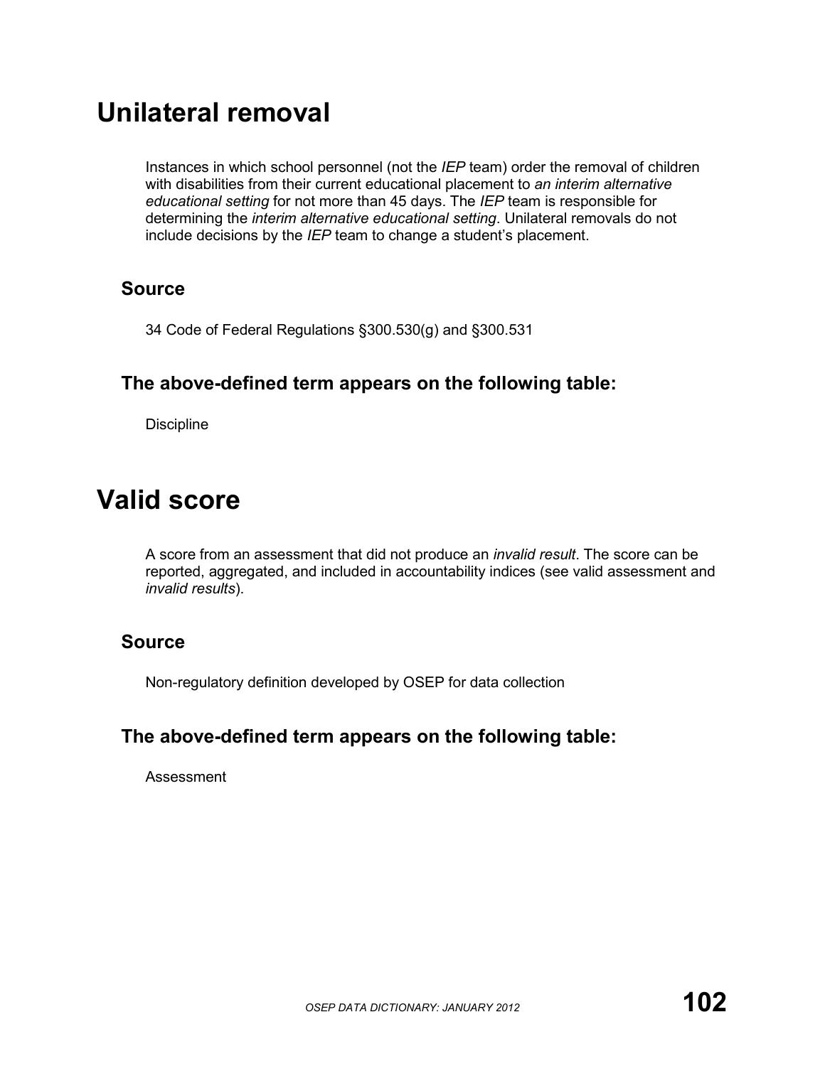# Unilateral removal

Instances in which school personnel (not the *IEP* team) order the removal of children with disabilities from their current educational placement to *an interim alternative educational setting* for not more than 45 days. The *IEP* team is responsible for determining the *interim alternative educational setting*. Unilateral removals do not include decisions by the *IEP* team to change a student's placement.

## Source

34 Code of Federal Regulations §300.530(g) and §300.531

## The above-defined term appears on the following table:

Discipline

# Valid score

A score from an assessment that did not produce an *invalid result*. The score can be reported, aggregated, and included in accountability indices (see valid assessment and *invalid results*).

## Source

Non-regulatory definition developed by OSEP for data collection

## The above-defined term appears on the following table:

Assessment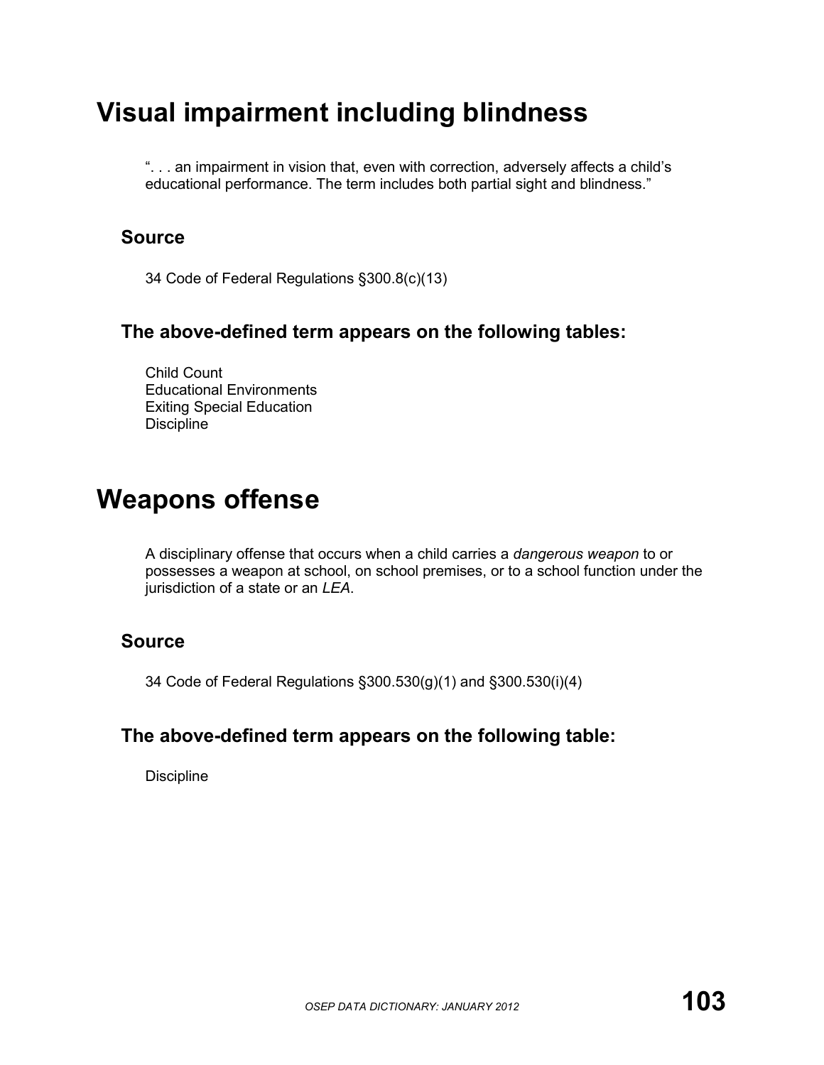# Visual impairment including blindness

". . . an impairment in vision that, even with correction, adversely affects a child's educational performance. The term includes both partial sight and blindness."

## Source

34 Code of Federal Regulations §300.8(c)(13)

## The above-defined term appears on the following tables:

Child Count
Educational Environments
Exiting Special Education
Discipline

# Weapons offense

A disciplinary offense that occurs when a child carries a *dangerous weapon* to or possesses a weapon at school, on school premises, or to a school function under the jurisdiction of a state or an *LEA*.

## Source

34 Code of Federal Regulations §300.530(g)(1) and §300.530(i)(4)

## The above-defined term appears on the following table:

Discipline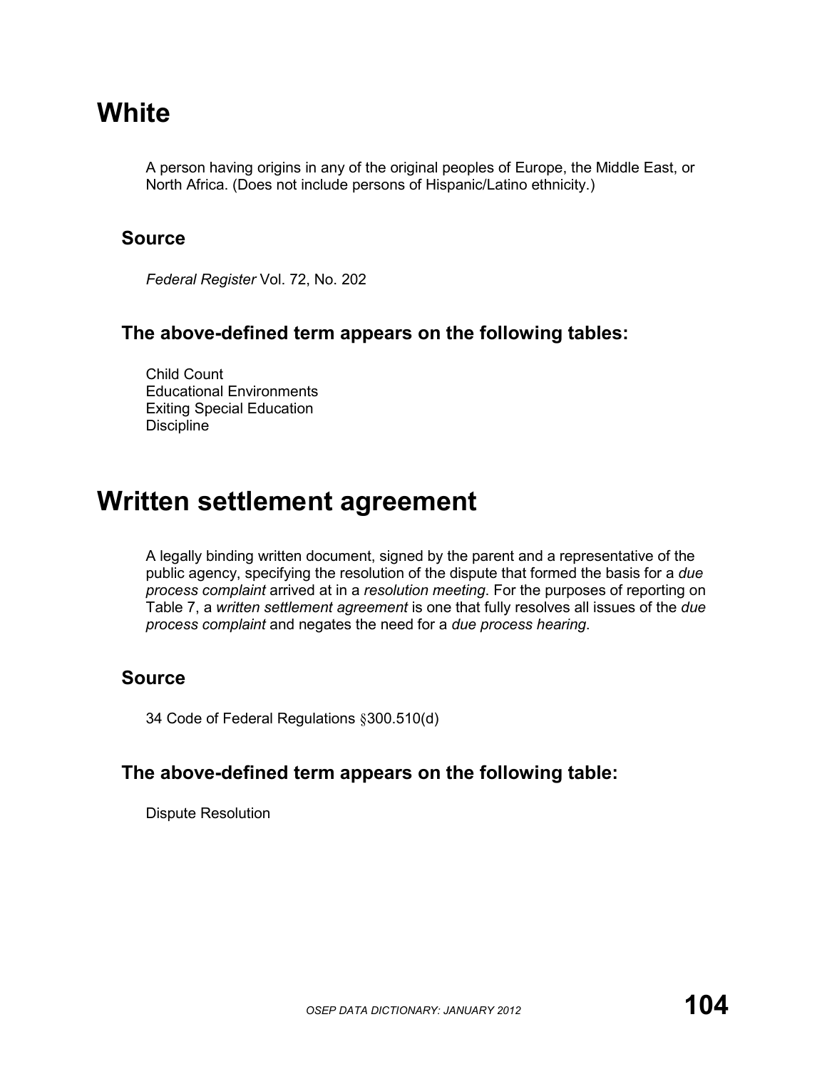# White

A person having origins in any of the original peoples of Europe, the Middle East, or North Africa. (Does not include persons of Hispanic/Latino ethnicity.)

## Source

*Federal Register* Vol. 72, No. 202

## The above-defined term appears on the following tables:

Child Count
Educational Environments
Exiting Special Education
Discipline

# Written settlement agreement

A legally binding written document, signed by the parent and a representative of the public agency, specifying the resolution of the dispute that formed the basis for a *due process complaint* arrived at in a *resolution meeting*. For the purposes of reporting on Table 7, a *written settlement agreement* is one that fully resolves all issues of the *due process complaint* and negates the need for a *due process hearing*.

## Source

34 Code of Federal Regulations §300.510(d)

## The above-defined term appears on the following table:

Dispute Resolution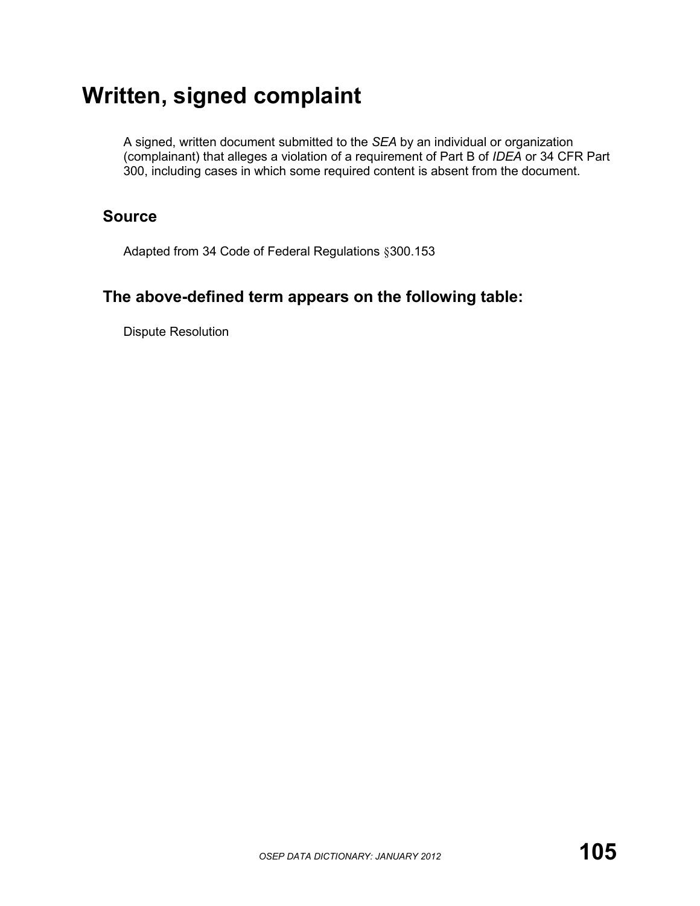# Written, signed complaint

A signed, written document submitted to the *SEA* by an individual or organization (complainant) that alleges a violation of a requirement of Part B of *IDEA* or 34 CFR Part 300, including cases in which some required content is absent from the document.

## Source

Adapted from 34 Code of Federal Regulations §300.153

## The above-defined term appears on the following table:

Dispute Resolution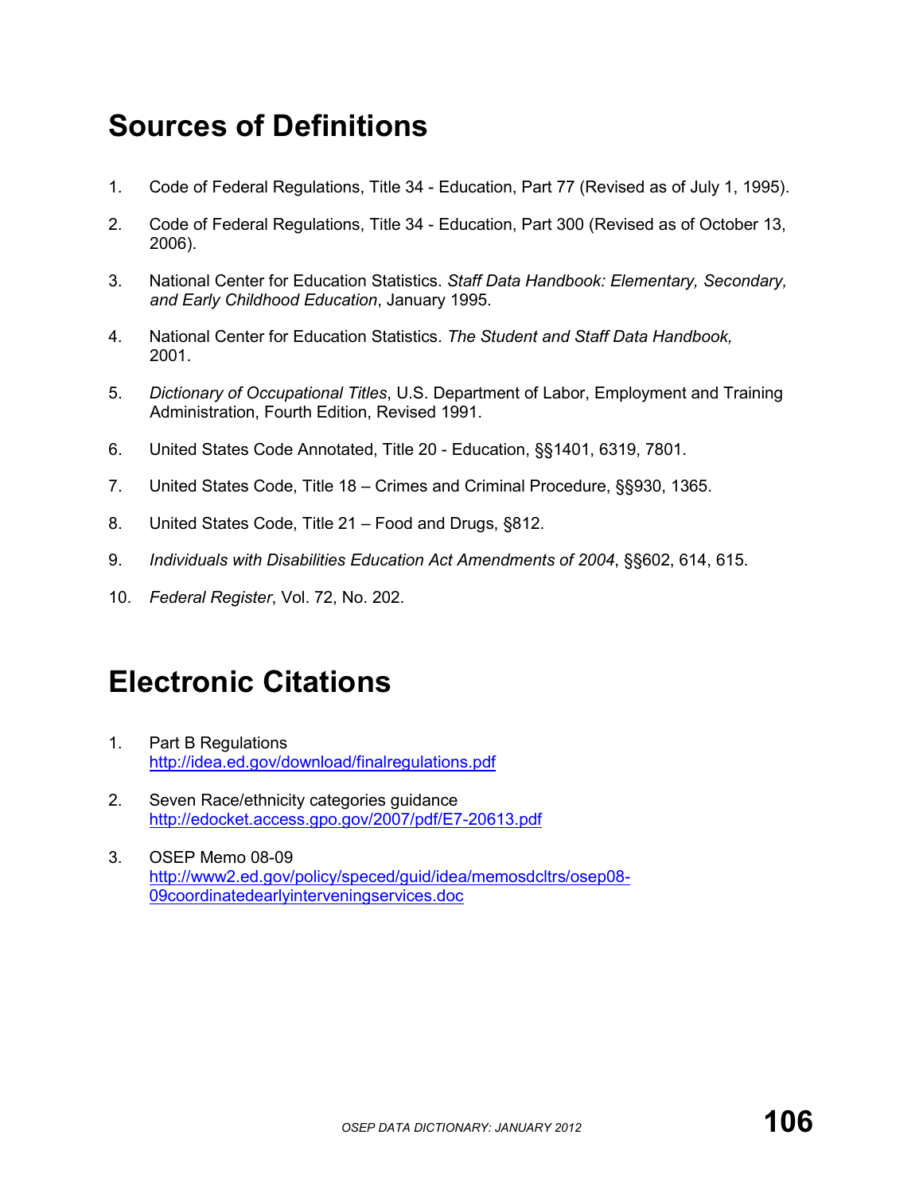# Sources of Definitions

1. Code of Federal Regulations, Title 34 - Education, Part 77 (Revised as of July 1, 1995).

2. Code of Federal Regulations, Title 34 - Education, Part 300 (Revised as of October 13, 2006).

3. National Center for Education Statistics. *Staff Data Handbook: Elementary, Secondary, and Early Childhood Education*, January 1995.

4. National Center for Education Statistics. *The Student and Staff Data Handbook,* 2001.

5. *Dictionary of Occupational Titles*, U.S. Department of Labor, Employment and Training Administration, Fourth Edition, Revised 1991.

6. United States Code Annotated, Title 20 - Education, §§1401, 6319, 7801.

7. United States Code, Title 18 – Crimes and Criminal Procedure, §§930, 1365.

8. United States Code, Title 21 – Food and Drugs, §812.

9. *Individuals with Disabilities Education Act Amendments of 2004*, §§602, 614, 615.

10. *Federal Register*, Vol. 72, No. 202.

# Electronic Citations

1. Part B Regulations
   http://idea.ed.gov/download/finalregulations.pdf

2. Seven Race/ethnicity categories guidance
   http://edocket.access.gpo.gov/2007/pdf/E7-20613.pdf

3. OSEP Memo 08-09
   http://www2.ed.gov/policy/speced/guid/idea/memosdcltrs/osep08-09coordinatedearlyinterveningservices.doc